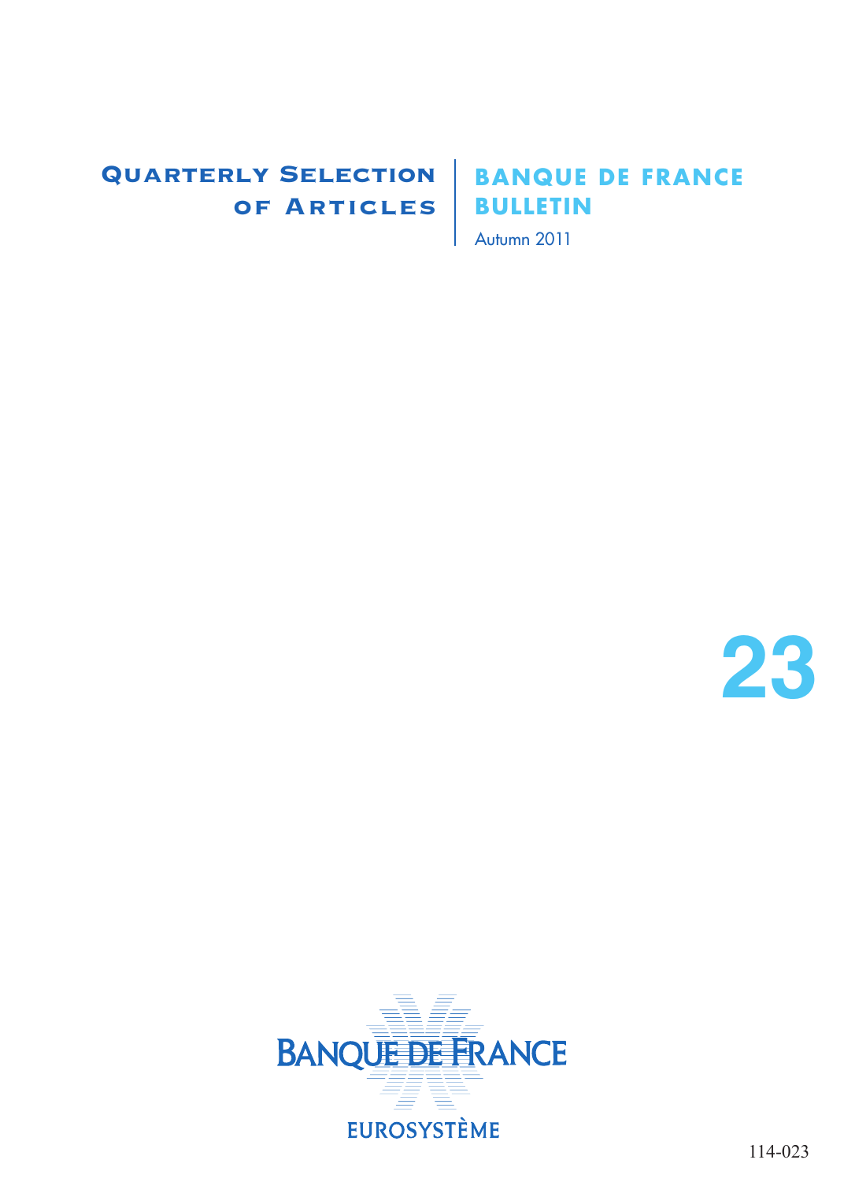# Quarterly Selection of Articles

# Banque de France Bulletin

Autumn 2011

23

BANQUE DE FRANCE

EUROSYSTÈME

114-023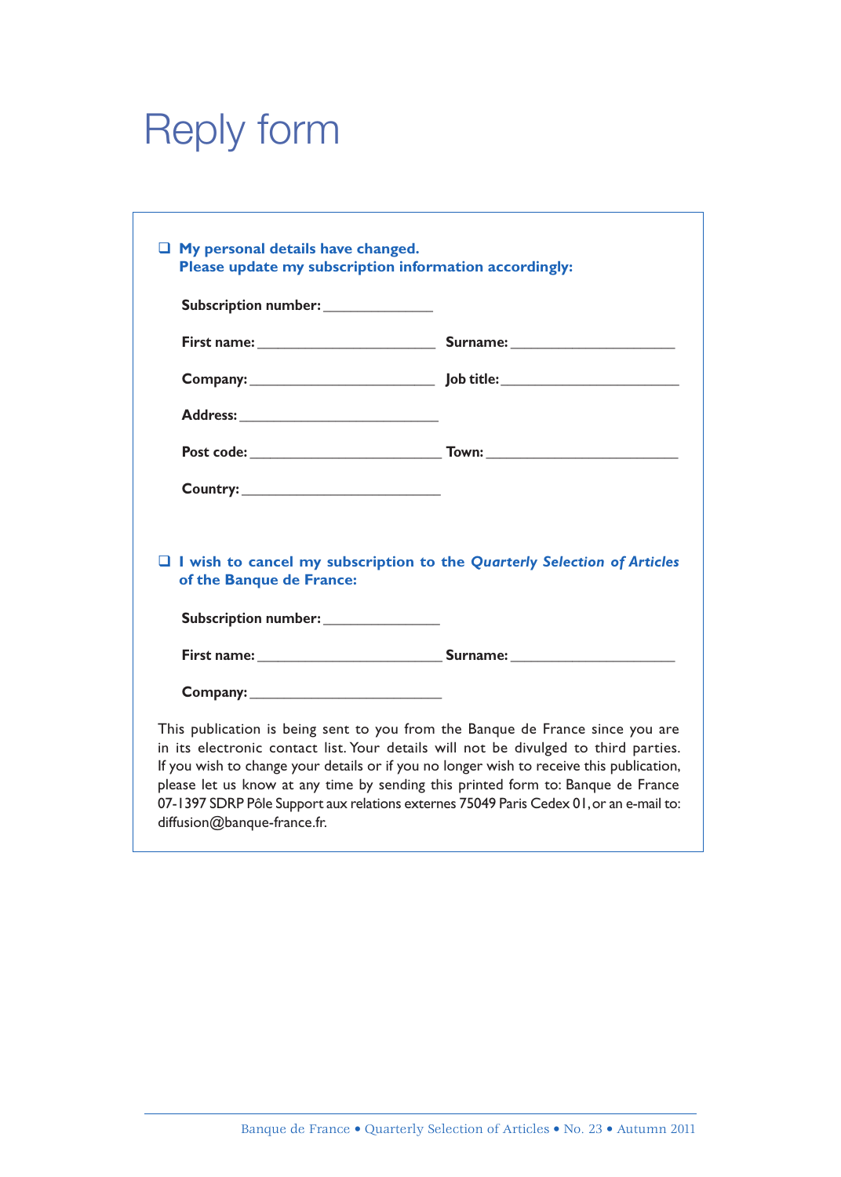# Reply form

❑ **My personal details have changed. Please update my subscription information accordingly:**

**Subscription number:** ______________

**First name:** ______________________ **Surname:** ______________________

**Company:** ______________________ **Job title:** ______________________

**Address:** ______________________

**Post code:** ______________________ **Town:** ______________________

**Country:** ______________________

❑ **I wish to cancel my subscription to the *Quarterly Selection of Articles* of the Banque de France:**

**Subscription number:** ______________

**First name:** ______________________ **Surname:** ______________________

**Company:** ______________________

This publication is being sent to you from the Banque de France since you are in its electronic contact list. Your details will not be divulged to third parties. If you wish to change your details or if you no longer wish to receive this publication, please let us know at any time by sending this printed form to: Banque de France 07-1397 SDRP Pôle Support aux relations externes 75049 Paris Cedex 01, or an e-mail to: diffusion@banque-france.fr.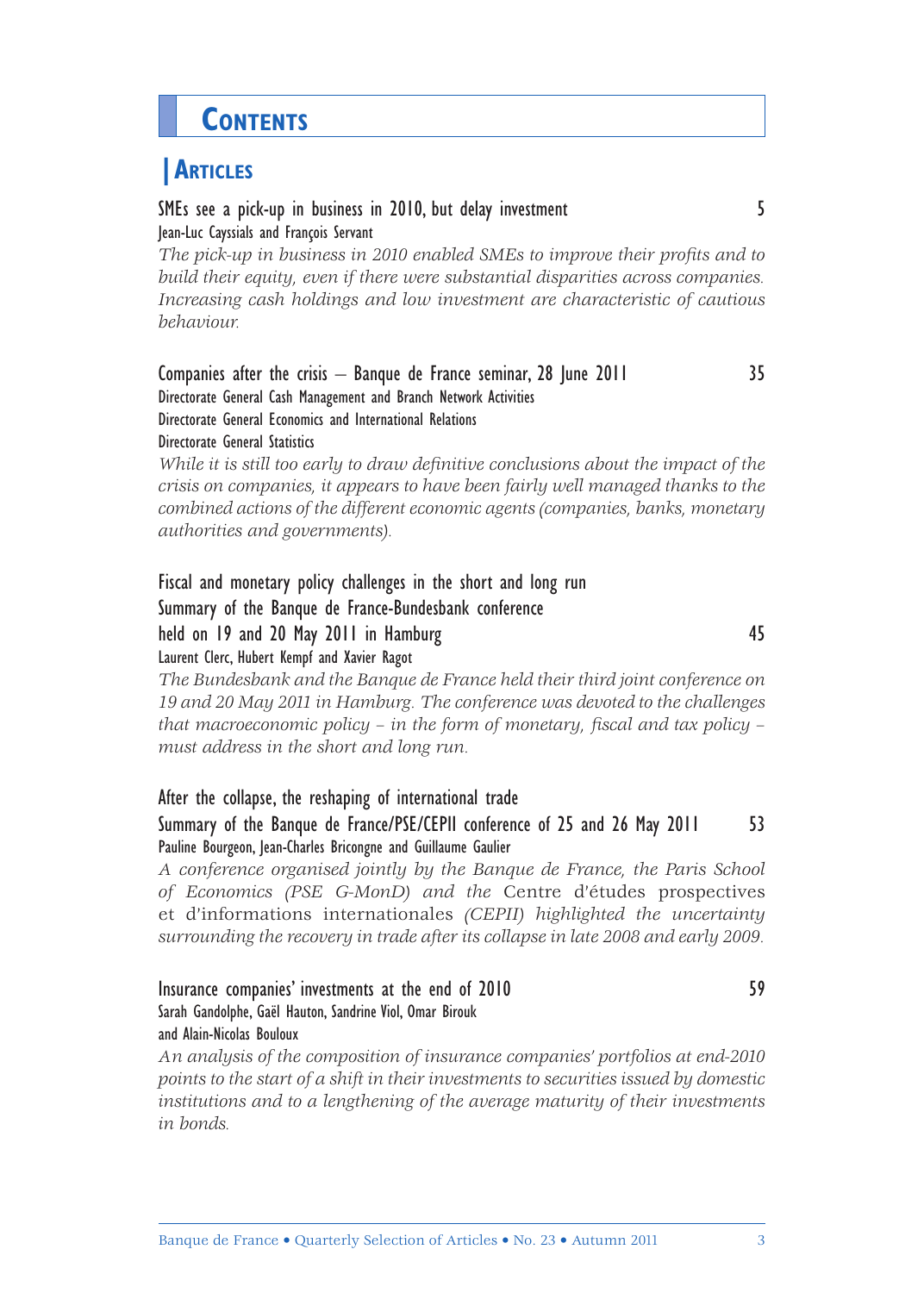# Contents

## Articles

SMEs see a pick-up in business in 2010, but delay investment 5

Jean-Luc Cayssials and François Servant

*The pick-up in business in 2010 enabled SMEs to improve their profits and to build their equity, even if there were substantial disparities across companies. Increasing cash holdings and low investment are characteristic of cautious behaviour.*

Companies after the crisis – Banque de France seminar, 28 June 2011 35

Directorate General Cash Management and Branch Network Activities

Directorate General Economics and International Relations

Directorate General Statistics

*While it is still too early to draw definitive conclusions about the impact of the crisis on companies, it appears to have been fairly well managed thanks to the combined actions of the different economic agents (companies, banks, monetary authorities and governments).*

Fiscal and monetary policy challenges in the short and long run
Summary of the Banque de France-Bundesbank conference
held on 19 and 20 May 2011 in Hamburg 45

Laurent Clerc, Hubert Kempf and Xavier Ragot

*The Bundesbank and the Banque de France held their third joint conference on 19 and 20 May 2011 in Hamburg. The conference was devoted to the challenges that macroeconomic policy – in the form of monetary, fiscal and tax policy – must address in the short and long run.*

After the collapse, the reshaping of international trade
Summary of the Banque de France/PSE/CEPII conference of 25 and 26 May 2011 53

Pauline Bourgeon, Jean-Charles Bricongne and Guillaume Gaulier

*A conference organised jointly by the Banque de France, the Paris School of Economics (PSE G-MonD) and the* Centre d'études prospectives et d'informations internationales *(CEPII) highlighted the uncertainty surrounding the recovery in trade after its collapse in late 2008 and early 2009.*

Insurance companies' investments at the end of 2010 59

Sarah Gandolphe, Gaël Hauton, Sandrine Viol, Omar Birouk and Alain-Nicolas Bouloux

*An analysis of the composition of insurance companies' portfolios at end-2010 points to the start of a shift in their investments to securities issued by domestic institutions and to a lengthening of the average maturity of their investments in bonds.*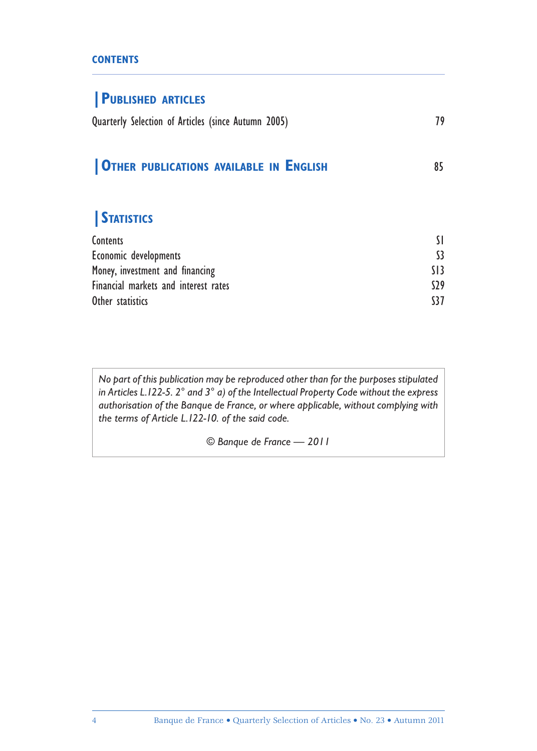**CONTENTS**

## Published articles

Quarterly Selection of Articles (since Autumn 2005) 79

## Other publications available in English 85

## Statistics

| | |
|---|---|
| Contents | S1 |
| Economic developments | S3 |
| Money, investment and financing | S13 |
| Financial markets and interest rates | S29 |
| Other statistics | S37 |

*No part of this publication may be reproduced other than for the purposes stipulated in Articles L.122-5. 2° and 3° a) of the Intellectual Property Code without the express authorisation of the Banque de France, or where applicable, without complying with the terms of Article L.122-10. of the said code.*

*© Banque de France — 2011*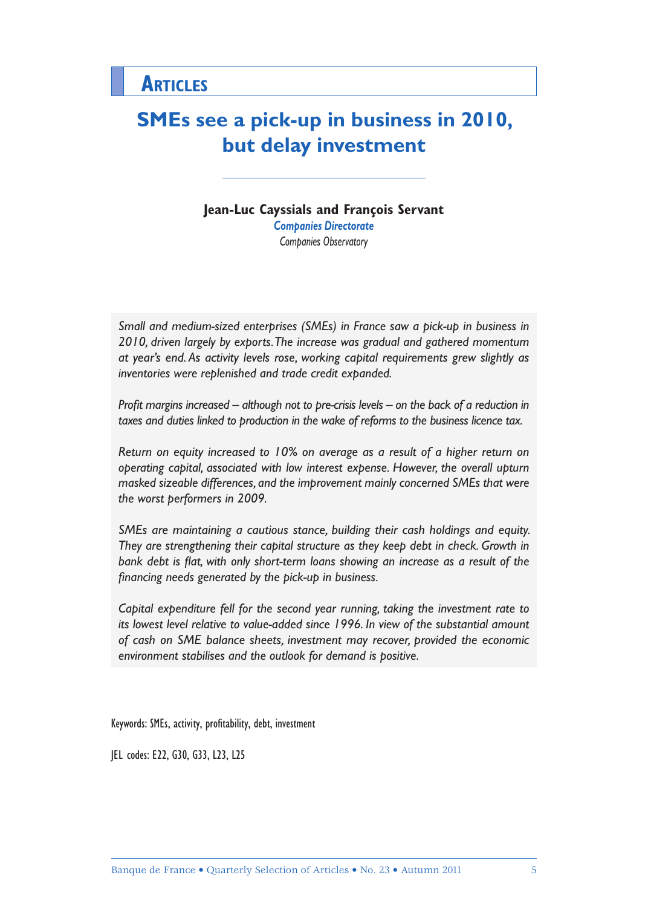## Articles

# SMEs see a pick-up in business in 2010, but delay investment

**Jean-Luc Cayssials and François Servant**
*Companies Directorate*
*Companies Observatory*

*Small and medium-sized enterprises (SMEs) in France saw a pick-up in business in 2010, driven largely by exports. The increase was gradual and gathered momentum at year's end. As activity levels rose, working capital requirements grew slightly as inventories were replenished and trade credit expanded.*

*Profit margins increased – although not to pre-crisis levels – on the back of a reduction in taxes and duties linked to production in the wake of reforms to the business licence tax.*

*Return on equity increased to 10% on average as a result of a higher return on operating capital, associated with low interest expense. However, the overall upturn masked sizeable differences, and the improvement mainly concerned SMEs that were the worst performers in 2009.*

*SMEs are maintaining a cautious stance, building their cash holdings and equity. They are strengthening their capital structure as they keep debt in check. Growth in bank debt is flat, with only short-term loans showing an increase as a result of the financing needs generated by the pick-up in business.*

*Capital expenditure fell for the second year running, taking the investment rate to its lowest level relative to value-added since 1996. In view of the substantial amount of cash on SME balance sheets, investment may recover, provided the economic environment stabilises and the outlook for demand is positive.*

Keywords: SMEs, activity, profitability, debt, investment

JEL codes: E22, G30, G33, L23, L25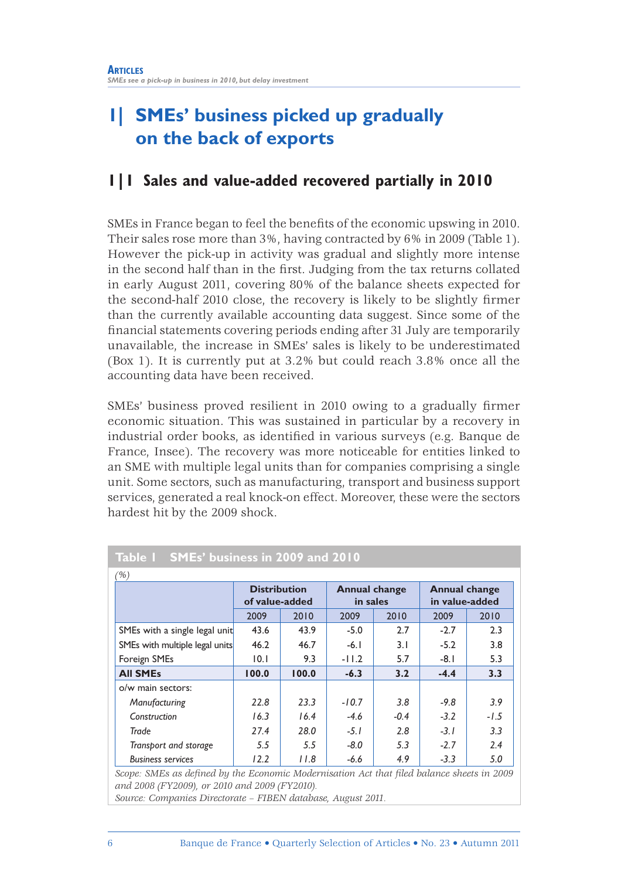# 1| SMEs' business picked up gradually on the back of exports

## 1|1 Sales and value-added recovered partially in 2010

SMEs in France began to feel the benefits of the economic upswing in 2010. Their sales rose more than 3%, having contracted by 6% in 2009 (Table 1). However the pick-up in activity was gradual and slightly more intense in the second half than in the first. Judging from the tax returns collated in early August 2011, covering 80% of the balance sheets expected for the second-half 2010 close, the recovery is likely to be slightly firmer than the currently available accounting data suggest. Since some of the financial statements covering periods ending after 31 July are temporarily unavailable, the increase in SMEs' sales is likely to be underestimated (Box 1). It is currently put at 3.2% but could reach 3.8% once all the accounting data have been received.

SMEs' business proved resilient in 2010 owing to a gradually firmer economic situation. This was sustained in particular by a recovery in industrial order books, as identified in various surveys (e.g. Banque de France, Insee). The recovery was more noticeable for entities linked to an SME with multiple legal units than for companies comprising a single unit. Some sectors, such as manufacturing, transport and business support services, generated a real knock-on effect. Moreover, these were the sectors hardest hit by the 2009 shock.

**Table 1 SMEs' business in 2009 and 2010**

*(%)*

| | Distribution of value-added | | Annual change in sales | | Annual change in value-added | |
|---|---|---|---|---|---|---|
| | 2009 | 2010 | 2009 | 2010 | 2009 | 2010 |
| SMEs with a single legal unit | 43.6 | 43.9 | -5.0 | 2.7 | -2.7 | 2.3 |
| SMEs with multiple legal units | 46.2 | 46.7 | -6.1 | 3.1 | -5.2 | 3.8 |
| Foreign SMEs | 10.1 | 9.3 | -11.2 | 5.7 | -8.1 | 5.3 |
| **All SMEs** | **100.0** | **100.0** | **-6.3** | **3.2** | **-4.4** | **3.3** |
| o/w main sectors: | | | | | | |
| *Manufacturing* | *22.8* | *23.3* | *-10.7* | *3.8* | *-9.8* | *3.9* |
| *Construction* | *16.3* | *16.4* | *-4.6* | *-0.4* | *-3.2* | *-1.5* |
| *Trade* | *27.4* | *28.0* | *-5.1* | *2.8* | *-3.1* | *3.3* |
| *Transport and storage* | *5.5* | *5.5* | *-8.0* | *5.3* | *-2.7* | *2.4* |
| *Business services* | *12.2* | *11.8* | *-6.6* | *4.9* | *-3.3* | *5.0* |

*Scope: SMEs as defined by the Economic Modernisation Act that filed balance sheets in 2009 and 2008 (FY2009), or 2010 and 2009 (FY2010).*
*Source: Companies Directorate – FIBEN database, August 2011.*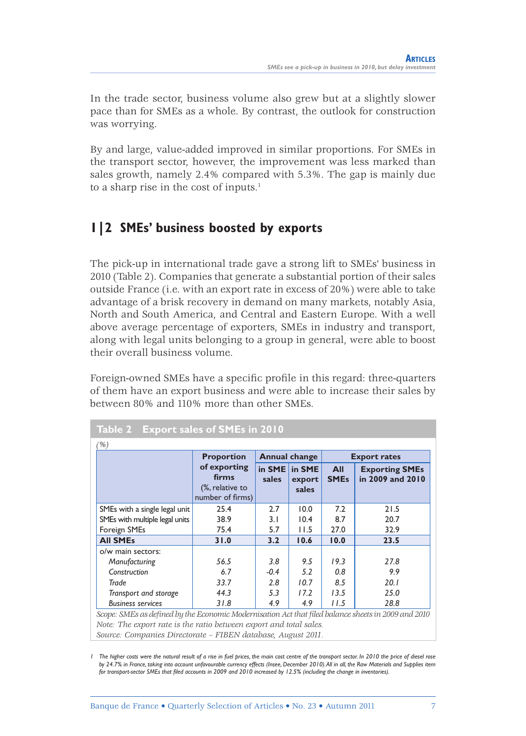In the trade sector, business volume also grew but at a slightly slower pace than for SMEs as a whole. By contrast, the outlook for construction was worrying.

By and large, value-added improved in similar proportions. For SMEs in the transport sector, however, the improvement was less marked than sales growth, namely 2.4% compared with 5.3%. The gap is mainly due to a sharp rise in the cost of inputs.[1]

## 1|2 SMEs' business boosted by exports

The pick-up in international trade gave a strong lift to SMEs' business in 2010 (Table 2). Companies that generate a substantial portion of their sales outside France (i.e. with an export rate in excess of 20%) were able to take advantage of a brisk recovery in demand on many markets, notably Asia, North and South America, and Central and Eastern Europe. With a well above average percentage of exporters, SMEs in industry and transport, along with legal units belonging to a group in general, were able to boost their overall business volume.

Foreign-owned SMEs have a specific profile in this regard: three-quarters of them have an export business and were able to increase their sales by between 80% and 110% more than other SMEs.

**Table 2 Export sales of SMEs in 2010**

*(%)*

| | Proportion of exporting firms (%, relative to number of firms) | Annual change | | Export rates | |
|---|---|---|---|---|---|
| | | in SME sales | in SME export sales | All SMEs | Exporting SMEs in 2009 and 2010 |
| SMEs with a single legal unit | 25.4 | 2.7 | 10.0 | 7.2 | 21.5 |
| SMEs with multiple legal units | 38.9 | 3.1 | 10.4 | 8.7 | 20.7 |
| Foreign SMEs | 75.4 | 5.7 | 11.5 | 27.0 | 32.9 |
| **All SMEs** | **31.0** | **3.2** | **10.6** | **10.0** | **23.5** |
| o/w main sectors: | | | | | |
| *Manufacturing* | *56.5* | *3.8* | *9.5* | *19.3* | *27.8* |
| *Construction* | *6.7* | *-0.4* | *5.2* | *0.8* | *9.9* |
| *Trade* | *33.7* | *2.8* | *10.7* | *8.5* | *20.1* |
| *Transport and storage* | *44.3* | *5.3* | *17.2* | *13.5* | *25.0* |
| *Business services* | *31.8* | *4.9* | *4.9* | *11.5* | *28.8* |

*Scope: SMEs as defined by the Economic Modernisation Act that filed balance sheets in 2009 and 2010*
*Note: The export rate is the ratio between export and total sales.*
*Source: Companies Directorate – FIBEN database, August 2011.*

[1] *The higher costs were the natural result of a rise in fuel prices, the main cost centre of the transport sector. In 2010 the price of diesel rose by 24.7% in France, taking into account unfavourable currency effects (Insee, December 2010). All in all, the Raw Materials and Supplies item for transport-sector SMEs that filed accounts in 2009 and 2010 increased by 12.5% (including the change in inventories).*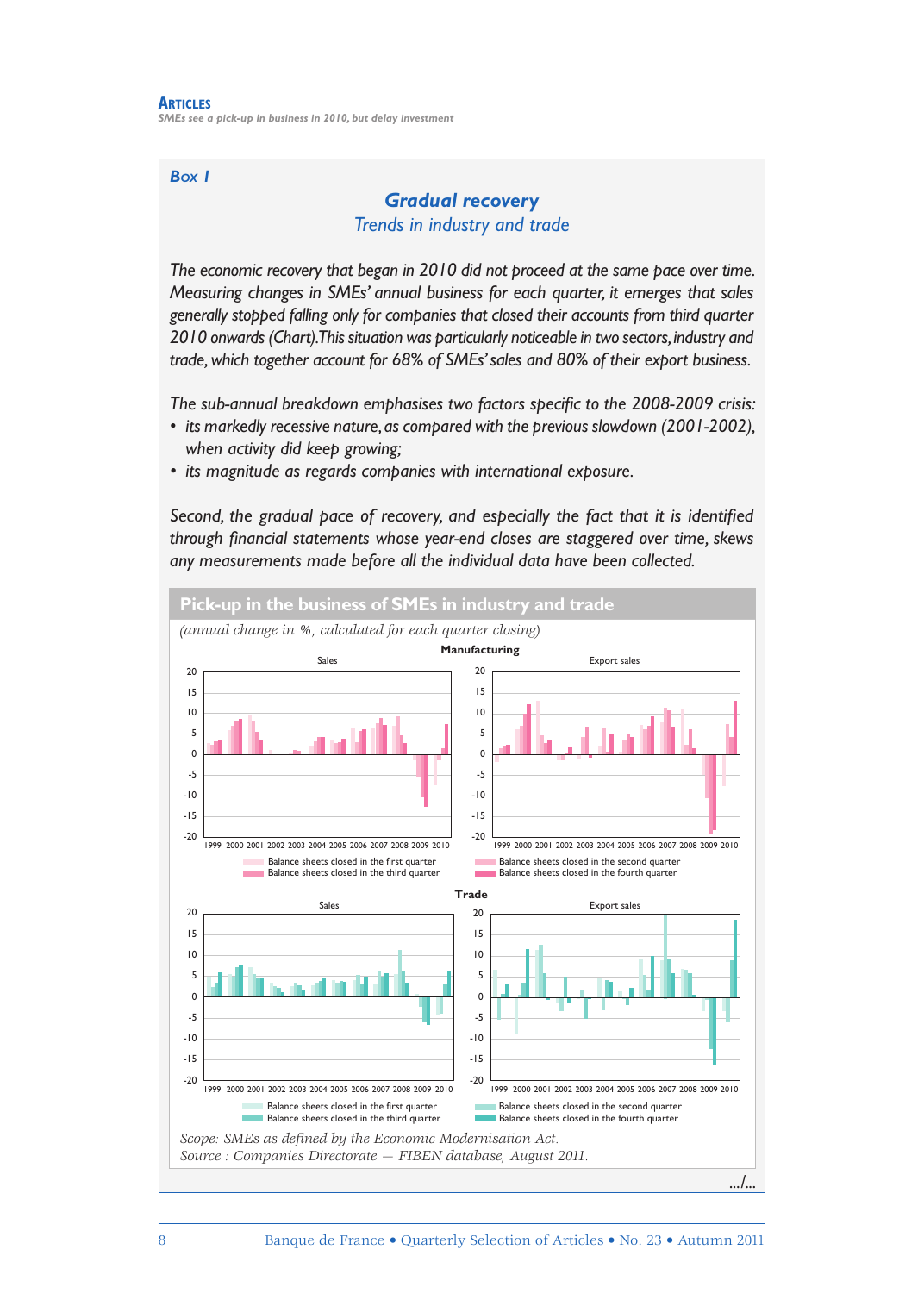Box 1

## Gradual recovery

*Trends in industry and trade*

*The economic recovery that began in 2010 did not proceed at the same pace over time. Measuring changes in SMEs' annual business for each quarter, it emerges that sales generally stopped falling only for companies that closed their accounts from third quarter 2010 onwards (Chart). This situation was particularly noticeable in two sectors, industry and trade, which together account for 68% of SMEs' sales and 80% of their export business.*

*The sub-annual breakdown emphasises two factors specific to the 2008-2009 crisis:*

- *its markedly recessive nature, as compared with the previous slowdown (2001-2002), when activity did keep growing;*
- *its magnitude as regards companies with international exposure.*

*Second, the gradual pace of recovery, and especially the fact that it is identified through financial statements whose year-end closes are staggered over time, skews any measurements made before all the individual data have been collected.*

**Pick-up in the business of SMEs in industry and trade**

*(annual change in %, calculated for each quarter closing)*

**Manufacturing**

Sales | Export sales

Balance sheets closed in the first quarter; Balance sheets closed in the second quarter; Balance sheets closed in the third quarter; Balance sheets closed in the fourth quarter

**Trade**

Sales | Export sales

Balance sheets closed in the first quarter; Balance sheets closed in the second quarter; Balance sheets closed in the third quarter; Balance sheets closed in the fourth quarter

*Scope: SMEs as defined by the Economic Modernisation Act.*
*Source : Companies Directorate – FIBEN database, August 2011.*

.../...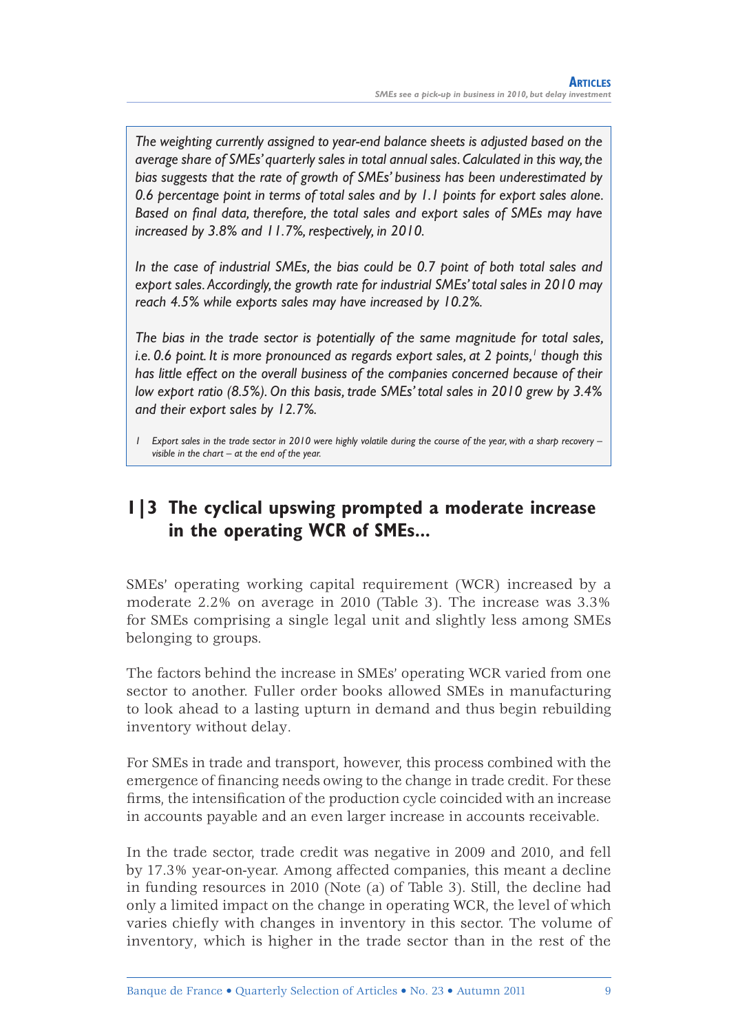*The weighting currently assigned to year-end balance sheets is adjusted based on the average share of SMEs' quarterly sales in total annual sales. Calculated in this way, the bias suggests that the rate of growth of SMEs' business has been underestimated by 0.6 percentage point in terms of total sales and by 1.1 points for export sales alone. Based on final data, therefore, the total sales and export sales of SMEs may have increased by 3.8% and 11.7%, respectively, in 2010.*

*In the case of industrial SMEs, the bias could be 0.7 point of both total sales and export sales. Accordingly, the growth rate for industrial SMEs' total sales in 2010 may reach 4.5% while exports sales may have increased by 10.2%.*

*The bias in the trade sector is potentially of the same magnitude for total sales, i.e. 0.6 point. It is more pronounced as regards export sales, at 2 points,[1] though this has little effect on the overall business of the companies concerned because of their low export ratio (8.5%). On this basis, trade SMEs' total sales in 2010 grew by 3.4% and their export sales by 12.7%.*

*1 Export sales in the trade sector in 2010 were highly volatile during the course of the year, with a sharp recovery – visible in the chart – at the end of the year.*

## 1|3 The cyclical upswing prompted a moderate increase in the operating WCR of SMEs...

SMEs' operating working capital requirement (WCR) increased by a moderate 2.2% on average in 2010 (Table 3). The increase was 3.3% for SMEs comprising a single legal unit and slightly less among SMEs belonging to groups.

The factors behind the increase in SMEs' operating WCR varied from one sector to another. Fuller order books allowed SMEs in manufacturing to look ahead to a lasting upturn in demand and thus begin rebuilding inventory without delay.

For SMEs in trade and transport, however, this process combined with the emergence of financing needs owing to the change in trade credit. For these firms, the intensification of the production cycle coincided with an increase in accounts payable and an even larger increase in accounts receivable.

In the trade sector, trade credit was negative in 2009 and 2010, and fell by 17.3% year-on-year. Among affected companies, this meant a decline in funding resources in 2010 (Note (a) of Table 3). Still, the decline had only a limited impact on the change in operating WCR, the level of which varies chiefly with changes in inventory in this sector. The volume of inventory, which is higher in the trade sector than in the rest of the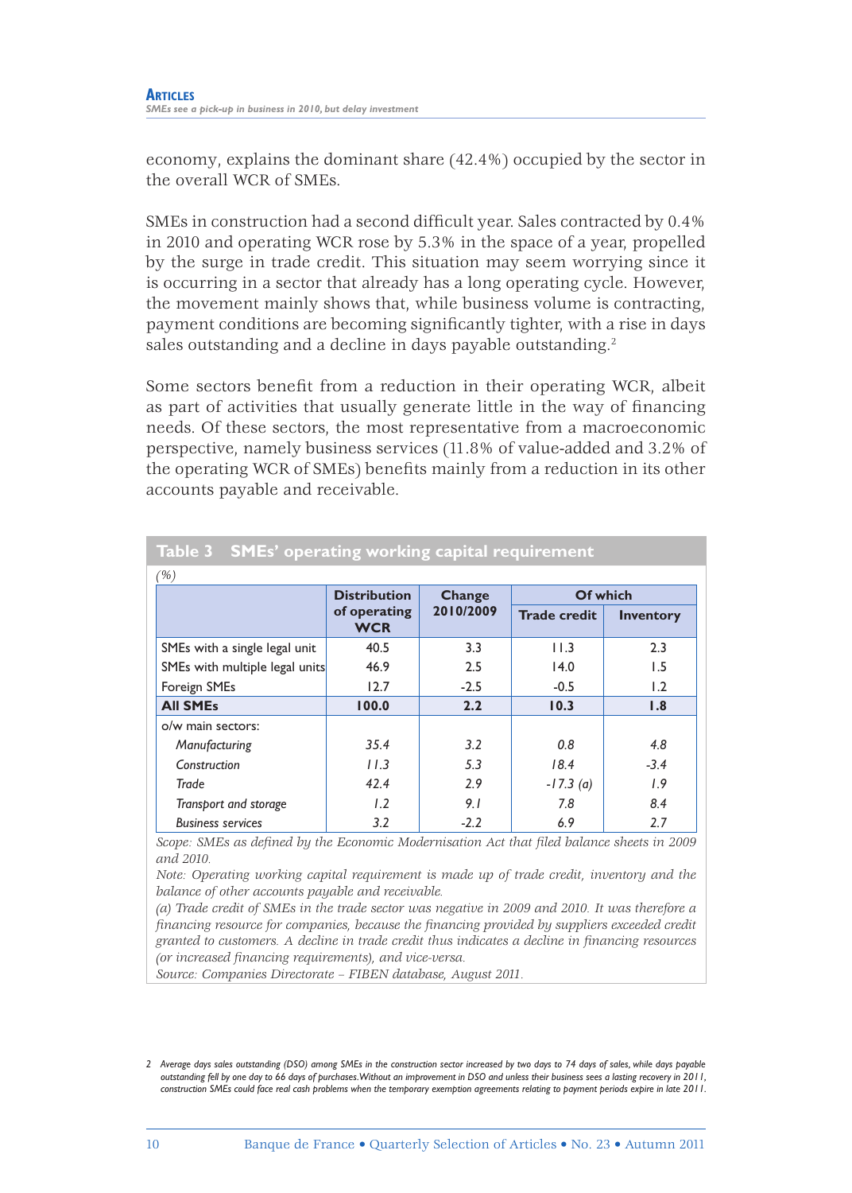economy, explains the dominant share (42.4%) occupied by the sector in the overall WCR of SMEs.

SMEs in construction had a second difficult year. Sales contracted by 0.4% in 2010 and operating WCR rose by 5.3% in the space of a year, propelled by the surge in trade credit. This situation may seem worrying since it is occurring in a sector that already has a long operating cycle. However, the movement mainly shows that, while business volume is contracting, payment conditions are becoming significantly tighter, with a rise in days sales outstanding and a decline in days payable outstanding.[2]

Some sectors benefit from a reduction in their operating WCR, albeit as part of activities that usually generate little in the way of financing needs. Of these sectors, the most representative from a macroeconomic perspective, namely business services (11.8% of value-added and 3.2% of the operating WCR of SMEs) benefits mainly from a reduction in its other accounts payable and receivable.

**Table 3 SMEs' operating working capital requirement**

*(%)*

| | Distribution of operating WCR | Change 2010/2009 | Of which | |
|---|---|---|---|---|
| | | | Trade credit | Inventory |
| SMEs with a single legal unit | 40.5 | 3.3 | 11.3 | 2.3 |
| SMEs with multiple legal units | 46.9 | 2.5 | 14.0 | 1.5 |
| Foreign SMEs | 12.7 | -2.5 | -0.5 | 1.2 |
| **All SMEs** | **100.0** | **2.2** | **10.3** | **1.8** |
| o/w main sectors: | | | | |
| *Manufacturing* | *35.4* | *3.2* | *0.8* | *4.8* |
| *Construction* | *11.3* | *5.3* | *18.4* | *-3.4* |
| *Trade* | *42.4* | *2.9* | *-17.3 (a)* | *1.9* |
| *Transport and storage* | *1.2* | *9.1* | *7.8* | *8.4* |
| *Business services* | *3.2* | *-2.2* | *6.9* | *2.7* |

*Scope: SMEs as defined by the Economic Modernisation Act that filed balance sheets in 2009 and 2010.*

*Note: Operating working capital requirement is made up of trade credit, inventory and the balance of other accounts payable and receivable.*

*(a) Trade credit of SMEs in the trade sector was negative in 2009 and 2010. It was therefore a financing resource for companies, because the financing provided by suppliers exceeded credit granted to customers. A decline in trade credit thus indicates a decline in financing resources (or increased financing requirements), and vice-versa.*

*Source: Companies Directorate – FIBEN database, August 2011.*

---

2 *Average days sales outstanding (DSO) among SMEs in the construction sector increased by two days to 74 days of sales, while days payable outstanding fell by one day to 66 days of purchases. Without an improvement in DSO and unless their business sees a lasting recovery in 2011, construction SMEs could face real cash problems when the temporary exemption agreements relating to payment periods expire in late 2011.*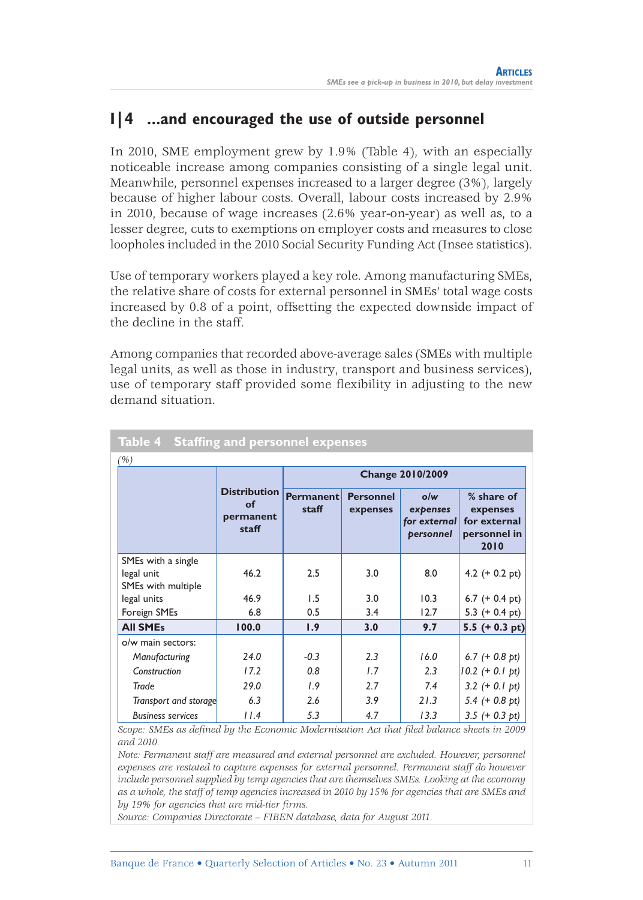## 1|4 ...and encouraged the use of outside personnel

In 2010, SME employment grew by 1.9% (Table 4), with an especially noticeable increase among companies consisting of a single legal unit. Meanwhile, personnel expenses increased to a larger degree (3%), largely because of higher labour costs. Overall, labour costs increased by 2.9% in 2010, because of wage increases (2.6% year-on-year) as well as, to a lesser degree, cuts to exemptions on employer costs and measures to close loopholes included in the 2010 Social Security Funding Act (Insee statistics).

Use of temporary workers played a key role. Among manufacturing SMEs, the relative share of costs for external personnel in SMEs' total wage costs increased by 0.8 of a point, offsetting the expected downside impact of the decline in the staff.

Among companies that recorded above-average sales (SMEs with multiple legal units, as well as those in industry, transport and business services), use of temporary staff provided some flexibility in adjusting to the new demand situation.

**Table 4 Staffing and personnel expenses**

*(%)*

| | Distribution of permanent staff | Change 2010/2009 | | | |
|---|---|---|---|---|---|
| | | Permanent staff | Personnel expenses | *o/w expenses for external personnel* | % share of expenses for external personnel in 2010 |
| SMEs with a single legal unit | 46.2 | 2.5 | 3.0 | 8.0 | 4.2 (+ 0.2 pt) |
| SMEs with multiple legal units | 46.9 | 1.5 | 3.0 | 10.3 | 6.7 (+ 0.4 pt) |
| Foreign SMEs | 6.8 | 0.5 | 3.4 | 12.7 | 5.3 (+ 0.4 pt) |
| **All SMEs** | **100.0** | **1.9** | **3.0** | **9.7** | **5.5 (+ 0.3 pt)** |
| o/w main sectors: | | | | | |
| *Manufacturing* | *24.0* | *-0.3* | *2.3* | *16.0* | *6.7 (+ 0.8 pt)* |
| *Construction* | *17.2* | *0.8* | *1.7* | *2.3* | *10.2 (+ 0.1 pt)* |
| *Trade* | *29.0* | *1.9* | *2.7* | *7.4* | *3.2 (+ 0.1 pt)* |
| *Transport and storage* | *6.3* | *2.6* | *3.9* | *21.3* | *5.4 (+ 0.8 pt)* |
| *Business services* | *11.4* | *5.3* | *4.7* | *13.3* | *3.5 (+ 0.3 pt)* |

*Scope: SMEs as defined by the Economic Modernisation Act that filed balance sheets in 2009 and 2010.*

*Note: Permanent staff are measured and external personnel are excluded. However, personnel expenses are restated to capture expenses for external personnel. Permanent staff do however include personnel supplied by temp agencies that are themselves SMEs. Looking at the economy as a whole, the staff of temp agencies increased in 2010 by 15% for agencies that are SMEs and by 19% for agencies that are mid-tier firms.*

*Source: Companies Directorate – FIBEN database, data for August 2011.*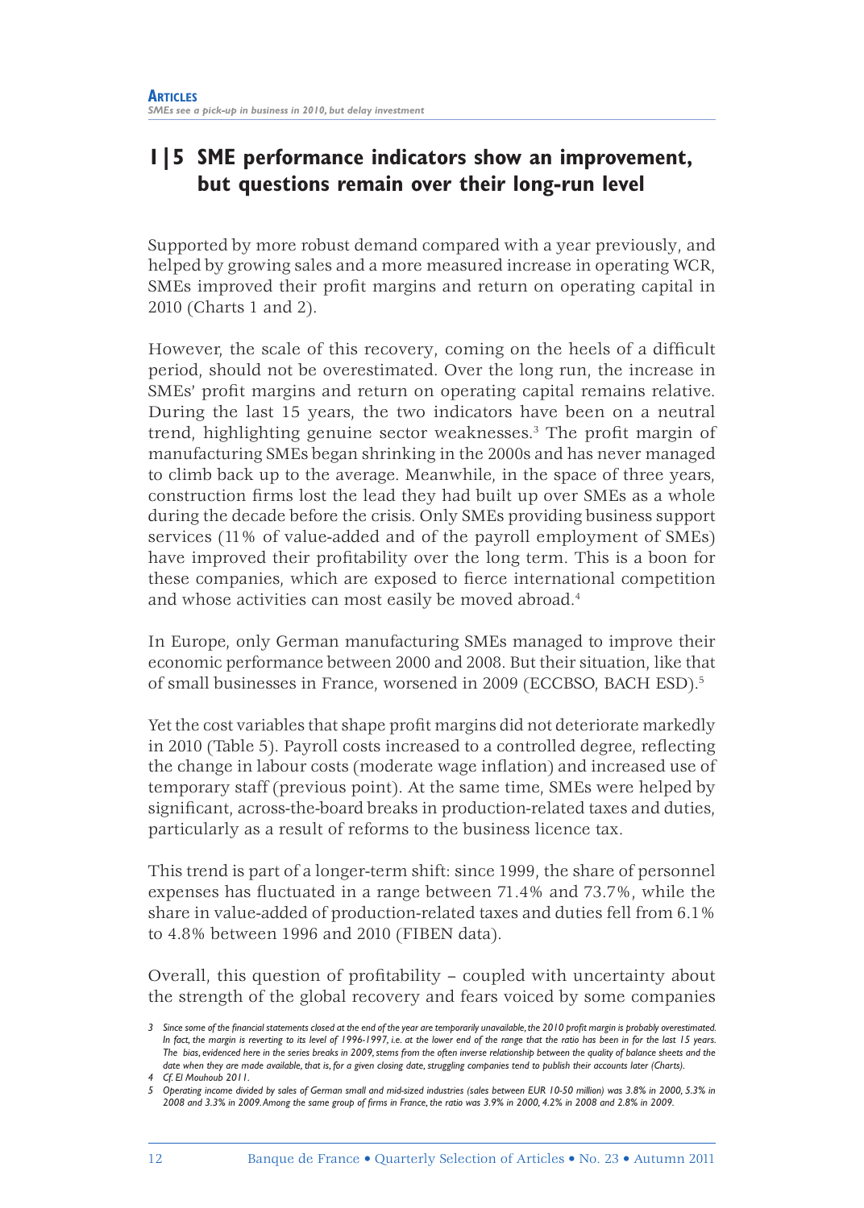## 1|5 SME performance indicators show an improvement, but questions remain over their long-run level

Supported by more robust demand compared with a year previously, and helped by growing sales and a more measured increase in operating WCR, SMEs improved their profit margins and return on operating capital in 2010 (Charts 1 and 2).

However, the scale of this recovery, coming on the heels of a difficult period, should not be overestimated. Over the long run, the increase in SMEs' profit margins and return on operating capital remains relative. During the last 15 years, the two indicators have been on a neutral trend, highlighting genuine sector weaknesses.[3] The profit margin of manufacturing SMEs began shrinking in the 2000s and has never managed to climb back up to the average. Meanwhile, in the space of three years, construction firms lost the lead they had built up over SMEs as a whole during the decade before the crisis. Only SMEs providing business support services (11% of value-added and of the payroll employment of SMEs) have improved their profitability over the long term. This is a boon for these companies, which are exposed to fierce international competition and whose activities can most easily be moved abroad.[4]

In Europe, only German manufacturing SMEs managed to improve their economic performance between 2000 and 2008. But their situation, like that of small businesses in France, worsened in 2009 (ECCBSO, BACH ESD).[5]

Yet the cost variables that shape profit margins did not deteriorate markedly in 2010 (Table 5). Payroll costs increased to a controlled degree, reflecting the change in labour costs (moderate wage inflation) and increased use of temporary staff (previous point). At the same time, SMEs were helped by significant, across-the-board breaks in production-related taxes and duties, particularly as a result of reforms to the business licence tax.

This trend is part of a longer-term shift: since 1999, the share of personnel expenses has fluctuated in a range between 71.4% and 73.7%, while the share in value-added of production-related taxes and duties fell from 6.1% to 4.8% between 1996 and 2010 (FIBEN data).

Overall, this question of profitability – coupled with uncertainty about the strength of the global recovery and fears voiced by some companies

*3 Since some of the financial statements closed at the end of the year are temporarily unavailable, the 2010 profit margin is probably overestimated. In fact, the margin is reverting to its level of 1996-1997, i.e. at the lower end of the range that the ratio has been in for the last 15 years. The bias, evidenced here in the series breaks in 2009, stems from the often inverse relationship between the quality of balance sheets and the date when they are made available, that is, for a given closing date, struggling companies tend to publish their accounts later (Charts).*

*4 Cf. El Mouhoub 2011.*

*5 Operating income divided by sales of German small and mid-sized industries (sales between EUR 10-50 million) was 3.8% in 2000, 5.3% in 2008 and 3.3% in 2009. Among the same group of firms in France, the ratio was 3.9% in 2000, 4.2% in 2008 and 2.8% in 2009.*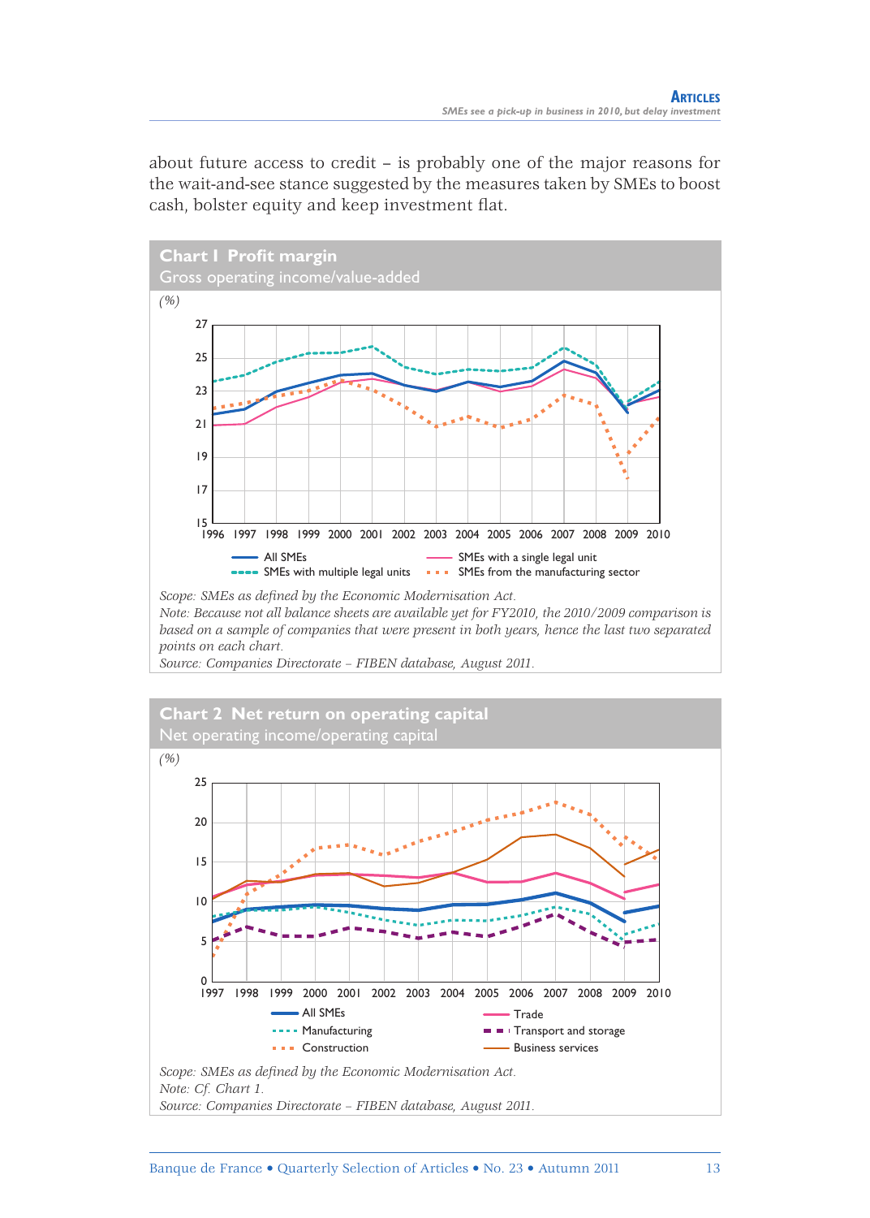about future access to credit – is probably one of the major reasons for the wait-and-see stance suggested by the measures taken by SMEs to boost cash, bolster equity and keep investment flat.

**Chart 1 Profit margin**

Gross operating income/value-added

(%)

All SMEs
SMEs with a single legal unit
SMEs with multiple legal units
SMEs from the manufacturing sector

*Scope: SMEs as defined by the Economic Modernisation Act.*
*Note: Because not all balance sheets are available yet for FY2010, the 2010/2009 comparison is based on a sample of companies that were present in both years, hence the last two separated points on each chart.*
*Source: Companies Directorate – FIBEN database, August 2011.*

**Chart 2 Net return on operating capital**

Net operating income/operating capital

(%)

All SMEs
Trade
Manufacturing
Transport and storage
Construction
Business services

*Scope: SMEs as defined by the Economic Modernisation Act.*
*Note: Cf. Chart 1.*
*Source: Companies Directorate – FIBEN database, August 2011.*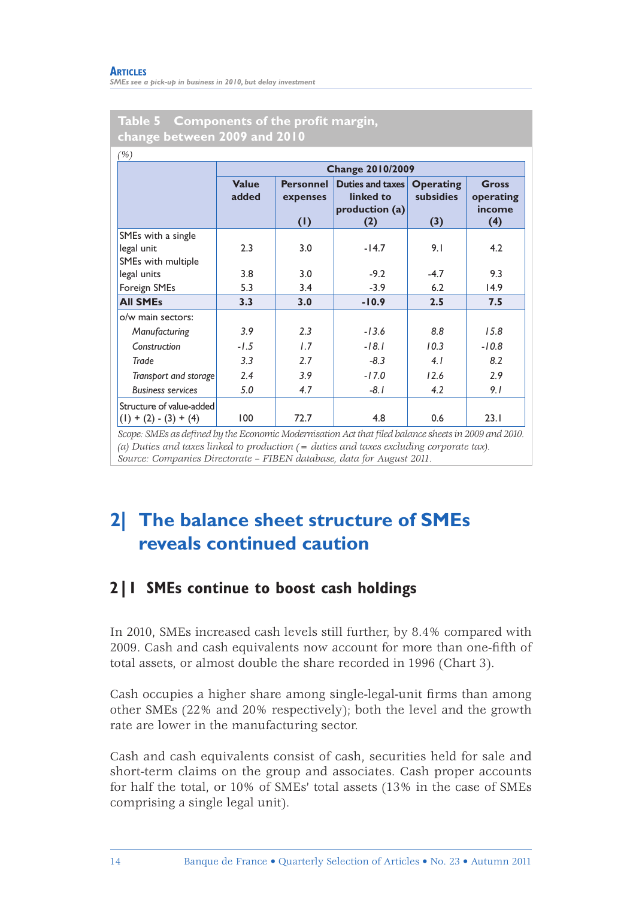**Table 5 Components of the profit margin, change between 2009 and 2010**

*(%)*

| | Change 2010/2009 | | | | |
|---|---|---|---|---|---|
| | Value added | Personnel expenses (1) | Duties and taxes linked to production (a) (2) | Operating subsidies (3) | Gross operating income (4) |
| SMEs with a single legal unit | 2.3 | 3.0 | -14.7 | 9.1 | 4.2 |
| SMEs with multiple legal units | 3.8 | 3.0 | -9.2 | -4.7 | 9.3 |
| Foreign SMEs | 5.3 | 3.4 | -3.9 | 6.2 | 14.9 |
| **All SMEs** | **3.3** | **3.0** | **-10.9** | **2.5** | **7.5** |
| o/w main sectors: | | | | | |
| *Manufacturing* | *3.9* | *2.3* | *-13.6* | *8.8* | *15.8* |
| *Construction* | *-1.5* | *1.7* | *-18.1* | *10.3* | *-10.8* |
| *Trade* | *3.3* | *2.7* | *-8.3* | *4.1* | *8.2* |
| *Transport and storage* | *2.4* | *3.9* | *-17.0* | *12.6* | *2.9* |
| *Business services* | *5.0* | *4.7* | *-8.1* | *4.2* | *9.1* |
| Structure of value-added (1) + (2) - (3) + (4) | 100 | 72.7 | 4.8 | 0.6 | 23.1 |

*Scope: SMEs as defined by the Economic Modernisation Act that filed balance sheets in 2009 and 2010.*
*(a) Duties and taxes linked to production (= duties and taxes excluding corporate tax).*
*Source: Companies Directorate – FIBEN database, data for August 2011.*

# 2| The balance sheet structure of SMEs reveals continued caution

## 2|1 SMEs continue to boost cash holdings

In 2010, SMEs increased cash levels still further, by 8.4% compared with 2009. Cash and cash equivalents now account for more than one-fifth of total assets, or almost double the share recorded in 1996 (Chart 3).

Cash occupies a higher share among single-legal-unit firms than among other SMEs (22% and 20% respectively); both the level and the growth rate are lower in the manufacturing sector.

Cash and cash equivalents consist of cash, securities held for sale and short-term claims on the group and associates. Cash proper accounts for half the total, or 10% of SMEs' total assets (13% in the case of SMEs comprising a single legal unit).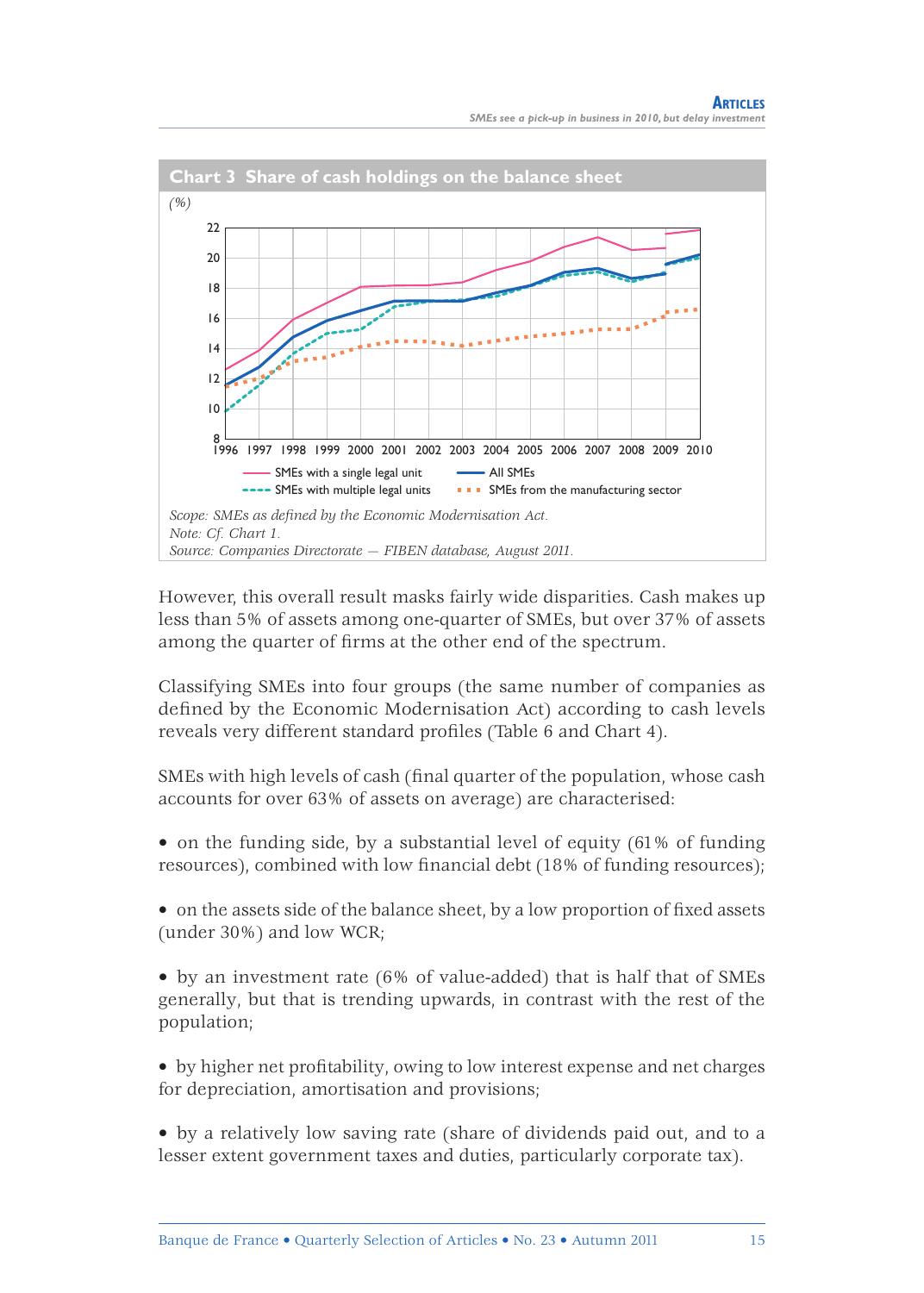**Chart 3 Share of cash holdings on the balance sheet**

*(%)*

Scope: SMEs as defined by the Economic Modernisation Act.
Note: Cf. Chart 1.
Source: Companies Directorate – FIBEN database, August 2011.

However, this overall result masks fairly wide disparities. Cash makes up less than 5% of assets among one-quarter of SMEs, but over 37% of assets among the quarter of firms at the other end of the spectrum.

Classifying SMEs into four groups (the same number of companies as defined by the Economic Modernisation Act) according to cash levels reveals very different standard profiles (Table 6 and Chart 4).

SMEs with high levels of cash (final quarter of the population, whose cash accounts for over 63% of assets on average) are characterised:

- on the funding side, by a substantial level of equity (61% of funding resources), combined with low financial debt (18% of funding resources);
- on the assets side of the balance sheet, by a low proportion of fixed assets (under 30%) and low WCR;
- by an investment rate (6% of value-added) that is half that of SMEs generally, but that is trending upwards, in contrast with the rest of the population;
- by higher net profitability, owing to low interest expense and net charges for depreciation, amortisation and provisions;
- by a relatively low saving rate (share of dividends paid out, and to a lesser extent government taxes and duties, particularly corporate tax).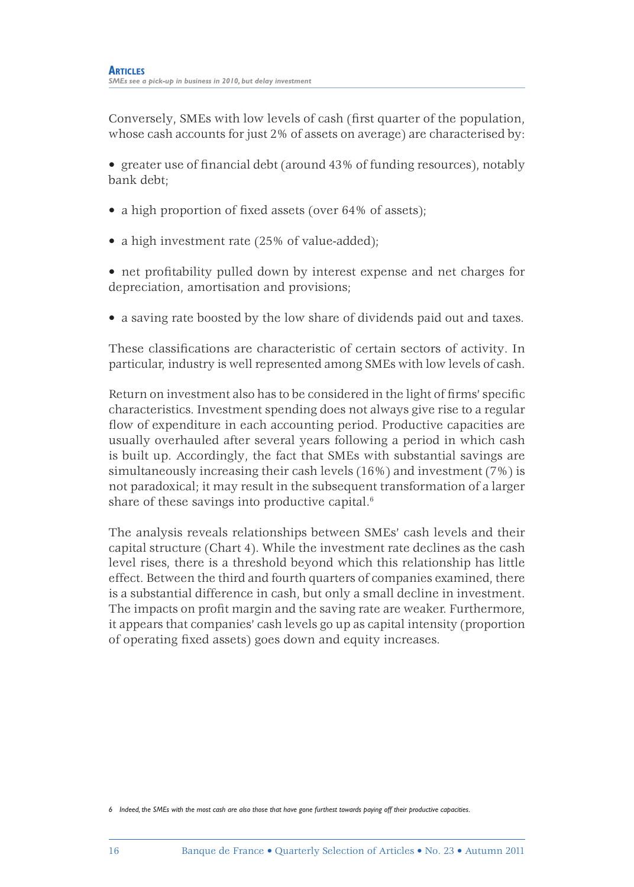Conversely, SMEs with low levels of cash (first quarter of the population, whose cash accounts for just 2% of assets on average) are characterised by:

- greater use of financial debt (around 43% of funding resources), notably bank debt;
- a high proportion of fixed assets (over 64% of assets);
- a high investment rate (25% of value-added);
- net profitability pulled down by interest expense and net charges for depreciation, amortisation and provisions;
- a saving rate boosted by the low share of dividends paid out and taxes.

These classifications are characteristic of certain sectors of activity. In particular, industry is well represented among SMEs with low levels of cash.

Return on investment also has to be considered in the light of firms' specific characteristics. Investment spending does not always give rise to a regular flow of expenditure in each accounting period. Productive capacities are usually overhauled after several years following a period in which cash is built up. Accordingly, the fact that SMEs with substantial savings are simultaneously increasing their cash levels (16%) and investment (7%) is not paradoxical; it may result in the subsequent transformation of a larger share of these savings into productive capital.[6]

The analysis reveals relationships between SMEs' cash levels and their capital structure (Chart 4). While the investment rate declines as the cash level rises, there is a threshold beyond which this relationship has little effect. Between the third and fourth quarters of companies examined, there is a substantial difference in cash, but only a small decline in investment. The impacts on profit margin and the saving rate are weaker. Furthermore, it appears that companies' cash levels go up as capital intensity (proportion of operating fixed assets) goes down and equity increases.

*6 Indeed, the SMEs with the most cash are also those that have gone furthest towards paying off their productive capacities.*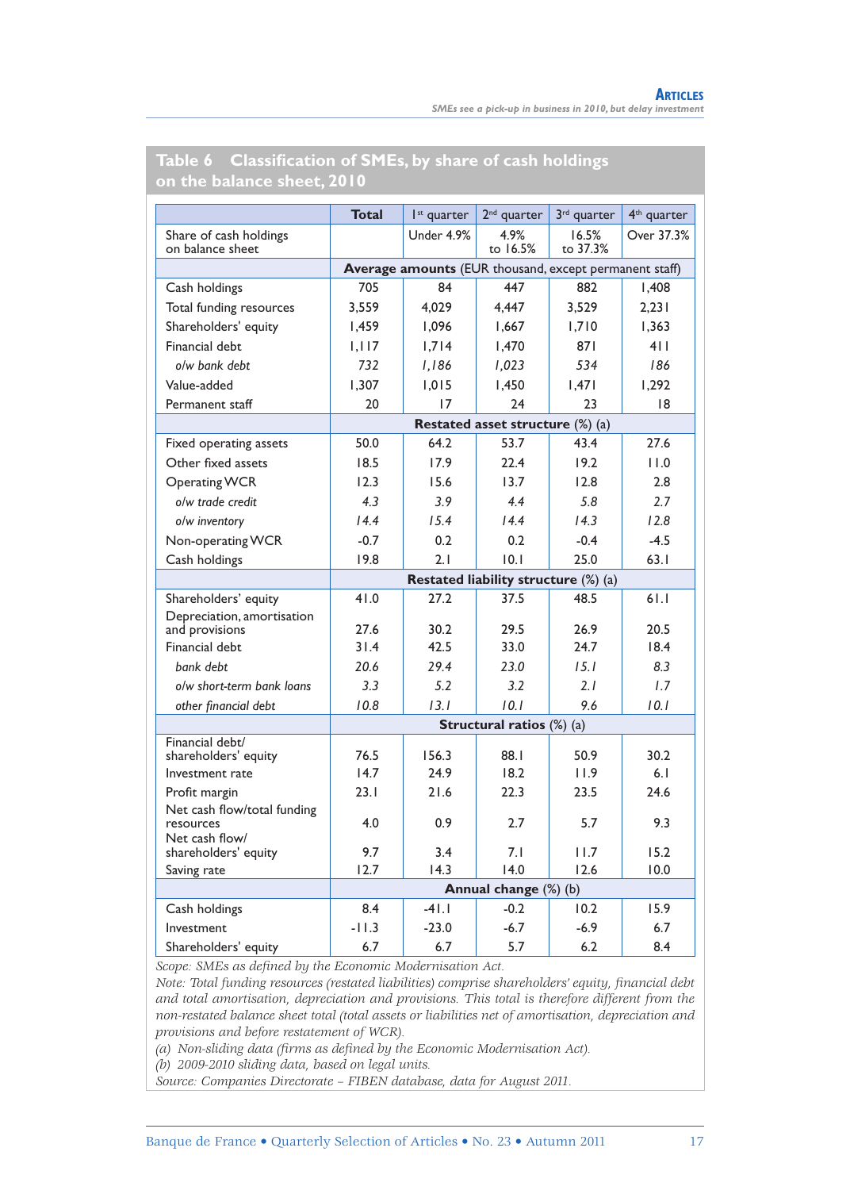**Table 6 Classification of SMEs, by share of cash holdings on the balance sheet, 2010**

| | Total | 1st quarter | 2nd quarter | 3rd quarter | 4th quarter |
|---|---|---|---|---|---|
| Share of cash holdings on balance sheet | | Under 4.9% | 4.9% to 16.5% | 16.5% to 37.3% | Over 37.3% |
| | **Average amounts** (EUR thousand, except permanent staff) | | | | |
| Cash holdings | 705 | 84 | 447 | 882 | 1,408 |
| Total funding resources | 3,559 | 4,029 | 4,447 | 3,529 | 2,231 |
| Shareholders' equity | 1,459 | 1,096 | 1,667 | 1,710 | 1,363 |
| Financial debt | 1,117 | 1,714 | 1,470 | 871 | 411 |
| *o/w bank debt* | *732* | *1,186* | *1,023* | *534* | *186* |
| Value-added | 1,307 | 1,015 | 1,450 | 1,471 | 1,292 |
| Permanent staff | 20 | 17 | 24 | 23 | 18 |
| | **Restated asset structure** (%) (a) | | | | |
| Fixed operating assets | 50.0 | 64.2 | 53.7 | 43.4 | 27.6 |
| Other fixed assets | 18.5 | 17.9 | 22.4 | 19.2 | 11.0 |
| Operating WCR | 12.3 | 15.6 | 13.7 | 12.8 | 2.8 |
| *o/w trade credit* | *4.3* | *3.9* | *4.4* | *5.8* | *2.7* |
| *o/w inventory* | *14.4* | *15.4* | *14.4* | *14.3* | *12.8* |
| Non-operating WCR | -0.7 | 0.2 | 0.2 | -0.4 | -4.5 |
| Cash holdings | 19.8 | 2.1 | 10.1 | 25.0 | 63.1 |
| | **Restated liability structure** (%) (a) | | | | |
| Shareholders' equity | 41.0 | 27.2 | 37.5 | 48.5 | 61.1 |
| Depreciation, amortisation and provisions | 27.6 | 30.2 | 29.5 | 26.9 | 20.5 |
| Financial debt | 31.4 | 42.5 | 33.0 | 24.7 | 18.4 |
| *bank debt* | *20.6* | *29.4* | *23.0* | *15.1* | *8.3* |
| *o/w short-term bank loans* | *3.3* | *5.2* | *3.2* | *2.1* | *1.7* |
| *other financial debt* | *10.8* | *13.1* | *10.1* | *9.6* | *10.1* |
| | **Structural ratios** (%) (a) | | | | |
| Financial debt/ shareholders' equity | 76.5 | 156.3 | 88.1 | 50.9 | 30.2 |
| Investment rate | 14.7 | 24.9 | 18.2 | 11.9 | 6.1 |
| Profit margin | 23.1 | 21.6 | 22.3 | 23.5 | 24.6 |
| Net cash flow/total funding resources | 4.0 | 0.9 | 2.7 | 5.7 | 9.3 |
| Net cash flow/ shareholders' equity | 9.7 | 3.4 | 7.1 | 11.7 | 15.2 |
| Saving rate | 12.7 | 14.3 | 14.0 | 12.6 | 10.0 |
| | **Annual change** (%) (b) | | | | |
| Cash holdings | 8.4 | -41.1 | -0.2 | 10.2 | 15.9 |
| Investment | -11.3 | -23.0 | -6.7 | -6.9 | 6.7 |
| Shareholders' equity | 6.7 | 6.7 | 5.7 | 6.2 | 8.4 |

*Scope: SMEs as defined by the Economic Modernisation Act.*

*Note: Total funding resources (restated liabilities) comprise shareholders' equity, financial debt and total amortisation, depreciation and provisions. This total is therefore different from the non-restated balance sheet total (total assets or liabilities net of amortisation, depreciation and provisions and before restatement of WCR).*

*(a) Non-sliding data (firms as defined by the Economic Modernisation Act).*

*(b) 2009-2010 sliding data, based on legal units.*

*Source: Companies Directorate – FIBEN database, data for August 2011.*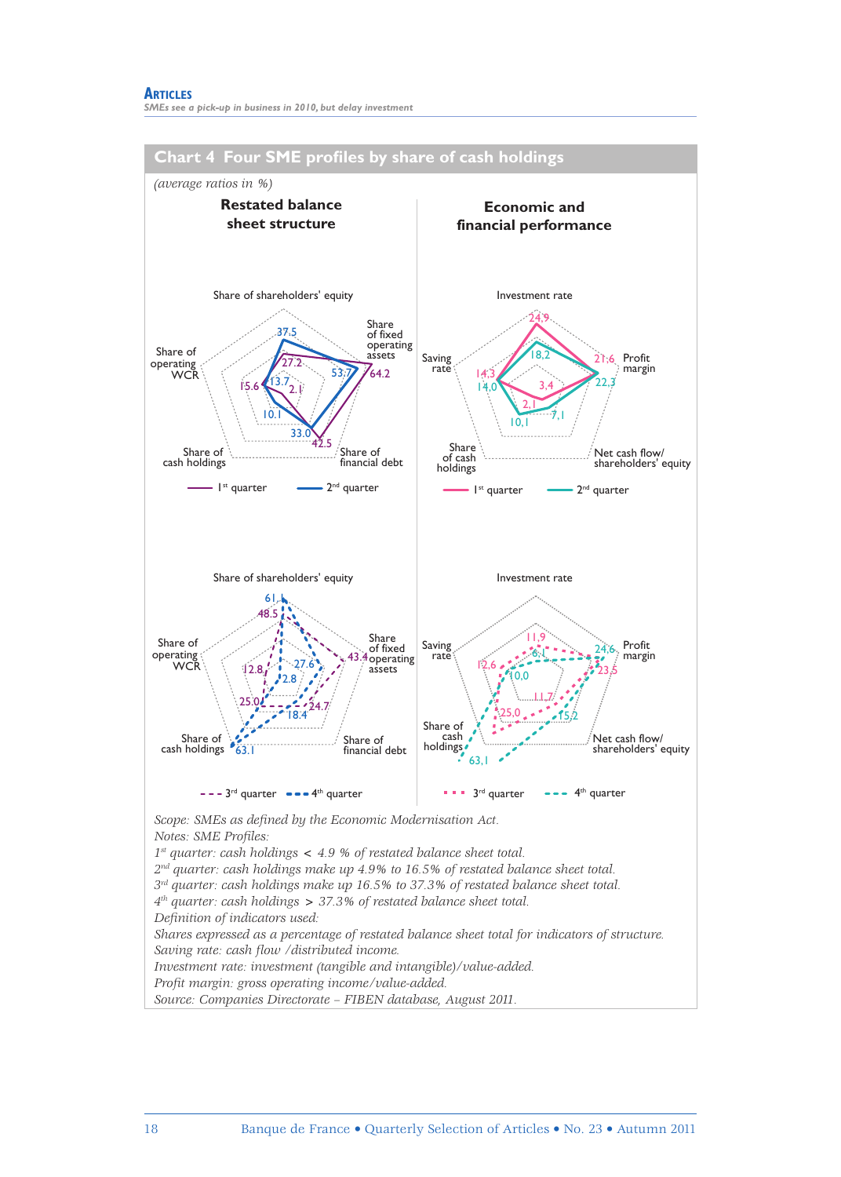## Chart 4 Four SME profiles by share of cash holdings

*(average ratios in %)*

**Restated balance sheet structure**

Share of shareholders' equity; Share of fixed operating assets; Share of financial debt; Share of cash holdings; Share of operating WCR

1st quarter: 27.2; 64.2; 42.5; 2.1; 15.6
2nd quarter: 37.5; 53.7; 33.0; 10.1; 13.7

3rd quarter: 48.5; 43.4; 24.7; 25.0; 12.8
4th quarter: 61.4; 27.6; 18.4; 63.1; 2.8

**Economic and financial performance**

Investment rate; Profit margin; Net cash flow/shareholders' equity; Share of cash holdings; Saving rate

1st quarter: 24.9; 21.6; 3.4; 2.1; 14.3
2nd quarter: 18.2; 22.3; 7.1; 10.1; 14.0

3rd quarter: 11.9; 23.5; 11.7; 25.0; 12.6
4th quarter: 6.1; 24.6; 15.2; 63.1; 10.0

*Scope: SMEs as defined by the Economic Modernisation Act.*
*Notes: SME Profiles:*
*1st quarter: cash holdings < 4.9 % of restated balance sheet total.*
*2nd quarter: cash holdings make up 4.9% to 16.5% of restated balance sheet total.*
*3rd quarter: cash holdings make up 16.5% to 37.3% of restated balance sheet total.*
*4th quarter: cash holdings > 37.3% of restated balance sheet total.*
*Definition of indicators used:*
*Shares expressed as a percentage of restated balance sheet total for indicators of structure.*
*Saving rate: cash flow /distributed income.*
*Investment rate: investment (tangible and intangible)/value-added.*
*Profit margin: gross operating income/value-added.*
*Source: Companies Directorate – FIBEN database, August 2011.*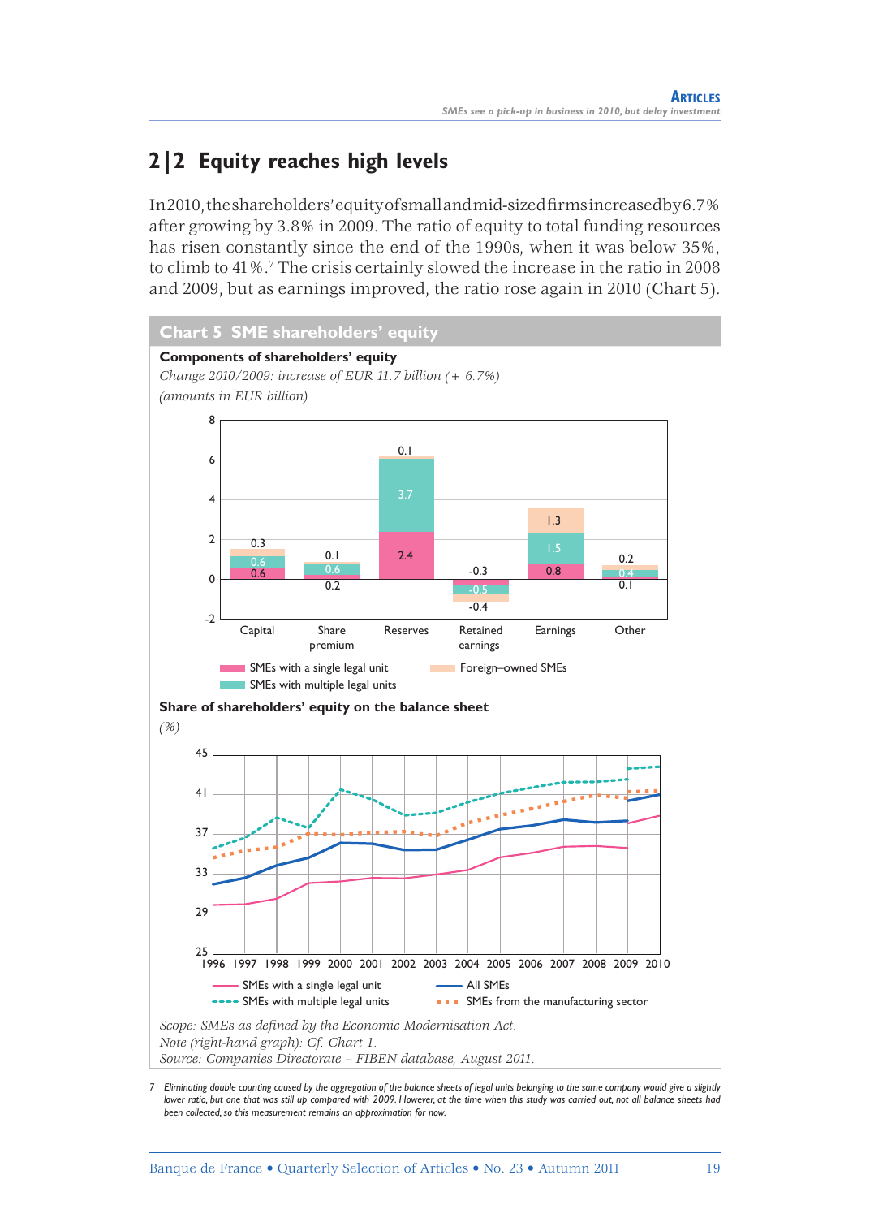## 2|2 Equity reaches high levels

In 2010, the shareholders' equity of small and mid-sized firms increased by 6.7% after growing by 3.8% in 2009. The ratio of equity to total funding resources has risen constantly since the end of the 1990s, when it was below 35%, to climb to 41%.[7] The crisis certainly slowed the increase in the ratio in 2008 and 2009, but as earnings improved, the ratio rose again in 2010 (Chart 5).

**Chart 5 SME shareholders' equity**

**Components of shareholders' equity**

*Change 2010/2009: increase of EUR 11.7 billion (+ 6.7%)*

*(amounts in EUR billion)*

| | Capital | Share premium | Reserves | Retained earnings | Earnings | Other |
|---|---|---|---|---|---|---|
| SMEs with a single legal unit | 0.6 | 0.2 | 2.4 | -0.3 | 0.8 | 0.1 |
| SMEs with multiple legal units | 0.6 | 0.6 | 3.7 | -0.5 | 1.5 | 0.4 |
| Foreign–owned SMEs | 0.3 | 0.1 | 0.1 | -0.4 | 1.3 | 0.2 |

**Share of shareholders' equity on the balance sheet**

*(%)*

Series: SMEs with a single legal unit; SMEs with multiple legal units; All SMEs; SMEs from the manufacturing sector (1996–2010)

*Scope: SMEs as defined by the Economic Modernisation Act.*
*Note (right-hand graph): Cf. Chart 1.*
*Source: Companies Directorate – FIBEN database, August 2011.*

7 *Eliminating double counting caused by the aggregation of the balance sheets of legal units belonging to the same company would give a slightly lower ratio, but one that was still up compared with 2009. However, at the time when this study was carried out, not all balance sheets had been collected, so this measurement remains an approximation for now.*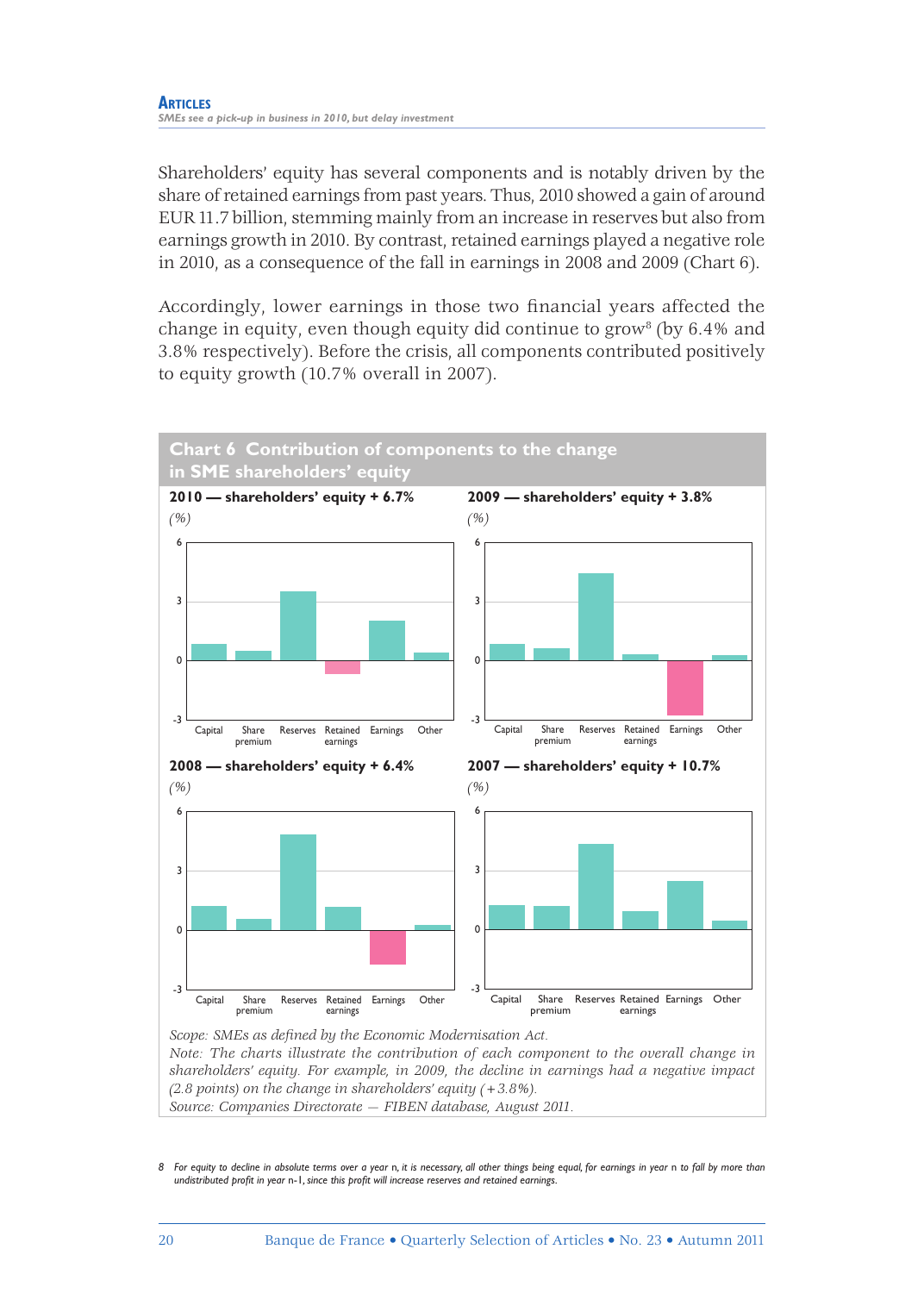Shareholders' equity has several components and is notably driven by the share of retained earnings from past years. Thus, 2010 showed a gain of around EUR 11.7 billion, stemming mainly from an increase in reserves but also from earnings growth in 2010. By contrast, retained earnings played a negative role in 2010, as a consequence of the fall in earnings in 2008 and 2009 (Chart 6).

Accordingly, lower earnings in those two financial years affected the change in equity, even though equity did continue to grow[8] (by 6.4% and 3.8% respectively). Before the crisis, all components contributed positively to equity growth (10.7% overall in 2007).

**Chart 6 Contribution of components to the change in SME shareholders' equity**

**2010 — shareholders' equity + 6.7%**

*(%)*

**2009 — shareholders' equity + 3.8%**

*(%)*

**2008 — shareholders' equity + 6.4%**

*(%)*

**2007 — shareholders' equity + 10.7%**

*(%)*

*Scope: SMEs as defined by the Economic Modernisation Act.*
*Note: The charts illustrate the contribution of each component to the overall change in shareholders' equity. For example, in 2009, the decline in earnings had a negative impact (2.8 points) on the change in shareholders' equity (+3.8%).*
*Source: Companies Directorate — FIBEN database, August 2011.*

8 *For equity to decline in absolute terms over a year n, it is necessary, all other things being equal, for earnings in year n to fall by more than undistributed profit in year n-1, since this profit will increase reserves and retained earnings.*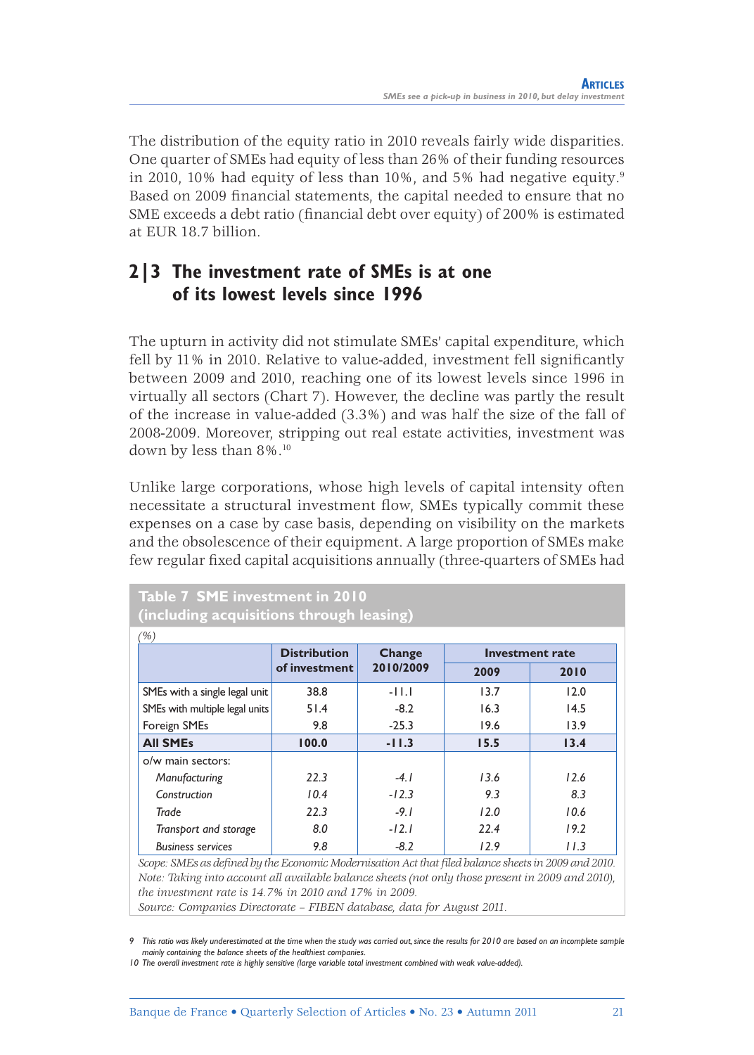The distribution of the equity ratio in 2010 reveals fairly wide disparities. One quarter of SMEs had equity of less than 26% of their funding resources in 2010, 10% had equity of less than 10%, and 5% had negative equity.[9] Based on 2009 financial statements, the capital needed to ensure that no SME exceeds a debt ratio (financial debt over equity) of 200% is estimated at EUR 18.7 billion.

## 2|3 The investment rate of SMEs is at one of its lowest levels since 1996

The upturn in activity did not stimulate SMEs' capital expenditure, which fell by 11% in 2010. Relative to value-added, investment fell significantly between 2009 and 2010, reaching one of its lowest levels since 1996 in virtually all sectors (Chart 7). However, the decline was partly the result of the increase in value-added (3.3%) and was half the size of the fall of 2008-2009. Moreover, stripping out real estate activities, investment was down by less than 8%.[10]

Unlike large corporations, whose high levels of capital intensity often necessitate a structural investment flow, SMEs typically commit these expenses on a case by case basis, depending on visibility on the markets and the obsolescence of their equipment. A large proportion of SMEs make few regular fixed capital acquisitions annually (three-quarters of SMEs had

**Table 7 SME investment in 2010 (including acquisitions through leasing)**

*(%)*

| | Distribution of investment | Change 2010/2009 | Investment rate | |
|---|---|---|---|---|
| | | | 2009 | 2010 |
| SMEs with a single legal unit | 38.8 | -11.1 | 13.7 | 12.0 |
| SMEs with multiple legal units | 51.4 | -8.2 | 16.3 | 14.5 |
| Foreign SMEs | 9.8 | -25.3 | 19.6 | 13.9 |
| **All SMEs** | **100.0** | **-11.3** | **15.5** | **13.4** |
| o/w main sectors: | | | | |
| *Manufacturing* | *22.3* | *-4.1* | *13.6* | *12.6* |
| *Construction* | *10.4* | *-12.3* | *9.3* | *8.3* |
| *Trade* | *22.3* | *-9.1* | *12.0* | *10.6* |
| *Transport and storage* | *8.0* | *-12.1* | *22.4* | *19.2* |
| *Business services* | *9.8* | *-8.2* | *12.9* | *11.3* |

*Scope: SMEs as defined by the Economic Modernisation Act that filed balance sheets in 2009 and 2010.*
*Note: Taking into account all available balance sheets (not only those present in 2009 and 2010), the investment rate is 14.7% in 2010 and 17% in 2009.*
*Source: Companies Directorate – FIBEN database, data for August 2011.*

9 This ratio was likely underestimated at the time when the study was carried out, since the results for 2010 are based on an incomplete sample mainly containing the balance sheets of the healthiest companies.

10 The overall investment rate is highly sensitive (large variable total investment combined with weak value-added).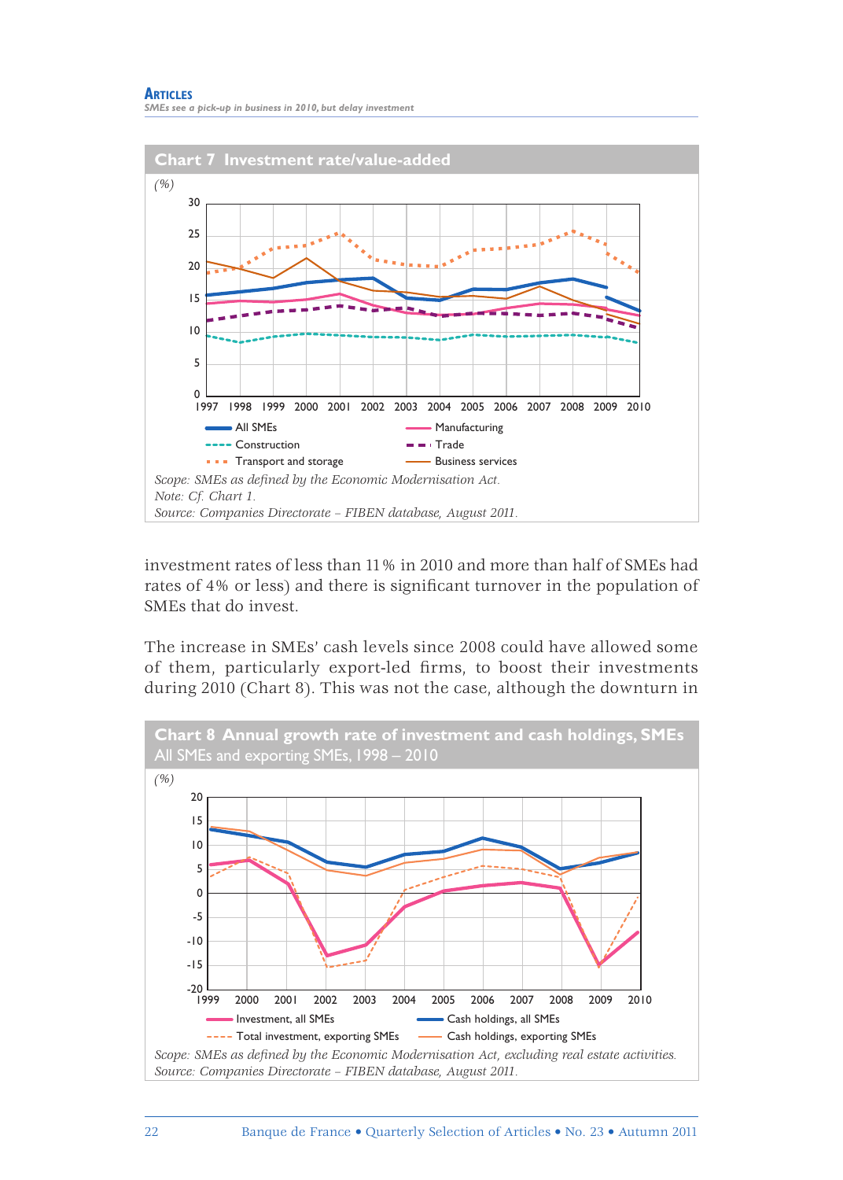**Chart 7 Investment rate/value-added**

(%)

Legend: All SMEs; Manufacturing; Construction; Trade; Transport and storage; Business services

*Scope: SMEs as defined by the Economic Modernisation Act.*
*Note: Cf. Chart 1.*
*Source: Companies Directorate – FIBEN database, August 2011.*

investment rates of less than 11% in 2010 and more than half of SMEs had rates of 4% or less) and there is significant turnover in the population of SMEs that do invest.

The increase in SMEs' cash levels since 2008 could have allowed some of them, particularly export-led firms, to boost their investments during 2010 (Chart 8). This was not the case, although the downturn in

**Chart 8 Annual growth rate of investment and cash holdings, SMEs**
All SMEs and exporting SMEs, 1998 – 2010

(%)

Legend: Investment, all SMEs; Cash holdings, all SMEs; Total investment, exporting SMEs; Cash holdings, exporting SMEs

*Scope: SMEs as defined by the Economic Modernisation Act, excluding real estate activities.*
*Source: Companies Directorate – FIBEN database, August 2011.*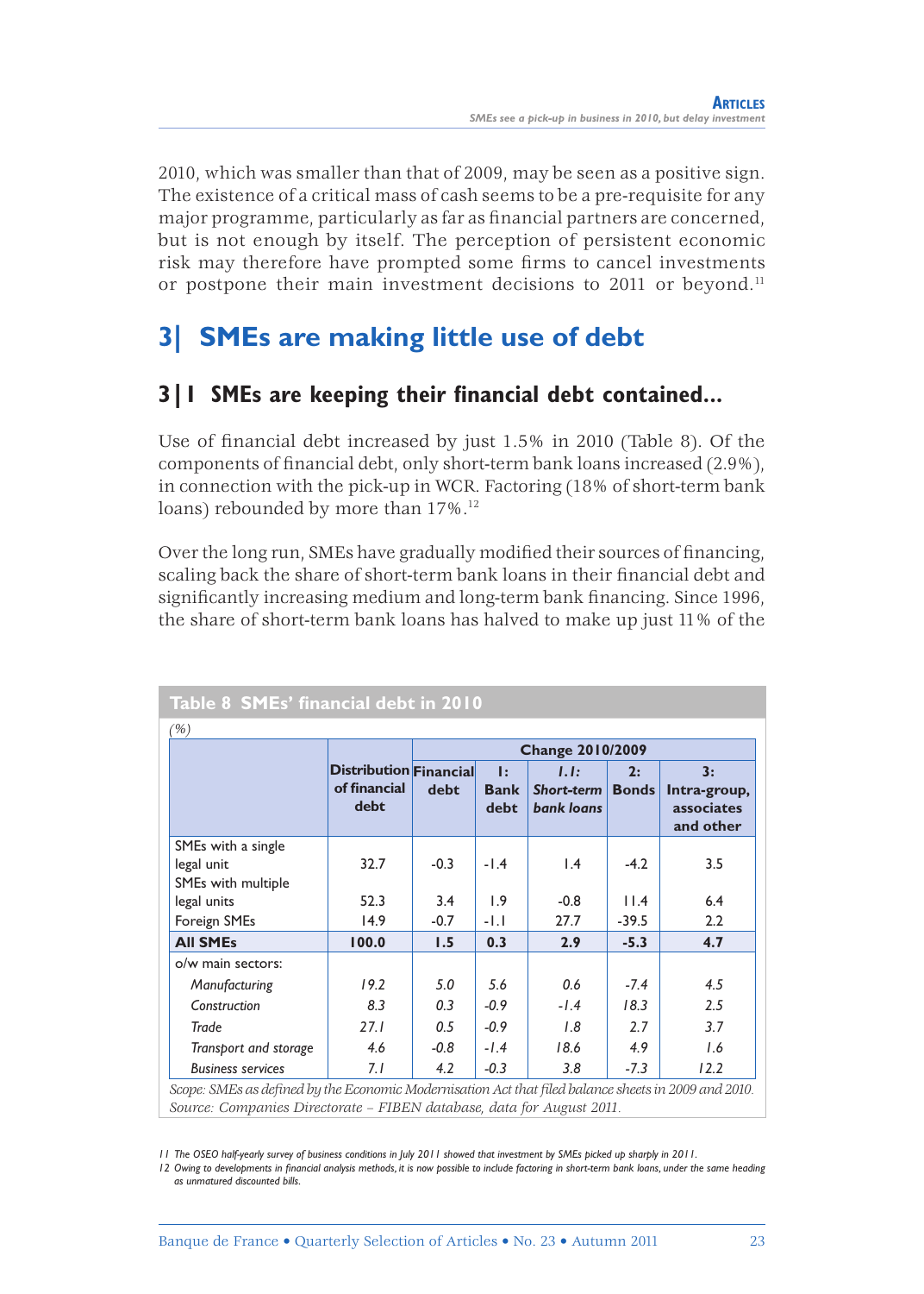2010, which was smaller than that of 2009, may be seen as a positive sign. The existence of a critical mass of cash seems to be a pre-requisite for any major programme, particularly as far as financial partners are concerned, but is not enough by itself. The perception of persistent economic risk may therefore have prompted some firms to cancel investments or postpone their main investment decisions to 2011 or beyond.[11]

## 3| SMEs are making little use of debt

### 3|1 SMEs are keeping their financial debt contained...

Use of financial debt increased by just 1.5% in 2010 (Table 8). Of the components of financial debt, only short-term bank loans increased (2.9%), in connection with the pick-up in WCR. Factoring (18% of short-term bank loans) rebounded by more than 17%.[12]

Over the long run, SMEs have gradually modified their sources of financing, scaling back the share of short-term bank loans in their financial debt and significantly increasing medium and long-term bank financing. Since 1996, the share of short-term bank loans has halved to make up just 11% of the

**Table 8 SMEs' financial debt in 2010**

*(%)*

| | Distribution of financial debt | Change 2010/2009 | | | | |
|---|---|---|---|---|---|---|
| | | Financial debt | 1: Bank debt | *1.1: Short-term bank loans* | 2: Bonds | 3: Intra-group, associates and other |
| SMEs with a single legal unit | 32.7 | -0.3 | -1.4 | 1.4 | -4.2 | 3.5 |
| SMEs with multiple legal units | 52.3 | 3.4 | 1.9 | -0.8 | 11.4 | 6.4 |
| Foreign SMEs | 14.9 | -0.7 | -1.1 | 27.7 | -39.5 | 2.2 |
| **All SMEs** | **100.0** | **1.5** | **0.3** | **2.9** | **-5.3** | **4.7** |
| o/w main sectors: | | | | | | |
| *Manufacturing* | *19.2* | *5.0* | *5.6* | *0.6* | *-7.4* | *4.5* |
| *Construction* | *8.3* | *0.3* | *-0.9* | *-1.4* | *18.3* | *2.5* |
| *Trade* | *27.1* | *0.5* | *-0.9* | *1.8* | *2.7* | *3.7* |
| *Transport and storage* | *4.6* | *-0.8* | *-1.4* | *18.6* | *4.9* | *1.6* |
| *Business services* | *7.1* | *4.2* | *-0.3* | *3.8* | *-7.3* | *12.2* |

*Scope: SMEs as defined by the Economic Modernisation Act that filed balance sheets in 2009 and 2010.*
*Source: Companies Directorate – FIBEN database, data for August 2011.*

11 The OSEO half-yearly survey of business conditions in July 2011 showed that investment by SMEs picked up sharply in 2011.

12 Owing to developments in financial analysis methods, it is now possible to include factoring in short-term bank loans, under the same heading as unmatured discounted bills.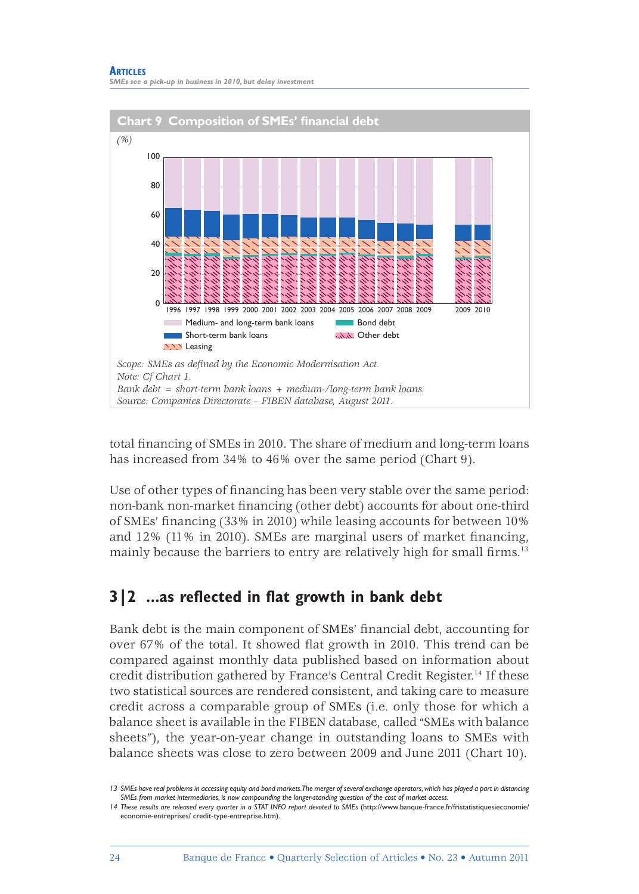**Chart 9 Composition of SMEs' financial debt**

*(%)*

*Scope: SMEs as defined by the Economic Modernisation Act.*
*Note: Cf Chart 1.*
*Bank debt = short-term bank loans + medium-/long-term bank loans.*
*Source: Companies Directorate – FIBEN database, August 2011.*

total financing of SMEs in 2010. The share of medium and long-term loans has increased from 34% to 46% over the same period (Chart 9).

Use of other types of financing has been very stable over the same period: non-bank non-market financing (other debt) accounts for about one-third of SMEs' financing (33% in 2010) while leasing accounts for between 10% and 12% (11% in 2010). SMEs are marginal users of market financing, mainly because the barriers to entry are relatively high for small firms.[13]

## 3|2 …as reflected in flat growth in bank debt

Bank debt is the main component of SMEs' financial debt, accounting for over 67% of the total. It showed flat growth in 2010. This trend can be compared against monthly data published based on information about credit distribution gathered by France's Central Credit Register.[14] If these two statistical sources are rendered consistent, and taking care to measure credit across a comparable group of SMEs (i.e. only those for which a balance sheet is available in the FIBEN database, called "SMEs with balance sheets"), the year-on-year change in outstanding loans to SMEs with balance sheets was close to zero between 2009 and June 2011 (Chart 10).

---

13 SMEs have real problems in accessing equity and bond markets. The merger of several exchange operators, which has played a part in distancing SMEs from market intermediaries, is now compounding the longer-standing question of the cost of market access.

14 These results are released every quarter in a STAT INFO report devoted to SMEs (http://www.banque-france.fr/fr/statistiquesieconomie/economie-entreprises/ credit-type-entreprise.htm).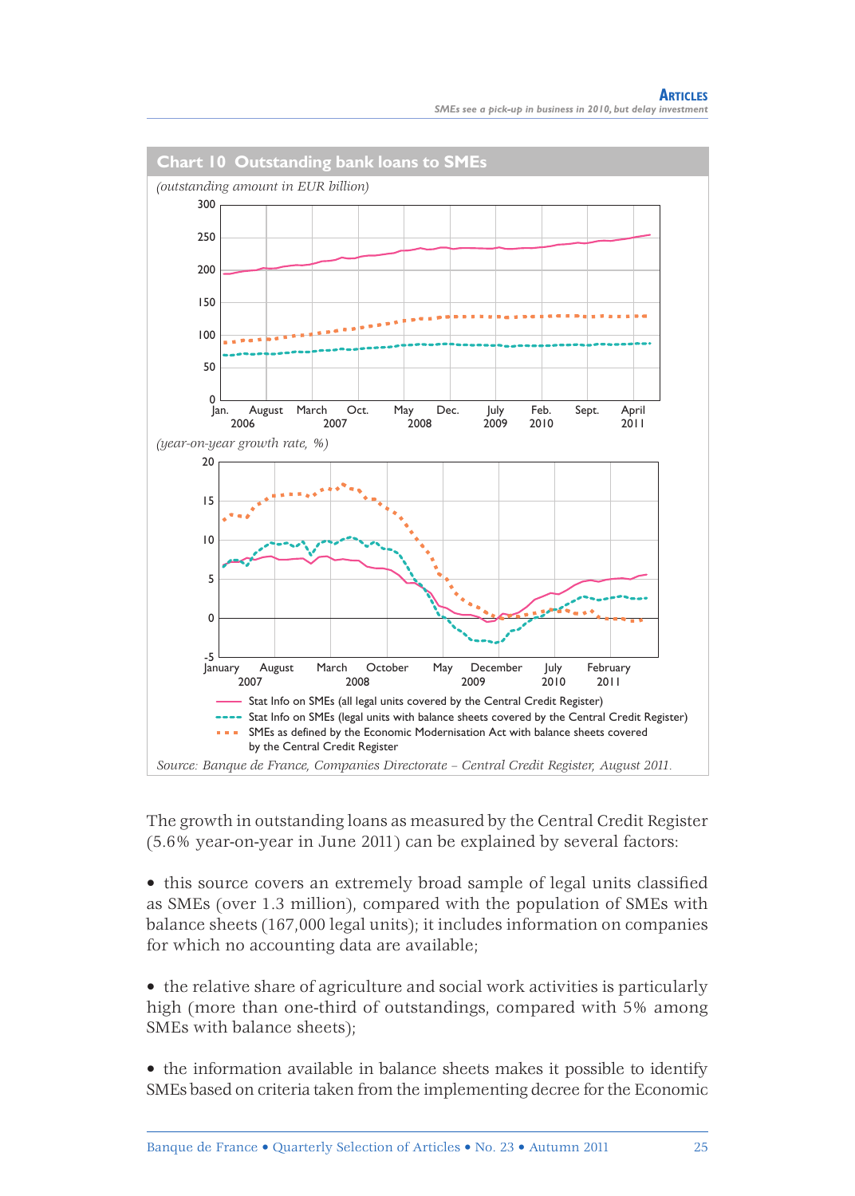## Chart 10 Outstanding bank loans to SMEs

*(outstanding amount in EUR billion)*

*(year-on-year growth rate, %)*

- Stat Info on SMEs (all legal units covered by the Central Credit Register)
- Stat Info on SMEs (legal units with balance sheets covered by the Central Credit Register)
- SMEs as defined by the Economic Modernisation Act with balance sheets covered by the Central Credit Register

*Source: Banque de France, Companies Directorate – Central Credit Register, August 2011.*

The growth in outstanding loans as measured by the Central Credit Register (5.6% year-on-year in June 2011) can be explained by several factors:

- this source covers an extremely broad sample of legal units classified as SMEs (over 1.3 million), compared with the population of SMEs with balance sheets (167,000 legal units); it includes information on companies for which no accounting data are available;

- the relative share of agriculture and social work activities is particularly high (more than one-third of outstandings, compared with 5% among SMEs with balance sheets);

- the information available in balance sheets makes it possible to identify SMEs based on criteria taken from the implementing decree for the Economic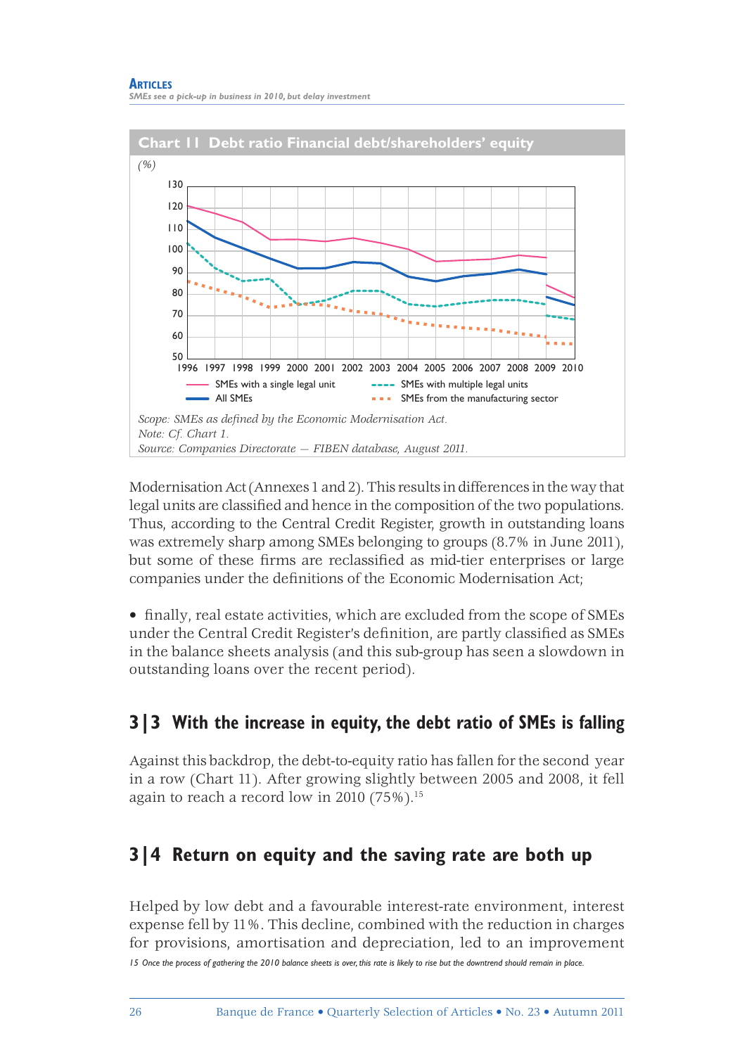**Chart 11 Debt ratio Financial debt/shareholders' equity**

*(%)*

Scope: SMEs as defined by the Economic Modernisation Act.
Note: Cf. Chart 1.
Source: Companies Directorate — FIBEN database, August 2011.

Modernisation Act (Annexes 1 and 2). This results in differences in the way that legal units are classified and hence in the composition of the two populations. Thus, according to the Central Credit Register, growth in outstanding loans was extremely sharp among SMEs belonging to groups (8.7% in June 2011), but some of these firms are reclassified as mid-tier enterprises or large companies under the definitions of the Economic Modernisation Act;

- finally, real estate activities, which are excluded from the scope of SMEs under the Central Credit Register's definition, are partly classified as SMEs in the balance sheets analysis (and this sub-group has seen a slowdown in outstanding loans over the recent period).

## 3|3 With the increase in equity, the debt ratio of SMEs is falling

Against this backdrop, the debt-to-equity ratio has fallen for the second year in a row (Chart 11). After growing slightly between 2005 and 2008, it fell again to reach a record low in 2010 (75%).[15]

## 3|4 Return on equity and the saving rate are both up

Helped by low debt and a favourable interest-rate environment, interest expense fell by 11%. This decline, combined with the reduction in charges for provisions, amortisation and depreciation, led to an improvement

*15 Once the process of gathering the 2010 balance sheets is over, this rate is likely to rise but the downtrend should remain in place.*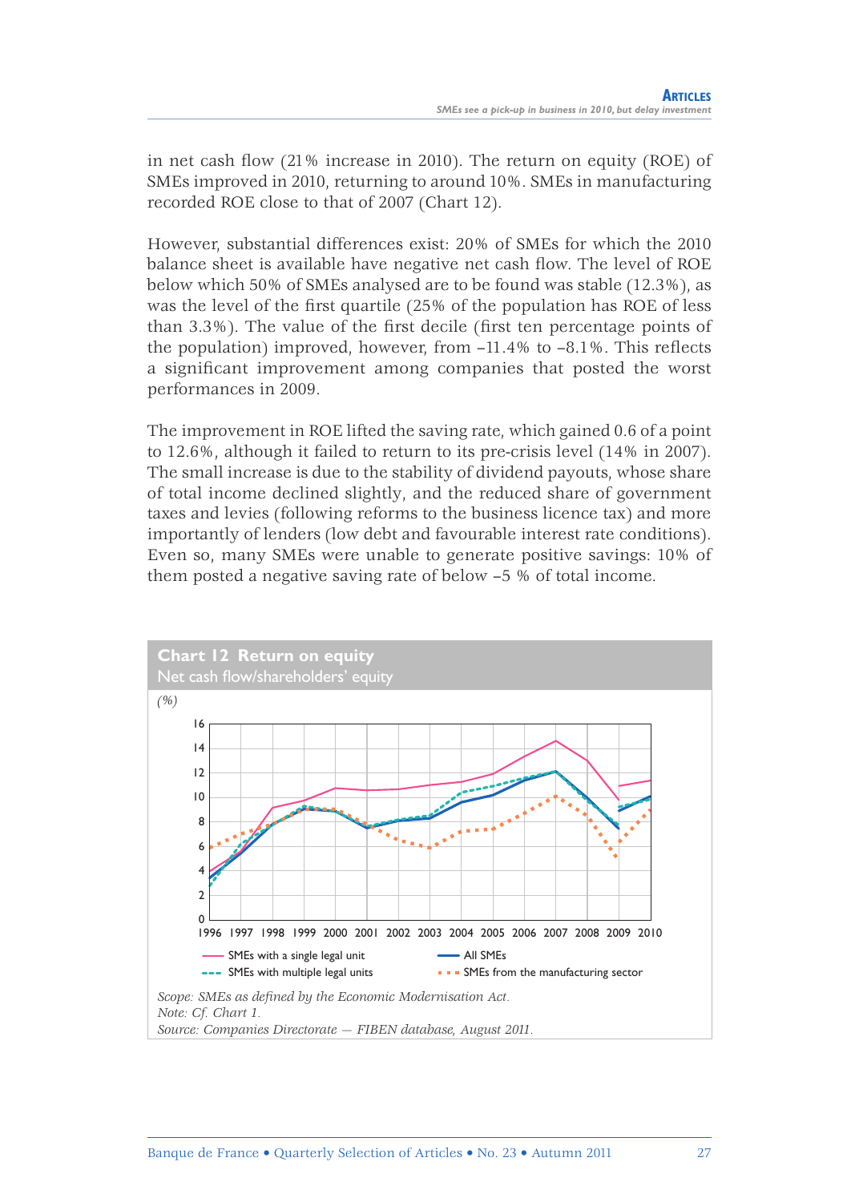in net cash flow (21% increase in 2010). The return on equity (ROE) of SMEs improved in 2010, returning to around 10%. SMEs in manufacturing recorded ROE close to that of 2007 (Chart 12).

However, substantial differences exist: 20% of SMEs for which the 2010 balance sheet is available have negative net cash flow. The level of ROE below which 50% of SMEs analysed are to be found was stable (12.3%), as was the level of the first quartile (25% of the population has ROE of less than 3.3%). The value of the first decile (first ten percentage points of the population) improved, however, from –11.4% to –8.1%. This reflects a significant improvement among companies that posted the worst performances in 2009.

The improvement in ROE lifted the saving rate, which gained 0.6 of a point to 12.6%, although it failed to return to its pre-crisis level (14% in 2007). The small increase is due to the stability of dividend payouts, whose share of total income declined slightly, and the reduced share of government taxes and levies (following reforms to the business licence tax) and more importantly of lenders (low debt and favourable interest rate conditions). Even so, many SMEs were unable to generate positive savings: 10% of them posted a negative saving rate of below –5 % of total income.

**Chart 12 Return on equity**
Net cash flow/shareholders' equity

(%)

Legend: SMEs with a single legal unit; All SMEs; SMEs with multiple legal units; SMEs from the manufacturing sector

*Scope: SMEs as defined by the Economic Modernisation Act.*
*Note: Cf. Chart 1.*
*Source: Companies Directorate – FIBEN database, August 2011.*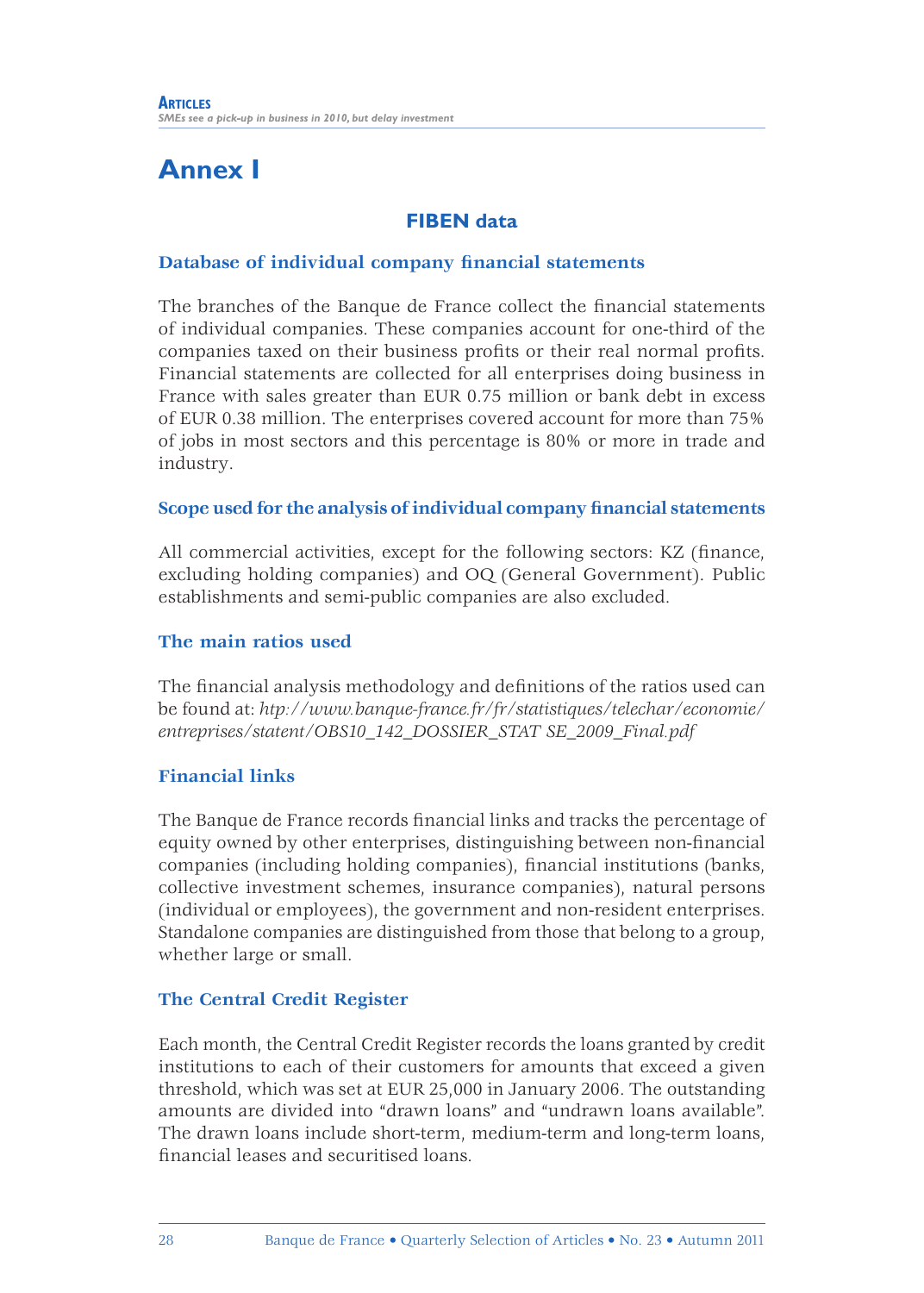# Annex I

## FIBEN data

### Database of individual company financial statements

The branches of the Banque de France collect the financial statements of individual companies. These companies account for one-third of the companies taxed on their business profits or their real normal profits. Financial statements are collected for all enterprises doing business in France with sales greater than EUR 0.75 million or bank debt in excess of EUR 0.38 million. The enterprises covered account for more than 75% of jobs in most sectors and this percentage is 80% or more in trade and industry.

### Scope used for the analysis of individual company financial statements

All commercial activities, except for the following sectors: KZ (finance, excluding holding companies) and OQ (General Government). Public establishments and semi-public companies are also excluded.

### The main ratios used

The financial analysis methodology and definitions of the ratios used can be found at: *htp://www.banque-france.fr/fr/statistiques/telechar/economie/entreprises/statent/OBS10_142_DOSSIER_STAT SE_2009_Final.pdf*

### Financial links

The Banque de France records financial links and tracks the percentage of equity owned by other enterprises, distinguishing between non-financial companies (including holding companies), financial institutions (banks, collective investment schemes, insurance companies), natural persons (individual or employees), the government and non-resident enterprises. Standalone companies are distinguished from those that belong to a group, whether large or small.

### The Central Credit Register

Each month, the Central Credit Register records the loans granted by credit institutions to each of their customers for amounts that exceed a given threshold, which was set at EUR 25,000 in January 2006. The outstanding amounts are divided into "drawn loans" and "undrawn loans available". The drawn loans include short-term, medium-term and long-term loans, financial leases and securitised loans.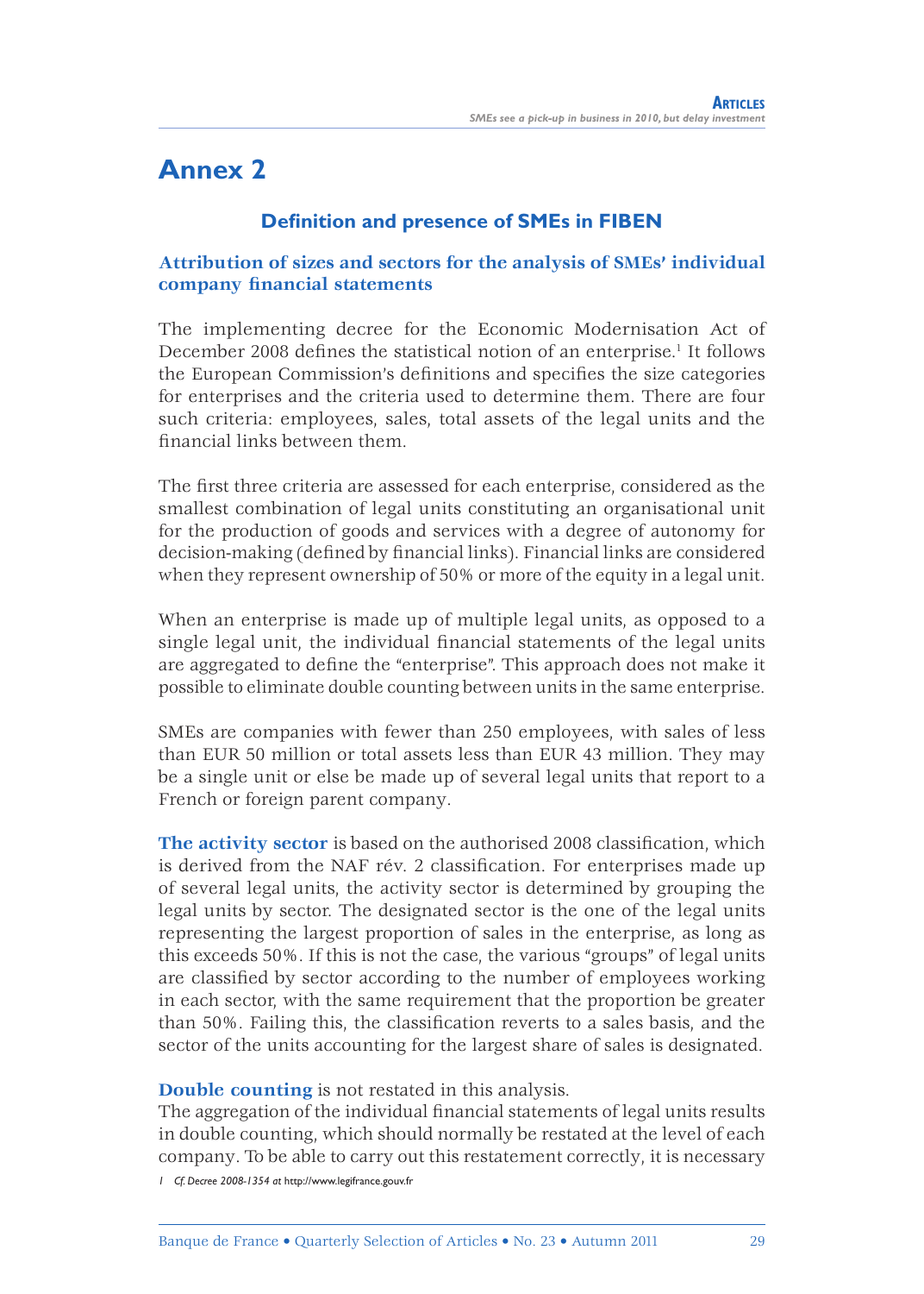# Annex 2

## Definition and presence of SMEs in FIBEN

### Attribution of sizes and sectors for the analysis of SMEs' individual company financial statements

The implementing decree for the Economic Modernisation Act of December 2008 defines the statistical notion of an enterprise.[1] It follows the European Commission's definitions and specifies the size categories for enterprises and the criteria used to determine them. There are four such criteria: employees, sales, total assets of the legal units and the financial links between them.

The first three criteria are assessed for each enterprise, considered as the smallest combination of legal units constituting an organisational unit for the production of goods and services with a degree of autonomy for decision-making (defined by financial links). Financial links are considered when they represent ownership of 50% or more of the equity in a legal unit.

When an enterprise is made up of multiple legal units, as opposed to a single legal unit, the individual financial statements of the legal units are aggregated to define the "enterprise". This approach does not make it possible to eliminate double counting between units in the same enterprise.

SMEs are companies with fewer than 250 employees, with sales of less than EUR 50 million or total assets less than EUR 43 million. They may be a single unit or else be made up of several legal units that report to a French or foreign parent company.

**The activity sector** is based on the authorised 2008 classification, which is derived from the NAF rév. 2 classification. For enterprises made up of several legal units, the activity sector is determined by grouping the legal units by sector. The designated sector is the one of the legal units representing the largest proportion of sales in the enterprise, as long as this exceeds 50%. If this is not the case, the various "groups" of legal units are classified by sector according to the number of employees working in each sector, with the same requirement that the proportion be greater than 50%. Failing this, the classification reverts to a sales basis, and the sector of the units accounting for the largest share of sales is designated.

**Double counting** is not restated in this analysis.
The aggregation of the individual financial statements of legal units results in double counting, which should normally be restated at the level of each company. To be able to carry out this restatement correctly, it is necessary

[1] *Cf. Decree 2008-1354 at* http://www.legifrance.gouv.fr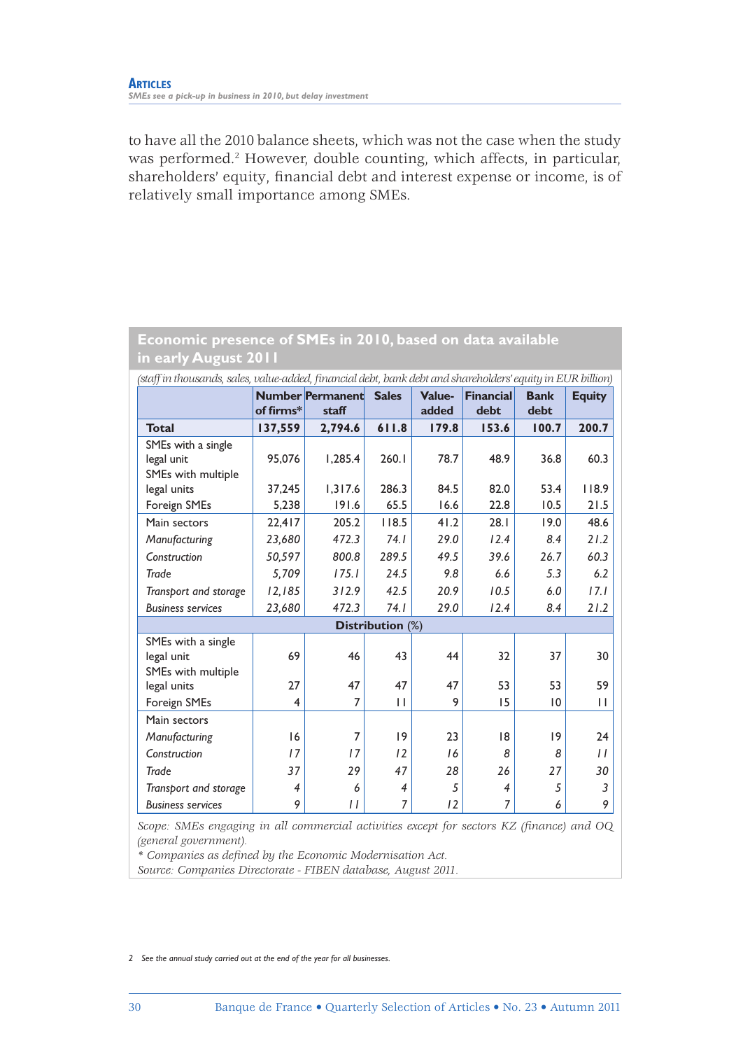to have all the 2010 balance sheets, which was not the case when the study was performed.[2] However, double counting, which affects, in particular, shareholders' equity, financial debt and interest expense or income, is of relatively small importance among SMEs.

**Economic presence of SMEs in 2010, based on data available in early August 2011**

*(staff in thousands, sales, value-added, financial debt, bank debt and shareholders' equity in EUR billion)*

| | Number of firms* | Permanent staff | Sales | Value-added | Financial debt | Bank debt | Equity |
|---|---|---|---|---|---|---|---|
| **Total** | **137,559** | **2,794.6** | **611.8** | **179.8** | **153.6** | **100.7** | **200.7** |
| SMEs with a single legal unit | 95,076 | 1,285.4 | 260.1 | 78.7 | 48.9 | 36.8 | 60.3 |
| SMEs with multiple legal units | 37,245 | 1,317.6 | 286.3 | 84.5 | 82.0 | 53.4 | 118.9 |
| Foreign SMEs | 5,238 | 191.6 | 65.5 | 16.6 | 22.8 | 10.5 | 21.5 |
| Main sectors | 22,417 | 205.2 | 118.5 | 41.2 | 28.1 | 19.0 | 48.6 |
| *Manufacturing* | *23,680* | *472.3* | *74.1* | *29.0* | *12.4* | *8.4* | *21.2* |
| *Construction* | *50,597* | *800.8* | *289.5* | *49.5* | *39.6* | *26.7* | *60.3* |
| *Trade* | *5,709* | *175.1* | *24.5* | *9.8* | *6.6* | *5.3* | *6.2* |
| *Transport and storage* | *12,185* | *312.9* | *42.5* | *20.9* | *10.5* | *6.0* | *17.1* |
| *Business services* | *23,680* | *472.3* | *74.1* | *29.0* | *12.4* | *8.4* | *21.2* |
| **Distribution (%)** | | | | | | | |
| SMEs with a single legal unit | 69 | 46 | 43 | 44 | 32 | 37 | 30 |
| SMEs with multiple legal units | 27 | 47 | 47 | 47 | 53 | 53 | 59 |
| Foreign SMEs | 4 | 7 | 11 | 9 | 15 | 10 | 11 |
| Main sectors | | | | | | | |
| *Manufacturing* | 16 | 7 | 19 | 23 | 18 | 19 | 24 |
| *Construction* | *17* | *17* | *12* | *16* | *8* | *8* | *11* |
| *Trade* | *37* | *29* | *47* | *28* | *26* | *27* | *30* |
| *Transport and storage* | *4* | *6* | *4* | *5* | *4* | *5* | *3* |
| *Business services* | 9 | *11* | 7 | *12* | 7 | 6 | 9 |

*Scope: SMEs engaging in all commercial activities except for sectors KZ (finance) and OQ (general government).*

*\* Companies as defined by the Economic Modernisation Act.*

*Source: Companies Directorate - FIBEN database, August 2011.*

2 See the annual study carried out at the end of the year for all businesses.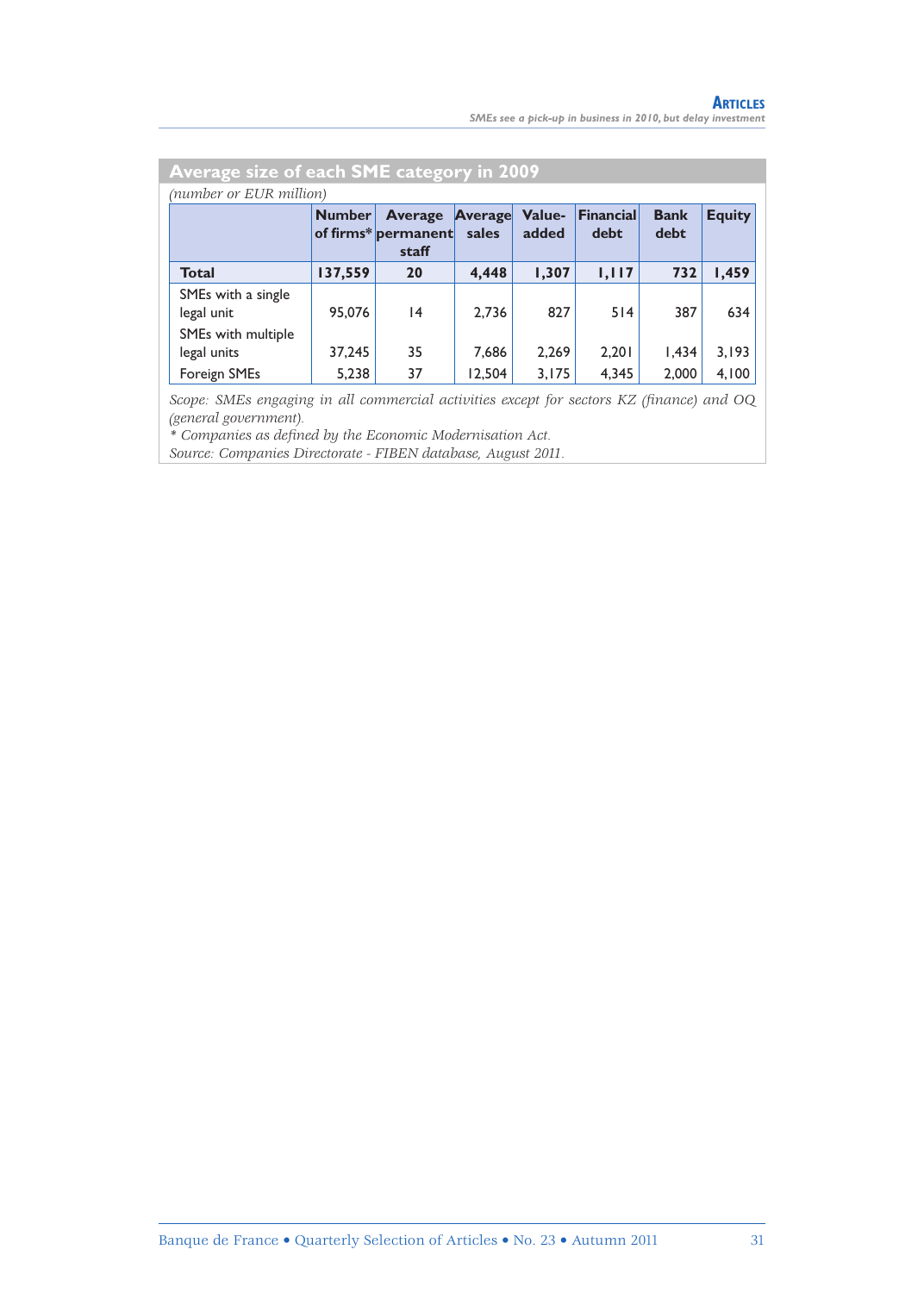## Average size of each SME category in 2009

*(number or EUR million)*

| | Number of firms* | Average permanent staff | Average sales | Value-added | Financial debt | Bank debt | Equity |
|---|---|---|---|---|---|---|---|
| **Total** | **137,559** | **20** | **4,448** | **1,307** | **1,117** | **732** | **1,459** |
| SMEs with a single legal unit | 95,076 | 14 | 2,736 | 827 | 514 | 387 | 634 |
| SMEs with multiple legal units | 37,245 | 35 | 7,686 | 2,269 | 2,201 | 1,434 | 3,193 |
| Foreign SMEs | 5,238 | 37 | 12,504 | 3,175 | 4,345 | 2,000 | 4,100 |

*Scope: SMEs engaging in all commercial activities except for sectors KZ (finance) and OQ (general government).*
*\* Companies as defined by the Economic Modernisation Act.*
*Source: Companies Directorate - FIBEN database, August 2011.*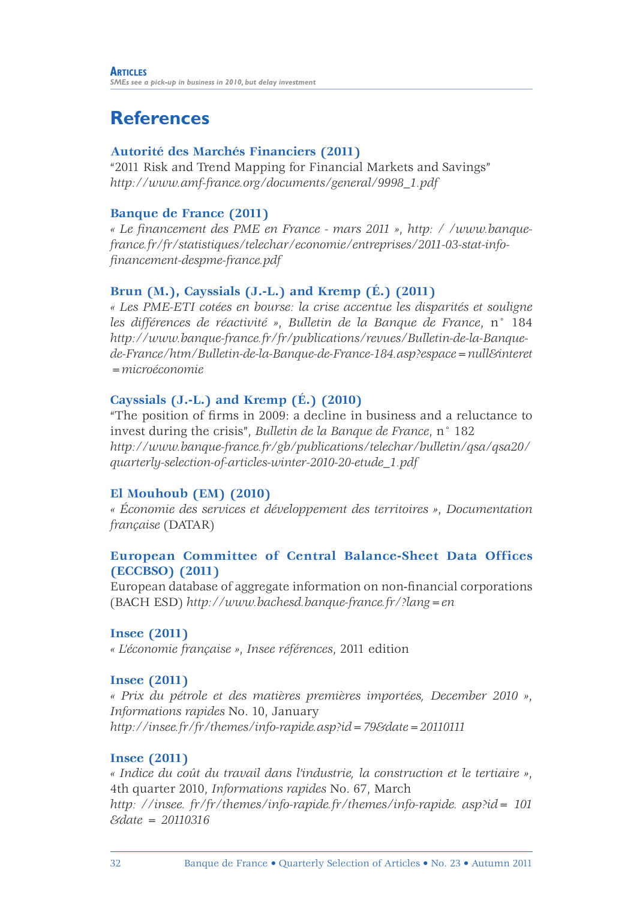## References

**Autorité des Marchés Financiers (2011)**
"2011 Risk and Trend Mapping for Financial Markets and Savings"
*http://www.amf-france.org/documents/general/9998_1.pdf*

**Banque de France (2011)**
*« Le financement des PME en France - mars 2011 », http: / /www.banque-france.fr/fr/statistiques/telechar/economie/entreprises/2011-03-stat-info-financement-despme-france.pdf*

**Brun (M.), Cayssials (J.-L.) and Kremp (É.) (2011)**
*« Les PME-ETI cotées en bourse: la crise accentue les disparités et souligne les différences de réactivité », Bulletin de la Banque de France*, n° 184
*http://www.banque-france.fr/fr/publications/revues/Bulletin-de-la-Banque-de-France/htm/Bulletin-de-la-Banque-de-France-184.asp?espace=null&interet=microéconomie*

**Cayssials (J.-L.) and Kremp (É.) (2010)**
"The position of firms in 2009: a decline in business and a reluctance to invest during the crisis", *Bulletin de la Banque de France*, n° 182
*http://www.banque-france.fr/gb/publications/telechar/bulletin/qsa/qsa20/quarterly-selection-of-articles-winter-2010-20-etude_1.pdf*

**El Mouhoub (EM) (2010)**
*« Économie des services et développement des territoires », Documentation française* (DATAR)

**European Committee of Central Balance-Sheet Data Offices (ECCBSO) (2011)**
European database of aggregate information on non-financial corporations (BACH ESD) *http://www.bachesd.banque-france.fr/?lang=en*

**Insee (2011)**
*« L'économie française », Insee références*, 2011 edition

**Insee (2011)**
*« Prix du pétrole et des matières premières importées, December 2010 », Informations rapides* No. 10, January
*http://insee.fr/fr/themes/info-rapide.asp?id=79&date=20110111*

**Insee (2011)**
*« Indice du coût du travail dans l'industrie, la construction et le tertiaire »*, 4th quarter 2010, *Informations rapides* No. 67, March
*http: //insee. fr/fr/themes/info-rapide.fr/themes/info-rapide. asp?id= 101 &date = 20110316*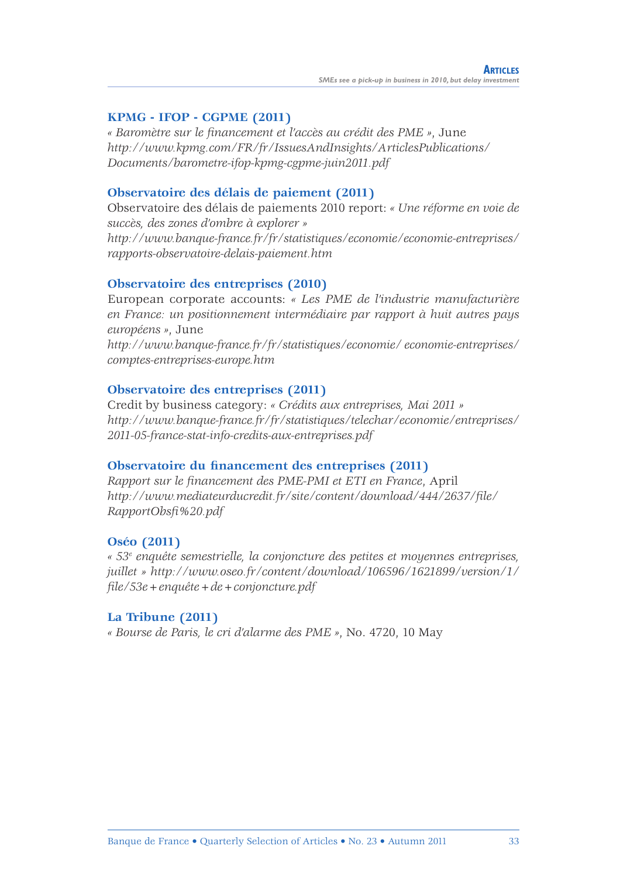**KPMG - IFOP - CGPME (2011)**
*« Baromètre sur le financement et l'accès au crédit des PME »*, June
*http://www.kpmg.com/FR/fr/IssuesAndInsights/ArticlesPublications/Documents/barometre-ifop-kpmg-cgpme-juin2011.pdf*

**Observatoire des délais de paiement (2011)**
Observatoire des délais de paiements 2010 report: *« Une réforme en voie de succès, des zones d'ombre à explorer »*
*http://www.banque-france.fr/fr/statistiques/economie/economie-entreprises/rapports-observatoire-delais-paiement.htm*

**Observatoire des entreprises (2010)**
European corporate accounts: *« Les PME de l'industrie manufacturière en France: un positionnement intermédiaire par rapport à huit autres pays européens »*, June
*http://www.banque-france.fr/fr/statistiques/economie/ economie-entreprises/comptes-entreprises-europe.htm*

**Observatoire des entreprises (2011)**
Credit by business category: *« Crédits aux entreprises, Mai 2011 »*
*http://www.banque-france.fr/fr/statistiques/telechar/economie/entreprises/2011-05-france-stat-info-credits-aux-entreprises.pdf*

**Observatoire du financement des entreprises (2011)**
*Rapport sur le financement des PME-PMI et ETI en France*, April
*http://www.mediateurducredit.fr/site/content/download/444/2637/file/RapportObsfi%20.pdf*

**Oséo (2011)**
*« 53e enquête semestrielle, la conjoncture des petites et moyennes entreprises, juillet » http://www.oseo.fr/content/download/106596/1621899/version/1/file/53e+enquête+de+conjoncture.pdf*

**La Tribune (2011)**
*« Bourse de Paris, le cri d'alarme des PME »*, No. 4720, 10 May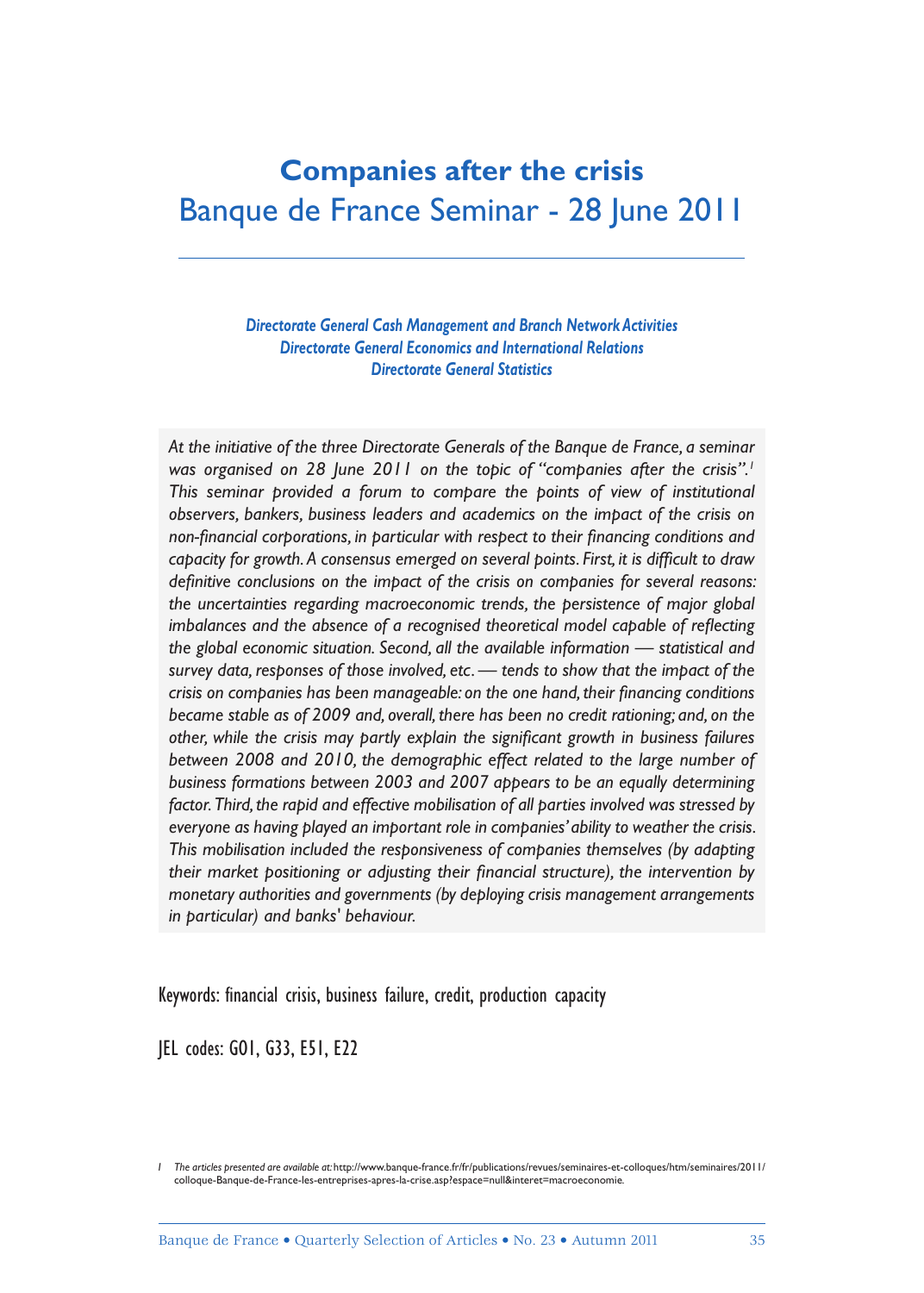# Companies after the crisis
## Banque de France Seminar - 28 June 2011

***Directorate General Cash Management and Branch Network Activities***
***Directorate General Economics and International Relations***
***Directorate General Statistics***

*At the initiative of the three Directorate Generals of the Banque de France, a seminar was organised on 28 June 2011 on the topic of "companies after the crisis".[1] This seminar provided a forum to compare the points of view of institutional observers, bankers, business leaders and academics on the impact of the crisis on non-financial corporations, in particular with respect to their financing conditions and capacity for growth. A consensus emerged on several points. First, it is difficult to draw definitive conclusions on the impact of the crisis on companies for several reasons: the uncertainties regarding macroeconomic trends, the persistence of major global imbalances and the absence of a recognised theoretical model capable of reflecting the global economic situation. Second, all the available information — statistical and survey data, responses of those involved, etc. — tends to show that the impact of the crisis on companies has been manageable: on the one hand, their financing conditions became stable as of 2009 and, overall, there has been no credit rationing; and, on the other, while the crisis may partly explain the significant growth in business failures between 2008 and 2010, the demographic effect related to the large number of business formations between 2003 and 2007 appears to be an equally determining factor. Third, the rapid and effective mobilisation of all parties involved was stressed by everyone as having played an important role in companies' ability to weather the crisis. This mobilisation included the responsiveness of companies themselves (by adapting their market positioning or adjusting their financial structure), the intervention by monetary authorities and governments (by deploying crisis management arrangements in particular) and banks' behaviour.*

Keywords: financial crisis, business failure, credit, production capacity

JEL codes: G01, G33, E51, E22

[1] *The articles presented are available at:* http://www.banque-france.fr/fr/publications/revues/seminaires-et-colloques/htm/seminaires/2011/colloque-Banque-de-France-les-entreprises-apres-la-crise.asp?espace=null&interet=macroeconomie.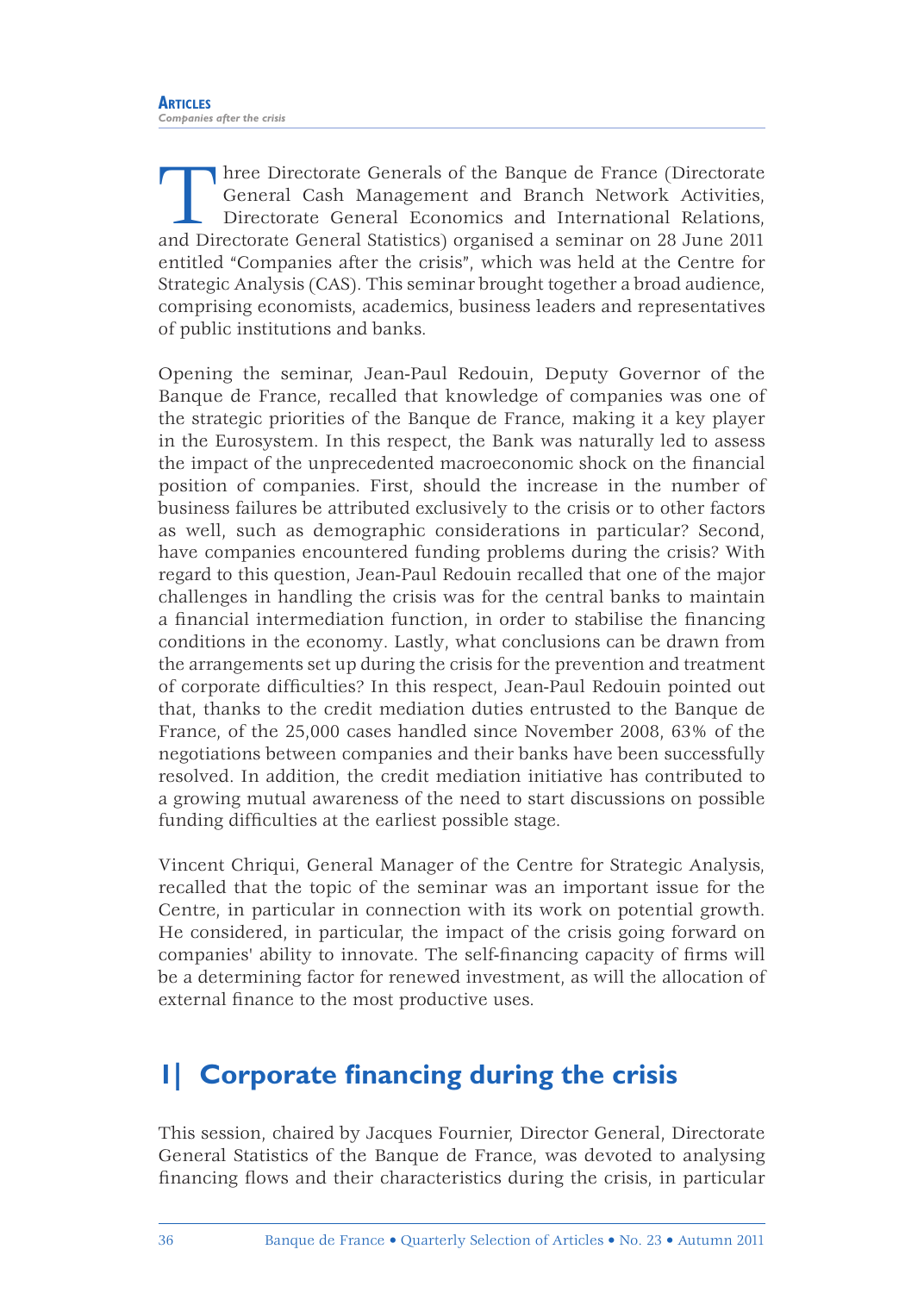Three Directorate Generals of the Banque de France (Directorate General Cash Management and Branch Network Activities, Directorate General Economics and International Relations, and Directorate General Statistics) organised a seminar on 28 June 2011 entitled "Companies after the crisis", which was held at the Centre for Strategic Analysis (CAS). This seminar brought together a broad audience, comprising economists, academics, business leaders and representatives of public institutions and banks.

Opening the seminar, Jean-Paul Redouin, Deputy Governor of the Banque de France, recalled that knowledge of companies was one of the strategic priorities of the Banque de France, making it a key player in the Eurosystem. In this respect, the Bank was naturally led to assess the impact of the unprecedented macroeconomic shock on the financial position of companies. First, should the increase in the number of business failures be attributed exclusively to the crisis or to other factors as well, such as demographic considerations in particular? Second, have companies encountered funding problems during the crisis? With regard to this question, Jean-Paul Redouin recalled that one of the major challenges in handling the crisis was for the central banks to maintain a financial intermediation function, in order to stabilise the financing conditions in the economy. Lastly, what conclusions can be drawn from the arrangements set up during the crisis for the prevention and treatment of corporate difficulties? In this respect, Jean-Paul Redouin pointed out that, thanks to the credit mediation duties entrusted to the Banque de France, of the 25,000 cases handled since November 2008, 63% of the negotiations between companies and their banks have been successfully resolved. In addition, the credit mediation initiative has contributed to a growing mutual awareness of the need to start discussions on possible funding difficulties at the earliest possible stage.

Vincent Chriqui, General Manager of the Centre for Strategic Analysis, recalled that the topic of the seminar was an important issue for the Centre, in particular in connection with its work on potential growth. He considered, in particular, the impact of the crisis going forward on companies' ability to innovate. The self-financing capacity of firms will be a determining factor for renewed investment, as will the allocation of external finance to the most productive uses.

## 1| Corporate financing during the crisis

This session, chaired by Jacques Fournier, Director General, Directorate General Statistics of the Banque de France, was devoted to analysing financing flows and their characteristics during the crisis, in particular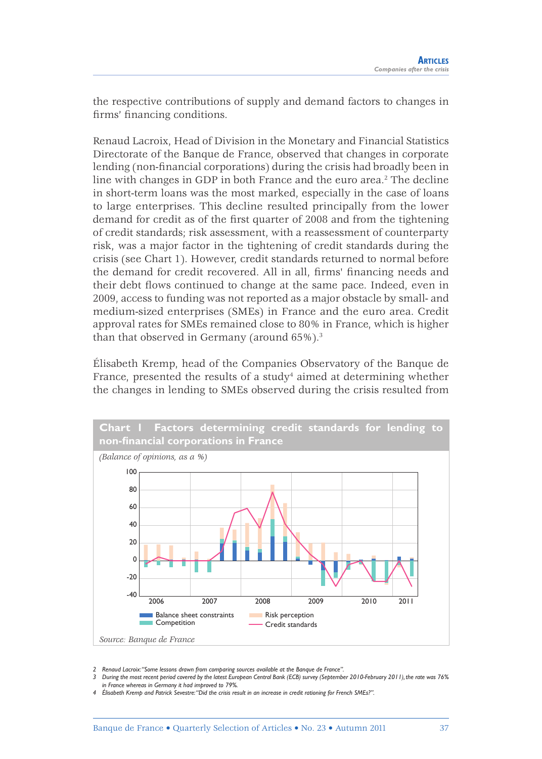the respective contributions of supply and demand factors to changes in firms' financing conditions.

Renaud Lacroix, Head of Division in the Monetary and Financial Statistics Directorate of the Banque de France, observed that changes in corporate lending (non-financial corporations) during the crisis had broadly been in line with changes in GDP in both France and the euro area.[2] The decline in short-term loans was the most marked, especially in the case of loans to large enterprises. This decline resulted principally from the lower demand for credit as of the first quarter of 2008 and from the tightening of credit standards; risk assessment, with a reassessment of counterparty risk, was a major factor in the tightening of credit standards during the crisis (see Chart 1). However, credit standards returned to normal before the demand for credit recovered. All in all, firms' financing needs and their debt flows continued to change at the same pace. Indeed, even in 2009, access to funding was not reported as a major obstacle by small- and medium-sized enterprises (SMEs) in France and the euro area. Credit approval rates for SMEs remained close to 80% in France, which is higher than that observed in Germany (around 65%).[3]

Élisabeth Kremp, head of the Companies Observatory of the Banque de France, presented the results of a study[4] aimed at determining whether the changes in lending to SMEs observed during the crisis resulted from

**Chart 1 Factors determining credit standards for lending to non-financial corporations in France**

*(Balance of opinions, as a %)*

Legend: Balance sheet constraints; Competition; Risk perception; Credit standards

*Source: Banque de France*

2 Renaud Lacroix: "Some lessons drawn from comparing sources available at the Banque de France".

3 During the most recent period covered by the latest European Central Bank (ECB) survey (September 2010-February 2011), the rate was 76% in France whereas in Germany it had improved to 79%.

4 Élisabeth Kremp and Patrick Sevestre: "Did the crisis result in an increase in credit rationing for French SMEs?".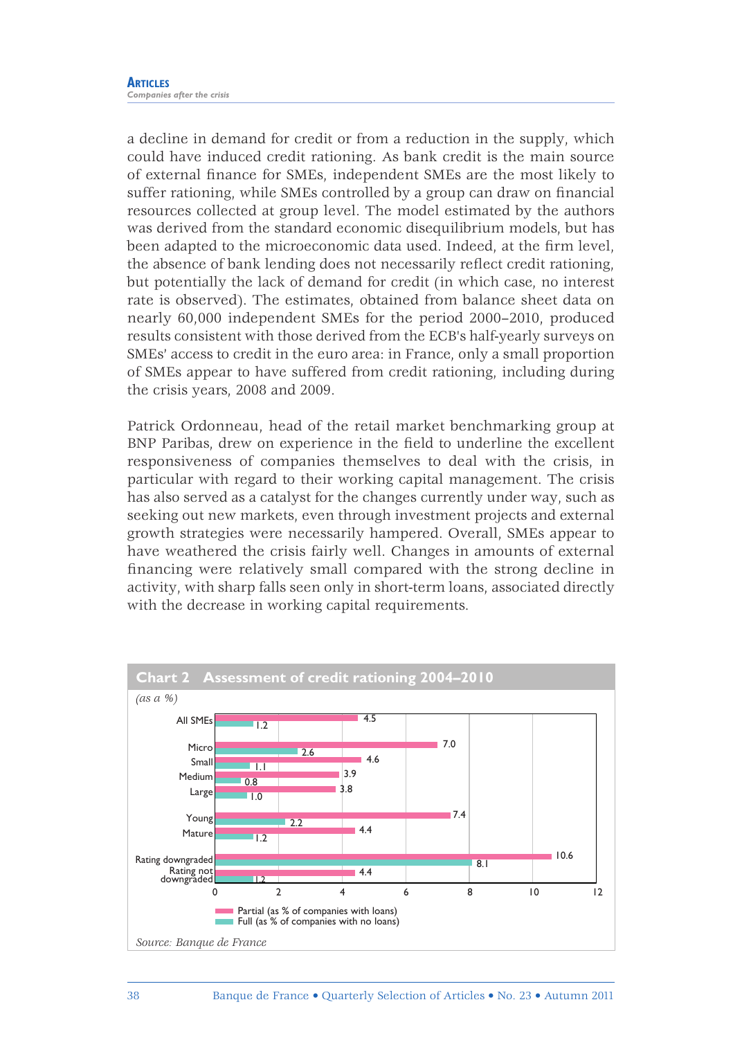a decline in demand for credit or from a reduction in the supply, which could have induced credit rationing. As bank credit is the main source of external finance for SMEs, independent SMEs are the most likely to suffer rationing, while SMEs controlled by a group can draw on financial resources collected at group level. The model estimated by the authors was derived from the standard economic disequilibrium models, but has been adapted to the microeconomic data used. Indeed, at the firm level, the absence of bank lending does not necessarily reflect credit rationing, but potentially the lack of demand for credit (in which case, no interest rate is observed). The estimates, obtained from balance sheet data on nearly 60,000 independent SMEs for the period 2000–2010, produced results consistent with those derived from the ECB's half-yearly surveys on SMEs' access to credit in the euro area: in France, only a small proportion of SMEs appear to have suffered from credit rationing, including during the crisis years, 2008 and 2009.

Patrick Ordonneau, head of the retail market benchmarking group at BNP Paribas, drew on experience in the field to underline the excellent responsiveness of companies themselves to deal with the crisis, in particular with regard to their working capital management. The crisis has also served as a catalyst for the changes currently under way, such as seeking out new markets, even through investment projects and external growth strategies were necessarily hampered. Overall, SMEs appear to have weathered the crisis fairly well. Changes in amounts of external financing were relatively small compared with the strong decline in activity, with sharp falls seen only in short-term loans, associated directly with the decrease in working capital requirements.

**Chart 2 Assessment of credit rationing 2004–2010**

*(as a %)*

| | Partial (as % of companies with loans) | Full (as % of companies with no loans) |
|---|---|---|
| All SMEs | 4.5 | 1.2 |
| Micro | 7.0 | 2.6 |
| Small | 4.6 | 1.1 |
| Medium | 3.9 | 0.8 |
| Large | 3.8 | 1.0 |
| Young | 7.4 | 2.2 |
| Mature | 4.4 | 1.2 |
| Rating downgraded | 10.6 | 8.1 |
| Rating not downgraded | 4.4 | 1.2 |

*Source: Banque de France*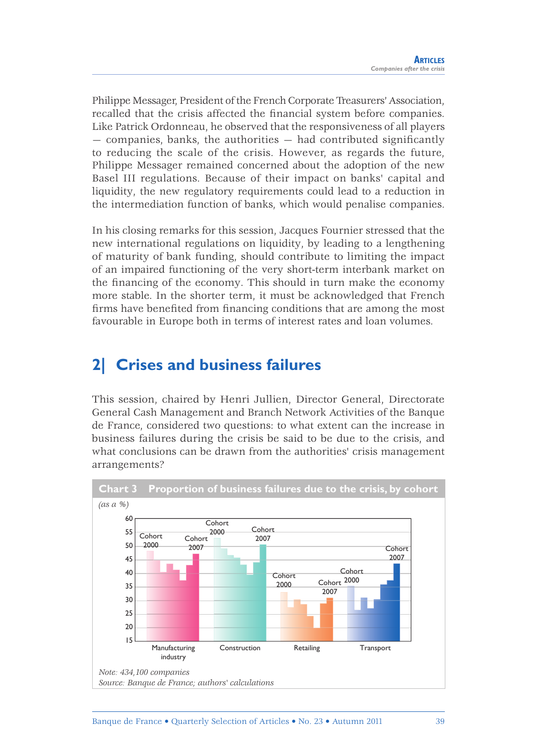Philippe Messager, President of the French Corporate Treasurers' Association, recalled that the crisis affected the financial system before companies. Like Patrick Ordonneau, he observed that the responsiveness of all players — companies, banks, the authorities — had contributed significantly to reducing the scale of the crisis. However, as regards the future, Philippe Messager remained concerned about the adoption of the new Basel III regulations. Because of their impact on banks' capital and liquidity, the new regulatory requirements could lead to a reduction in the intermediation function of banks, which would penalise companies.

In his closing remarks for this session, Jacques Fournier stressed that the new international regulations on liquidity, by leading to a lengthening of maturity of bank funding, should contribute to limiting the impact of an impaired functioning of the very short-term interbank market on the financing of the economy. This should in turn make the economy more stable. In the shorter term, it must be acknowledged that French firms have benefited from financing conditions that are among the most favourable in Europe both in terms of interest rates and loan volumes.

## 2| Crises and business failures

This session, chaired by Henri Jullien, Director General, Directorate General Cash Management and Branch Network Activities of the Banque de France, considered two questions: to what extent can the increase in business failures during the crisis be said to be due to the crisis, and what conclusions can be drawn from the authorities' crisis management arrangements?

**Chart 3 Proportion of business failures due to the crisis, by cohort**

*(as a %)*

*Note: 434,100 companies*
*Source: Banque de France; authors' calculations*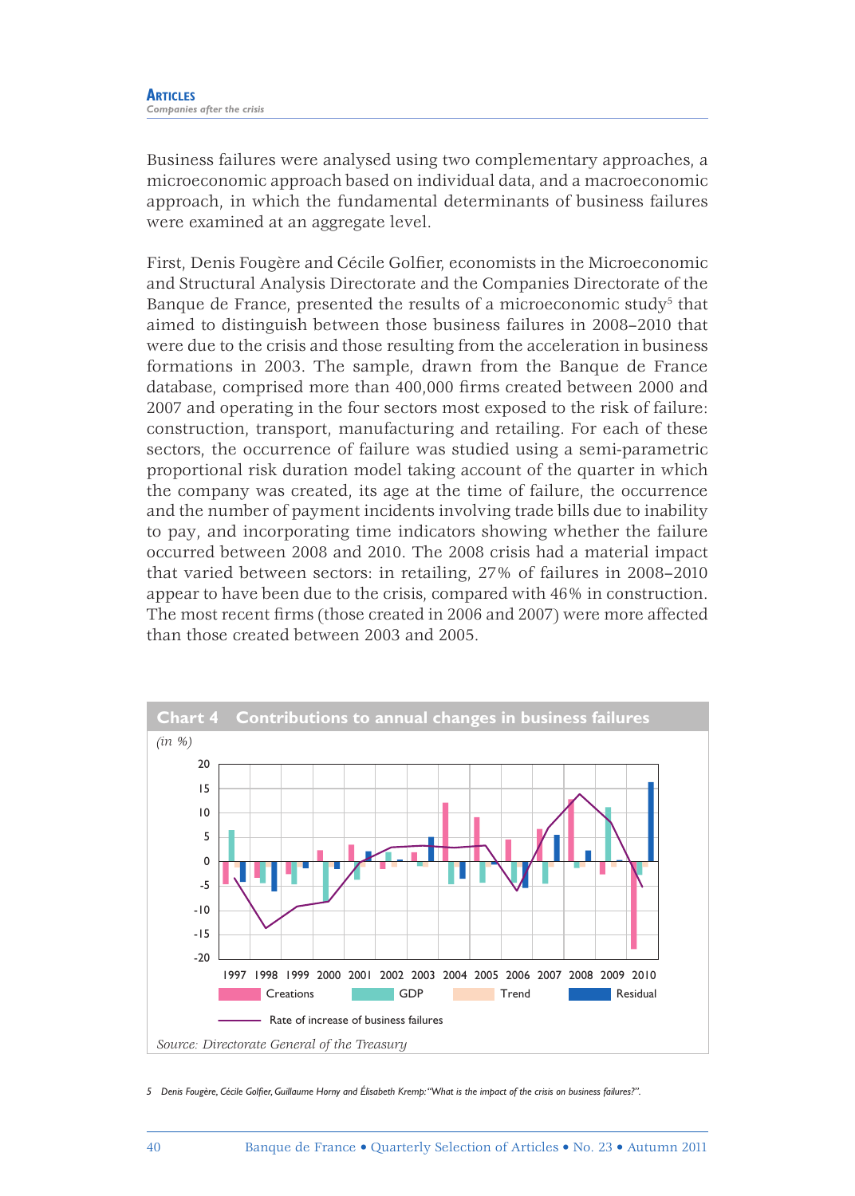Business failures were analysed using two complementary approaches, a microeconomic approach based on individual data, and a macroeconomic approach, in which the fundamental determinants of business failures were examined at an aggregate level.

First, Denis Fougère and Cécile Golfier, economists in the Microeconomic and Structural Analysis Directorate and the Companies Directorate of the Banque de France, presented the results of a microeconomic study[5] that aimed to distinguish between those business failures in 2008–2010 that were due to the crisis and those resulting from the acceleration in business formations in 2003. The sample, drawn from the Banque de France database, comprised more than 400,000 firms created between 2000 and 2007 and operating in the four sectors most exposed to the risk of failure: construction, transport, manufacturing and retailing. For each of these sectors, the occurrence of failure was studied using a semi-parametric proportional risk duration model taking account of the quarter in which the company was created, its age at the time of failure, the occurrence and the number of payment incidents involving trade bills due to inability to pay, and incorporating time indicators showing whether the failure occurred between 2008 and 2010. The 2008 crisis had a material impact that varied between sectors: in retailing, 27% of failures in 2008–2010 appear to have been due to the crisis, compared with 46% in construction. The most recent firms (those created in 2006 and 2007) were more affected than those created between 2003 and 2005.

**Chart 4 Contributions to annual changes in business failures**

*(in %)*

Legend: Creations, GDP, Trend, Residual, Rate of increase of business failures (1997–2010)

*Source: Directorate General of the Treasury*

5 Denis Fougère, Cécile Golfier, Guillaume Horny and Élisabeth Kremp: "What is the impact of the crisis on business failures?".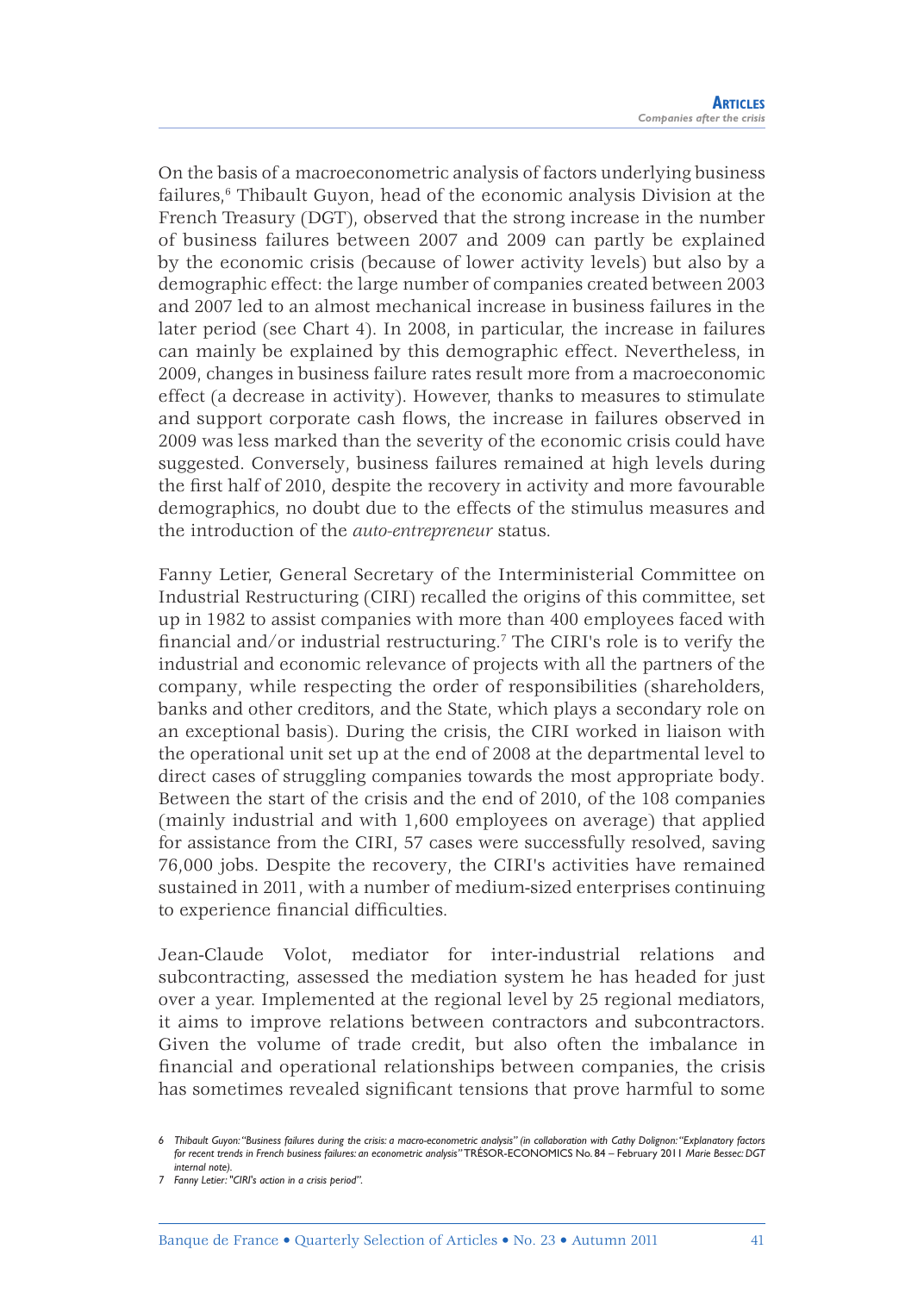On the basis of a macroeconometric analysis of factors underlying business failures,[6] Thibault Guyon, head of the economic analysis Division at the French Treasury (DGT), observed that the strong increase in the number of business failures between 2007 and 2009 can partly be explained by the economic crisis (because of lower activity levels) but also by a demographic effect: the large number of companies created between 2003 and 2007 led to an almost mechanical increase in business failures in the later period (see Chart 4). In 2008, in particular, the increase in failures can mainly be explained by this demographic effect. Nevertheless, in 2009, changes in business failure rates result more from a macroeconomic effect (a decrease in activity). However, thanks to measures to stimulate and support corporate cash flows, the increase in failures observed in 2009 was less marked than the severity of the economic crisis could have suggested. Conversely, business failures remained at high levels during the first half of 2010, despite the recovery in activity and more favourable demographics, no doubt due to the effects of the stimulus measures and the introduction of the *auto-entrepreneur* status.

Fanny Letier, General Secretary of the Interministerial Committee on Industrial Restructuring (CIRI) recalled the origins of this committee, set up in 1982 to assist companies with more than 400 employees faced with financial and/or industrial restructuring.[7] The CIRI's role is to verify the industrial and economic relevance of projects with all the partners of the company, while respecting the order of responsibilities (shareholders, banks and other creditors, and the State, which plays a secondary role on an exceptional basis). During the crisis, the CIRI worked in liaison with the operational unit set up at the end of 2008 at the departmental level to direct cases of struggling companies towards the most appropriate body. Between the start of the crisis and the end of 2010, of the 108 companies (mainly industrial and with 1,600 employees on average) that applied for assistance from the CIRI, 57 cases were successfully resolved, saving 76,000 jobs. Despite the recovery, the CIRI's activities have remained sustained in 2011, with a number of medium-sized enterprises continuing to experience financial difficulties.

Jean-Claude Volot, mediator for inter-industrial relations and subcontracting, assessed the mediation system he has headed for just over a year. Implemented at the regional level by 25 regional mediators, it aims to improve relations between contractors and subcontractors. Given the volume of trade credit, but also often the imbalance in financial and operational relationships between companies, the crisis has sometimes revealed significant tensions that prove harmful to some

6 *Thibault Guyon: "Business failures during the crisis: a macro-econometric analysis" (in collaboration with Cathy Dolignon: "Explanatory factors for recent trends in French business failures: an econometric analysis"* TRÉSOR-ECONOMICS No. 84 – February 2011 *Marie Bessec: DGT internal note).*

7 *Fanny Letier: "CIRI's action in a crisis period".*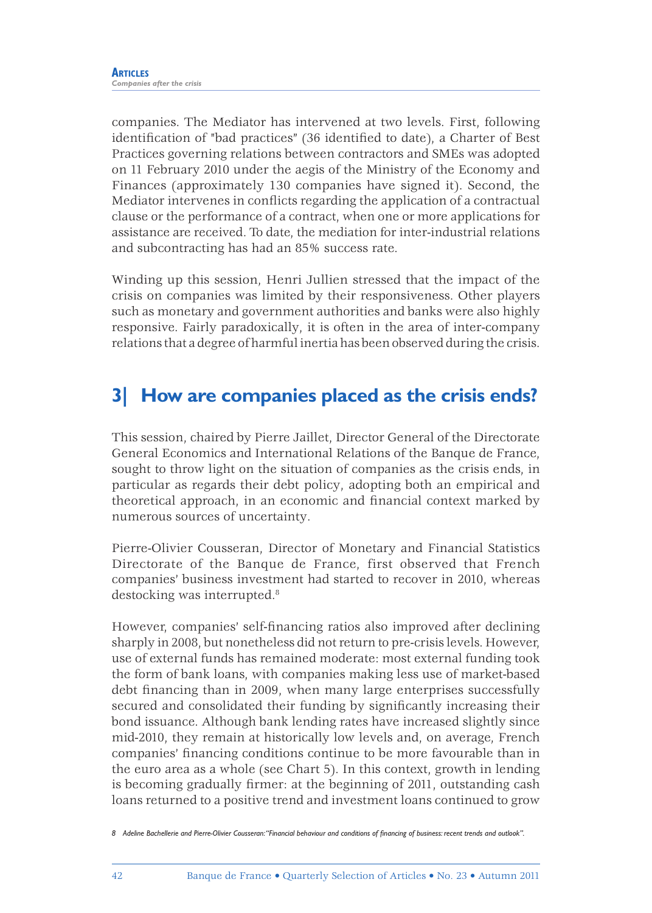companies. The Mediator has intervened at two levels. First, following identification of "bad practices" (36 identified to date), a Charter of Best Practices governing relations between contractors and SMEs was adopted on 11 February 2010 under the aegis of the Ministry of the Economy and Finances (approximately 130 companies have signed it). Second, the Mediator intervenes in conflicts regarding the application of a contractual clause or the performance of a contract, when one or more applications for assistance are received. To date, the mediation for inter-industrial relations and subcontracting has had an 85% success rate.

Winding up this session, Henri Jullien stressed that the impact of the crisis on companies was limited by their responsiveness. Other players such as monetary and government authorities and banks were also highly responsive. Fairly paradoxically, it is often in the area of inter-company relations that a degree of harmful inertia has been observed during the crisis.

## 3| How are companies placed as the crisis ends?

This session, chaired by Pierre Jaillet, Director General of the Directorate General Economics and International Relations of the Banque de France, sought to throw light on the situation of companies as the crisis ends, in particular as regards their debt policy, adopting both an empirical and theoretical approach, in an economic and financial context marked by numerous sources of uncertainty.

Pierre-Olivier Cousseran, Director of Monetary and Financial Statistics Directorate of the Banque de France, first observed that French companies' business investment had started to recover in 2010, whereas destocking was interrupted.[8]

However, companies' self-financing ratios also improved after declining sharply in 2008, but nonetheless did not return to pre-crisis levels. However, use of external funds has remained moderate: most external funding took the form of bank loans, with companies making less use of market-based debt financing than in 2009, when many large enterprises successfully secured and consolidated their funding by significantly increasing their bond issuance. Although bank lending rates have increased slightly since mid-2010, they remain at historically low levels and, on average, French companies' financing conditions continue to be more favourable than in the euro area as a whole (see Chart 5). In this context, growth in lending is becoming gradually firmer: at the beginning of 2011, outstanding cash loans returned to a positive trend and investment loans continued to grow

8 *Adeline Bachellerie and Pierre-Olivier Cousseran: "Financial behaviour and conditions of financing of business: recent trends and outlook".*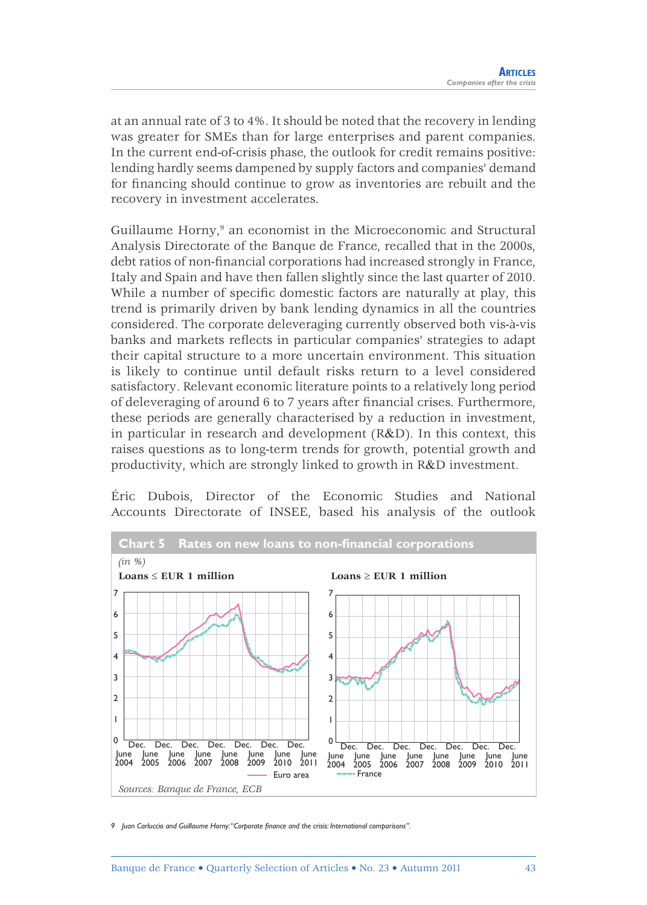at an annual rate of 3 to 4%. It should be noted that the recovery in lending was greater for SMEs than for large enterprises and parent companies. In the current end-of-crisis phase, the outlook for credit remains positive: lending hardly seems dampened by supply factors and companies' demand for financing should continue to grow as inventories are rebuilt and the recovery in investment accelerates.

Guillaume Horny,[9] an economist in the Microeconomic and Structural Analysis Directorate of the Banque de France, recalled that in the 2000s, debt ratios of non-financial corporations had increased strongly in France, Italy and Spain and have then fallen slightly since the last quarter of 2010. While a number of specific domestic factors are naturally at play, this trend is primarily driven by bank lending dynamics in all the countries considered. The corporate deleveraging currently observed both vis-à-vis banks and markets reflects in particular companies' strategies to adapt their capital structure to a more uncertain environment. This situation is likely to continue until default risks return to a level considered satisfactory. Relevant economic literature points to a relatively long period of deleveraging of around 6 to 7 years after financial crises. Furthermore, these periods are generally characterised by a reduction in investment, in particular in research and development (R&D). In this context, this raises questions as to long-term trends for growth, potential growth and productivity, which are strongly linked to growth in R&D investment.

Éric Dubois, Director of the Economic Studies and National Accounts Directorate of INSEE, based his analysis of the outlook

**Chart 5 Rates on new loans to non-financial corporations**

*(in %)*

**Loans ≤ EUR 1 million**

**Loans ≥ EUR 1 million**

Euro area

France

*Sources: Banque de France, ECB*

9 Juan Carluccio and Guillaume Horny: "Corporate finance and the crisis: International comparisons".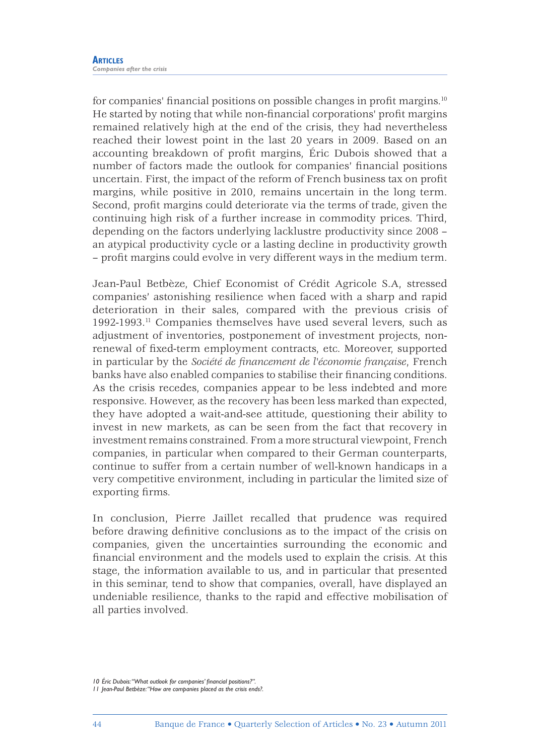for companies' financial positions on possible changes in profit margins.[10] He started by noting that while non-financial corporations' profit margins remained relatively high at the end of the crisis, they had nevertheless reached their lowest point in the last 20 years in 2009. Based on an accounting breakdown of profit margins, Éric Dubois showed that a number of factors made the outlook for companies' financial positions uncertain. First, the impact of the reform of French business tax on profit margins, while positive in 2010, remains uncertain in the long term. Second, profit margins could deteriorate via the terms of trade, given the continuing high risk of a further increase in commodity prices. Third, depending on the factors underlying lacklustre productivity since 2008 – an atypical productivity cycle or a lasting decline in productivity growth – profit margins could evolve in very different ways in the medium term.

Jean-Paul Betbèze, Chief Economist of Crédit Agricole S.A, stressed companies' astonishing resilience when faced with a sharp and rapid deterioration in their sales, compared with the previous crisis of 1992-1993.[11] Companies themselves have used several levers, such as adjustment of inventories, postponement of investment projects, non-renewal of fixed-term employment contracts, etc. Moreover, supported in particular by the *Société de financement de l'économie française*, French banks have also enabled companies to stabilise their financing conditions. As the crisis recedes, companies appear to be less indebted and more responsive. However, as the recovery has been less marked than expected, they have adopted a wait-and-see attitude, questioning their ability to invest in new markets, as can be seen from the fact that recovery in investment remains constrained. From a more structural viewpoint, French companies, in particular when compared to their German counterparts, continue to suffer from a certain number of well-known handicaps in a very competitive environment, including in particular the limited size of exporting firms.

In conclusion, Pierre Jaillet recalled that prudence was required before drawing definitive conclusions as to the impact of the crisis on companies, given the uncertainties surrounding the economic and financial environment and the models used to explain the crisis. At this stage, the information available to us, and in particular that presented in this seminar, tend to show that companies, overall, have displayed an undeniable resilience, thanks to the rapid and effective mobilisation of all parties involved.

10 Éric Dubois: "What outlook for companies' financial positions?".

11 Jean-Paul Betbèze: "How are companies placed as the crisis ends?.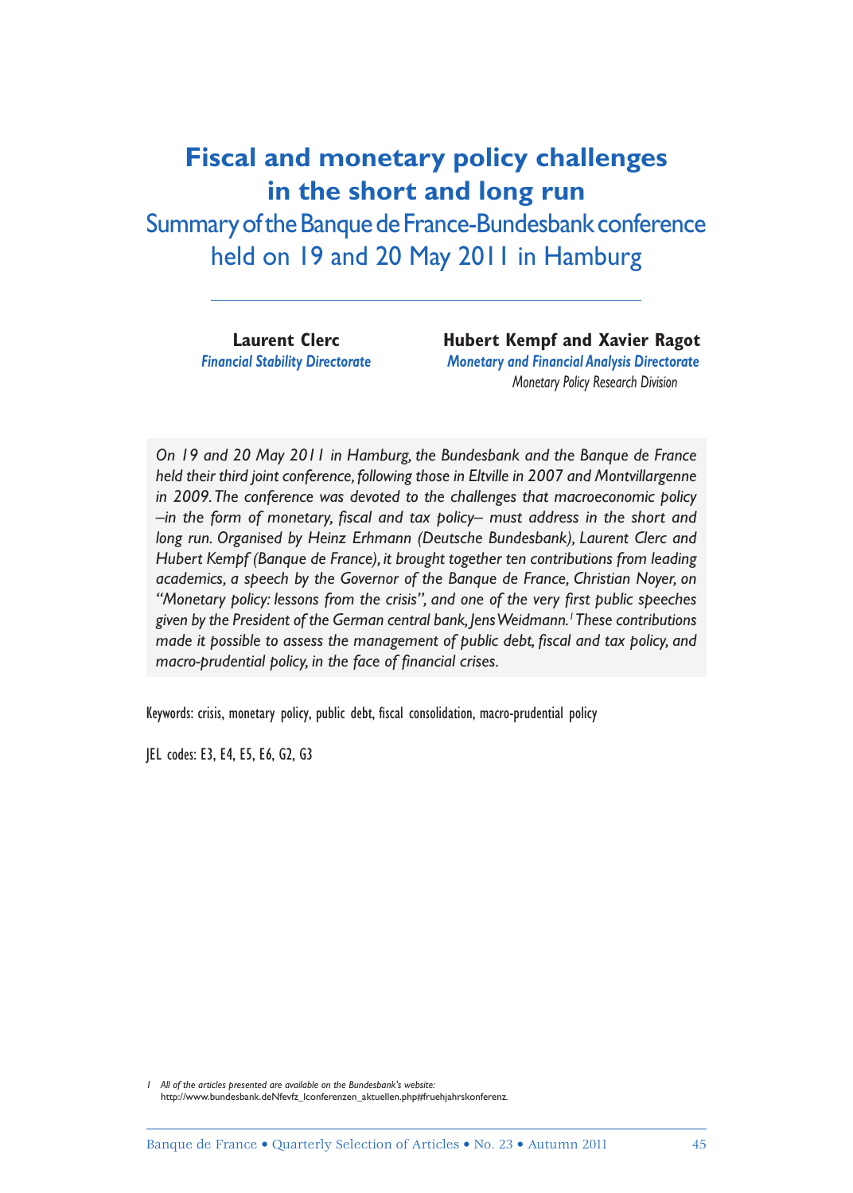# Fiscal and monetary policy challenges in the short and long run

## Summary of the Banque de France-Bundesbank conference held on 19 and 20 May 2011 in Hamburg

**Laurent Clerc**
*Financial Stability Directorate*

**Hubert Kempf and Xavier Ragot**
*Monetary and Financial Analysis Directorate*
*Monetary Policy Research Division*

*On 19 and 20 May 2011 in Hamburg, the Bundesbank and the Banque de France held their third joint conference, following those in Eltville in 2007 and Montvillargenne in 2009. The conference was devoted to the challenges that macroeconomic policy –in the form of monetary, fiscal and tax policy– must address in the short and long run. Organised by Heinz Erhmann (Deutsche Bundesbank), Laurent Clerc and Hubert Kempf (Banque de France), it brought together ten contributions from leading academics, a speech by the Governor of the Banque de France, Christian Noyer, on "Monetary policy: lessons from the crisis", and one of the very first public speeches given by the President of the German central bank, Jens Weidmann.[1] These contributions made it possible to assess the management of public debt, fiscal and tax policy, and macro-prudential policy, in the face of financial crises.*

Keywords: crisis, monetary policy, public debt, fiscal consolidation, macro-prudential policy

JEL codes: E3, E4, E5, E6, G2, G3

1 *All of the articles presented are available on the Bundesbank's website:* http://www.bundesbank.deNfevfz_lconferenzen_aktuellen.php#fruehjahrskonferenz.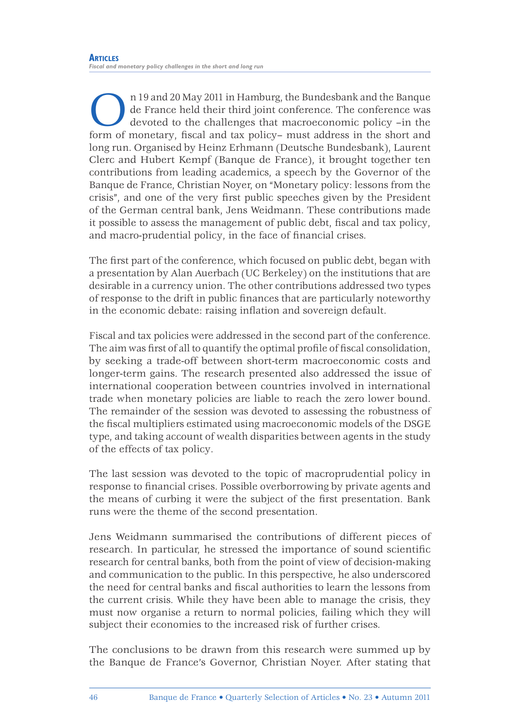On 19 and 20 May 2011 in Hamburg, the Bundesbank and the Banque de France held their third joint conference. The conference was devoted to the challenges that macroeconomic policy –in the form of monetary, fiscal and tax policy– must address in the short and long run. Organised by Heinz Erhmann (Deutsche Bundesbank), Laurent Clerc and Hubert Kempf (Banque de France), it brought together ten contributions from leading academics, a speech by the Governor of the Banque de France, Christian Noyer, on "Monetary policy: lessons from the crisis", and one of the very first public speeches given by the President of the German central bank, Jens Weidmann. These contributions made it possible to assess the management of public debt, fiscal and tax policy, and macro-prudential policy, in the face of financial crises.

The first part of the conference, which focused on public debt, began with a presentation by Alan Auerbach (UC Berkeley) on the institutions that are desirable in a currency union. The other contributions addressed two types of response to the drift in public finances that are particularly noteworthy in the economic debate: raising inflation and sovereign default.

Fiscal and tax policies were addressed in the second part of the conference. The aim was first of all to quantify the optimal profile of fiscal consolidation, by seeking a trade-off between short-term macroeconomic costs and longer-term gains. The research presented also addressed the issue of international cooperation between countries involved in international trade when monetary policies are liable to reach the zero lower bound. The remainder of the session was devoted to assessing the robustness of the fiscal multipliers estimated using macroeconomic models of the DSGE type, and taking account of wealth disparities between agents in the study of the effects of tax policy.

The last session was devoted to the topic of macroprudential policy in response to financial crises. Possible overborrowing by private agents and the means of curbing it were the subject of the first presentation. Bank runs were the theme of the second presentation.

Jens Weidmann summarised the contributions of different pieces of research. In particular, he stressed the importance of sound scientific research for central banks, both from the point of view of decision-making and communication to the public. In this perspective, he also underscored the need for central banks and fiscal authorities to learn the lessons from the current crisis. While they have been able to manage the crisis, they must now organise a return to normal policies, failing which they will subject their economies to the increased risk of further crises.

The conclusions to be drawn from this research were summed up by the Banque de France's Governor, Christian Noyer. After stating that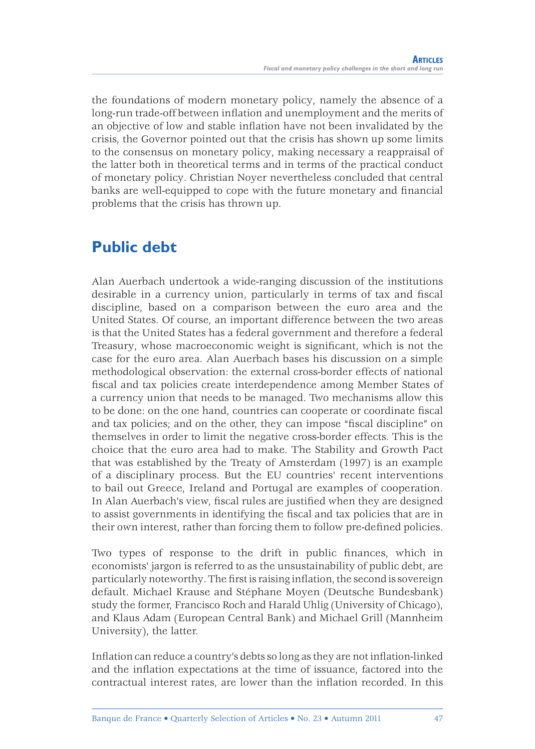the foundations of modern monetary policy, namely the absence of a long-run trade-off between inflation and unemployment and the merits of an objective of low and stable inflation have not been invalidated by the crisis, the Governor pointed out that the crisis has shown up some limits to the consensus on monetary policy, making necessary a reappraisal of the latter both in theoretical terms and in terms of the practical conduct of monetary policy. Christian Noyer nevertheless concluded that central banks are well-equipped to cope with the future monetary and financial problems that the crisis has thrown up.

## Public debt

Alan Auerbach undertook a wide-ranging discussion of the institutions desirable in a currency union, particularly in terms of tax and fiscal discipline, based on a comparison between the euro area and the United States. Of course, an important difference between the two areas is that the United States has a federal government and therefore a federal Treasury, whose macroeconomic weight is significant, which is not the case for the euro area. Alan Auerbach bases his discussion on a simple methodological observation: the external cross-border effects of national fiscal and tax policies create interdependence among Member States of a currency union that needs to be managed. Two mechanisms allow this to be done: on the one hand, countries can cooperate or coordinate fiscal and tax policies; and on the other, they can impose "fiscal discipline" on themselves in order to limit the negative cross-border effects. This is the choice that the euro area had to make. The Stability and Growth Pact that was established by the Treaty of Amsterdam (1997) is an example of a disciplinary process. But the EU countries' recent interventions to bail out Greece, Ireland and Portugal are examples of cooperation. In Alan Auerbach's view, fiscal rules are justified when they are designed to assist governments in identifying the fiscal and tax policies that are in their own interest, rather than forcing them to follow pre-defined policies.

Two types of response to the drift in public finances, which in economists' jargon is referred to as the unsustainability of public debt, are particularly noteworthy. The first is raising inflation, the second is sovereign default. Michael Krause and Stéphane Moyen (Deutsche Bundesbank) study the former, Francisco Roch and Harald Uhlig (University of Chicago), and Klaus Adam (European Central Bank) and Michael Grill (Mannheim University), the latter.

Inflation can reduce a country's debts so long as they are not inflation-linked and the inflation expectations at the time of issuance, factored into the contractual interest rates, are lower than the inflation recorded. In this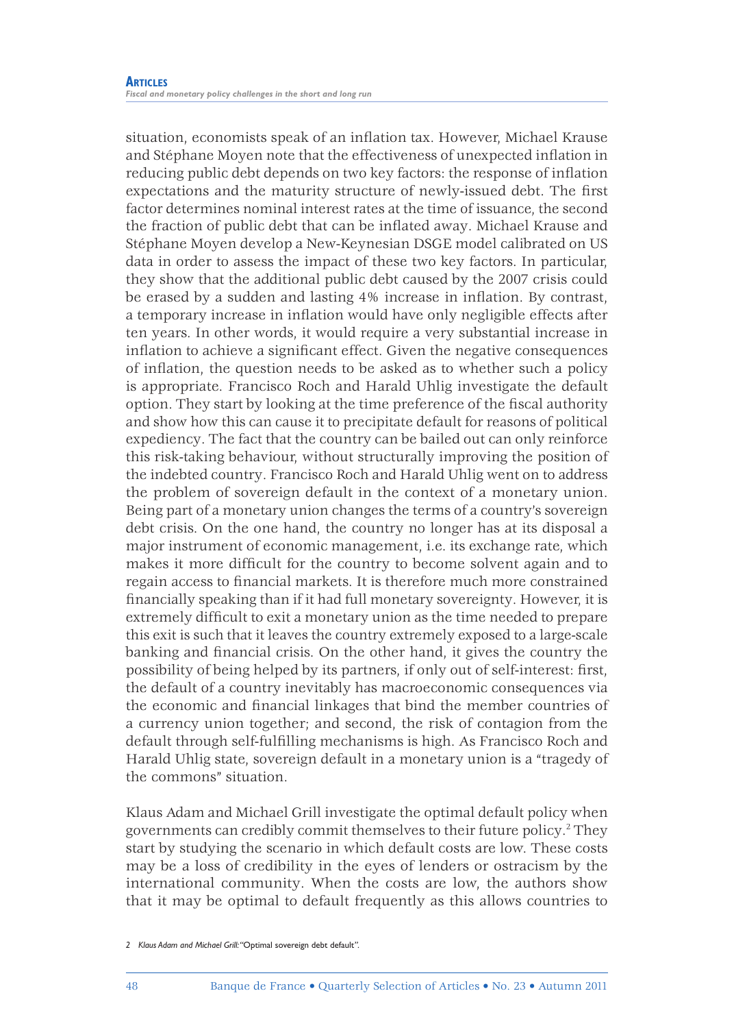situation, economists speak of an inflation tax. However, Michael Krause and Stéphane Moyen note that the effectiveness of unexpected inflation in reducing public debt depends on two key factors: the response of inflation expectations and the maturity structure of newly-issued debt. The first factor determines nominal interest rates at the time of issuance, the second the fraction of public debt that can be inflated away. Michael Krause and Stéphane Moyen develop a New-Keynesian DSGE model calibrated on US data in order to assess the impact of these two key factors. In particular, they show that the additional public debt caused by the 2007 crisis could be erased by a sudden and lasting 4% increase in inflation. By contrast, a temporary increase in inflation would have only negligible effects after ten years. In other words, it would require a very substantial increase in inflation to achieve a significant effect. Given the negative consequences of inflation, the question needs to be asked as to whether such a policy is appropriate. Francisco Roch and Harald Uhlig investigate the default option. They start by looking at the time preference of the fiscal authority and show how this can cause it to precipitate default for reasons of political expediency. The fact that the country can be bailed out can only reinforce this risk-taking behaviour, without structurally improving the position of the indebted country. Francisco Roch and Harald Uhlig went on to address the problem of sovereign default in the context of a monetary union. Being part of a monetary union changes the terms of a country's sovereign debt crisis. On the one hand, the country no longer has at its disposal a major instrument of economic management, i.e. its exchange rate, which makes it more difficult for the country to become solvent again and to regain access to financial markets. It is therefore much more constrained financially speaking than if it had full monetary sovereignty. However, it is extremely difficult to exit a monetary union as the time needed to prepare this exit is such that it leaves the country extremely exposed to a large-scale banking and financial crisis. On the other hand, it gives the country the possibility of being helped by its partners, if only out of self-interest: first, the default of a country inevitably has macroeconomic consequences via the economic and financial linkages that bind the member countries of a currency union together; and second, the risk of contagion from the default through self-fulfilling mechanisms is high. As Francisco Roch and Harald Uhlig state, sovereign default in a monetary union is a "tragedy of the commons" situation.

Klaus Adam and Michael Grill investigate the optimal default policy when governments can credibly commit themselves to their future policy.[2] They start by studying the scenario in which default costs are low. These costs may be a loss of credibility in the eyes of lenders or ostracism by the international community. When the costs are low, the authors show that it may be optimal to default frequently as this allows countries to

2 *Klaus Adam and Michael Grill:* "Optimal sovereign debt default".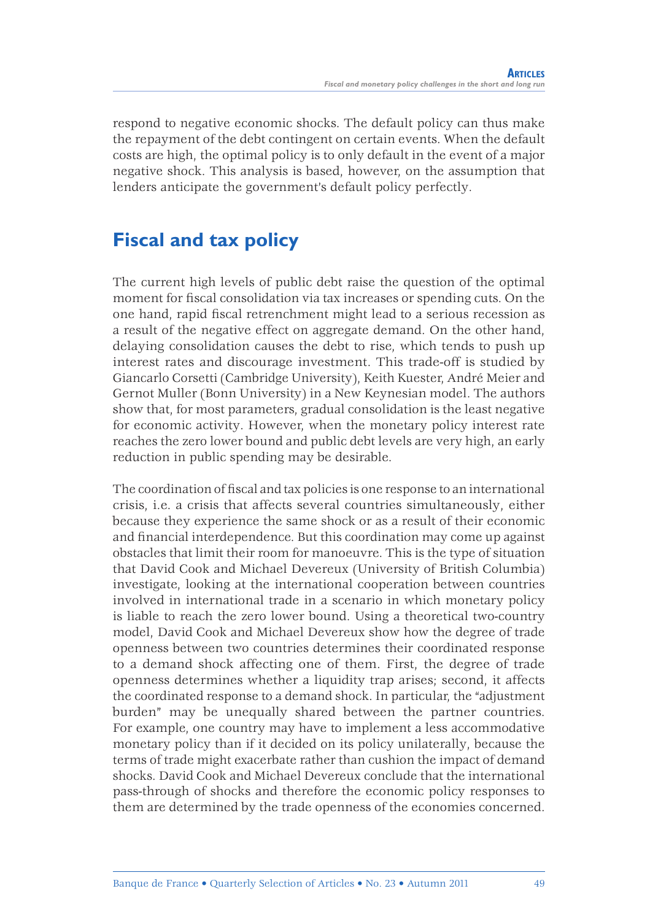respond to negative economic shocks. The default policy can thus make the repayment of the debt contingent on certain events. When the default costs are high, the optimal policy is to only default in the event of a major negative shock. This analysis is based, however, on the assumption that lenders anticipate the government's default policy perfectly.

## Fiscal and tax policy

The current high levels of public debt raise the question of the optimal moment for fiscal consolidation via tax increases or spending cuts. On the one hand, rapid fiscal retrenchment might lead to a serious recession as a result of the negative effect on aggregate demand. On the other hand, delaying consolidation causes the debt to rise, which tends to push up interest rates and discourage investment. This trade-off is studied by Giancarlo Corsetti (Cambridge University), Keith Kuester, André Meier and Gernot Muller (Bonn University) in a New Keynesian model. The authors show that, for most parameters, gradual consolidation is the least negative for economic activity. However, when the monetary policy interest rate reaches the zero lower bound and public debt levels are very high, an early reduction in public spending may be desirable.

The coordination of fiscal and tax policies is one response to an international crisis, i.e. a crisis that affects several countries simultaneously, either because they experience the same shock or as a result of their economic and financial interdependence. But this coordination may come up against obstacles that limit their room for manoeuvre. This is the type of situation that David Cook and Michael Devereux (University of British Columbia) investigate, looking at the international cooperation between countries involved in international trade in a scenario in which monetary policy is liable to reach the zero lower bound. Using a theoretical two-country model, David Cook and Michael Devereux show how the degree of trade openness between two countries determines their coordinated response to a demand shock affecting one of them. First, the degree of trade openness determines whether a liquidity trap arises; second, it affects the coordinated response to a demand shock. In particular, the "adjustment burden" may be unequally shared between the partner countries. For example, one country may have to implement a less accommodative monetary policy than if it decided on its policy unilaterally, because the terms of trade might exacerbate rather than cushion the impact of demand shocks. David Cook and Michael Devereux conclude that the international pass-through of shocks and therefore the economic policy responses to them are determined by the trade openness of the economies concerned.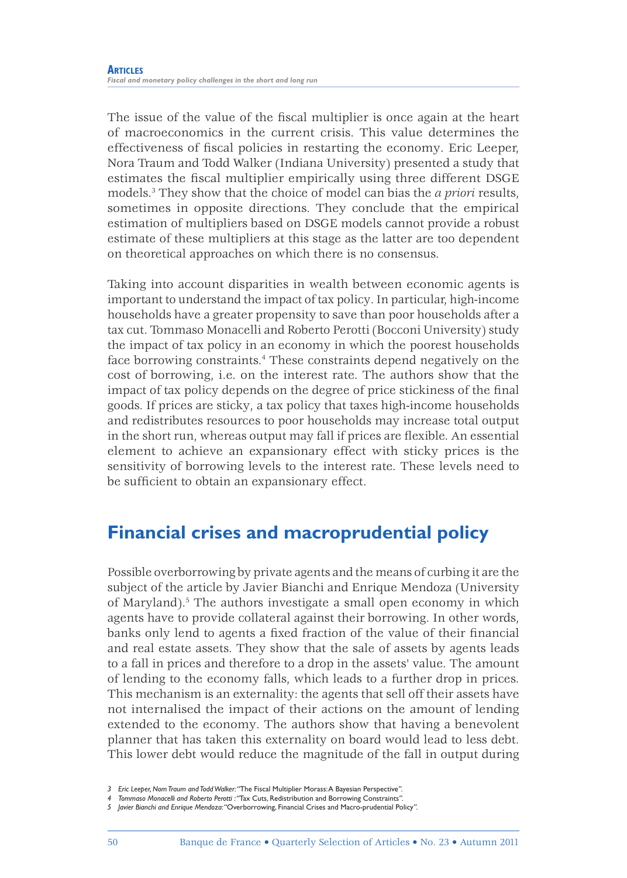The issue of the value of the fiscal multiplier is once again at the heart of macroeconomics in the current crisis. This value determines the effectiveness of fiscal policies in restarting the economy. Eric Leeper, Nora Traum and Todd Walker (Indiana University) presented a study that estimates the fiscal multiplier empirically using three different DSGE models.[3] They show that the choice of model can bias the *a priori* results, sometimes in opposite directions. They conclude that the empirical estimation of multipliers based on DSGE models cannot provide a robust estimate of these multipliers at this stage as the latter are too dependent on theoretical approaches on which there is no consensus.

Taking into account disparities in wealth between economic agents is important to understand the impact of tax policy. In particular, high-income households have a greater propensity to save than poor households after a tax cut. Tommaso Monacelli and Roberto Perotti (Bocconi University) study the impact of tax policy in an economy in which the poorest households face borrowing constraints.[4] These constraints depend negatively on the cost of borrowing, i.e. on the interest rate. The authors show that the impact of tax policy depends on the degree of price stickiness of the final goods. If prices are sticky, a tax policy that taxes high-income households and redistributes resources to poor households may increase total output in the short run, whereas output may fall if prices are flexible. An essential element to achieve an expansionary effect with sticky prices is the sensitivity of borrowing levels to the interest rate. These levels need to be sufficient to obtain an expansionary effect.

## Financial crises and macroprudential policy

Possible overborrowing by private agents and the means of curbing it are the subject of the article by Javier Bianchi and Enrique Mendoza (University of Maryland).[5] The authors investigate a small open economy in which agents have to provide collateral against their borrowing. In other words, banks only lend to agents a fixed fraction of the value of their financial and real estate assets. They show that the sale of assets by agents leads to a fall in prices and therefore to a drop in the assets' value. The amount of lending to the economy falls, which leads to a further drop in prices. This mechanism is an externality: the agents that sell off their assets have not internalised the impact of their actions on the amount of lending extended to the economy. The authors show that having a benevolent planner that has taken this externality on board would lead to less debt. This lower debt would reduce the magnitude of the fall in output during

3 *Eric Leeper, Nora Traum and Todd Walker:* "The Fiscal Multiplier Morass: A Bayesian Perspective".
4 *Tommaso Monacelli and Roberto Perotti :* "Tax Cuts, Redistribution and Borrowing Constraints".
5 *Javier Bianchi and Enrique Mendoza:* "Overborrowing, Financial Crises and Macro-prudential Policy".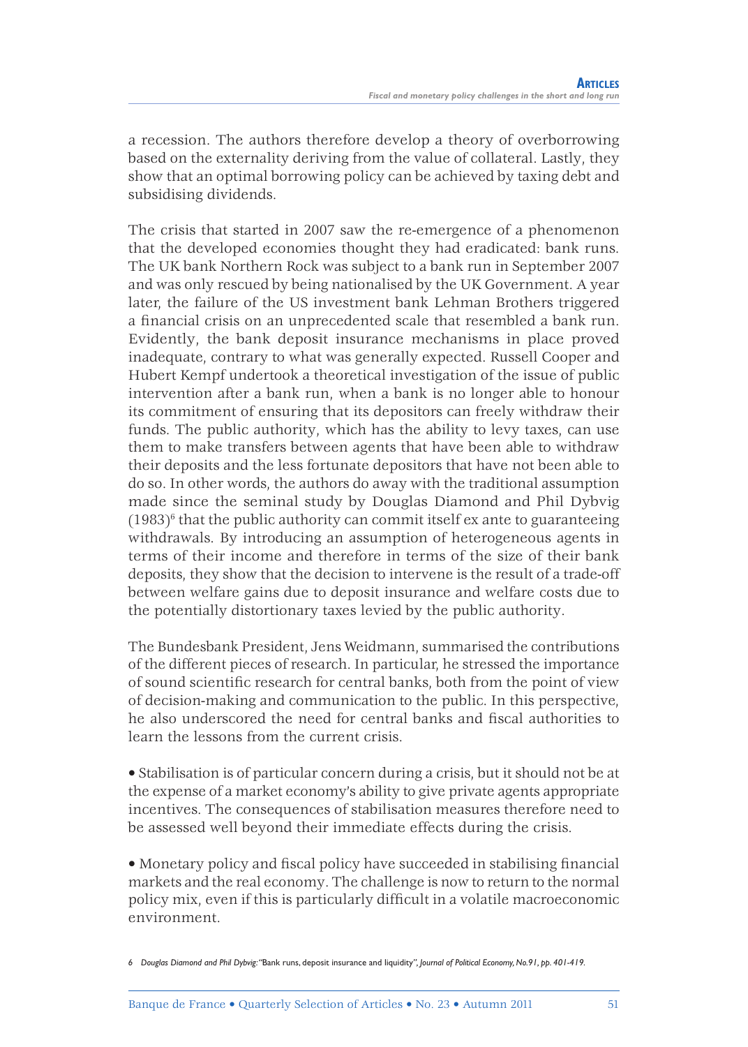a recession. The authors therefore develop a theory of overborrowing based on the externality deriving from the value of collateral. Lastly, they show that an optimal borrowing policy can be achieved by taxing debt and subsidising dividends.

The crisis that started in 2007 saw the re-emergence of a phenomenon that the developed economies thought they had eradicated: bank runs. The UK bank Northern Rock was subject to a bank run in September 2007 and was only rescued by being nationalised by the UK Government. A year later, the failure of the US investment bank Lehman Brothers triggered a financial crisis on an unprecedented scale that resembled a bank run. Evidently, the bank deposit insurance mechanisms in place proved inadequate, contrary to what was generally expected. Russell Cooper and Hubert Kempf undertook a theoretical investigation of the issue of public intervention after a bank run, when a bank is no longer able to honour its commitment of ensuring that its depositors can freely withdraw their funds. The public authority, which has the ability to levy taxes, can use them to make transfers between agents that have been able to withdraw their deposits and the less fortunate depositors that have not been able to do so. In other words, the authors do away with the traditional assumption made since the seminal study by Douglas Diamond and Phil Dybvig (1983)[6] that the public authority can commit itself ex ante to guaranteeing withdrawals. By introducing an assumption of heterogeneous agents in terms of their income and therefore in terms of the size of their bank deposits, they show that the decision to intervene is the result of a trade-off between welfare gains due to deposit insurance and welfare costs due to the potentially distortionary taxes levied by the public authority.

The Bundesbank President, Jens Weidmann, summarised the contributions of the different pieces of research. In particular, he stressed the importance of sound scientific research for central banks, both from the point of view of decision-making and communication to the public. In this perspective, he also underscored the need for central banks and fiscal authorities to learn the lessons from the current crisis.

- Stabilisation is of particular concern during a crisis, but it should not be at the expense of a market economy's ability to give private agents appropriate incentives. The consequences of stabilisation measures therefore need to be assessed well beyond their immediate effects during the crisis.

- Monetary policy and fiscal policy have succeeded in stabilising financial markets and the real economy. The challenge is now to return to the normal policy mix, even if this is particularly difficult in a volatile macroeconomic environment.

6 *Douglas Diamond and Phil Dybvig:* "Bank runs, deposit insurance and liquidity", *Journal of Political Economy, No.91, pp. 401-419.*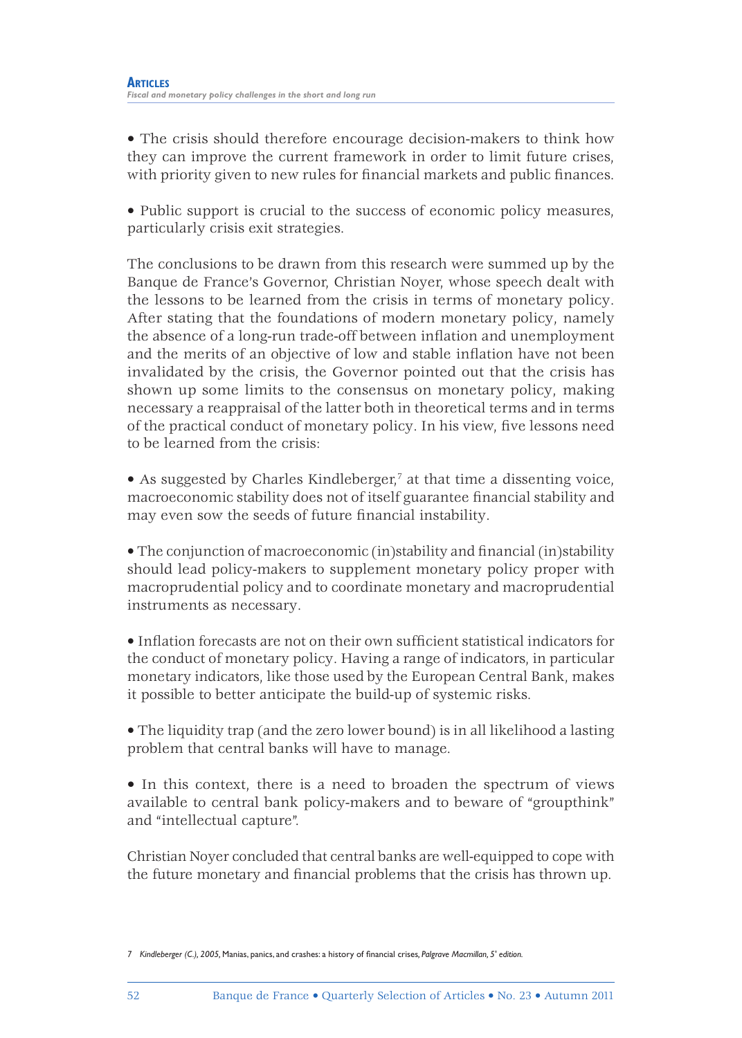- The crisis should therefore encourage decision-makers to think how they can improve the current framework in order to limit future crises, with priority given to new rules for financial markets and public finances.

- Public support is crucial to the success of economic policy measures, particularly crisis exit strategies.

The conclusions to be drawn from this research were summed up by the Banque de France's Governor, Christian Noyer, whose speech dealt with the lessons to be learned from the crisis in terms of monetary policy. After stating that the foundations of modern monetary policy, namely the absence of a long-run trade-off between inflation and unemployment and the merits of an objective of low and stable inflation have not been invalidated by the crisis, the Governor pointed out that the crisis has shown up some limits to the consensus on monetary policy, making necessary a reappraisal of the latter both in theoretical terms and in terms of the practical conduct of monetary policy. In his view, five lessons need to be learned from the crisis:

- As suggested by Charles Kindleberger,[7] at that time a dissenting voice, macroeconomic stability does not of itself guarantee financial stability and may even sow the seeds of future financial instability.

- The conjunction of macroeconomic (in)stability and financial (in)stability should lead policy-makers to supplement monetary policy proper with macroprudential policy and to coordinate monetary and macroprudential instruments as necessary.

- Inflation forecasts are not on their own sufficient statistical indicators for the conduct of monetary policy. Having a range of indicators, in particular monetary indicators, like those used by the European Central Bank, makes it possible to better anticipate the build-up of systemic risks.

- The liquidity trap (and the zero lower bound) is in all likelihood a lasting problem that central banks will have to manage.

- In this context, there is a need to broaden the spectrum of views available to central bank policy-makers and to beware of "groupthink" and "intellectual capture".

Christian Noyer concluded that central banks are well-equipped to cope with the future monetary and financial problems that the crisis has thrown up.

7 *Kindleberger (C.), 2005,* Manias, panics, and crashes: a history of financial crises, *Palgrave Macmillan, 5th edition.*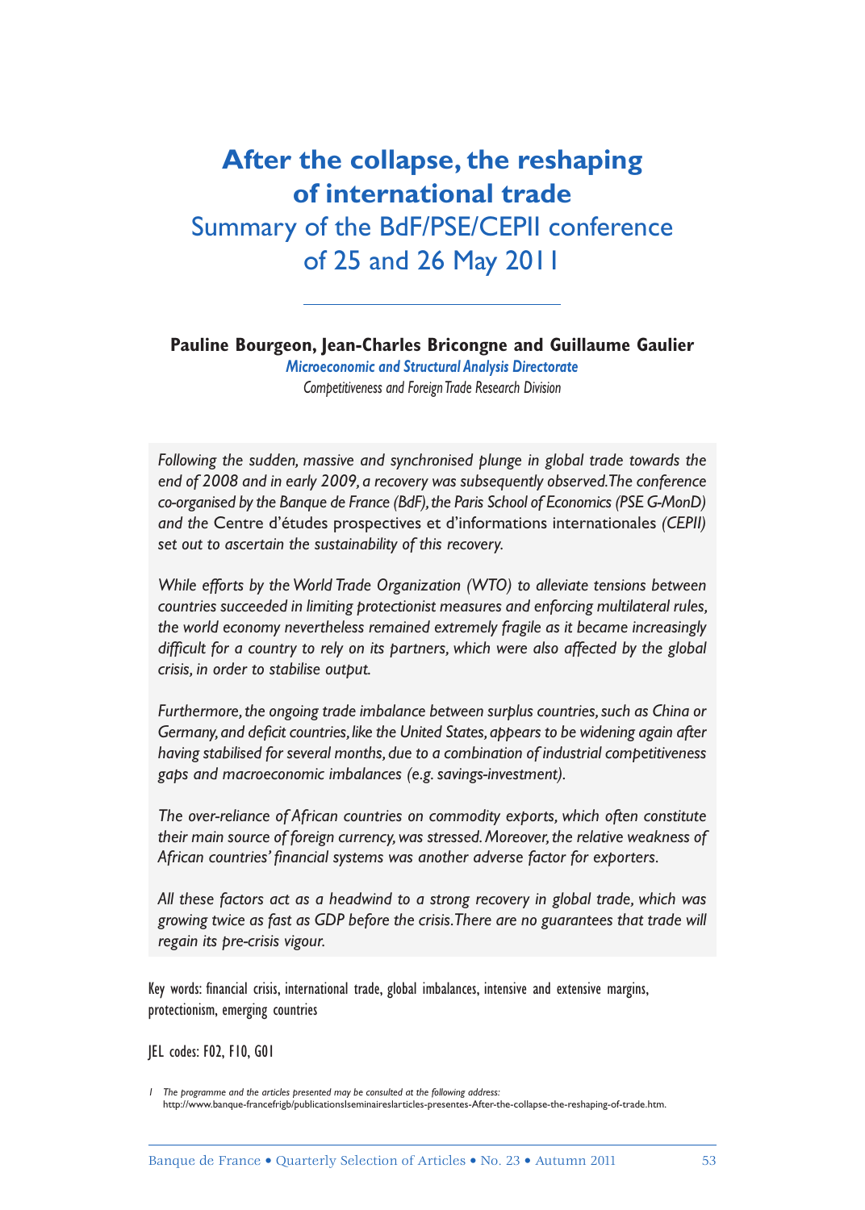# After the collapse, the reshaping of international trade

## Summary of the BdF/PSE/CEPII conference of 25 and 26 May 2011

**Pauline Bourgeon, Jean-Charles Bricongne and Guillaume Gaulier**

*Microeconomic and Structural Analysis Directorate*

*Competitiveness and Foreign Trade Research Division*

*Following the sudden, massive and synchronised plunge in global trade towards the end of 2008 and in early 2009, a recovery was subsequently observed. The conference co-organised by the Banque de France (BdF), the Paris School of Economics (PSE G-MonD) and the* Centre d'études prospectives et d'informations internationales *(CEPII) set out to ascertain the sustainability of this recovery.*

*While efforts by the World Trade Organization (WTO) to alleviate tensions between countries succeeded in limiting protectionist measures and enforcing multilateral rules, the world economy nevertheless remained extremely fragile as it became increasingly difficult for a country to rely on its partners, which were also affected by the global crisis, in order to stabilise output.*

*Furthermore, the ongoing trade imbalance between surplus countries, such as China or Germany, and deficit countries, like the United States, appears to be widening again after having stabilised for several months, due to a combination of industrial competitiveness gaps and macroeconomic imbalances (e.g. savings-investment).*

*The over-reliance of African countries on commodity exports, which often constitute their main source of foreign currency, was stressed. Moreover, the relative weakness of African countries' financial systems was another adverse factor for exporters.*

*All these factors act as a headwind to a strong recovery in global trade, which was growing twice as fast as GDP before the crisis. There are no guarantees that trade will regain its pre-crisis vigour.*

Key words: financial crisis, international trade, global imbalances, intensive and extensive margins, protectionism, emerging countries

JEL codes: F02, F10, G01

1 The programme and the articles presented may be consulted at the following address: http://www.banque-francefrigb/publicationslseminaireslarticles-presentes-After-the-collapse-the-reshaping-of-trade.htm.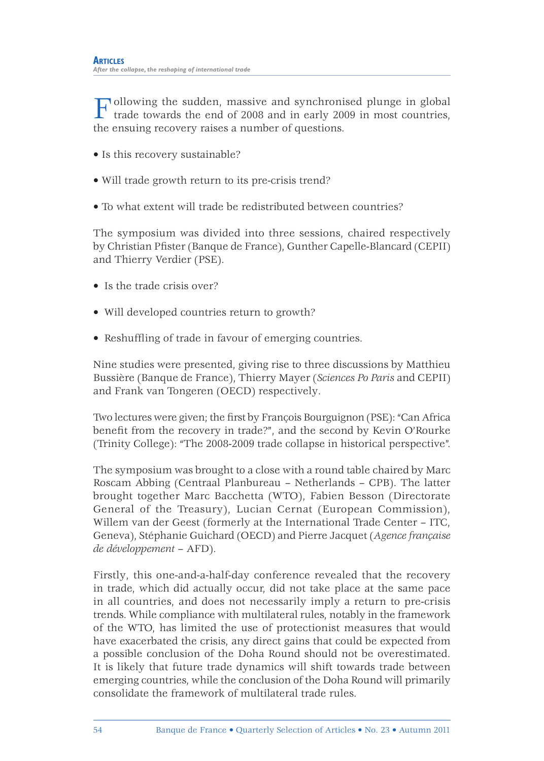Following the sudden, massive and synchronised plunge in global trade towards the end of 2008 and in early 2009 in most countries, the ensuing recovery raises a number of questions.

- Is this recovery sustainable?
- Will trade growth return to its pre-crisis trend?
- To what extent will trade be redistributed between countries?

The symposium was divided into three sessions, chaired respectively by Christian Pfister (Banque de France), Gunther Capelle-Blancard (CEPII) and Thierry Verdier (PSE).

- Is the trade crisis over?
- Will developed countries return to growth?
- Reshuffling of trade in favour of emerging countries.

Nine studies were presented, giving rise to three discussions by Matthieu Bussière (Banque de France), Thierry Mayer (*Sciences Po Paris* and CEPII) and Frank van Tongeren (OECD) respectively.

Two lectures were given; the first by François Bourguignon (PSE): "Can Africa benefit from the recovery in trade?", and the second by Kevin O'Rourke (Trinity College): "The 2008-2009 trade collapse in historical perspective".

The symposium was brought to a close with a round table chaired by Marc Roscam Abbing (Centraal Planbureau – Netherlands – CPB). The latter brought together Marc Bacchetta (WTO), Fabien Besson (Directorate General of the Treasury), Lucian Cernat (European Commission), Willem van der Geest (formerly at the International Trade Center – ITC, Geneva), Stéphanie Guichard (OECD) and Pierre Jacquet (*Agence française de développement* – AFD).

Firstly, this one-and-a-half-day conference revealed that the recovery in trade, which did actually occur, did not take place at the same pace in all countries, and does not necessarily imply a return to pre-crisis trends. While compliance with multilateral rules, notably in the framework of the WTO, has limited the use of protectionist measures that would have exacerbated the crisis, any direct gains that could be expected from a possible conclusion of the Doha Round should not be overestimated. It is likely that future trade dynamics will shift towards trade between emerging countries, while the conclusion of the Doha Round will primarily consolidate the framework of multilateral trade rules.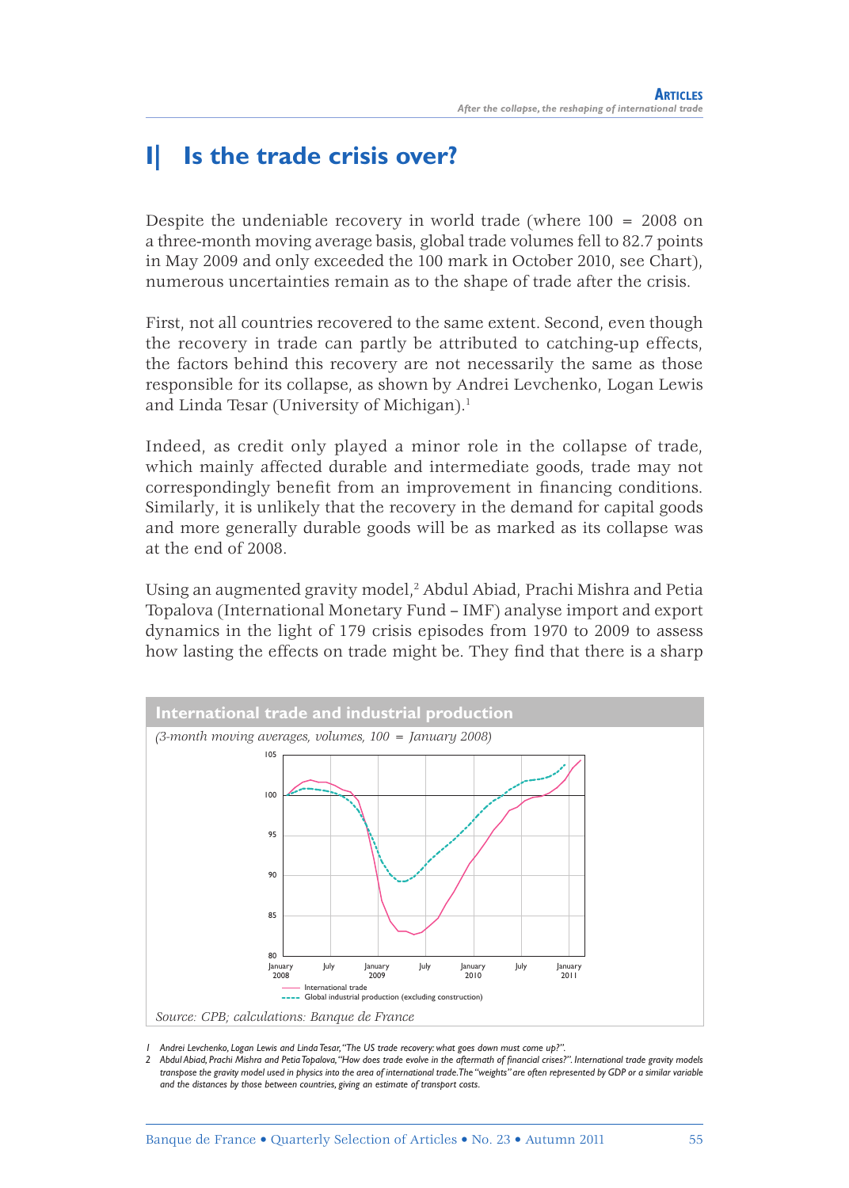# I| Is the trade crisis over?

Despite the undeniable recovery in world trade (where 100 = 2008 on a three-month moving average basis, global trade volumes fell to 82.7 points in May 2009 and only exceeded the 100 mark in October 2010, see Chart), numerous uncertainties remain as to the shape of trade after the crisis.

First, not all countries recovered to the same extent. Second, even though the recovery in trade can partly be attributed to catching-up effects, the factors behind this recovery are not necessarily the same as those responsible for its collapse, as shown by Andrei Levchenko, Logan Lewis and Linda Tesar (University of Michigan).[1]

Indeed, as credit only played a minor role in the collapse of trade, which mainly affected durable and intermediate goods, trade may not correspondingly benefit from an improvement in financing conditions. Similarly, it is unlikely that the recovery in the demand for capital goods and more generally durable goods will be as marked as its collapse was at the end of 2008.

Using an augmented gravity model,[2] Abdul Abiad, Prachi Mishra and Petia Topalova (International Monetary Fund – IMF) analyse import and export dynamics in the light of 179 crisis episodes from 1970 to 2009 to assess how lasting the effects on trade might be. They find that there is a sharp

**International trade and industrial production**

*(3-month moving averages, volumes, 100 = January 2008)*

Source: CPB; calculations: Banque de France

1 Andrei Levchenko, Logan Lewis and Linda Tesar, "The US trade recovery: what goes down must come up?".

2 Abdul Abiad, Prachi Mishra and Petia Topalova, "How does trade evolve in the aftermath of financial crises?". International trade gravity models transpose the gravity model used in physics into the area of international trade. The "weights" are often represented by GDP or a similar variable and the distances by those between countries, giving an estimate of transport costs.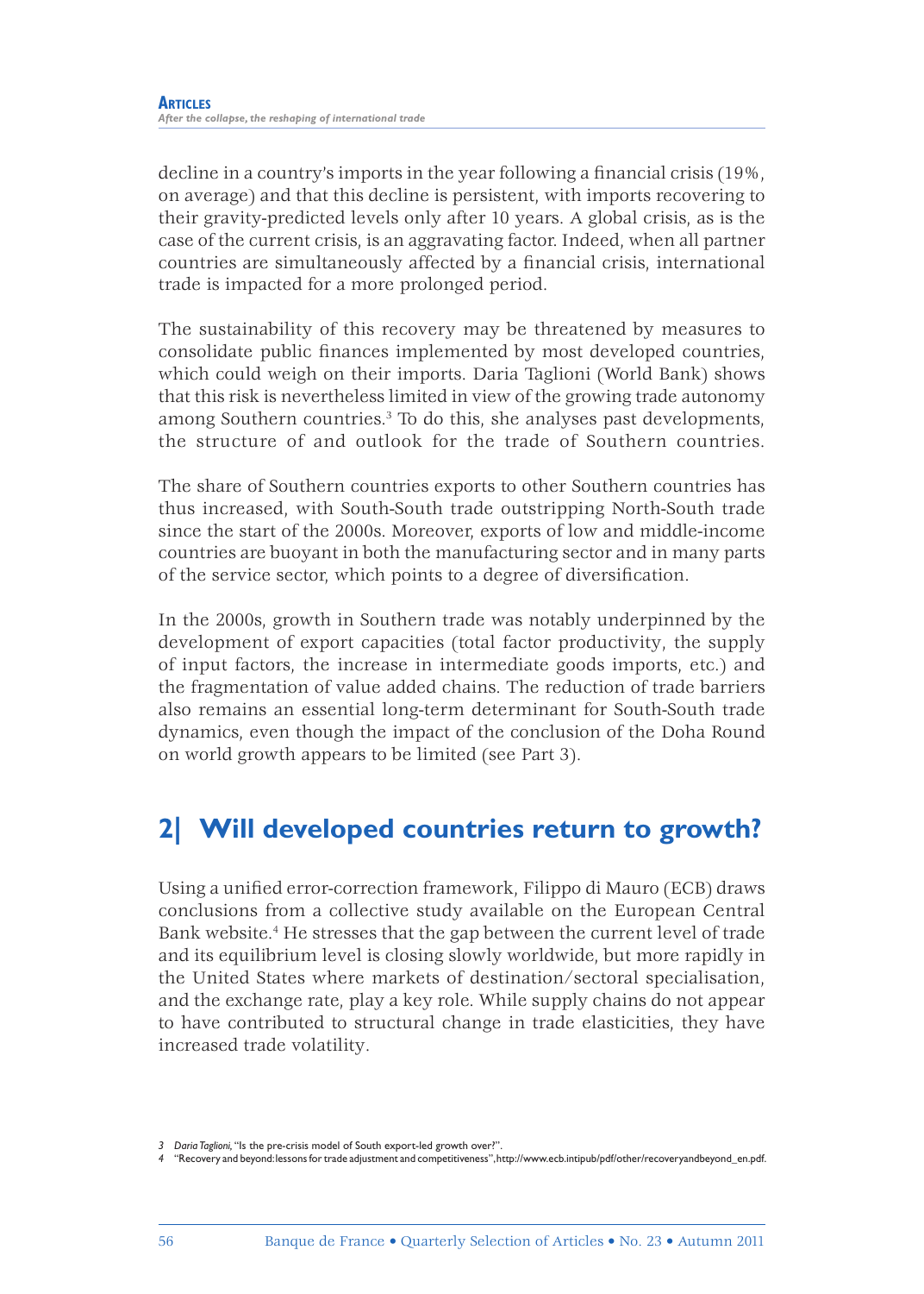decline in a country's imports in the year following a financial crisis (19%, on average) and that this decline is persistent, with imports recovering to their gravity-predicted levels only after 10 years. A global crisis, as is the case of the current crisis, is an aggravating factor. Indeed, when all partner countries are simultaneously affected by a financial crisis, international trade is impacted for a more prolonged period.

The sustainability of this recovery may be threatened by measures to consolidate public finances implemented by most developed countries, which could weigh on their imports. Daria Taglioni (World Bank) shows that this risk is nevertheless limited in view of the growing trade autonomy among Southern countries.[3] To do this, she analyses past developments, the structure of and outlook for the trade of Southern countries.

The share of Southern countries exports to other Southern countries has thus increased, with South-South trade outstripping North-South trade since the start of the 2000s. Moreover, exports of low and middle-income countries are buoyant in both the manufacturing sector and in many parts of the service sector, which points to a degree of diversification.

In the 2000s, growth in Southern trade was notably underpinned by the development of export capacities (total factor productivity, the supply of input factors, the increase in intermediate goods imports, etc.) and the fragmentation of value added chains. The reduction of trade barriers also remains an essential long-term determinant for South-South trade dynamics, even though the impact of the conclusion of the Doha Round on world growth appears to be limited (see Part 3).

## 2| Will developed countries return to growth?

Using a unified error-correction framework, Filippo di Mauro (ECB) draws conclusions from a collective study available on the European Central Bank website.[4] He stresses that the gap between the current level of trade and its equilibrium level is closing slowly worldwide, but more rapidly in the United States where markets of destination/sectoral specialisation, and the exchange rate, play a key role. While supply chains do not appear to have contributed to structural change in trade elasticities, they have increased trade volatility.

3 *Daria Taglioni*, "Is the pre-crisis model of South export-led growth over?".

4 "Recovery and beyond: lessons for trade adjustment and competitiveness", http://www.ecb.intipub/pdf/other/recoveryandbeyond_en.pdf.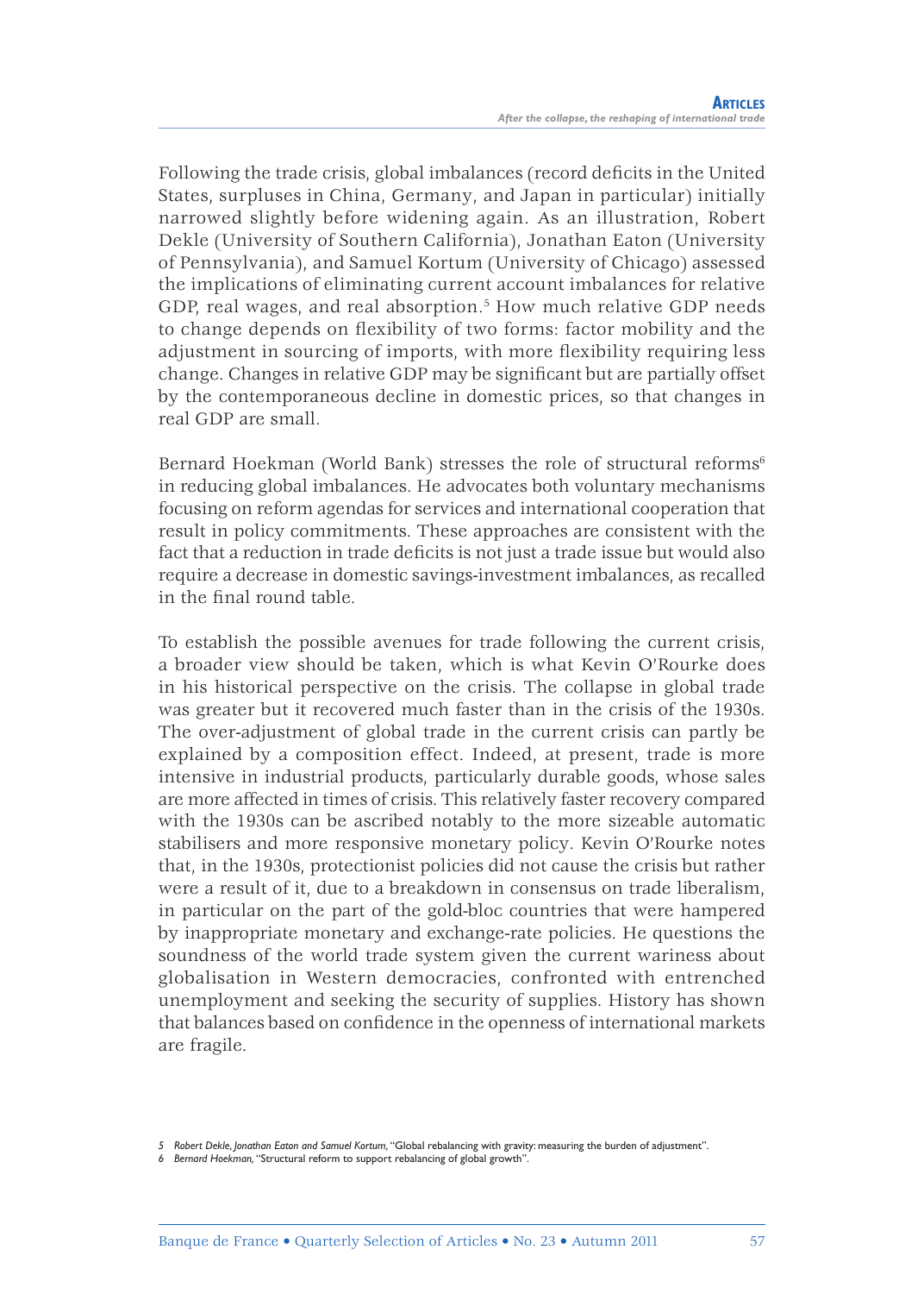Following the trade crisis, global imbalances (record deficits in the United States, surpluses in China, Germany, and Japan in particular) initially narrowed slightly before widening again. As an illustration, Robert Dekle (University of Southern California), Jonathan Eaton (University of Pennsylvania), and Samuel Kortum (University of Chicago) assessed the implications of eliminating current account imbalances for relative GDP, real wages, and real absorption.[5] How much relative GDP needs to change depends on flexibility of two forms: factor mobility and the adjustment in sourcing of imports, with more flexibility requiring less change. Changes in relative GDP may be significant but are partially offset by the contemporaneous decline in domestic prices, so that changes in real GDP are small.

Bernard Hoekman (World Bank) stresses the role of structural reforms[6] in reducing global imbalances. He advocates both voluntary mechanisms focusing on reform agendas for services and international cooperation that result in policy commitments. These approaches are consistent with the fact that a reduction in trade deficits is not just a trade issue but would also require a decrease in domestic savings-investment imbalances, as recalled in the final round table.

To establish the possible avenues for trade following the current crisis, a broader view should be taken, which is what Kevin O'Rourke does in his historical perspective on the crisis. The collapse in global trade was greater but it recovered much faster than in the crisis of the 1930s. The over-adjustment of global trade in the current crisis can partly be explained by a composition effect. Indeed, at present, trade is more intensive in industrial products, particularly durable goods, whose sales are more affected in times of crisis. This relatively faster recovery compared with the 1930s can be ascribed notably to the more sizeable automatic stabilisers and more responsive monetary policy. Kevin O'Rourke notes that, in the 1930s, protectionist policies did not cause the crisis but rather were a result of it, due to a breakdown in consensus on trade liberalism, in particular on the part of the gold-bloc countries that were hampered by inappropriate monetary and exchange-rate policies. He questions the soundness of the world trade system given the current wariness about globalisation in Western democracies, confronted with entrenched unemployment and seeking the security of supplies. History has shown that balances based on confidence in the openness of international markets are fragile.

---

5 *Robert Dekle, Jonathan Eaton and Samuel Kortum*, "Global rebalancing with gravity: measuring the burden of adjustment".

6 *Bernard Hoekman*, "Structural reform to support rebalancing of global growth".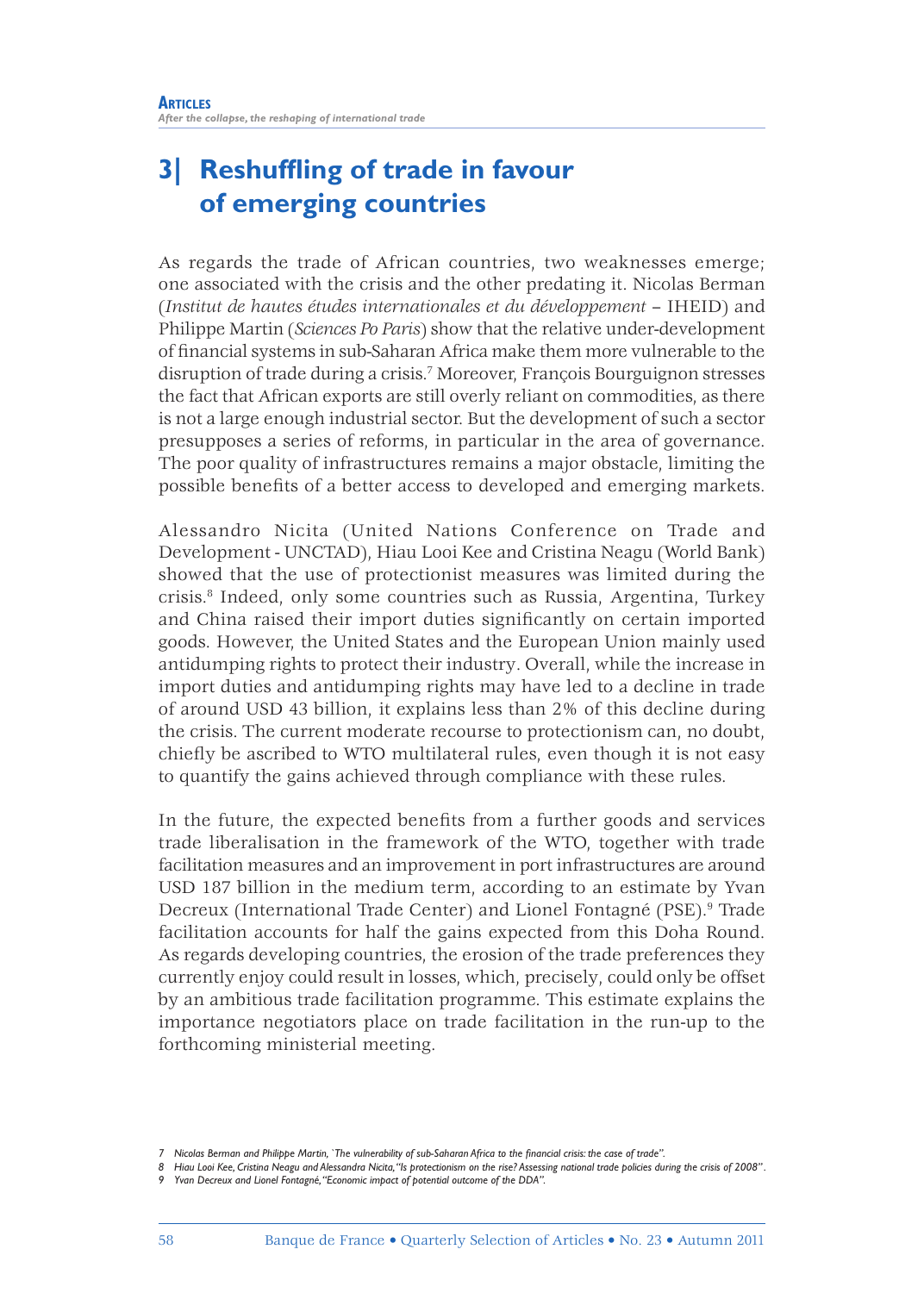## 3| Reshuffling of trade in favour of emerging countries

As regards the trade of African countries, two weaknesses emerge; one associated with the crisis and the other predating it. Nicolas Berman (*Institut de hautes études internationales et du développement* – IHEID) and Philippe Martin (*Sciences Po Paris*) show that the relative under-development of financial systems in sub-Saharan Africa make them more vulnerable to the disruption of trade during a crisis.[7] Moreover, François Bourguignon stresses the fact that African exports are still overly reliant on commodities, as there is not a large enough industrial sector. But the development of such a sector presupposes a series of reforms, in particular in the area of governance. The poor quality of infrastructures remains a major obstacle, limiting the possible benefits of a better access to developed and emerging markets.

Alessandro Nicita (United Nations Conference on Trade and Development - UNCTAD), Hiau Looi Kee and Cristina Neagu (World Bank) showed that the use of protectionist measures was limited during the crisis.[8] Indeed, only some countries such as Russia, Argentina, Turkey and China raised their import duties significantly on certain imported goods. However, the United States and the European Union mainly used antidumping rights to protect their industry. Overall, while the increase in import duties and antidumping rights may have led to a decline in trade of around USD 43 billion, it explains less than 2% of this decline during the crisis. The current moderate recourse to protectionism can, no doubt, chiefly be ascribed to WTO multilateral rules, even though it is not easy to quantify the gains achieved through compliance with these rules.

In the future, the expected benefits from a further goods and services trade liberalisation in the framework of the WTO, together with trade facilitation measures and an improvement in port infrastructures are around USD 187 billion in the medium term, according to an estimate by Yvan Decreux (International Trade Center) and Lionel Fontagné (PSE).[9] Trade facilitation accounts for half the gains expected from this Doha Round. As regards developing countries, the erosion of the trade preferences they currently enjoy could result in losses, which, precisely, could only be offset by an ambitious trade facilitation programme. This estimate explains the importance negotiators place on trade facilitation in the run-up to the forthcoming ministerial meeting.

---

7 Nicolas Berman and Philippe Martin, `The vulnerability of sub-Saharan Africa to the financial crisis: the case of trade".

8 Hiau Looi Kee, Cristina Neagu and Alessandra Nicita, "Is protectionism on the rise? Assessing national trade policies during the crisis of 2008".

9 Yvan Decreux and Lionel Fontagné, "Economic impact of potential outcome of the DDA".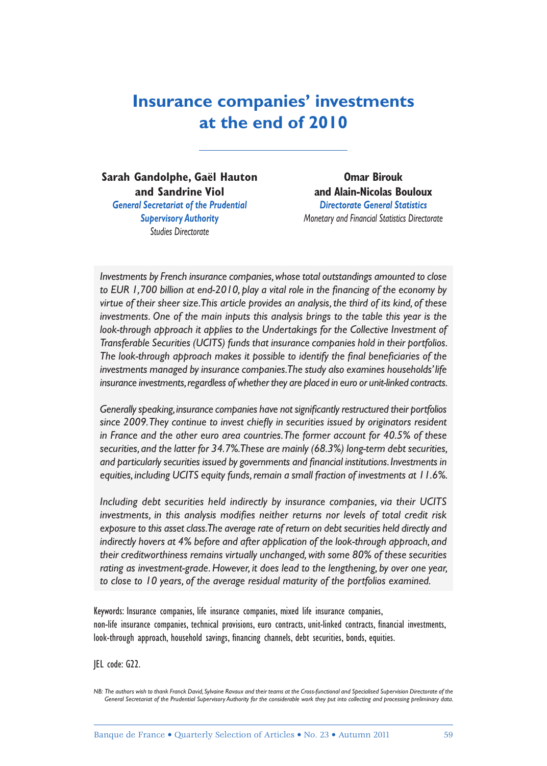# Insurance companies' investments at the end of 2010

**Sarah Gandolphe, Gaël Hauton and Sandrine Viol**
*General Secretariat of the Prudential Supervisory Authority*
*Studies Directorate*

**Omar Birouk and Alain-Nicolas Bouloux**
*Directorate General Statistics*
*Monetary and Financial Statistics Directorate*

*Investments by French insurance companies, whose total outstandings amounted to close to EUR 1,700 billion at end-2010, play a vital role in the financing of the economy by virtue of their sheer size. This article provides an analysis, the third of its kind, of these investments. One of the main inputs this analysis brings to the table this year is the look-through approach it applies to the Undertakings for the Collective Investment of Transferable Securities (UCITS) funds that insurance companies hold in their portfolios. The look-through approach makes it possible to identify the final beneficiaries of the investments managed by insurance companies. The study also examines households' life insurance investments, regardless of whether they are placed in euro or unit-linked contracts.*

*Generally speaking, insurance companies have not significantly restructured their portfolios since 2009. They continue to invest chiefly in securities issued by originators resident in France and the other euro area countries. The former account for 40.5% of these securities, and the latter for 34.7%. These are mainly (68.3%) long-term debt securities, and particularly securities issued by governments and financial institutions. Investments in equities, including UCITS equity funds, remain a small fraction of investments at 11.6%.*

*Including debt securities held indirectly by insurance companies, via their UCITS investments, in this analysis modifies neither returns nor levels of total credit risk exposure to this asset class. The average rate of return on debt securities held directly and indirectly hovers at 4% before and after application of the look-through approach, and their creditworthiness remains virtually unchanged, with some 80% of these securities rating as investment-grade. However, it does lead to the lengthening, by over one year, to close to 10 years, of the average residual maturity of the portfolios examined.*

Keywords: Insurance companies, life insurance companies, mixed life insurance companies, non-life insurance companies, technical provisions, euro contracts, unit-linked contracts, financial investments, look-through approach, household savings, financing channels, debt securities, bonds, equities.

JEL code: G22.

*NB: The authors wish to thank Franck David, Sylvaine Ravaux and their teams at the Cross-functional and Specialised Supervision Directorate of the General Secretariat of the Prudential Supervisory Authority for the considerable work they put into collecting and processing preliminary data.*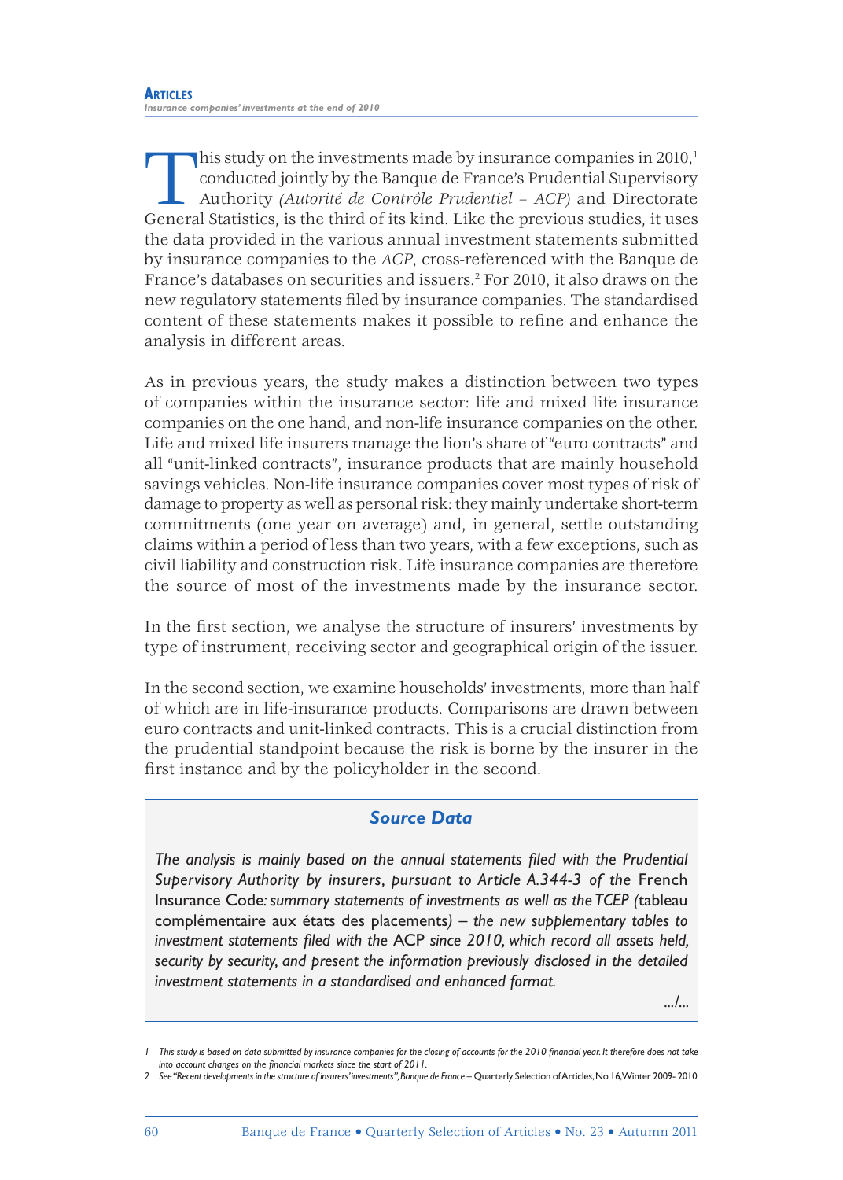This study on the investments made by insurance companies in 2010,[1] conducted jointly by the Banque de France's Prudential Supervisory Authority *(Autorité de Contrôle Prudentiel – ACP)* and Directorate General Statistics, is the third of its kind. Like the previous studies, it uses the data provided in the various annual investment statements submitted by insurance companies to the *ACP*, cross-referenced with the Banque de France's databases on securities and issuers.[2] For 2010, it also draws on the new regulatory statements filed by insurance companies. The standardised content of these statements makes it possible to refine and enhance the analysis in different areas.

As in previous years, the study makes a distinction between two types of companies within the insurance sector: life and mixed life insurance companies on the one hand, and non-life insurance companies on the other. Life and mixed life insurers manage the lion's share of "euro contracts" and all "unit-linked contracts", insurance products that are mainly household savings vehicles. Non-life insurance companies cover most types of risk of damage to property as well as personal risk: they mainly undertake short-term commitments (one year on average) and, in general, settle outstanding claims within a period of less than two years, with a few exceptions, such as civil liability and construction risk. Life insurance companies are therefore the source of most of the investments made by the insurance sector.

In the first section, we analyse the structure of insurers' investments by type of instrument, receiving sector and geographical origin of the issuer.

In the second section, we examine households' investments, more than half of which are in life-insurance products. Comparisons are drawn between euro contracts and unit-linked contracts. This is a crucial distinction from the prudential standpoint because the risk is borne by the insurer in the first instance and by the policyholder in the second.

### Source Data

*The analysis is mainly based on the annual statements filed with the Prudential Supervisory Authority by insurers, pursuant to Article A.344-3 of the* French Insurance Code*: summary statements of investments as well as the TCEP (*tableau complémentaire aux états des placements) *– the new supplementary tables to investment statements filed with the* ACP *since 2010, which record all assets held, security by security, and present the information previously disclosed in the detailed investment statements in a standardised and enhanced format.*

.../...

1 *This study is based on data submitted by insurance companies for the closing of accounts for the 2010 financial year. It therefore does not take into account changes on the financial markets since the start of 2011.*

2 *See "Recent developments in the structure of insurers' investments", Banque de France* – Quarterly Selection of Articles, No. 16, Winter 2009- 2010.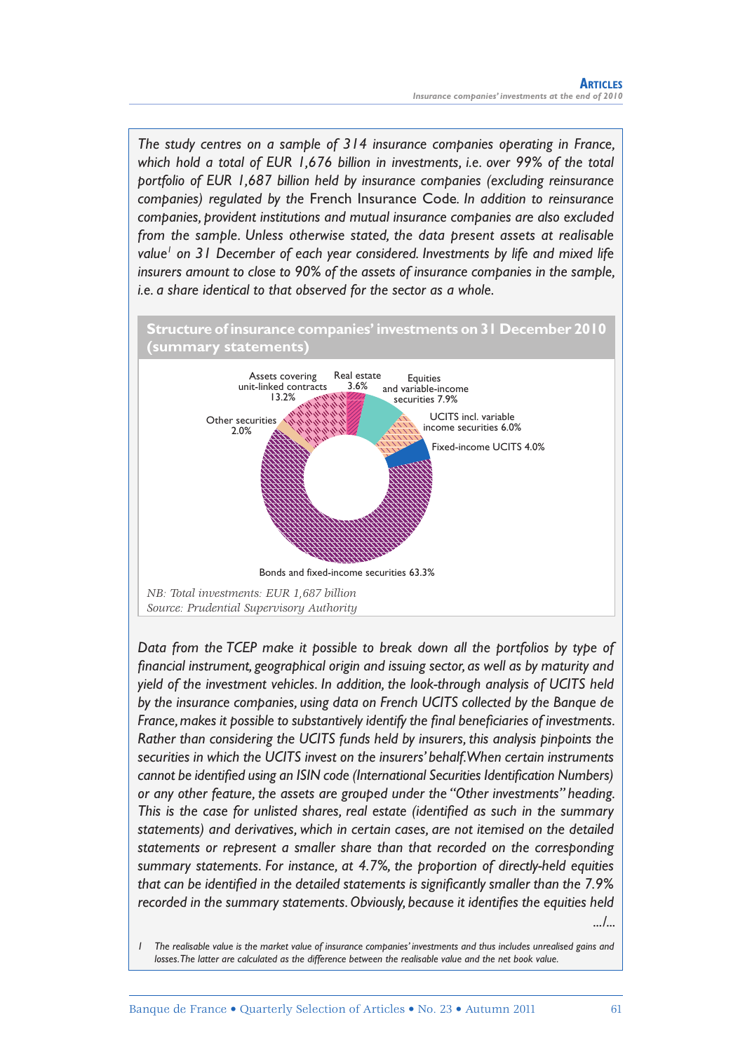*The study centres on a sample of 314 insurance companies operating in France, which hold a total of EUR 1,676 billion in investments, i.e. over 99% of the total portfolio of EUR 1,687 billion held by insurance companies (excluding reinsurance companies) regulated by the* French Insurance Code. *In addition to reinsurance companies, provident institutions and mutual insurance companies are also excluded from the sample. Unless otherwise stated, the data present assets at realisable value[1] on 31 December of each year considered. Investments by life and mixed life insurers amount to close to 90% of the assets of insurance companies in the sample, i.e. a share identical to that observed for the sector as a whole.*

**Structure of insurance companies' investments on 31 December 2010 (summary statements)**

- Real estate 3.6%
- Equities and variable-income securities 7.9%
- UCITS incl. variable income securities 6.0%
- Fixed-income UCITS 4.0%
- Bonds and fixed-income securities 63.3%
- Other securities 2.0%
- Assets covering unit-linked contracts 13.2%

*NB: Total investments: EUR 1,687 billion*
*Source: Prudential Supervisory Authority*

*Data from the TCEP make it possible to break down all the portfolios by type of financial instrument, geographical origin and issuing sector, as well as by maturity and yield of the investment vehicles. In addition, the look-through analysis of UCITS held by the insurance companies, using data on French UCITS collected by the Banque de France, makes it possible to substantively identify the final beneficiaries of investments. Rather than considering the UCITS funds held by insurers, this analysis pinpoints the securities in which the UCITS invest on the insurers' behalf. When certain instruments cannot be identified using an ISIN code (International Securities Identification Numbers) or any other feature, the assets are grouped under the "Other investments" heading. This is the case for unlisted shares, real estate (identified as such in the summary statements) and derivatives, which in certain cases, are not itemised on the detailed statements or represent a smaller share than that recorded on the corresponding summary statements. For instance, at 4.7%, the proportion of directly-held equities that can be identified in the detailed statements is significantly smaller than the 7.9% recorded in the summary statements. Obviously, because it identifies the equities held*

*.../...*

1 *The realisable value is the market value of insurance companies' investments and thus includes unrealised gains and losses. The latter are calculated as the difference between the realisable value and the net book value.*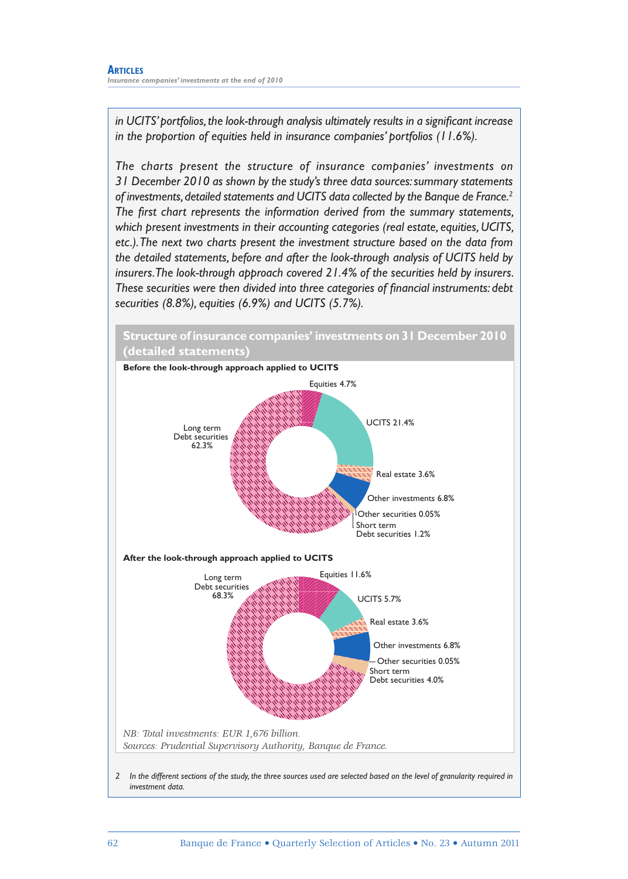*in UCITS' portfolios, the look-through analysis ultimately results in a significant increase in the proportion of equities held in insurance companies' portfolios (11.6%).*

*The charts present the structure of insurance companies' investments on 31 December 2010 as shown by the study's three data sources: summary statements of investments, detailed statements and UCITS data collected by the Banque de France.[2] The first chart represents the information derived from the summary statements, which present investments in their accounting categories (real estate, equities, UCITS, etc.). The next two charts present the investment structure based on the data from the detailed statements, before and after the look-through analysis of UCITS held by insurers. The look-through approach covered 21.4% of the securities held by insurers. These securities were then divided into three categories of financial instruments: debt securities (8.8%), equities (6.9%) and UCITS (5.7%).*

**Structure of insurance companies' investments on 31 December 2010 (detailed statements)**

**Before the look-through approach applied to UCITS**

| Category | Share |
|---|---|
| Equities | 4.7% |
| UCITS | 21.4% |
| Real estate | 3.6% |
| Other investments | 6.8% |
| Other securities | 0.05% |
| Short term Debt securities | 1.2% |
| Long term Debt securities | 62.3% |

**After the look-through approach applied to UCITS**

| Category | Share |
|---|---|
| Equities | 11.6% |
| UCITS | 5.7% |
| Real estate | 3.6% |
| Other investments | 6.8% |
| Other securities | 0.05% |
| Short term Debt securities | 4.0% |
| Long term Debt securities | 68.3% |

*NB: Total investments: EUR 1,676 billion.*
*Sources: Prudential Supervisory Authority, Banque de France.*

2 *In the different sections of the study, the three sources used are selected based on the level of granularity required in investment data.*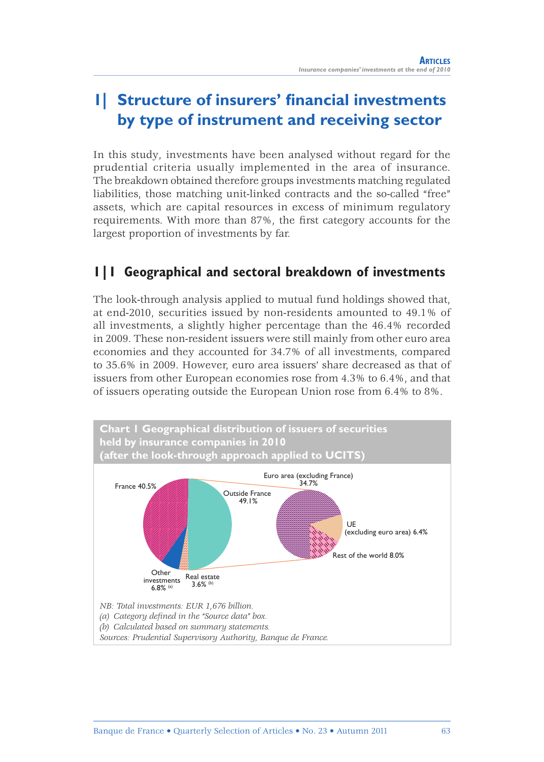# 1| Structure of insurers' financial investments by type of instrument and receiving sector

In this study, investments have been analysed without regard for the prudential criteria usually implemented in the area of insurance. The breakdown obtained therefore groups investments matching regulated liabilities, those matching unit-linked contracts and the so-called "free" assets, which are capital resources in excess of minimum regulatory requirements. With more than 87%, the first category accounts for the largest proportion of investments by far.

## 1|1 Geographical and sectoral breakdown of investments

The look-through analysis applied to mutual fund holdings showed that, at end-2010, securities issued by non-residents amounted to 49.1% of all investments, a slightly higher percentage than the 46.4% recorded in 2009. These non-resident issuers were still mainly from other euro area economies and they accounted for 34.7% of all investments, compared to 35.6% in 2009. However, euro area issuers' share decreased as that of issuers from other European economies rose from 4.3% to 6.4%, and that of issuers operating outside the European Union rose from 6.4% to 8%.

**Chart 1 Geographical distribution of issuers of securities held by insurance companies in 2010 (after the look-through approach applied to UCITS)**

France 40.5%
Outside France 49.1%
Other investments 6.8% (a)
Real estate 3.6% (b)
Euro area (excluding France) 34.7%
UE (excluding euro area) 6.4%
Rest of the world 8.0%

*NB: Total investments: EUR 1,676 billion.*
*(a) Category defined in the "Source data" box.*
*(b) Calculated based on summary statements.*
*Sources: Prudential Supervisory Authority, Banque de France.*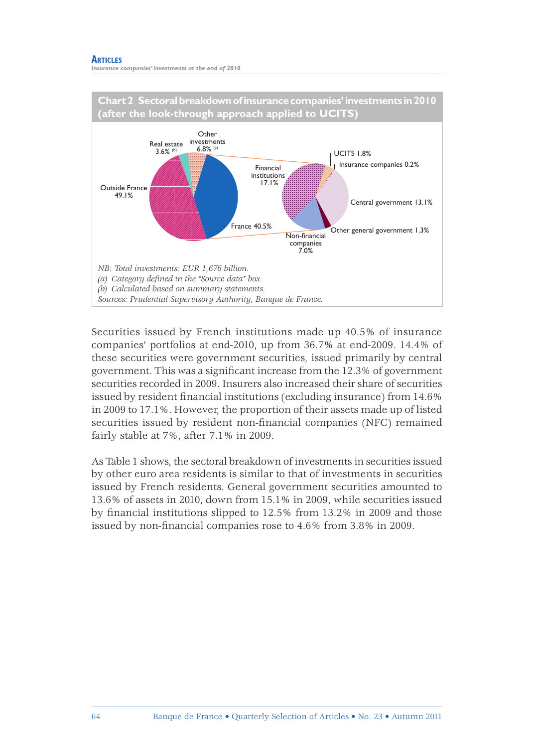**Chart 2 Sectoral breakdown of insurance companies' investments in 2010 (after the look-through approach applied to UCITS)**

Other investments 6.8% (a)
Real estate 3.6% (b)
Outside France 49.1%
France 40.5%
Financial institutions 17.1%
UCITS 1.8%
Insurance companies 0.2%
Central government 13.1%
Other general government 1.3%
Non-financial companies 7.0%

*NB: Total investments: EUR 1,676 billion.*
*(a) Category defined in the "Source data" box.*
*(b) Calculated based on summary statements.*
*Sources: Prudential Supervisory Authority, Banque de France.*

Securities issued by French institutions made up 40.5% of insurance companies' portfolios at end-2010, up from 36.7% at end-2009. 14.4% of these securities were government securities, issued primarily by central government. This was a significant increase from the 12.3% of government securities recorded in 2009. Insurers also increased their share of securities issued by resident financial institutions (excluding insurance) from 14.6% in 2009 to 17.1%. However, the proportion of their assets made up of listed securities issued by resident non-financial companies (NFC) remained fairly stable at 7%, after 7.1% in 2009.

As Table 1 shows, the sectoral breakdown of investments in securities issued by other euro area residents is similar to that of investments in securities issued by French residents. General government securities amounted to 13.6% of assets in 2010, down from 15.1% in 2009, while securities issued by financial institutions slipped to 12.5% from 13.2% in 2009 and those issued by non-financial companies rose to 4.6% from 3.8% in 2009.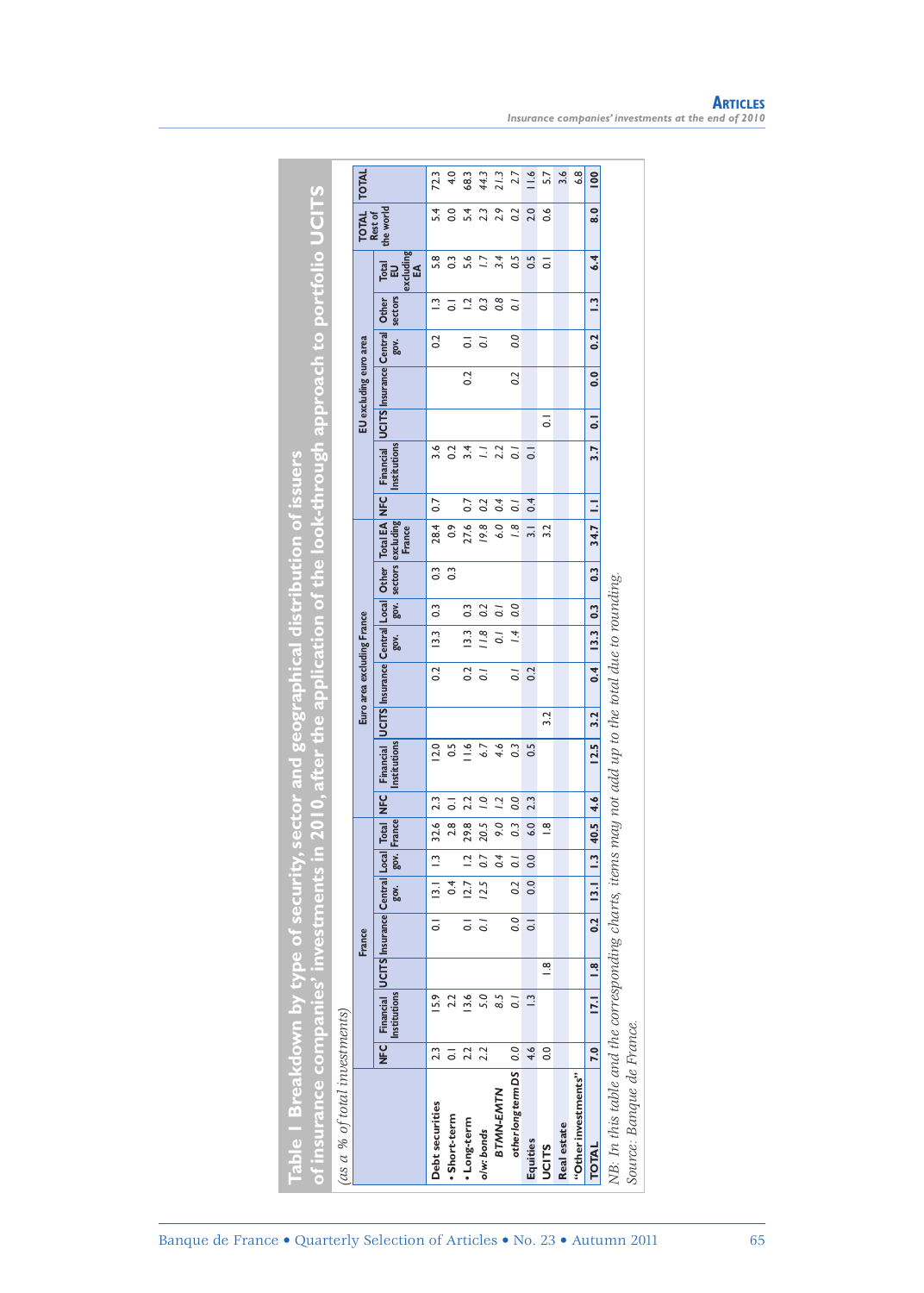**Table 1 Breakdown by type of security, sector and geographical distribution of issuers of insurance companies' investments in 2010, after the application of the look-through approach to portfolio UCITS**

*(as a % of total investments)*

| | France | | | | | | | Euro area excluding France | | | | | | | | EU excluding euro area | | | | | | | TOTAL Rest of the world | TOTAL |
|---|---|---|---|---|---|---|---|---|---|---|---|---|---|---|---|---|---|---|---|---|---|---|---|---|
| | NFC | Financial Institutions | UCITS | Insurance | Central gov. | Local gov. | Total France | NFC | Financial Institutions | UCITS | Insurance | Central gov. | Local gov. | Other sectors | Total EA excluding France | NFC | Financial Institutions | UCITS | Insurance | Central gov. | Other sectors | Total EU excluding EA | | |
| **Debt securities** | 2.3 | 15.9 | | 0.1 | 13.1 | 1.3 | 32.6 | 2.3 | 12.0 | | 0.2 | 13.3 | 0.3 | 0.3 | 28.4 | 0.7 | 3.6 | | | 0.2 | 1.3 | 5.8 | 5.4 | 72.3 |
| • Short-term | 0.1 | 2.2 | | | 0.4 | | 2.8 | 0.1 | 0.5 | | | | | 0.3 | 0.9 | | 0.2 | | | | 0.1 | 0.3 | 0.0 | 4.0 |
| • Long-term | 2.2 | 13.6 | | 0.1 | 12.7 | 1.2 | 29.8 | 2.2 | 11.6 | | 0.2 | 13.3 | 0.3 | | 27.6 | 0.7 | 3.4 | | 0.2 | 0.1 | 1.2 | 5.6 | 5.4 | 68.3 |
| *o/w: bonds* | 2.2 | *5.0* | | *0.1* | *12.5* | *0.7* | *20.5* | *1.0* | *6.7* | | *0.1* | *11.8* | *0.2* | | *19.8* | *0.2* | *1.1* | | | *0.1* | *0.3* | *1.7* | *2.3* | *44.3* |
| *BTMN-EMTN* | | *8.5* | | | | *0.4* | *9.0* | *1.2* | *4.6* | | | *0.1* | *0.1* | | *6.0* | *0.4* | *2.2* | | | | *0.8* | *3.4* | *2.9* | *21.3* |
| *other long term DS* | 0.0 | *0.1* | | *0.0* | *0.2* | *0.1* | *0.3* | *0.0* | *0.3* | | *0.1* | *1.4* | *0.0* | | *1.8* | *0.1* | *0.1* | | *0.2* | *0.0* | *0.1* | *0.5* | *0.2* | *2.7* |
| **Equities** | 4.6 | 1.3 | | 0.1 | 0.0 | 0.0 | 6.0 | 2.3 | 0.5 | | 0.2 | | | | 3.1 | 0.4 | 0.1 | | | | | 0.5 | 2.0 | 11.6 |
| **UCITS** | 0.0 | | 1.8 | | | | 1.8 | | | 3.2 | | | | | 3.2 | | | 0.1 | | | | 0.1 | 0.6 | 5.7 |
| **Real estate** | | | | | | | | | | | | | | | | | | | | | | | | 3.6 |
| **"Other investments"** | | | | | | | | | | | | | | | | | | | | | | | | 6.8 |
| **TOTAL** | **7.0** | **17.1** | **1.8** | **0.2** | **13.1** | **1.3** | **40.5** | **4.6** | **12.5** | **3.2** | **0.4** | **13.3** | **0.3** | **0.3** | **34.7** | **1.1** | **3.7** | **0.1** | **0.0** | **0.2** | **1.3** | **6.4** | **8.0** | **100** |

*NB: In this table and the corresponding charts, items may not add up to the total due to rounding.*

*Source: Banque de France.*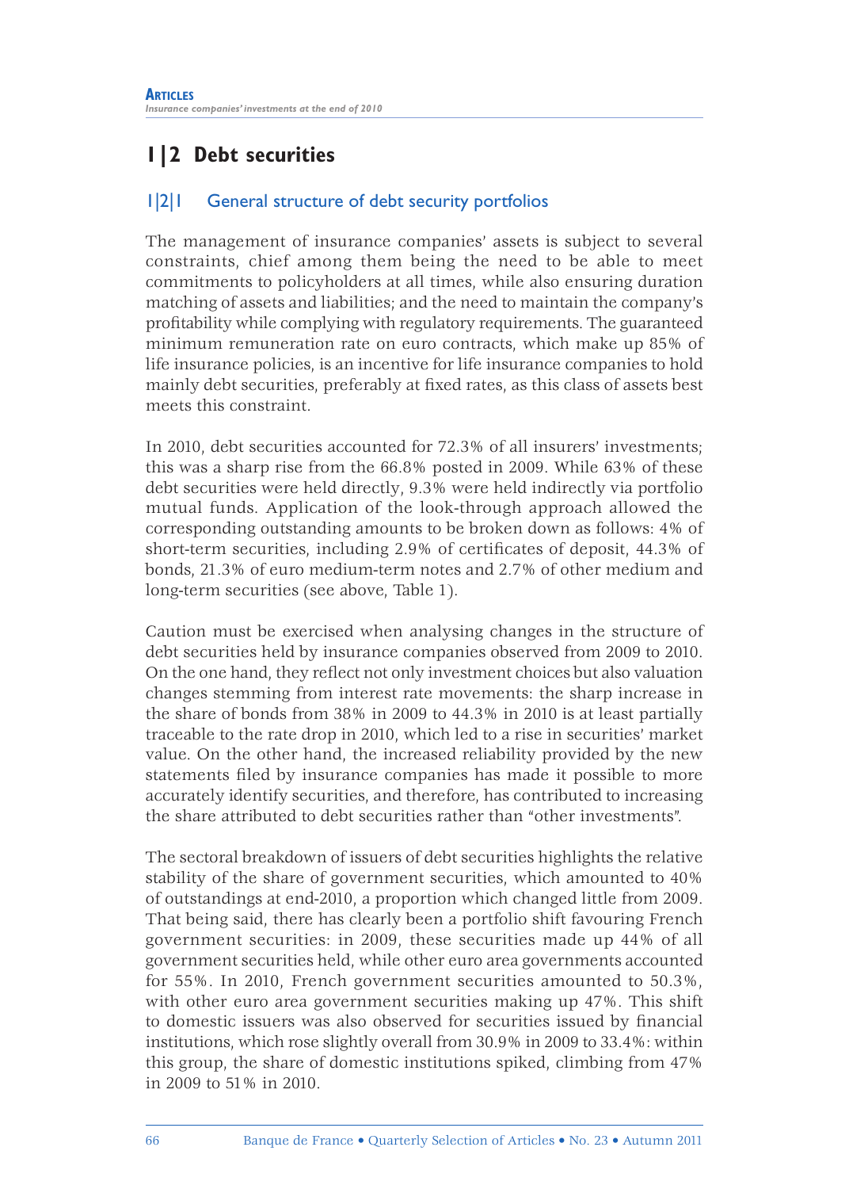## 1|2 Debt securities

### 1|2|1 General structure of debt security portfolios

The management of insurance companies' assets is subject to several constraints, chief among them being the need to be able to meet commitments to policyholders at all times, while also ensuring duration matching of assets and liabilities; and the need to maintain the company's profitability while complying with regulatory requirements. The guaranteed minimum remuneration rate on euro contracts, which make up 85% of life insurance policies, is an incentive for life insurance companies to hold mainly debt securities, preferably at fixed rates, as this class of assets best meets this constraint.

In 2010, debt securities accounted for 72.3% of all insurers' investments; this was a sharp rise from the 66.8% posted in 2009. While 63% of these debt securities were held directly, 9.3% were held indirectly via portfolio mutual funds. Application of the look-through approach allowed the corresponding outstanding amounts to be broken down as follows: 4% of short-term securities, including 2.9% of certificates of deposit, 44.3% of bonds, 21.3% of euro medium-term notes and 2.7% of other medium and long-term securities (see above, Table 1).

Caution must be exercised when analysing changes in the structure of debt securities held by insurance companies observed from 2009 to 2010. On the one hand, they reflect not only investment choices but also valuation changes stemming from interest rate movements: the sharp increase in the share of bonds from 38% in 2009 to 44.3% in 2010 is at least partially traceable to the rate drop in 2010, which led to a rise in securities' market value. On the other hand, the increased reliability provided by the new statements filed by insurance companies has made it possible to more accurately identify securities, and therefore, has contributed to increasing the share attributed to debt securities rather than "other investments".

The sectoral breakdown of issuers of debt securities highlights the relative stability of the share of government securities, which amounted to 40% of outstandings at end-2010, a proportion which changed little from 2009. That being said, there has clearly been a portfolio shift favouring French government securities: in 2009, these securities made up 44% of all government securities held, while other euro area governments accounted for 55%. In 2010, French government securities amounted to 50.3%, with other euro area government securities making up 47%. This shift to domestic issuers was also observed for securities issued by financial institutions, which rose slightly overall from 30.9% in 2009 to 33.4%: within this group, the share of domestic institutions spiked, climbing from 47% in 2009 to 51% in 2010.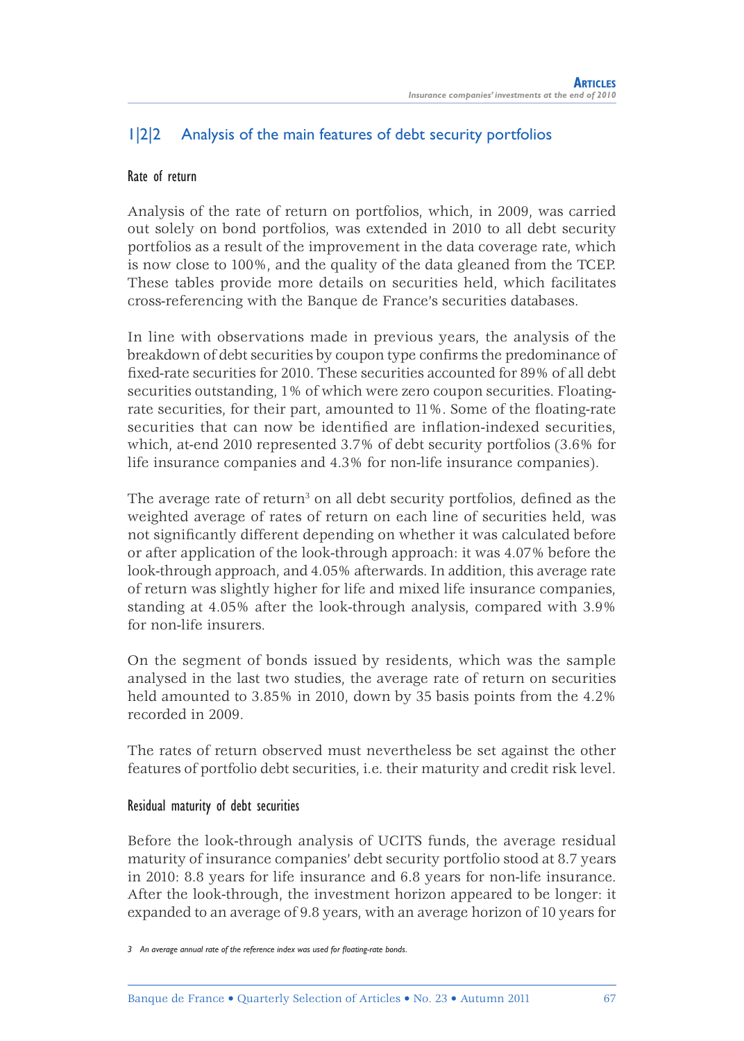## 1|2|2 Analysis of the main features of debt security portfolios

### Rate of return

Analysis of the rate of return on portfolios, which, in 2009, was carried out solely on bond portfolios, was extended in 2010 to all debt security portfolios as a result of the improvement in the data coverage rate, which is now close to 100%, and the quality of the data gleaned from the TCEP. These tables provide more details on securities held, which facilitates cross-referencing with the Banque de France's securities databases.

In line with observations made in previous years, the analysis of the breakdown of debt securities by coupon type confirms the predominance of fixed-rate securities for 2010. These securities accounted for 89% of all debt securities outstanding, 1% of which were zero coupon securities. Floating-rate securities, for their part, amounted to 11%. Some of the floating-rate securities that can now be identified are inflation-indexed securities, which, at-end 2010 represented 3.7% of debt security portfolios (3.6% for life insurance companies and 4.3% for non-life insurance companies).

The average rate of return[3] on all debt security portfolios, defined as the weighted average of rates of return on each line of securities held, was not significantly different depending on whether it was calculated before or after application of the look-through approach: it was 4.07% before the look-through approach, and 4.05% afterwards. In addition, this average rate of return was slightly higher for life and mixed life insurance companies, standing at 4.05% after the look-through analysis, compared with 3.9% for non-life insurers.

On the segment of bonds issued by residents, which was the sample analysed in the last two studies, the average rate of return on securities held amounted to 3.85% in 2010, down by 35 basis points from the 4.2% recorded in 2009.

The rates of return observed must nevertheless be set against the other features of portfolio debt securities, i.e. their maturity and credit risk level.

### Residual maturity of debt securities

Before the look-through analysis of UCITS funds, the average residual maturity of insurance companies' debt security portfolio stood at 8.7 years in 2010: 8.8 years for life insurance and 6.8 years for non-life insurance. After the look-through, the investment horizon appeared to be longer: it expanded to an average of 9.8 years, with an average horizon of 10 years for

*3 An average annual rate of the reference index was used for floating-rate bonds.*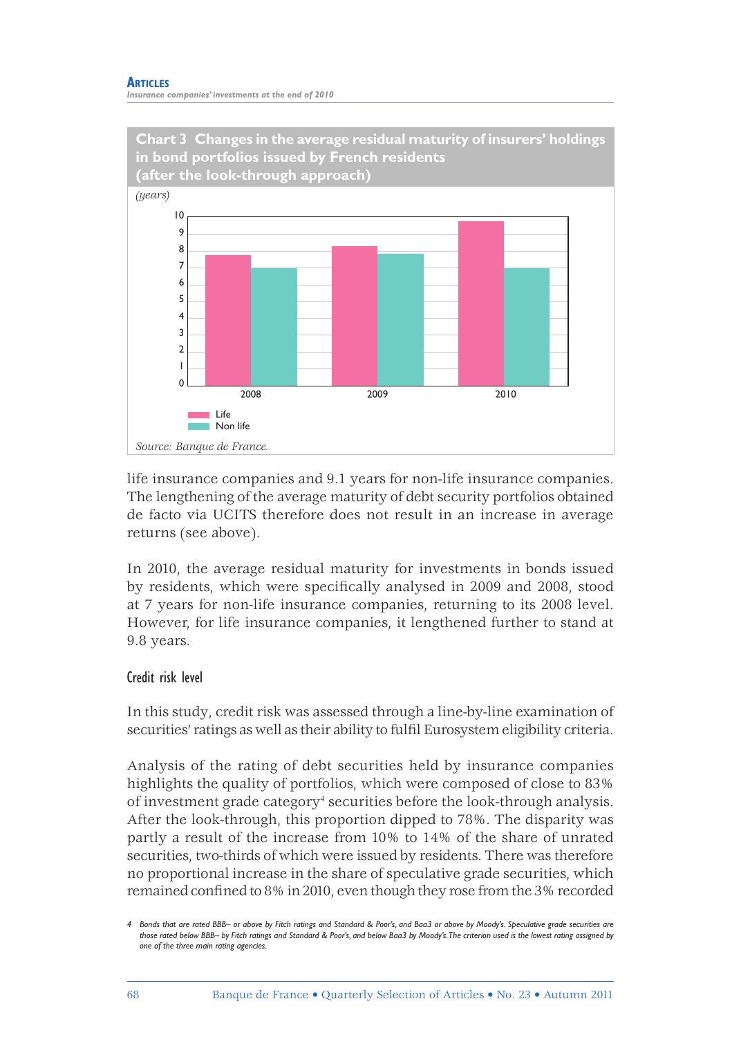**Chart 3 Changes in the average residual maturity of insurers' holdings in bond portfolios issued by French residents (after the look-through approach)**

*(years)*

| | Life | Non life |
|---|---|---|
| 2008 | 7.8 | 7.0 |
| 2009 | 8.3 | 7.9 |
| 2010 | 9.8 | 7.0 |

*Source: Banque de France.*

life insurance companies and 9.1 years for non-life insurance companies. The lengthening of the average maturity of debt security portfolios obtained de facto via UCITS therefore does not result in an increase in average returns (see above).

In 2010, the average residual maturity for investments in bonds issued by residents, which were specifically analysed in 2009 and 2008, stood at 7 years for non-life insurance companies, returning to its 2008 level. However, for life insurance companies, it lengthened further to stand at 9.8 years.

### Credit risk level

In this study, credit risk was assessed through a line-by-line examination of securities' ratings as well as their ability to fulfil Eurosystem eligibility criteria.

Analysis of the rating of debt securities held by insurance companies highlights the quality of portfolios, which were composed of close to 83% of investment grade category[4] securities before the look-through analysis. After the look-through, this proportion dipped to 78%. The disparity was partly a result of the increase from 10% to 14% of the share of unrated securities, two-thirds of which were issued by residents. There was therefore no proportional increase in the share of speculative grade securities, which remained confined to 8% in 2010, even though they rose from the 3% recorded

4 Bonds that are rated BBB– or above by Fitch ratings and Standard & Poor's, and Baa3 or above by Moody's. Speculative grade securities are those rated below BBB– by Fitch ratings and Standard & Poor's, and below Baa3 by Moody's.The criterion used is the lowest rating assigned by one of the three main rating agencies.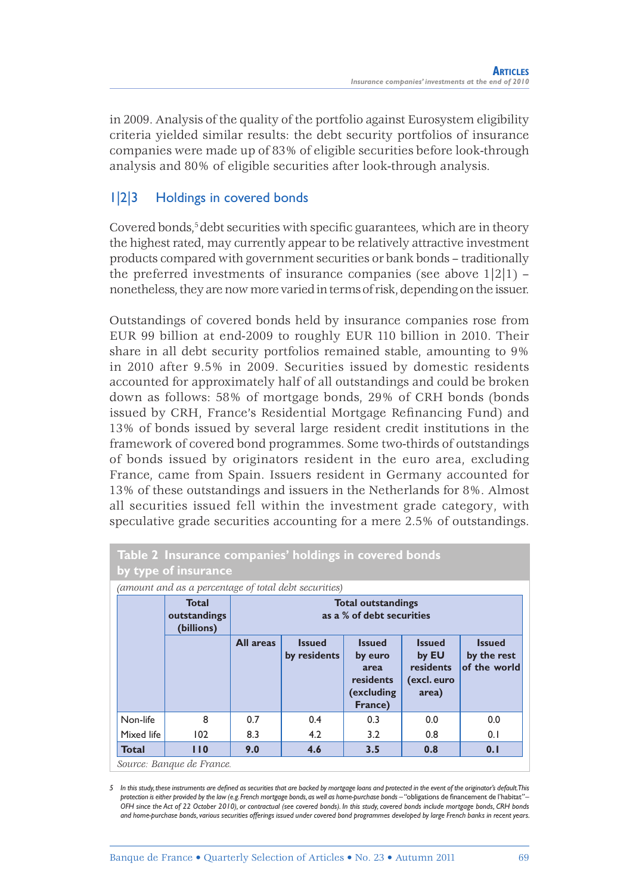in 2009. Analysis of the quality of the portfolio against Eurosystem eligibility criteria yielded similar results: the debt security portfolios of insurance companies were made up of 83% of eligible securities before look-through analysis and 80% of eligible securities after look-through analysis.

### 1|2|3 Holdings in covered bonds

Covered bonds,[5] debt securities with specific guarantees, which are in theory the highest rated, may currently appear to be relatively attractive investment products compared with government securities or bank bonds – traditionally the preferred investments of insurance companies (see above 1|2|1) – nonetheless, they are now more varied in terms of risk, depending on the issuer.

Outstandings of covered bonds held by insurance companies rose from EUR 99 billion at end-2009 to roughly EUR 110 billion in 2010. Their share in all debt security portfolios remained stable, amounting to 9% in 2010 after 9.5% in 2009. Securities issued by domestic residents accounted for approximately half of all outstandings and could be broken down as follows: 58% of mortgage bonds, 29% of CRH bonds (bonds issued by CRH, France's Residential Mortgage Refinancing Fund) and 13% of bonds issued by several large resident credit institutions in the framework of covered bond programmes. Some two-thirds of outstandings of bonds issued by originators resident in the euro area, excluding France, came from Spain. Issuers resident in Germany accounted for 13% of these outstandings and issuers in the Netherlands for 8%. Almost all securities issued fell within the investment grade category, with speculative grade securities accounting for a mere 2.5% of outstandings.

**Table 2 Insurance companies' holdings in covered bonds by type of insurance**

*(amount and as a percentage of total debt securities)*

| | Total outstandings (billions) | Total outstandings as a % of debt securities | | | | |
|---|---|---|---|---|---|---|
| | | All areas | Issued by residents | Issued by euro area residents (excluding France) | Issued by EU residents (excl. euro area) | Issued by the rest of the world |
| Non-life | 8 | 0.7 | 0.4 | 0.3 | 0.0 | 0.0 |
| Mixed life | 102 | 8.3 | 4.2 | 3.2 | 0.8 | 0.1 |
| **Total** | **110** | **9.0** | **4.6** | **3.5** | **0.8** | **0.1** |

*Source: Banque de France.*

5 *In this study, these instruments are defined as securities that are backed by mortgage loans and protected in the event of the originator's default. This protection is either provided by the law (e.g. French mortgage bonds, as well as home-purchase bonds – "obligations de financement de l'habitat" – OFH since the Act of 22 October 2010), or contractual (see covered bonds). In this study, covered bonds include mortgage bonds, CRH bonds and home-purchase bonds, various securities offerings issued under covered bond programmes developed by large French banks in recent years.*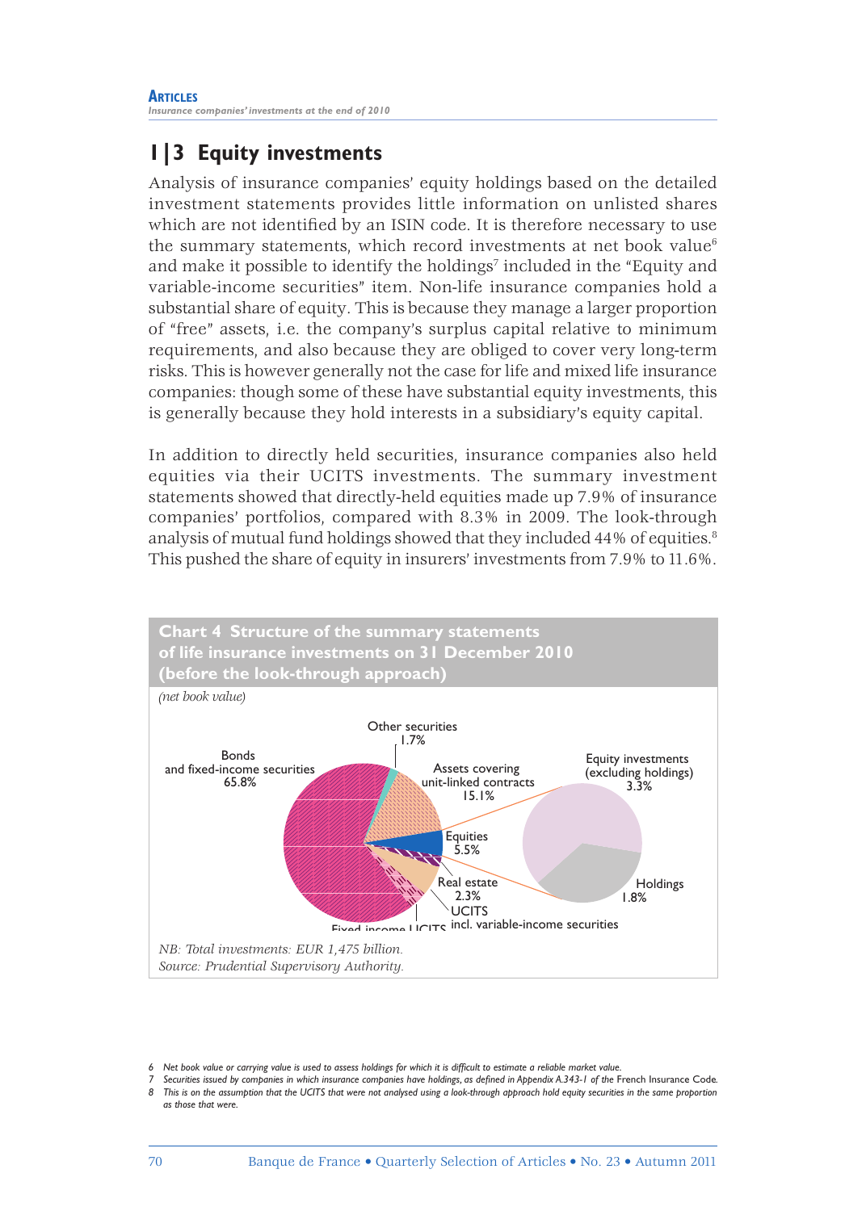## 1|3 Equity investments

Analysis of insurance companies' equity holdings based on the detailed investment statements provides little information on unlisted shares which are not identified by an ISIN code. It is therefore necessary to use the summary statements, which record investments at net book value[6] and make it possible to identify the holdings[7] included in the "Equity and variable-income securities" item. Non-life insurance companies hold a substantial share of equity. This is because they manage a larger proportion of "free" assets, i.e. the company's surplus capital relative to minimum requirements, and also because they are obliged to cover very long-term risks. This is however generally not the case for life and mixed life insurance companies: though some of these have substantial equity investments, this is generally because they hold interests in a subsidiary's equity capital.

In addition to directly held securities, insurance companies also held equities via their UCITS investments. The summary investment statements showed that directly-held equities made up 7.9% of insurance companies' portfolios, compared with 8.3% in 2009. The look-through analysis of mutual fund holdings showed that they included 44% of equities.[8] This pushed the share of equity in insurers' investments from 7.9% to 11.6%.

**Chart 4 Structure of the summary statements of life insurance investments on 31 December 2010 (before the look-through approach)**

*(net book value)*

Bonds and fixed-income securities 65.8%; Other securities 1.7%; Assets covering unit-linked contracts 15.1%; Equities 5.5% (Equity investments (excluding holdings) 3.3%; Holdings 1.8%); Real estate 2.3%; UCITS incl. variable-income securities; Fixed income UCITS

*NB: Total investments: EUR 1,475 billion.*
*Source: Prudential Supervisory Authority.*

6 Net book value or carrying value is used to assess holdings for which it is difficult to estimate a reliable market value.

7 Securities issued by companies in which insurance companies have holdings, as defined in Appendix A.343-1 of the French Insurance Code.

8 This is on the assumption that the UCITS that were not analysed using a look-through approach hold equity securities in the same proportion as those that were.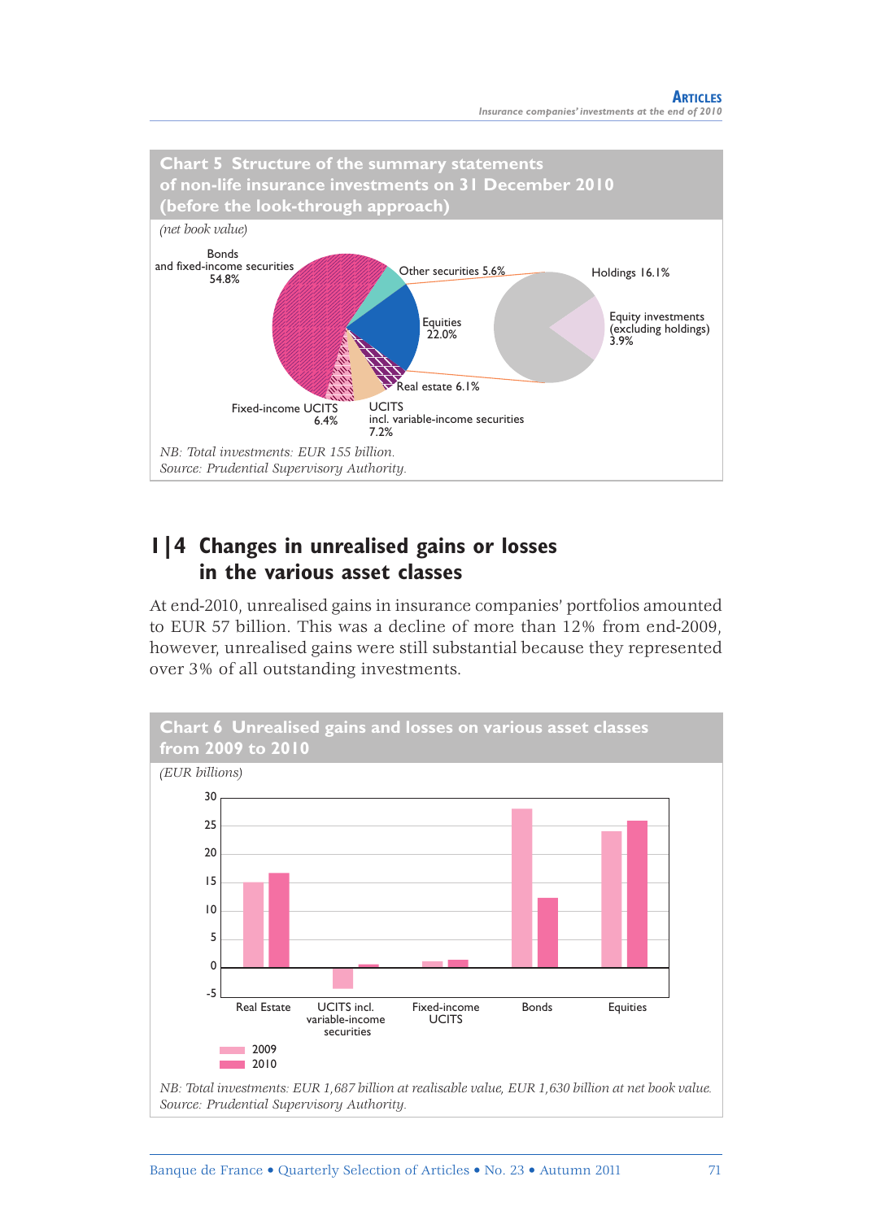**Chart 5 Structure of the summary statements of non-life insurance investments on 31 December 2010 (before the look-through approach)**

*(net book value)*

Bonds and fixed-income securities 54.8%

Other securities 5.6%

Equities 22.0%

Holdings 16.1%

Equity investments (excluding holdings) 3.9%

Real estate 6.1%

Fixed-income UCITS 6.4%

UCITS incl. variable-income securities 7.2%

*NB: Total investments: EUR 155 billion.*
*Source: Prudential Supervisory Authority.*

## 1|4 Changes in unrealised gains or losses in the various asset classes

At end-2010, unrealised gains in insurance companies' portfolios amounted to EUR 57 billion. This was a decline of more than 12% from end-2009, however, unrealised gains were still substantial because they represented over 3% of all outstanding investments.

**Chart 6 Unrealised gains and losses on various asset classes from 2009 to 2010**

*(EUR billions)*

Legend: 2009, 2010

Categories: Real Estate; UCITS incl. variable-income securities; Fixed-income UCITS; Bonds; Equities

*NB: Total investments: EUR 1,687 billion at realisable value, EUR 1,630 billion at net book value.*
*Source: Prudential Supervisory Authority.*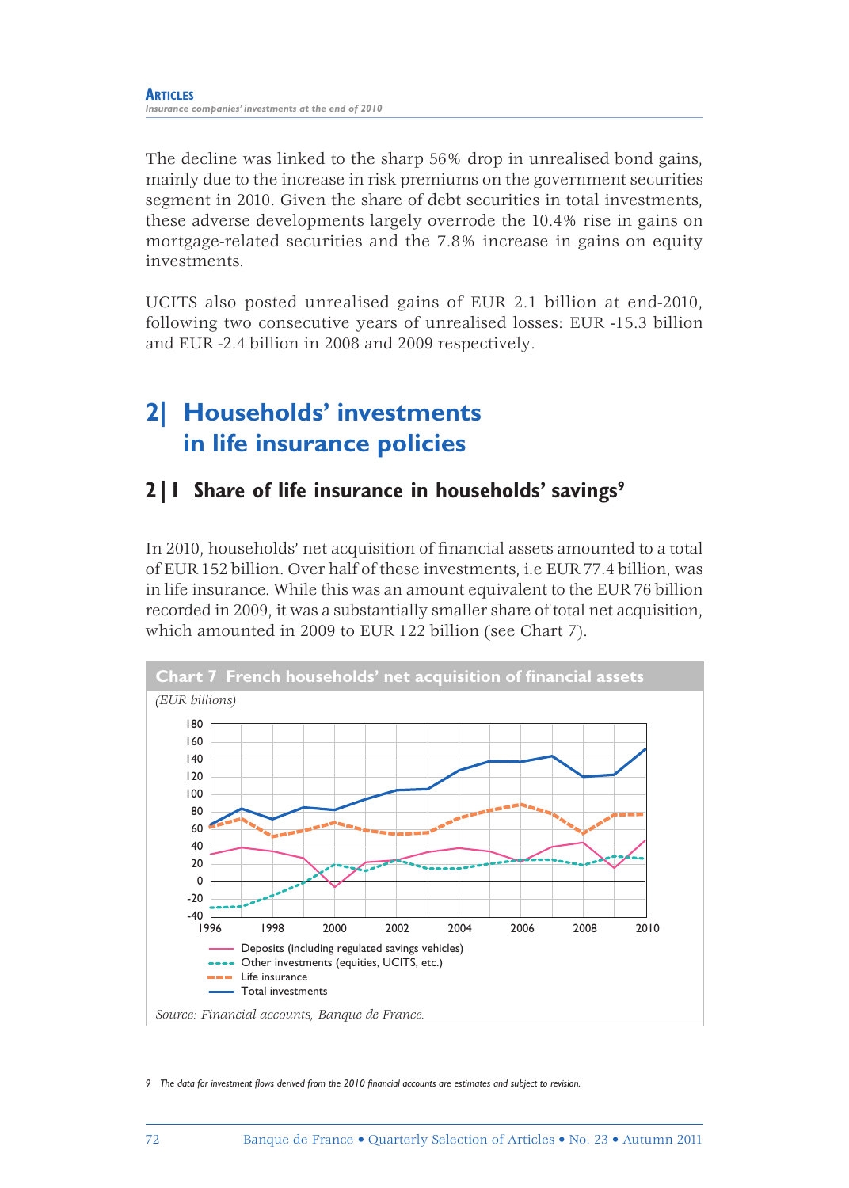The decline was linked to the sharp 56% drop in unrealised bond gains, mainly due to the increase in risk premiums on the government securities segment in 2010. Given the share of debt securities in total investments, these adverse developments largely overrode the 10.4% rise in gains on mortgage-related securities and the 7.8% increase in gains on equity investments.

UCITS also posted unrealised gains of EUR 2.1 billion at end-2010, following two consecutive years of unrealised losses: EUR -15.3 billion and EUR -2.4 billion in 2008 and 2009 respectively.

# 2| Households' investments in life insurance policies

## 2|1 Share of life insurance in households' savings[9]

In 2010, households' net acquisition of financial assets amounted to a total of EUR 152 billion. Over half of these investments, i.e EUR 77.4 billion, was in life insurance. While this was an amount equivalent to the EUR 76 billion recorded in 2009, it was a substantially smaller share of total net acquisition, which amounted in 2009 to EUR 122 billion (see Chart 7).

**Chart 7 French households' net acquisition of financial assets**

*(EUR billions)*

- Deposits (including regulated savings vehicles)
- Other investments (equities, UCITS, etc.)
- Life insurance
- Total investments

*Source: Financial accounts, Banque de France.*

9 The data for investment flows derived from the 2010 financial accounts are estimates and subject to revision.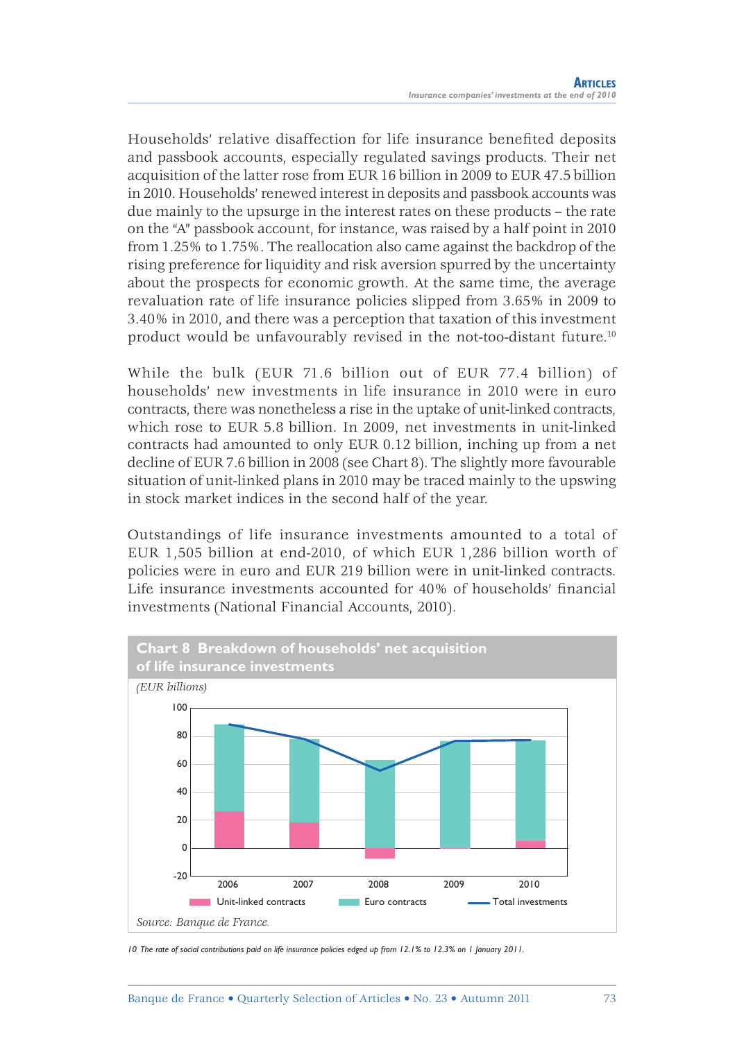Households' relative disaffection for life insurance benefited deposits and passbook accounts, especially regulated savings products. Their net acquisition of the latter rose from EUR 16 billion in 2009 to EUR 47.5 billion in 2010. Households' renewed interest in deposits and passbook accounts was due mainly to the upsurge in the interest rates on these products – the rate on the "A" passbook account, for instance, was raised by a half point in 2010 from 1.25% to 1.75%. The reallocation also came against the backdrop of the rising preference for liquidity and risk aversion spurred by the uncertainty about the prospects for economic growth. At the same time, the average revaluation rate of life insurance policies slipped from 3.65% in 2009 to 3.40% in 2010, and there was a perception that taxation of this investment product would be unfavourably revised in the not-too-distant future.[10]

While the bulk (EUR 71.6 billion out of EUR 77.4 billion) of households' new investments in life insurance in 2010 were in euro contracts, there was nonetheless a rise in the uptake of unit-linked contracts, which rose to EUR 5.8 billion. In 2009, net investments in unit-linked contracts had amounted to only EUR 0.12 billion, inching up from a net decline of EUR 7.6 billion in 2008 (see Chart 8). The slightly more favourable situation of unit-linked plans in 2010 may be traced mainly to the upswing in stock market indices in the second half of the year.

Outstandings of life insurance investments amounted to a total of EUR 1,505 billion at end-2010, of which EUR 1,286 billion worth of policies were in euro and EUR 219 billion were in unit-linked contracts. Life insurance investments accounted for 40% of households' financial investments (National Financial Accounts, 2010).

**Chart 8 Breakdown of households' net acquisition of life insurance investments**

*(EUR billions)*

Legend: Unit-linked contracts; Euro contracts; Total investments

*Source: Banque de France.*

10 The rate of social contributions paid on life insurance policies edged up from 12.1% to 12.3% on 1 January 2011.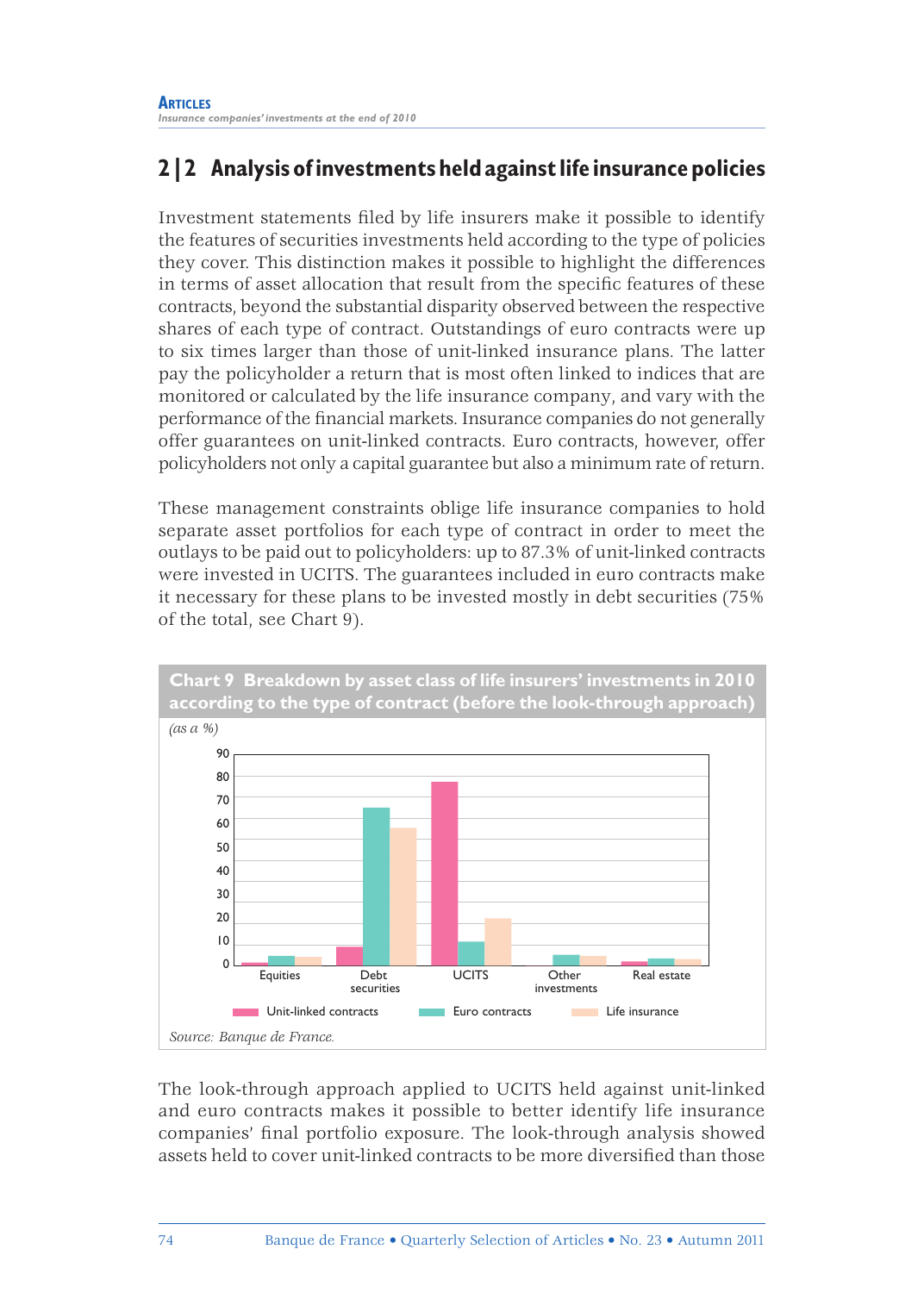## 2 | 2 Analysis of investments held against life insurance policies

Investment statements filed by life insurers make it possible to identify the features of securities investments held according to the type of policies they cover. This distinction makes it possible to highlight the differences in terms of asset allocation that result from the specific features of these contracts, beyond the substantial disparity observed between the respective shares of each type of contract. Outstandings of euro contracts were up to six times larger than those of unit-linked insurance plans. The latter pay the policyholder a return that is most often linked to indices that are monitored or calculated by the life insurance company, and vary with the performance of the financial markets. Insurance companies do not generally offer guarantees on unit-linked contracts. Euro contracts, however, offer policyholders not only a capital guarantee but also a minimum rate of return.

These management constraints oblige life insurance companies to hold separate asset portfolios for each type of contract in order to meet the outlays to be paid out to policyholders: up to 87.3% of unit-linked contracts were invested in UCITS. The guarantees included in euro contracts make it necessary for these plans to be invested mostly in debt securities (75% of the total, see Chart 9).

**Chart 9 Breakdown by asset class of life insurers' investments in 2010 according to the type of contract (before the look-through approach)**

*(as a %)*

Legend: Unit-linked contracts, Euro contracts, Life insurance

Categories: Equities, Debt securities, UCITS, Other investments, Real estate

*Source: Banque de France.*

The look-through approach applied to UCITS held against unit-linked and euro contracts makes it possible to better identify life insurance companies' final portfolio exposure. The look-through analysis showed assets held to cover unit-linked contracts to be more diversified than those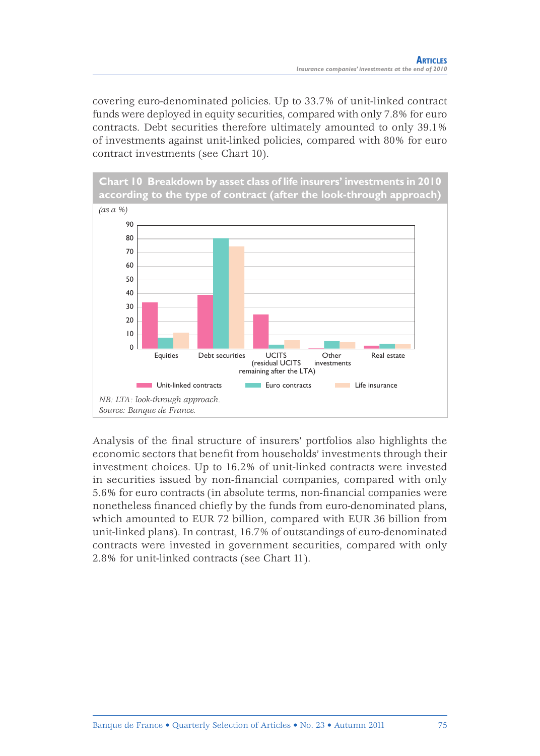covering euro-denominated policies. Up to 33.7% of unit-linked contract funds were deployed in equity securities, compared with only 7.8% for euro contracts. Debt securities therefore ultimately amounted to only 39.1% of investments against unit-linked policies, compared with 80% for euro contract investments (see Chart 10).

**Chart 10 Breakdown by asset class of life insurers' investments in 2010 according to the type of contract (after the look-through approach)**

*(as a %)*

NB: LTA: look-through approach.
Source: Banque de France.

Analysis of the final structure of insurers' portfolios also highlights the economic sectors that benefit from households' investments through their investment choices. Up to 16.2% of unit-linked contracts were invested in securities issued by non-financial companies, compared with only 5.6% for euro contracts (in absolute terms, non-financial companies were nonetheless financed chiefly by the funds from euro-denominated plans, which amounted to EUR 72 billion, compared with EUR 36 billion from unit-linked plans). In contrast, 16.7% of outstandings of euro-denominated contracts were invested in government securities, compared with only 2.8% for unit-linked contracts (see Chart 11).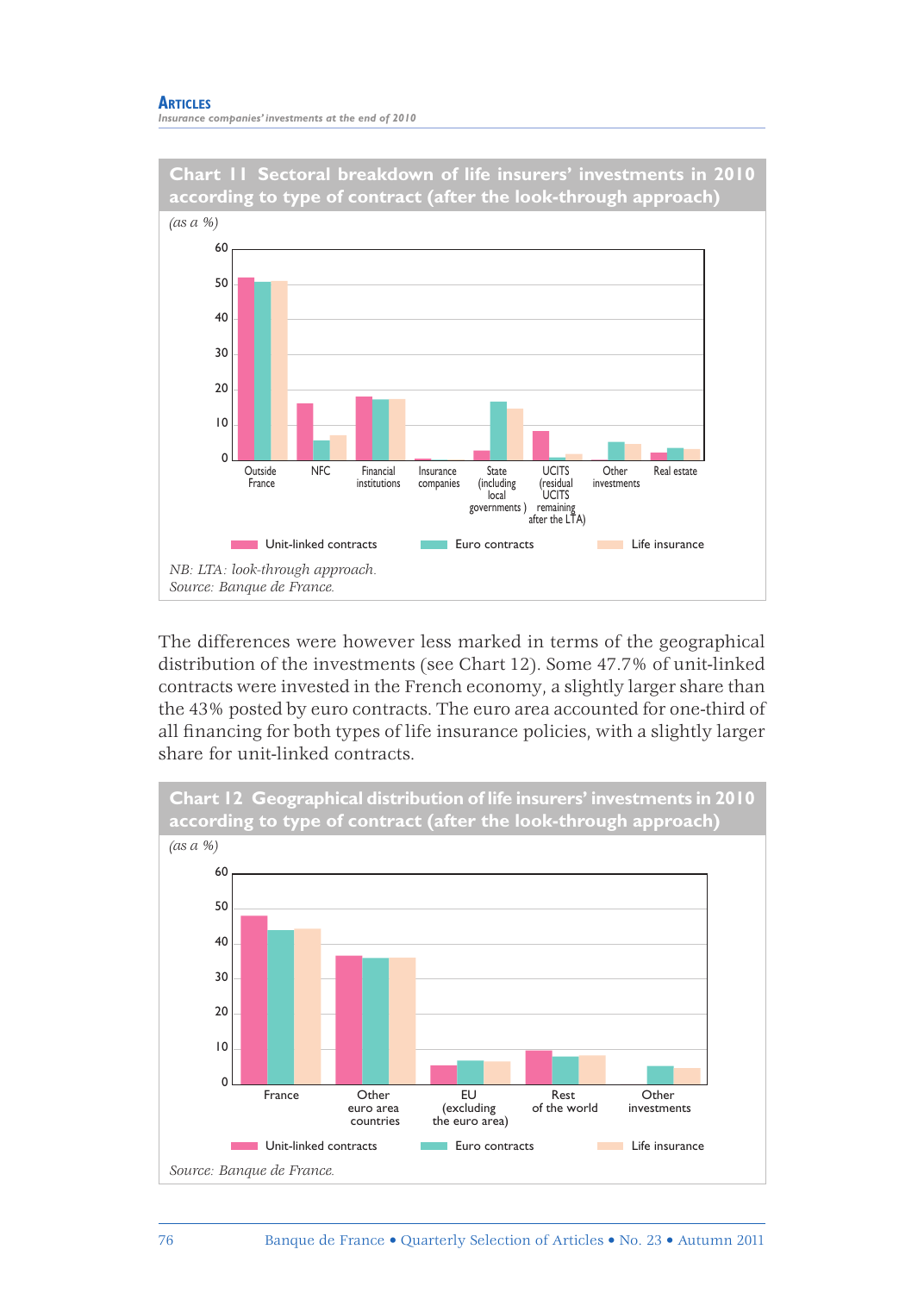## Chart 11 Sectoral breakdown of life insurers' investments in 2010 according to type of contract (after the look-through approach)

*(as a %)*

*NB: LTA: look-through approach.*
*Source: Banque de France.*

The differences were however less marked in terms of the geographical distribution of the investments (see Chart 12). Some 47.7% of unit-linked contracts were invested in the French economy, a slightly larger share than the 43% posted by euro contracts. The euro area accounted for one-third of all financing for both types of life insurance policies, with a slightly larger share for unit-linked contracts.

## Chart 12 Geographical distribution of life insurers' investments in 2010 according to type of contract (after the look-through approach)

*(as a %)*

*Source: Banque de France.*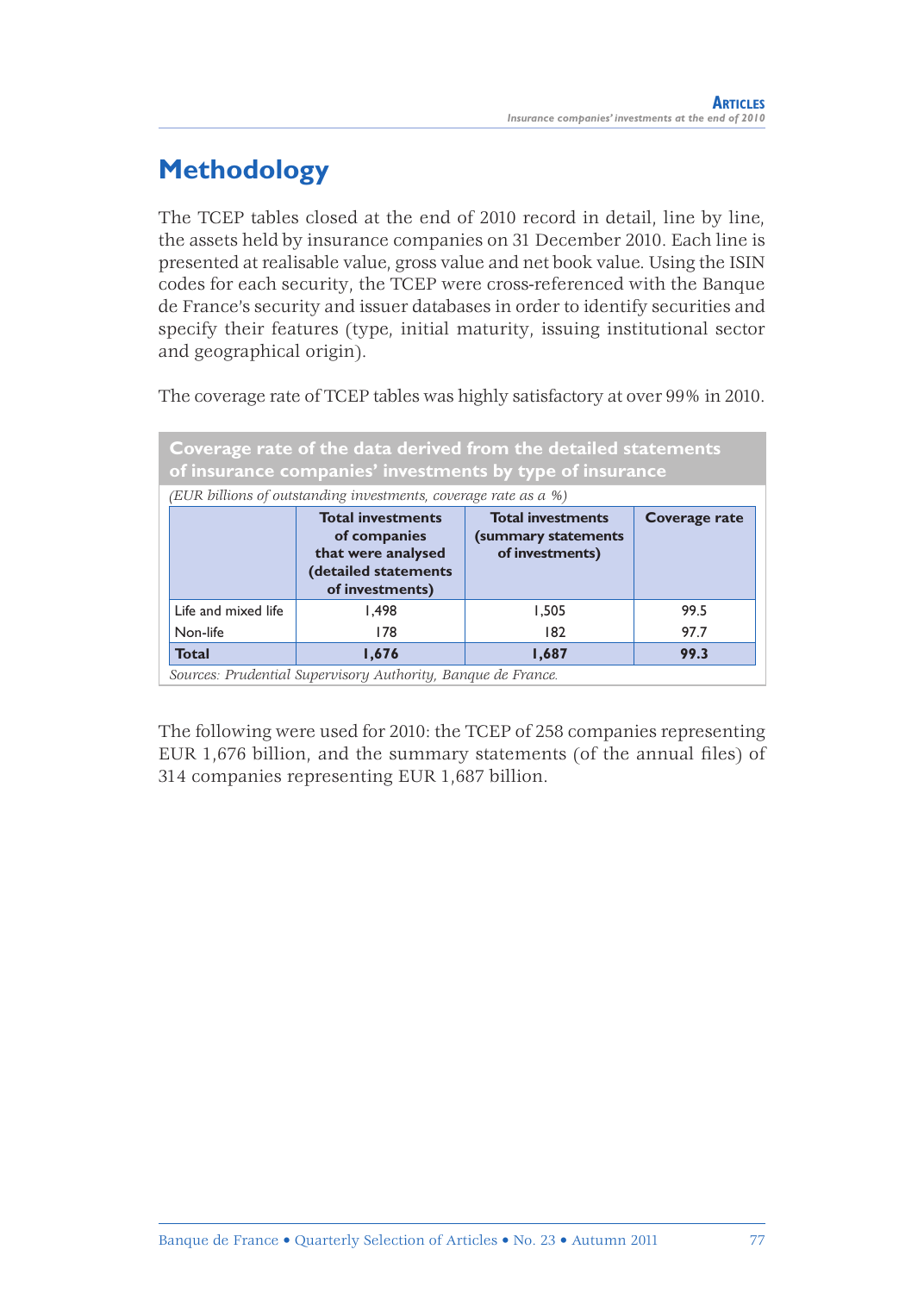## Methodology

The TCEP tables closed at the end of 2010 record in detail, line by line, the assets held by insurance companies on 31 December 2010. Each line is presented at realisable value, gross value and net book value. Using the ISIN codes for each security, the TCEP were cross-referenced with the Banque de France's security and issuer databases in order to identify securities and specify their features (type, initial maturity, issuing institutional sector and geographical origin).

The coverage rate of TCEP tables was highly satisfactory at over 99% in 2010.

**Coverage rate of the data derived from the detailed statements of insurance companies' investments by type of insurance**

*(EUR billions of outstanding investments, coverage rate as a %)*

| | Total investments of companies that were analysed (detailed statements of investments) | Total investments (summary statements of investments) | Coverage rate |
|---|---|---|---|
| Life and mixed life | 1,498 | 1,505 | 99.5 |
| Non-life | 178 | 182 | 97.7 |
| **Total** | **1,676** | **1,687** | **99.3** |

*Sources: Prudential Supervisory Authority, Banque de France.*

The following were used for 2010: the TCEP of 258 companies representing EUR 1,676 billion, and the summary statements (of the annual files) of 314 companies representing EUR 1,687 billion.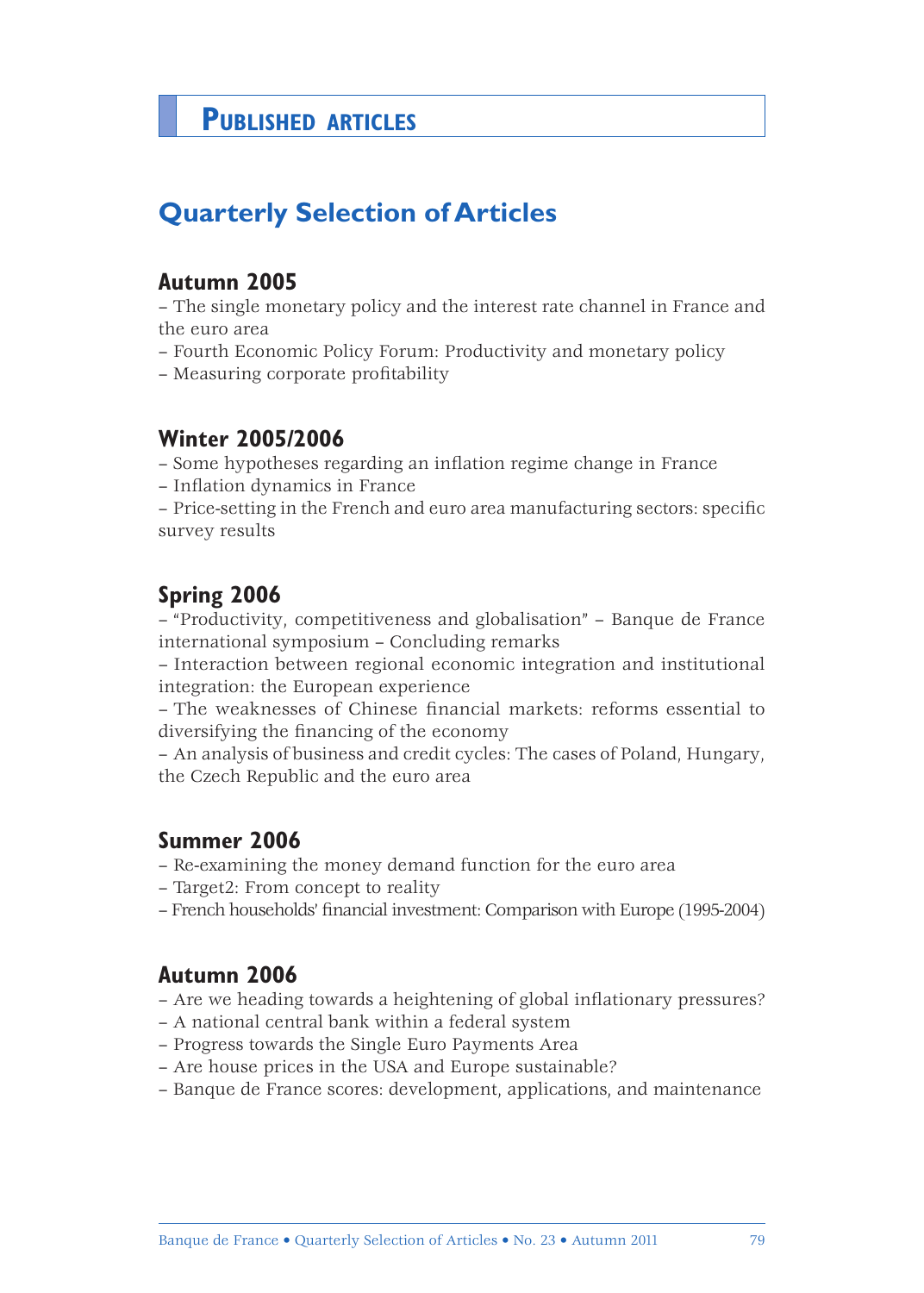# PUBLISHED ARTICLES

## Quarterly Selection of Articles

### Autumn 2005

– The single monetary policy and the interest rate channel in France and the euro area
– Fourth Economic Policy Forum: Productivity and monetary policy
– Measuring corporate profitability

### Winter 2005/2006

– Some hypotheses regarding an inflation regime change in France
– Inflation dynamics in France
– Price-setting in the French and euro area manufacturing sectors: specific survey results

### Spring 2006

– "Productivity, competitiveness and globalisation" – Banque de France international symposium – Concluding remarks
– Interaction between regional economic integration and institutional integration: the European experience
– The weaknesses of Chinese financial markets: reforms essential to diversifying the financing of the economy
– An analysis of business and credit cycles: The cases of Poland, Hungary, the Czech Republic and the euro area

### Summer 2006

– Re-examining the money demand function for the euro area
– Target2: From concept to reality
– French households' financial investment: Comparison with Europe (1995-2004)

### Autumn 2006

– Are we heading towards a heightening of global inflationary pressures?
– A national central bank within a federal system
– Progress towards the Single Euro Payments Area
– Are house prices in the USA and Europe sustainable?
– Banque de France scores: development, applications, and maintenance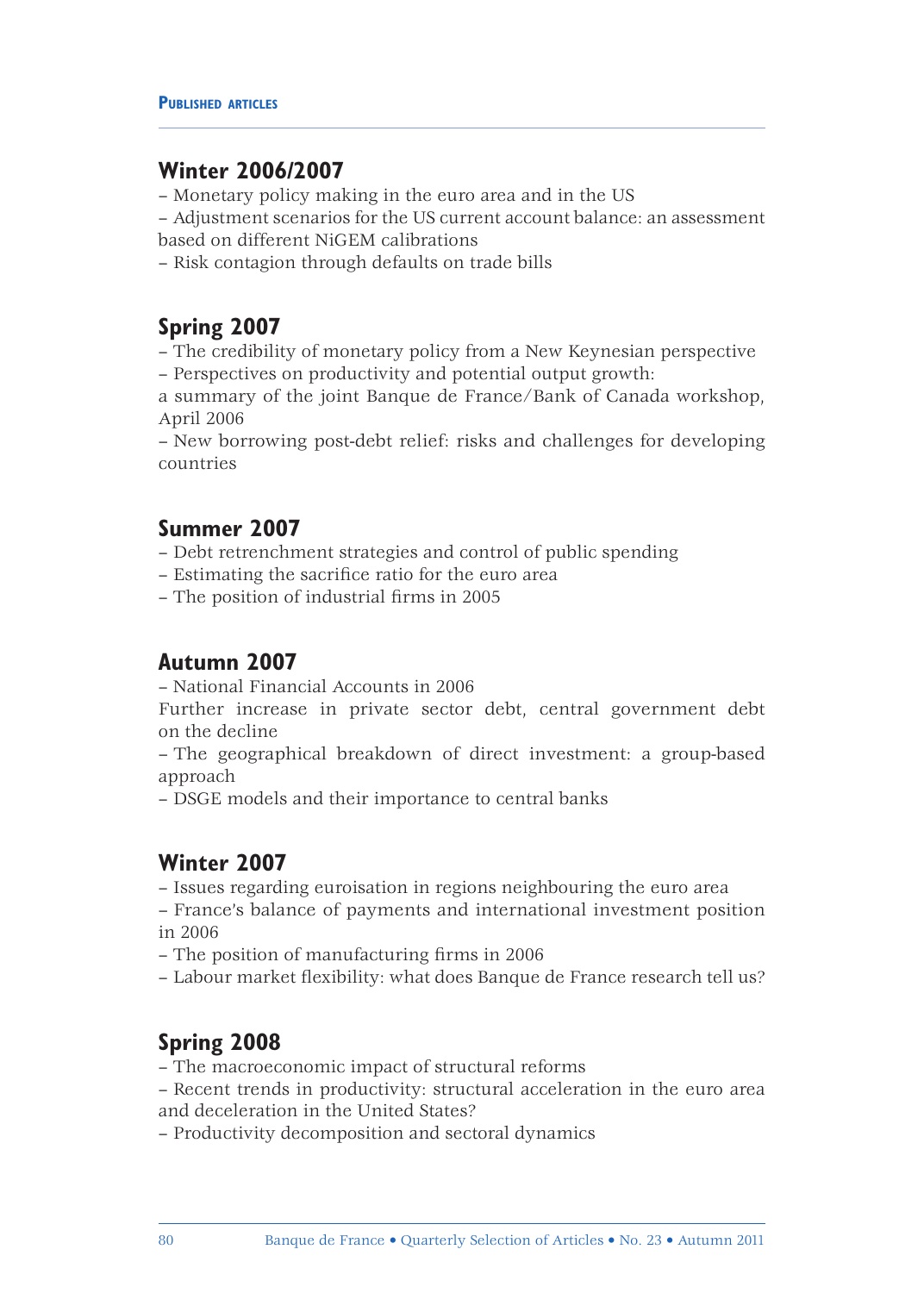## Winter 2006/2007

– Monetary policy making in the euro area and in the US
– Adjustment scenarios for the US current account balance: an assessment based on different NiGEM calibrations
– Risk contagion through defaults on trade bills

## Spring 2007

– The credibility of monetary policy from a New Keynesian perspective
– Perspectives on productivity and potential output growth:
a summary of the joint Banque de France/Bank of Canada workshop, April 2006
– New borrowing post-debt relief: risks and challenges for developing countries

## Summer 2007

– Debt retrenchment strategies and control of public spending
– Estimating the sacrifice ratio for the euro area
– The position of industrial firms in 2005

## Autumn 2007

– National Financial Accounts in 2006
Further increase in private sector debt, central government debt on the decline
– The geographical breakdown of direct investment: a group-based approach
– DSGE models and their importance to central banks

## Winter 2007

– Issues regarding euroisation in regions neighbouring the euro area
– France's balance of payments and international investment position in 2006
– The position of manufacturing firms in 2006
– Labour market flexibility: what does Banque de France research tell us?

## Spring 2008

– The macroeconomic impact of structural reforms
– Recent trends in productivity: structural acceleration in the euro area and deceleration in the United States?
– Productivity decomposition and sectoral dynamics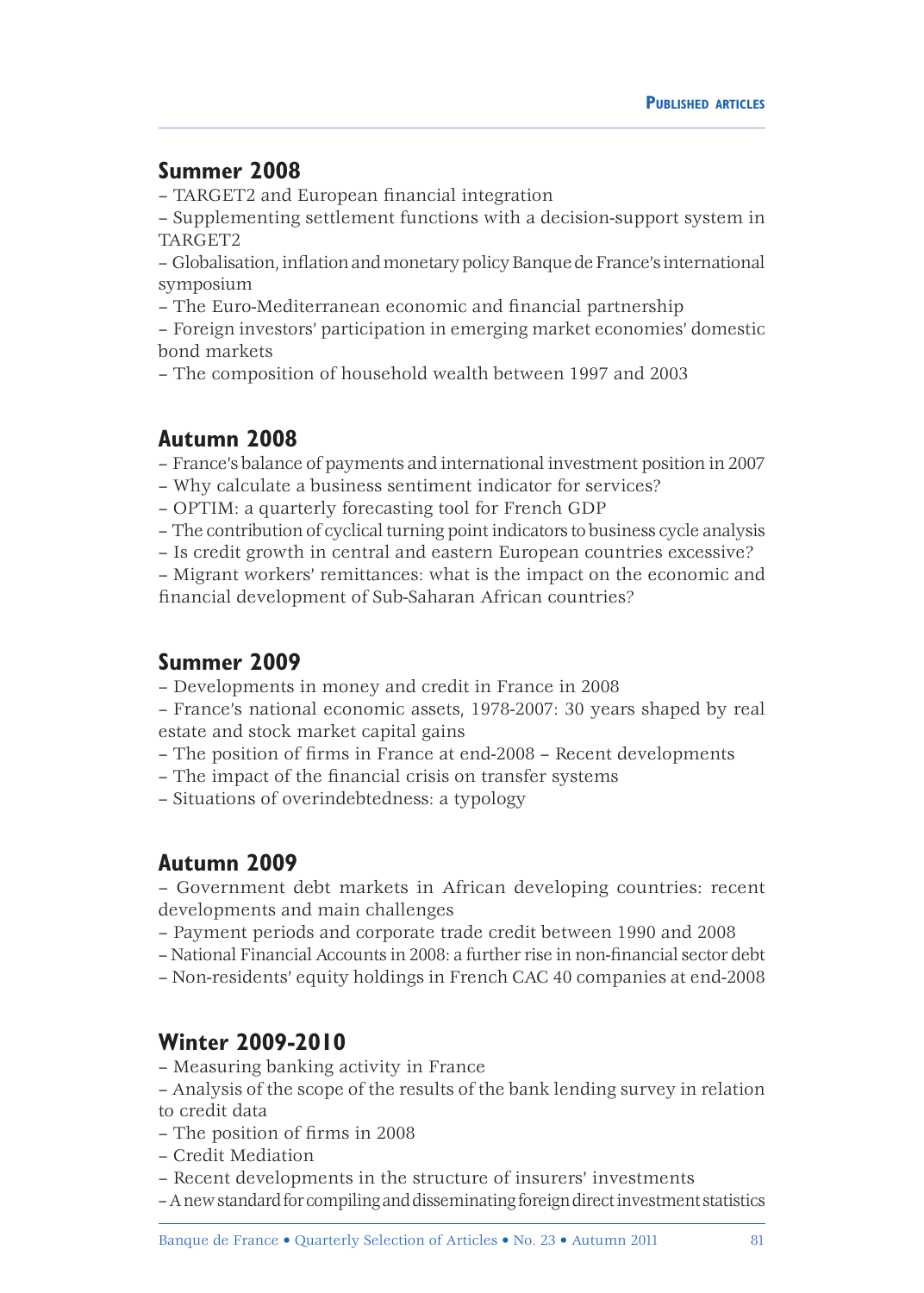## Summer 2008

– TARGET2 and European financial integration
– Supplementing settlement functions with a decision-support system in TARGET2
– Globalisation, inflation and monetary policy Banque de France's international symposium
– The Euro-Mediterranean economic and financial partnership
– Foreign investors' participation in emerging market economies' domestic bond markets
– The composition of household wealth between 1997 and 2003

## Autumn 2008

– France's balance of payments and international investment position in 2007
– Why calculate a business sentiment indicator for services?
– OPTIM: a quarterly forecasting tool for French GDP
– The contribution of cyclical turning point indicators to business cycle analysis
– Is credit growth in central and eastern European countries excessive?
– Migrant workers' remittances: what is the impact on the economic and financial development of Sub-Saharan African countries?

## Summer 2009

– Developments in money and credit in France in 2008
– France's national economic assets, 1978-2007: 30 years shaped by real estate and stock market capital gains
– The position of firms in France at end-2008 – Recent developments
– The impact of the financial crisis on transfer systems
– Situations of overindebtedness: a typology

## Autumn 2009

– Government debt markets in African developing countries: recent developments and main challenges
– Payment periods and corporate trade credit between 1990 and 2008
– National Financial Accounts in 2008: a further rise in non-financial sector debt
– Non-residents' equity holdings in French CAC 40 companies at end-2008

## Winter 2009-2010

– Measuring banking activity in France
– Analysis of the scope of the results of the bank lending survey in relation to credit data
– The position of firms in 2008
– Credit Mediation
– Recent developments in the structure of insurers' investments
– A new standard for compiling and disseminating foreign direct investment statistics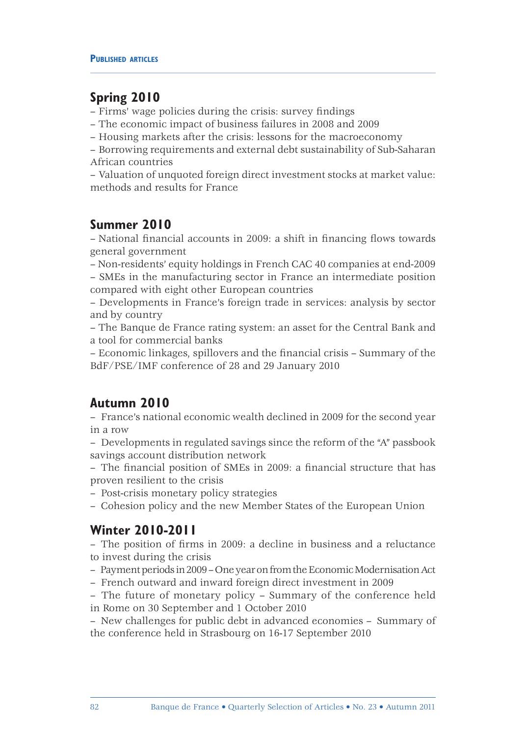## Spring 2010

– Firms' wage policies during the crisis: survey findings
– The economic impact of business failures in 2008 and 2009
– Housing markets after the crisis: lessons for the macroeconomy
– Borrowing requirements and external debt sustainability of Sub-Saharan African countries
– Valuation of unquoted foreign direct investment stocks at market value: methods and results for France

## Summer 2010

– National financial accounts in 2009: a shift in financing flows towards general government
– Non-residents' equity holdings in French CAC 40 companies at end-2009
– SMEs in the manufacturing sector in France an intermediate position compared with eight other European countries
– Developments in France's foreign trade in services: analysis by sector and by country
– The Banque de France rating system: an asset for the Central Bank and a tool for commercial banks
– Economic linkages, spillovers and the financial crisis – Summary of the BdF/PSE/IMF conference of 28 and 29 January 2010

## Autumn 2010

– France's national economic wealth declined in 2009 for the second year in a row
– Developments in regulated savings since the reform of the "A" passbook savings account distribution network
– The financial position of SMEs in 2009: a financial structure that has proven resilient to the crisis
– Post-crisis monetary policy strategies
– Cohesion policy and the new Member States of the European Union

## Winter 2010-2011

– The position of firms in 2009: a decline in business and a reluctance to invest during the crisis
– Payment periods in 2009 – One year on from the Economic Modernisation Act
– French outward and inward foreign direct investment in 2009
– The future of monetary policy – Summary of the conference held in Rome on 30 September and 1 October 2010
– New challenges for public debt in advanced economies – Summary of the conference held in Strasbourg on 16-17 September 2010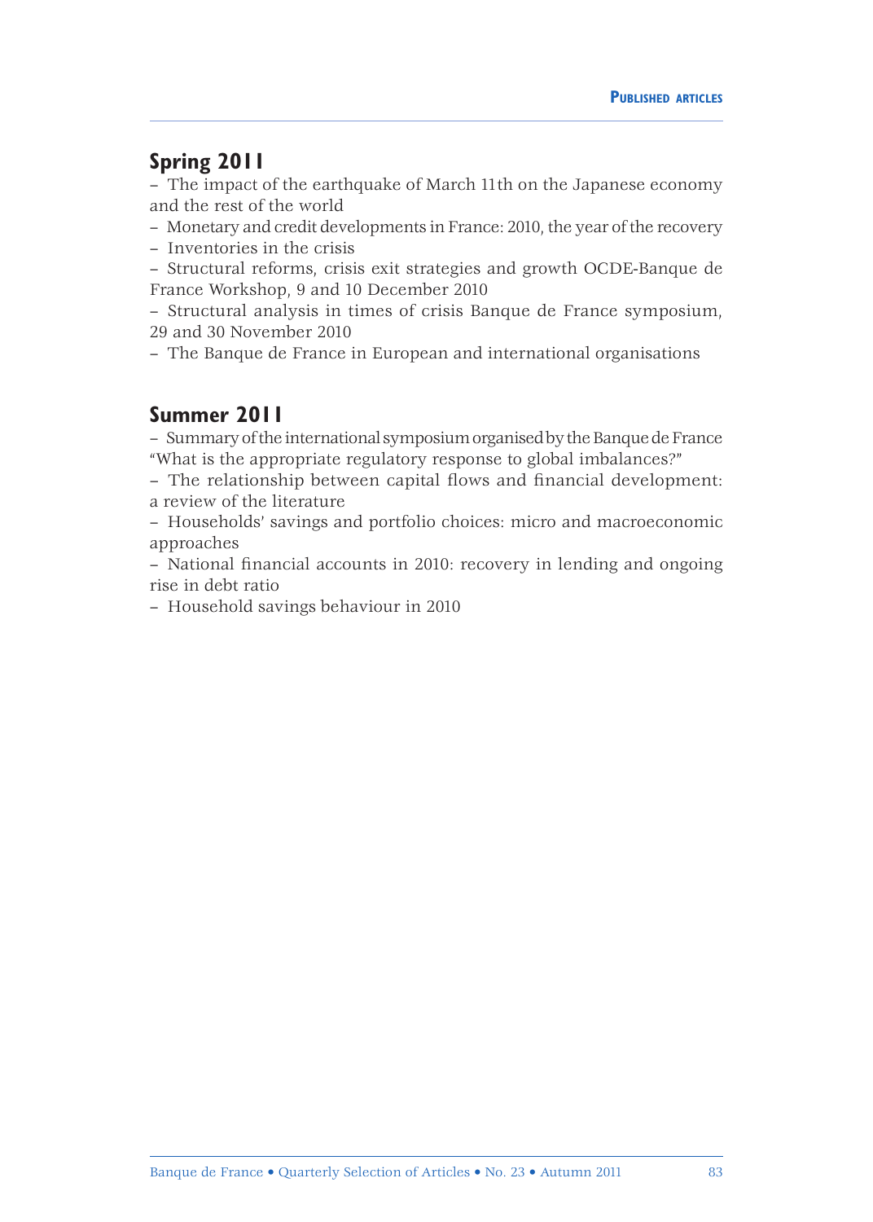## Spring 2011

- The impact of the earthquake of March 11th on the Japanese economy and the rest of the world
- Monetary and credit developments in France: 2010, the year of the recovery
- Inventories in the crisis
- Structural reforms, crisis exit strategies and growth OCDE-Banque de France Workshop, 9 and 10 December 2010
- Structural analysis in times of crisis Banque de France symposium, 29 and 30 November 2010
- The Banque de France in European and international organisations

## Summer 2011

- Summary of the international symposium organised by the Banque de France "What is the appropriate regulatory response to global imbalances?"
- The relationship between capital flows and financial development: a review of the literature
- Households' savings and portfolio choices: micro and macroeconomic approaches
- National financial accounts in 2010: recovery in lending and ongoing rise in debt ratio
- Household savings behaviour in 2010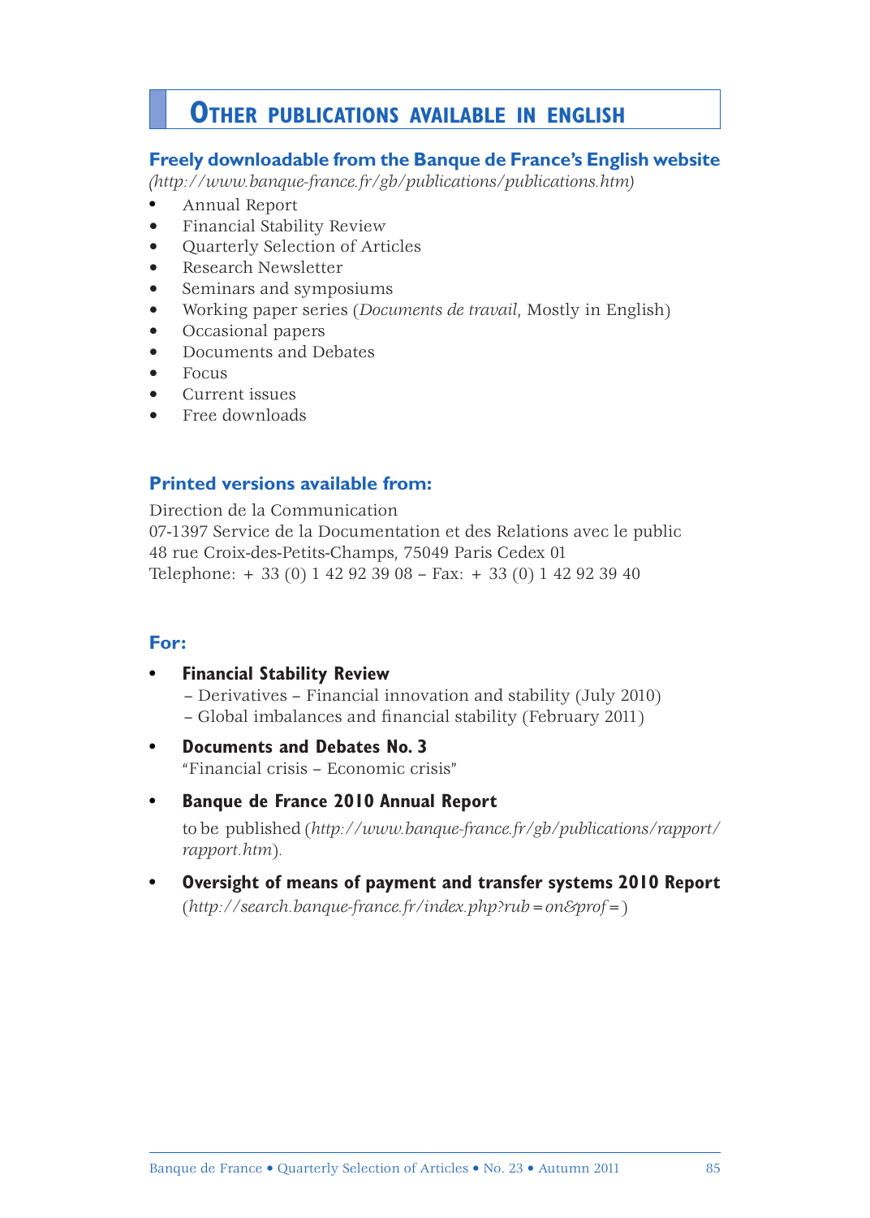# OTHER PUBLICATIONS AVAILABLE IN ENGLISH

## Freely downloadable from the Banque de France's English website

*(http://www.banque-france.fr/gb/publications/publications.htm)*

- Annual Report
- Financial Stability Review
- Quarterly Selection of Articles
- Research Newsletter
- Seminars and symposiums
- Working paper series (*Documents de travail*, Mostly in English)
- Occasional papers
- Documents and Debates
- Focus
- Current issues
- Free downloads

## Printed versions available from:

Direction de la Communication
07-1397 Service de la Documentation et des Relations avec le public
48 rue Croix-des-Petits-Champs, 75049 Paris Cedex 01
Telephone: + 33 (0) 1 42 92 39 08 – Fax: + 33 (0) 1 42 92 39 40

## For:

- **Financial Stability Review**
  – Derivatives – Financial innovation and stability (July 2010)
  – Global imbalances and financial stability (February 2011)
- **Documents and Debates No. 3**
  "Financial crisis – Economic crisis"
- **Banque de France 2010 Annual Report**
  to be published (*http://www.banque-france.fr/gb/publications/rapport/rapport.htm*).
- **Oversight of means of payment and transfer systems 2010 Report**
  (*http://search.banque-france.fr/index.php?rub=on&prof=*)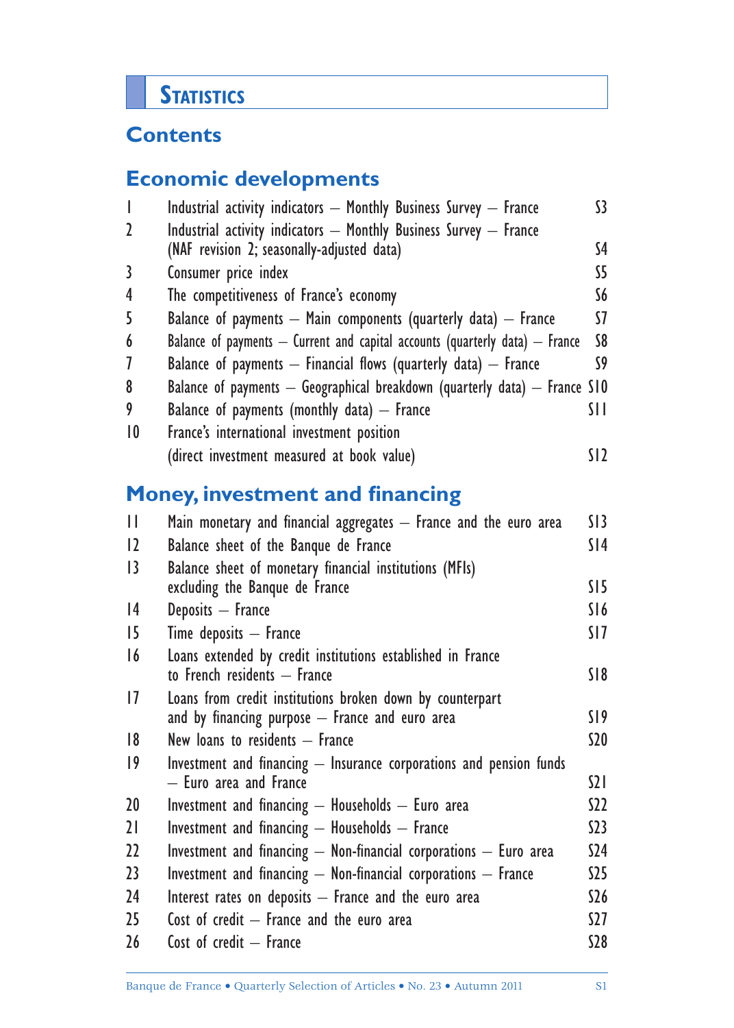# Statistics

## Contents

### Economic developments

| | | |
|---|---|---|
| 1 | Industrial activity indicators – Monthly Business Survey – France | S3 |
| 2 | Industrial activity indicators – Monthly Business Survey – France (NAF revision 2; seasonally-adjusted data) | S4 |
| 3 | Consumer price index | S5 |
| 4 | The competitiveness of France's economy | S6 |
| 5 | Balance of payments – Main components (quarterly data) – France | S7 |
| 6 | Balance of payments – Current and capital accounts (quarterly data) – France | S8 |
| 7 | Balance of payments – Financial flows (quarterly data) – France | S9 |
| 8 | Balance of payments – Geographical breakdown (quarterly data) – France | S10 |
| 9 | Balance of payments (monthly data) – France | S11 |
| 10 | France's international investment position (direct investment measured at book value) | S12 |

### Money, investment and financing

| | | |
|---|---|---|
| 11 | Main monetary and financial aggregates – France and the euro area | S13 |
| 12 | Balance sheet of the Banque de France | S14 |
| 13 | Balance sheet of monetary financial institutions (MFIs) excluding the Banque de France | S15 |
| 14 | Deposits – France | S16 |
| 15 | Time deposits – France | S17 |
| 16 | Loans extended by credit institutions established in France to French residents – France | S18 |
| 17 | Loans from credit institutions broken down by counterpart and by financing purpose – France and euro area | S19 |
| 18 | New loans to residents – France | S20 |
| 19 | Investment and financing – Insurance corporations and pension funds – Euro area and France | S21 |
| 20 | Investment and financing – Households – Euro area | S22 |
| 21 | Investment and financing – Households – France | S23 |
| 22 | Investment and financing – Non-financial corporations – Euro area | S24 |
| 23 | Investment and financing – Non-financial corporations – France | S25 |
| 24 | Interest rates on deposits – France and the euro area | S26 |
| 25 | Cost of credit – France and the euro area | S27 |
| 26 | Cost of credit – France | S28 |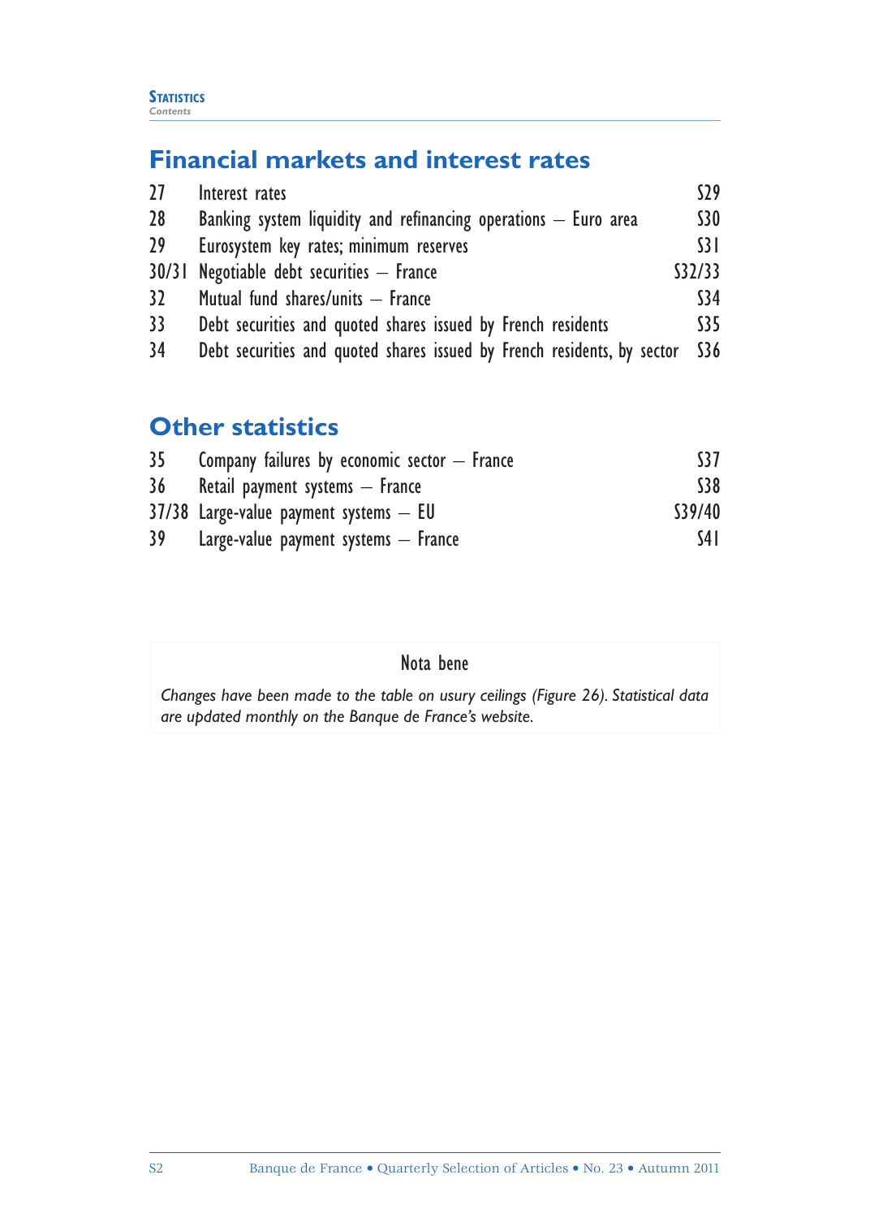## Financial markets and interest rates

| | | |
|---|---|---|
| 27 | Interest rates | S29 |
| 28 | Banking system liquidity and refinancing operations – Euro area | S30 |
| 29 | Eurosystem key rates; minimum reserves | S31 |
| 30/31 | Negotiable debt securities – France | S32/33 |
| 32 | Mutual fund shares/units – France | S34 |
| 33 | Debt securities and quoted shares issued by French residents | S35 |
| 34 | Debt securities and quoted shares issued by French residents, by sector | S36 |

## Other statistics

| | | |
|---|---|---|
| 35 | Company failures by economic sector – France | S37 |
| 36 | Retail payment systems – France | S38 |
| 37/38 | Large-value payment systems – EU | S39/40 |
| 39 | Large-value payment systems – France | S41 |

Nota bene

*Changes have been made to the table on usury ceilings (Figure 26). Statistical data are updated monthly on the Banque de France's website.*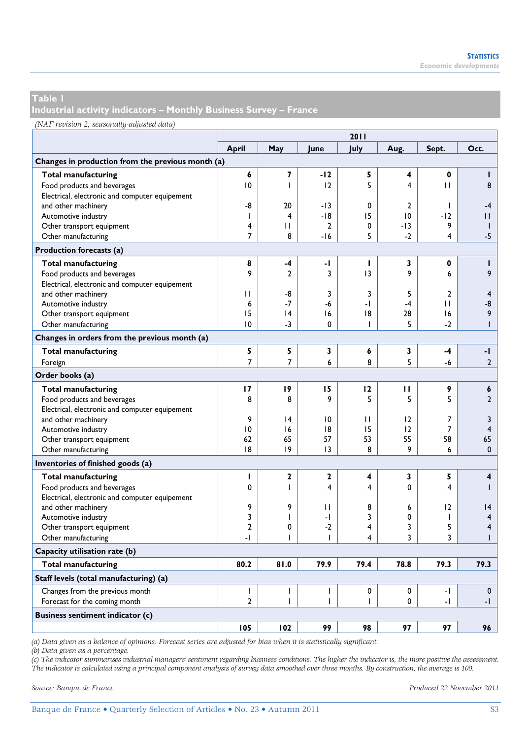## Table 1
## Industrial activity indicators – Monthly Business Survey – France

*(NAF revision 2; seasonally-adjusted data)*

| | 2011 | | | | | | |
|---|---|---|---|---|---|---|---|
| | **April** | **May** | **June** | **July** | **Aug.** | **Sept.** | **Oct.** |
| **Changes in production from the previous month (a)** | | | | | | | |
| **Total manufacturing** | **6** | **7** | **-12** | **5** | **4** | **0** | **1** |
| Food products and beverages | 10 | 1 | 12 | 5 | 4 | 11 | 8 |
| Electrical, electronic and computer equipement and other machinery | -8 | 20 | -13 | 0 | 2 | 1 | -4 |
| Automotive industry | 1 | 4 | -18 | 15 | 10 | -12 | 11 |
| Other transport equipment | 4 | 11 | 2 | 0 | -13 | 9 | 1 |
| Other manufacturing | 7 | 8 | -16 | 5 | -2 | 4 | -5 |
| **Production forecasts (a)** | | | | | | | |
| **Total manufacturing** | **8** | **-4** | **-1** | **1** | **3** | **0** | **1** |
| Food products and beverages | 9 | 2 | 3 | 13 | 9 | 6 | 9 |
| Electrical, electronic and computer equipement and other machinery | 11 | -8 | 3 | 3 | 5 | 2 | 4 |
| Automotive industry | 6 | -7 | -6 | -1 | -4 | 11 | -8 |
| Other transport equipment | 15 | 14 | 16 | 18 | 28 | 16 | 9 |
| Other manufacturing | 10 | -3 | 0 | 1 | 5 | -2 | 1 |
| **Changes in orders from the previous month (a)** | | | | | | | |
| **Total manufacturing** | **5** | **5** | **3** | **6** | **3** | **-4** | **-1** |
| Foreign | 7 | 7 | 6 | 8 | 5 | -6 | 2 |
| **Order books (a)** | | | | | | | |
| **Total manufacturing** | **17** | **19** | **15** | **12** | **11** | **9** | **6** |
| Food products and beverages | 8 | 8 | 9 | 5 | 5 | 5 | 2 |
| Electrical, electronic and computer equipement and other machinery | 9 | 14 | 10 | 11 | 12 | 7 | 3 |
| Automotive industry | 10 | 16 | 18 | 15 | 12 | 7 | 4 |
| Other transport equipment | 62 | 65 | 57 | 53 | 55 | 58 | 65 |
| Other manufacturing | 18 | 19 | 13 | 8 | 9 | 6 | 0 |
| **Inventories of finished goods (a)** | | | | | | | |
| **Total manufacturing** | **1** | **2** | **2** | **4** | **3** | **5** | **4** |
| Food products and beverages | 0 | 1 | 4 | 4 | 0 | 4 | 1 |
| Electrical, electronic and computer equipement and other machinery | 9 | 9 | 11 | 8 | 6 | 12 | 14 |
| Automotive industry | 3 | 1 | -1 | 3 | 0 | 1 | 4 |
| Other transport equipment | 2 | 0 | -2 | 4 | 3 | 5 | 4 |
| Other manufacturing | -1 | 1 | 1 | 4 | 3 | 3 | 1 |
| **Capacity utilisation rate (b)** | | | | | | | |
| **Total manufacturing** | **80.2** | **81.0** | **79.9** | **79.4** | **78.8** | **79.3** | **79.3** |
| **Staff levels (total manufacturing) (a)** | | | | | | | |
| Changes from the previous month | 1 | 1 | 1 | 0 | 0 | -1 | 0 |
| Forecast for the coming month | 2 | 1 | 1 | 1 | 0 | -1 | -1 |
| **Business sentiment indicator (c)** | | | | | | | |
| | **105** | **102** | **99** | **98** | **97** | **97** | **96** |

*(a) Data given as a balance of opinions. Forecast series are adjusted for bias when it is statistically significant.*
*(b) Data given as a percentage.*
*(c) The indicator summarises industrial managers' sentiment regarding business conditions. The higher the indicator is, the more positive the assessment. The indicator is calculated using a principal component analysis of survey data smoothed over three months. By construction, the average is 100.*

*Source: Banque de France.*

*Produced 22 November 2011*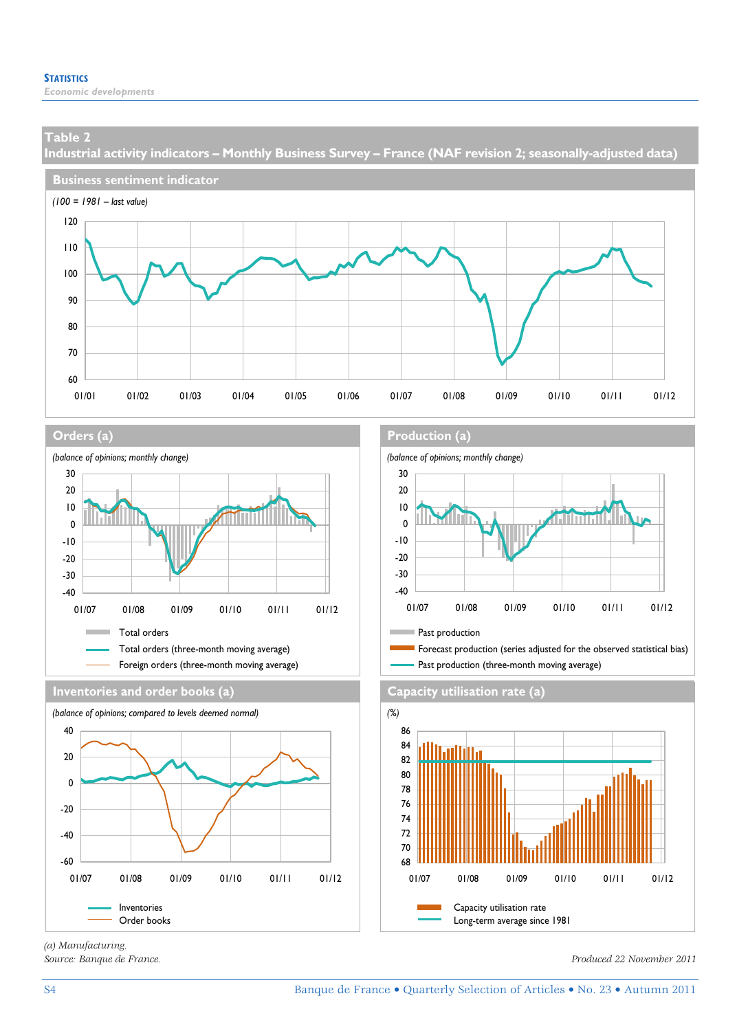**Statistics**
*Economic developments*

## Table 2
## Industrial activity indicators – Monthly Business Survey – France (NAF revision 2; seasonally-adjusted data)

### Business sentiment indicator

*(100 = 1981 – last value)*

### Orders (a)

*(balance of opinions; monthly change)*

Total orders
Total orders (three-month moving average)
Foreign orders (three-month moving average)

### Production (a)

*(balance of opinions; monthly change)*

Past production
Forecast production (series adjusted for the observed statistical bias)
Past production (three-month moving average)

### Inventories and order books (a)

*(balance of opinions; compared to levels deemed normal)*

Inventories
Order books

### Capacity utilisation rate (a)

*(%)*

Capacity utilisation rate
Long-term average since 1981

*(a) Manufacturing.*
*Source: Banque de France.*

*Produced 22 November 2011*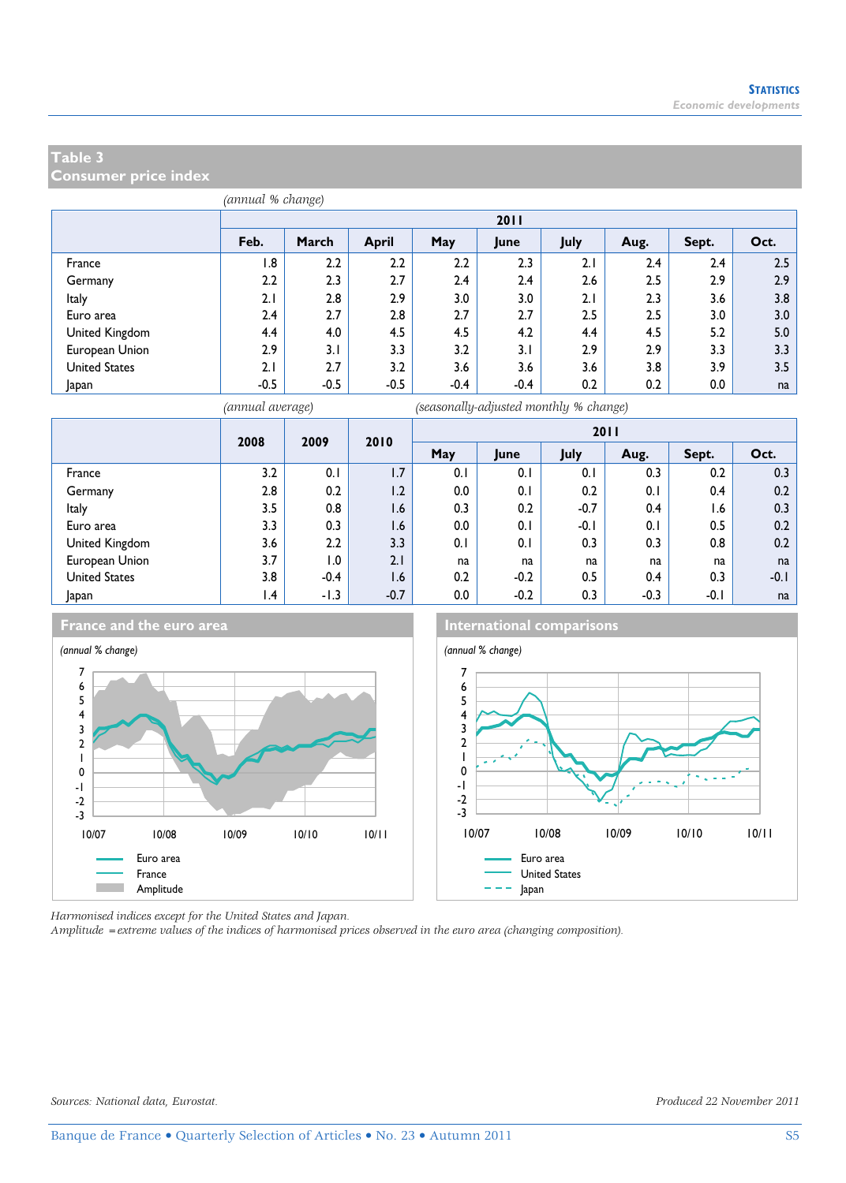## Table 3
## Consumer price index

*(annual % change)*

| | 2011 | | | | | | | | |
|---|---|---|---|---|---|---|---|---|---|
| | Feb. | March | April | May | June | July | Aug. | Sept. | Oct. |
| France | 1.8 | 2.2 | 2.2 | 2.2 | 2.3 | 2.1 | 2.4 | 2.4 | 2.5 |
| Germany | 2.2 | 2.3 | 2.7 | 2.4 | 2.4 | 2.6 | 2.5 | 2.9 | 2.9 |
| Italy | 2.1 | 2.8 | 2.9 | 3.0 | 3.0 | 2.1 | 2.3 | 3.6 | 3.8 |
| Euro area | 2.4 | 2.7 | 2.8 | 2.7 | 2.7 | 2.5 | 2.5 | 3.0 | 3.0 |
| United Kingdom | 4.4 | 4.0 | 4.5 | 4.5 | 4.2 | 4.4 | 4.5 | 5.2 | 5.0 |
| European Union | 2.9 | 3.1 | 3.3 | 3.2 | 3.1 | 2.9 | 2.9 | 3.3 | 3.3 |
| United States | 2.1 | 2.7 | 3.2 | 3.6 | 3.6 | 3.6 | 3.8 | 3.9 | 3.5 |
| Japan | -0.5 | -0.5 | -0.5 | -0.4 | -0.4 | 0.2 | 0.2 | 0.0 | na |

*(annual average)* *(seasonally-adjusted monthly % change)*

| | 2008 | 2009 | 2010 | 2011 | | | | | |
|---|---|---|---|---|---|---|---|---|---|
| | | | | May | June | July | Aug. | Sept. | Oct. |
| France | 3.2 | 0.1 | 1.7 | 0.1 | 0.1 | 0.1 | 0.3 | 0.2 | 0.3 |
| Germany | 2.8 | 0.2 | 1.2 | 0.0 | 0.1 | 0.2 | 0.1 | 0.4 | 0.2 |
| Italy | 3.5 | 0.8 | 1.6 | 0.3 | 0.2 | -0.7 | 0.4 | 1.6 | 0.3 |
| Euro area | 3.3 | 0.3 | 1.6 | 0.0 | 0.1 | -0.1 | 0.1 | 0.5 | 0.2 |
| United Kingdom | 3.6 | 2.2 | 3.3 | 0.1 | 0.1 | 0.3 | 0.3 | 0.8 | 0.2 |
| European Union | 3.7 | 1.0 | 2.1 | na | na | na | na | na | na |
| United States | 3.8 | -0.4 | 1.6 | 0.2 | -0.2 | 0.5 | 0.4 | 0.3 | -0.1 |
| Japan | 1.4 | -1.3 | -0.7 | 0.0 | -0.2 | 0.3 | -0.3 | -0.1 | na |

### France and the euro area

*(annual % change)*

Euro area
France
Amplitude

### International comparisons

*(annual % change)*

Euro area
United States
Japan

*Harmonised indices except for the United States and Japan.*
*Amplitude = extreme values of the indices of harmonised prices observed in the euro area (changing composition).*

*Sources: National data, Eurostat.*
*Produced 22 November 2011*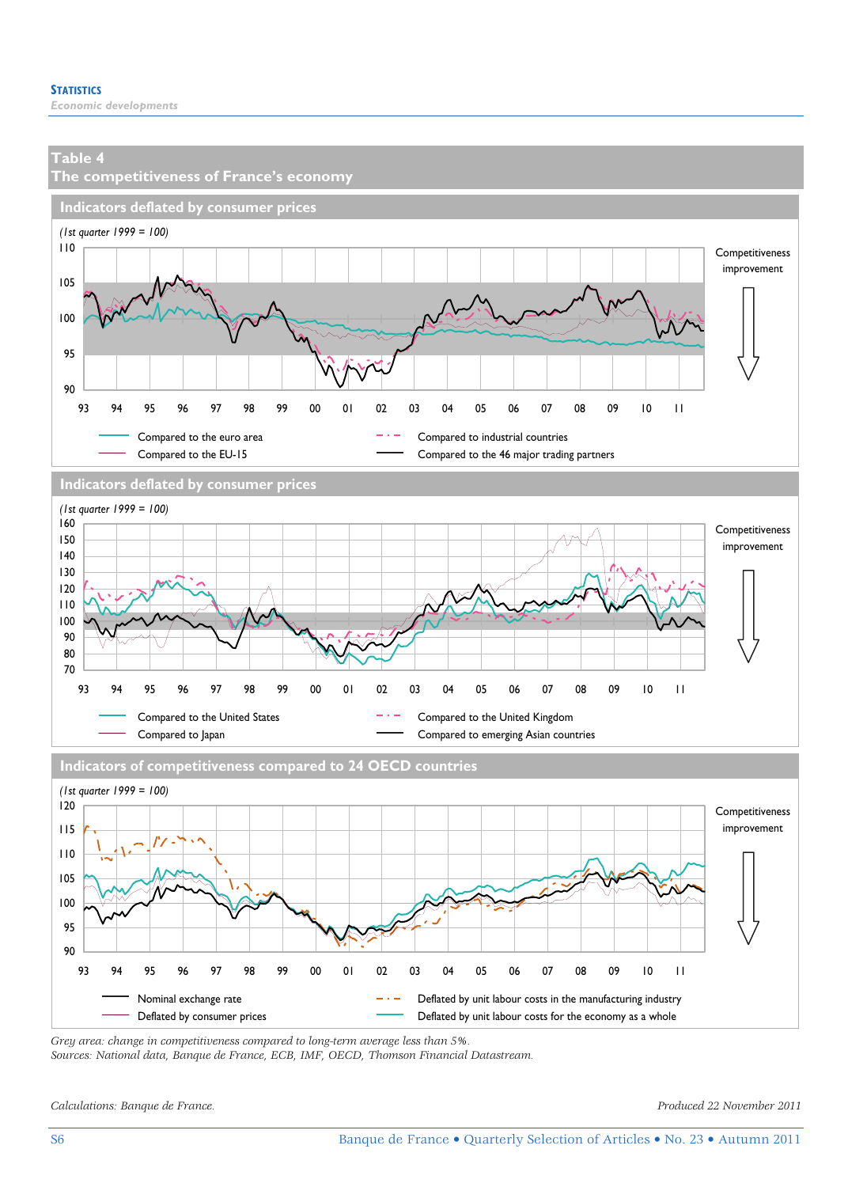## Table 4
## The competitiveness of France's economy

### Indicators deflated by consumer prices

(1st quarter 1999 = 100)

Competitiveness improvement

Compared to the euro area
Compared to the EU-15
Compared to industrial countries
Compared to the 46 major trading partners

### Indicators deflated by consumer prices

(1st quarter 1999 = 100)

Competitiveness improvement

Compared to the United States
Compared to Japan
Compared to the United Kingdom
Compared to emerging Asian countries

### Indicators of competitiveness compared to 24 OECD countries

(1st quarter 1999 = 100)

Competitiveness improvement

Nominal exchange rate
Deflated by consumer prices
Deflated by unit labour costs in the manufacturing industry
Deflated by unit labour costs for the economy as a whole

*Grey area: change in competitiveness compared to long-term average less than 5%.*
*Sources: National data, Banque de France, ECB, IMF, OECD, Thomson Financial Datastream.*

*Calculations: Banque de France.*

*Produced 22 November 2011*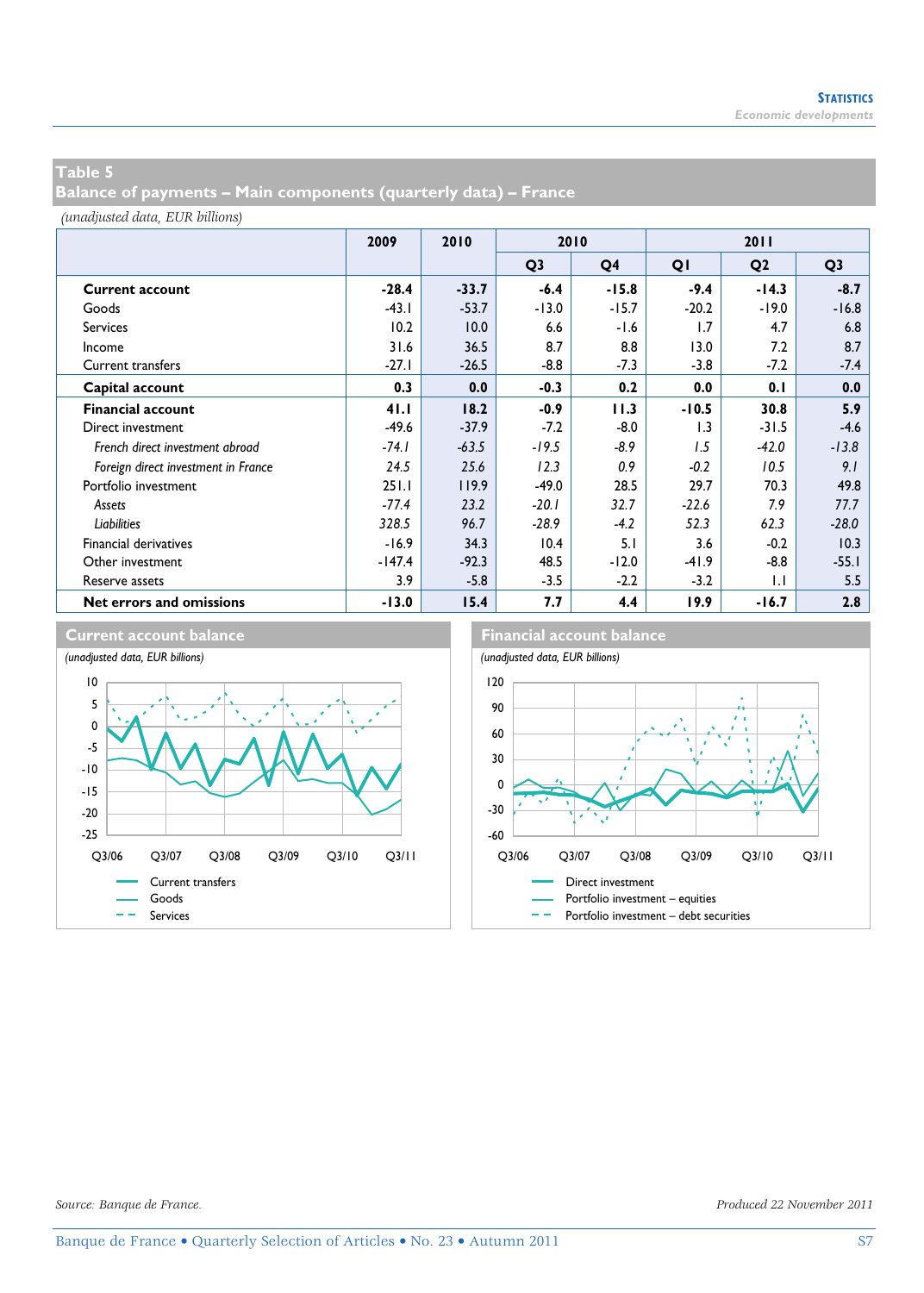## Table 5
## Balance of payments – Main components (quarterly data) – France

*(unadjusted data, EUR billions)*

| | 2009 | 2010 | 2010 | | 2011 | | |
|---|---|---|---|---|---|---|---|
| | | | Q3 | Q4 | Q1 | Q2 | Q3 |
| **Current account** | **-28.4** | **-33.7** | **-6.4** | **-15.8** | **-9.4** | **-14.3** | **-8.7** |
| Goods | -43.1 | -53.7 | -13.0 | -15.7 | -20.2 | -19.0 | -16.8 |
| Services | 10.2 | 10.0 | 6.6 | -1.6 | 1.7 | 4.7 | 6.8 |
| Income | 31.6 | 36.5 | 8.7 | 8.8 | 13.0 | 7.2 | 8.7 |
| Current transfers | -27.1 | -26.5 | -8.8 | -7.3 | -3.8 | -7.2 | -7.4 |
| **Capital account** | **0.3** | **0.0** | **-0.3** | **0.2** | **0.0** | **0.1** | **0.0** |
| **Financial account** | **41.1** | **18.2** | **-0.9** | **11.3** | **-10.5** | **30.8** | **5.9** |
| Direct investment | -49.6 | -37.9 | -7.2 | -8.0 | 1.3 | -31.5 | -4.6 |
| *French direct investment abroad* | *-74.1* | *-63.5* | *-19.5* | *-8.9* | *1.5* | *-42.0* | *-13.8* |
| *Foreign direct investment in France* | *24.5* | *25.6* | *12.3* | *0.9* | *-0.2* | *10.5* | *9.1* |
| Portfolio investment | 251.1 | 119.9 | -49.0 | 28.5 | 29.7 | 70.3 | 49.8 |
| *Assets* | *-77.4* | *23.2* | *-20.1* | *32.7* | *-22.6* | *7.9* | *77.7* |
| *Liabilities* | *328.5* | *96.7* | *-28.9* | *-4.2* | *52.3* | *62.3* | *-28.0* |
| Financial derivatives | -16.9 | 34.3 | 10.4 | 5.1 | 3.6 | -0.2 | 10.3 |
| Other investment | -147.4 | -92.3 | 48.5 | -12.0 | -41.9 | -8.8 | -55.1 |
| Reserve assets | 3.9 | -5.8 | -3.5 | -2.2 | -3.2 | 1.1 | 5.5 |
| **Net errors and omissions** | **-13.0** | **15.4** | **7.7** | **4.4** | **19.9** | **-16.7** | **2.8** |

### Current account balance

*(unadjusted data, EUR billions)*

Legend: Current transfers; Goods; Services

### Financial account balance

*(unadjusted data, EUR billions)*

Legend: Direct investment; Portfolio investment – equities; Portfolio investment – debt securities

*Source: Banque de France.*

*Produced 22 November 2011*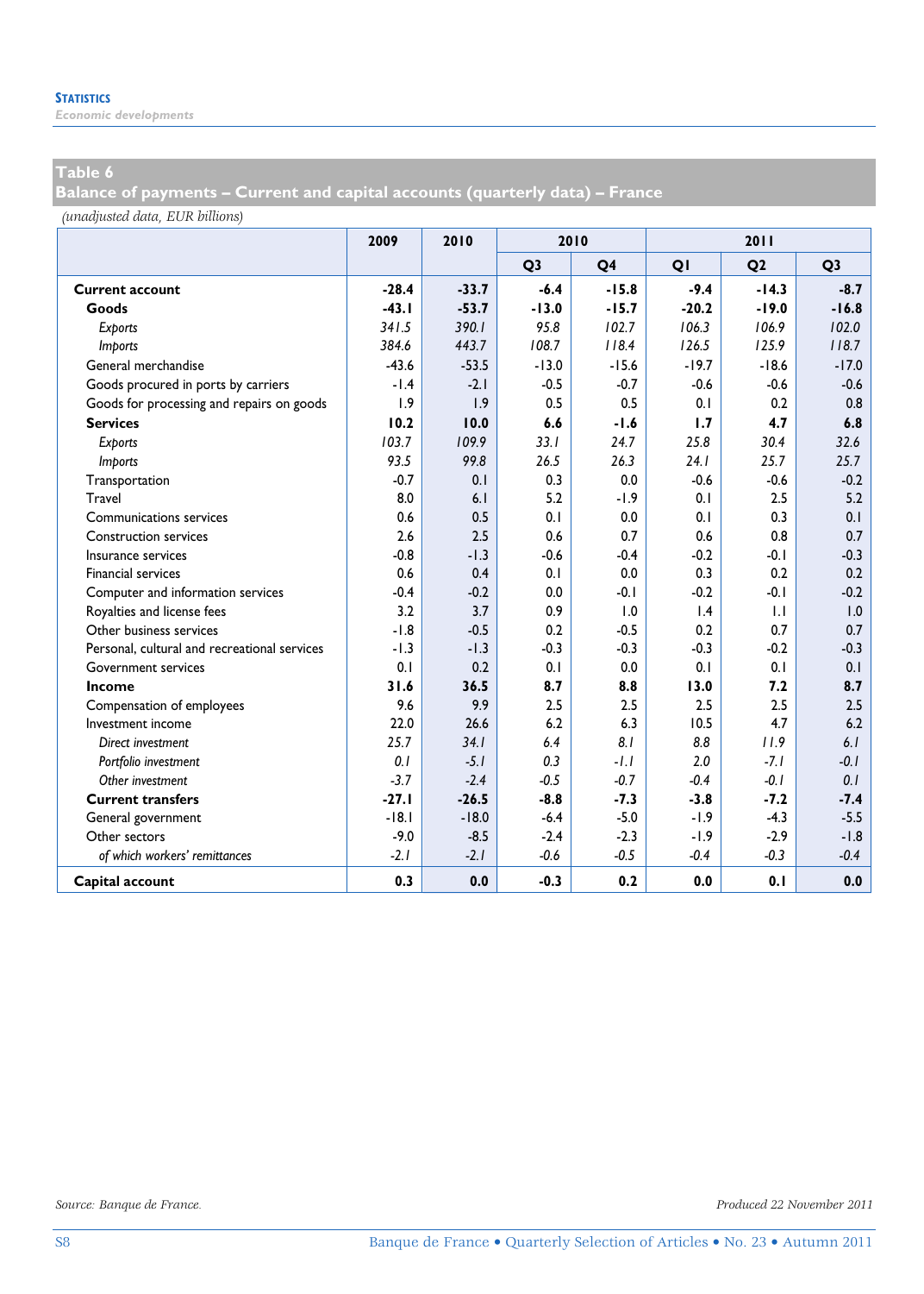## Table 6
## Balance of payments – Current and capital accounts (quarterly data) – France

*(unadjusted data, EUR billions)*

| | 2009 | 2010 | 2010 | | 2011 | | |
|---|---|---|---|---|---|---|---|
| | | | Q3 | Q4 | Q1 | Q2 | Q3 |
| **Current account** | **-28.4** | **-33.7** | **-6.4** | **-15.8** | **-9.4** | **-14.3** | **-8.7** |
| **Goods** | **-43.1** | **-53.7** | **-13.0** | **-15.7** | **-20.2** | **-19.0** | **-16.8** |
| *Exports* | *341.5* | *390.1* | *95.8* | *102.7* | *106.3* | *106.9* | *102.0* |
| *Imports* | *384.6* | *443.7* | *108.7* | *118.4* | *126.5* | *125.9* | *118.7* |
| General merchandise | -43.6 | -53.5 | -13.0 | -15.6 | -19.7 | -18.6 | -17.0 |
| Goods procured in ports by carriers | -1.4 | -2.1 | -0.5 | -0.7 | -0.6 | -0.6 | -0.6 |
| Goods for processing and repairs on goods | 1.9 | 1.9 | 0.5 | 0.5 | 0.1 | 0.2 | 0.8 |
| **Services** | **10.2** | **10.0** | **6.6** | **-1.6** | **1.7** | **4.7** | **6.8** |
| *Exports* | *103.7* | *109.9* | *33.1* | *24.7* | *25.8* | *30.4* | *32.6* |
| *Imports* | *93.5* | *99.8* | *26.5* | *26.3* | *24.1* | *25.7* | *25.7* |
| Transportation | -0.7 | 0.1 | 0.3 | 0.0 | -0.6 | -0.6 | -0.2 |
| Travel | 8.0 | 6.1 | 5.2 | -1.9 | 0.1 | 2.5 | 5.2 |
| Communications services | 0.6 | 0.5 | 0.1 | 0.0 | 0.1 | 0.3 | 0.1 |
| Construction services | 2.6 | 2.5 | 0.6 | 0.7 | 0.6 | 0.8 | 0.7 |
| Insurance services | -0.8 | -1.3 | -0.6 | -0.4 | -0.2 | -0.1 | -0.3 |
| Financial services | 0.6 | 0.4 | 0.1 | 0.0 | 0.3 | 0.2 | 0.2 |
| Computer and information services | -0.4 | -0.2 | 0.0 | -0.1 | -0.2 | -0.1 | -0.2 |
| Royalties and license fees | 3.2 | 3.7 | 0.9 | 1.0 | 1.4 | 1.1 | 1.0 |
| Other business services | -1.8 | -0.5 | 0.2 | -0.5 | 0.2 | 0.7 | 0.7 |
| Personal, cultural and recreational services | -1.3 | -1.3 | -0.3 | -0.3 | -0.3 | -0.2 | -0.3 |
| Government services | 0.1 | 0.2 | 0.1 | 0.0 | 0.1 | 0.1 | 0.1 |
| **Income** | **31.6** | **36.5** | **8.7** | **8.8** | **13.0** | **7.2** | **8.7** |
| Compensation of employees | 9.6 | 9.9 | 2.5 | 2.5 | 2.5 | 2.5 | 2.5 |
| Investment income | 22.0 | 26.6 | 6.2 | 6.3 | 10.5 | 4.7 | 6.2 |
| *Direct investment* | *25.7* | *34.1* | *6.4* | *8.1* | *8.8* | *11.9* | *6.1* |
| *Portfolio investment* | *0.1* | *-5.1* | *0.3* | *-1.1* | *2.0* | *-7.1* | *-0.1* |
| *Other investment* | *-3.7* | *-2.4* | *-0.5* | *-0.7* | *-0.4* | *-0.1* | *0.1* |
| **Current transfers** | **-27.1** | **-26.5** | **-8.8** | **-7.3** | **-3.8** | **-7.2** | **-7.4** |
| General government | -18.1 | -18.0 | -6.4 | -5.0 | -1.9 | -4.3 | -5.5 |
| Other sectors | -9.0 | -8.5 | -2.4 | -2.3 | -1.9 | -2.9 | -1.8 |
| *of which workers' remittances* | *-2.1* | *-2.1* | *-0.6* | *-0.5* | *-0.4* | *-0.3* | *-0.4* |
| **Capital account** | **0.3** | **0.0** | **-0.3** | **0.2** | **0.0** | **0.1** | **0.0** |

*Source: Banque de France.*

*Produced 22 November 2011*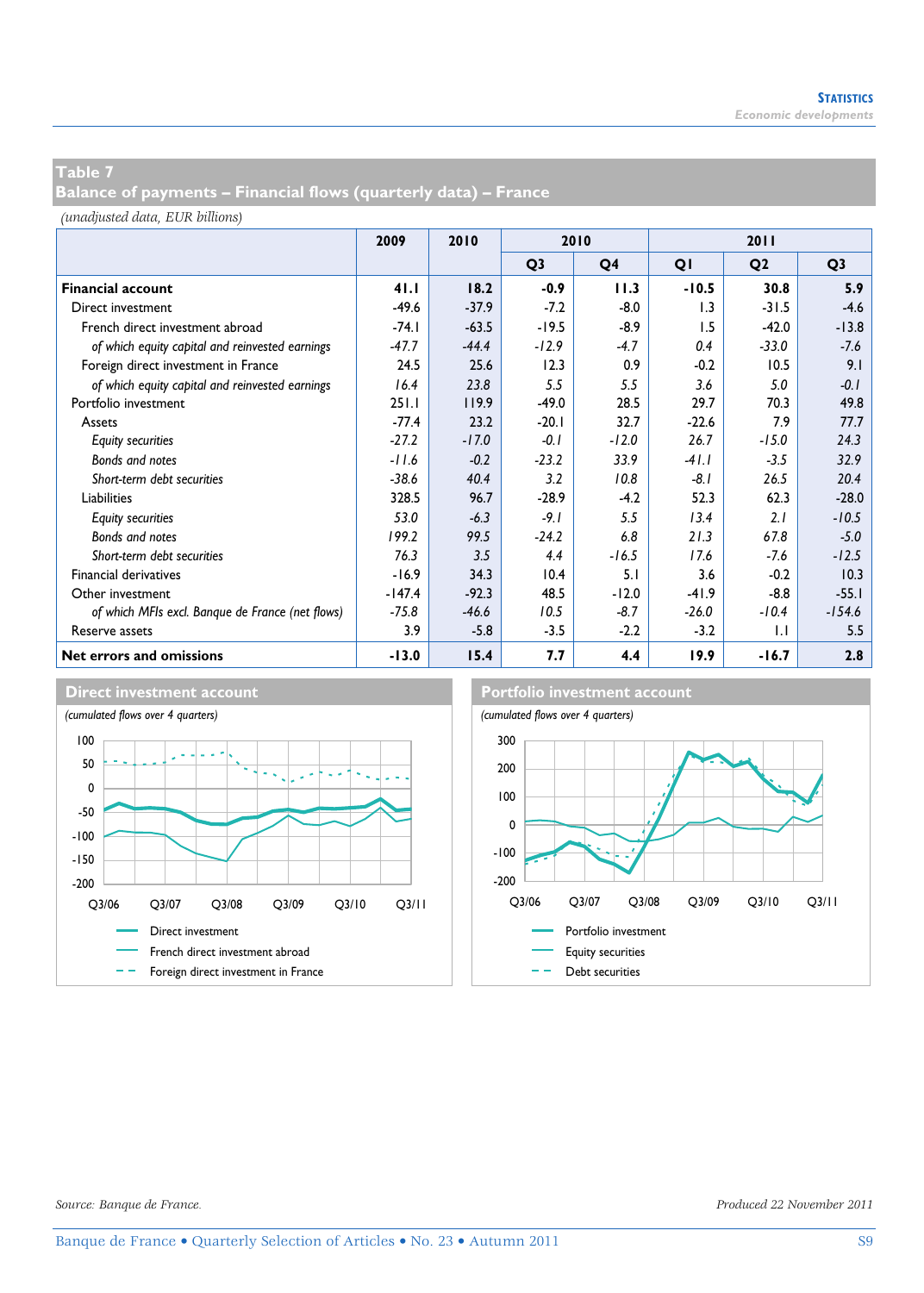## Table 7
## Balance of payments – Financial flows (quarterly data) – France

*(unadjusted data, EUR billions)*

| | 2009 | 2010 | 2010 | | 2011 | | |
|---|---|---|---|---|---|---|---|
| | | | Q3 | Q4 | Q1 | Q2 | Q3 |
| **Financial account** | **41.1** | **18.2** | **-0.9** | **11.3** | **-10.5** | **30.8** | **5.9** |
| Direct investment | -49.6 | -37.9 | -7.2 | -8.0 | 1.3 | -31.5 | -4.6 |
| French direct investment abroad | -74.1 | -63.5 | -19.5 | -8.9 | 1.5 | -42.0 | -13.8 |
| *of which equity capital and reinvested earnings* | *-47.7* | *-44.4* | *-12.9* | *-4.7* | *0.4* | *-33.0* | *-7.6* |
| Foreign direct investment in France | 24.5 | 25.6 | 12.3 | 0.9 | -0.2 | 10.5 | 9.1 |
| *of which equity capital and reinvested earnings* | *16.4* | *23.8* | *5.5* | *5.5* | *3.6* | *5.0* | *-0.1* |
| Portfolio investment | 251.1 | 119.9 | -49.0 | 28.5 | 29.7 | 70.3 | 49.8 |
| Assets | -77.4 | 23.2 | -20.1 | 32.7 | -22.6 | 7.9 | 77.7 |
| *Equity securities* | *-27.2* | *-17.0* | *-0.1* | *-12.0* | *26.7* | *-15.0* | *24.3* |
| *Bonds and notes* | *-11.6* | *-0.2* | *-23.2* | *33.9* | *-41.1* | *-3.5* | *32.9* |
| *Short-term debt securities* | *-38.6* | *40.4* | *3.2* | *10.8* | *-8.1* | *26.5* | *20.4* |
| Liabilities | 328.5 | 96.7 | -28.9 | -4.2 | 52.3 | 62.3 | -28.0 |
| *Equity securities* | *53.0* | *-6.3* | *-9.1* | *5.5* | *13.4* | *2.1* | *-10.5* |
| *Bonds and notes* | *199.2* | *99.5* | *-24.2* | *6.8* | *21.3* | *67.8* | *-5.0* |
| *Short-term debt securities* | *76.3* | *3.5* | *4.4* | *-16.5* | *17.6* | *-7.6* | *-12.5* |
| Financial derivatives | -16.9 | 34.3 | 10.4 | 5.1 | 3.6 | -0.2 | 10.3 |
| Other investment | -147.4 | -92.3 | 48.5 | -12.0 | -41.9 | -8.8 | -55.1 |
| *of which MFIs excl. Banque de France (net flows)* | *-75.8* | *-46.6* | *10.5* | *-8.7* | *-26.0* | *-10.4* | *-154.6* |
| Reserve assets | 3.9 | -5.8 | -3.5 | -2.2 | -3.2 | 1.1 | 5.5 |
| **Net errors and omissions** | **-13.0** | **15.4** | **7.7** | **4.4** | **19.9** | **-16.7** | **2.8** |

### Direct investment account

*(cumulated flows over 4 quarters)*

Legend: Direct investment; French direct investment abroad; Foreign direct investment in France

### Portfolio investment account

*(cumulated flows over 4 quarters)*

Legend: Portfolio investment; Equity securities; Debt securities

*Source: Banque de France.*

*Produced 22 November 2011*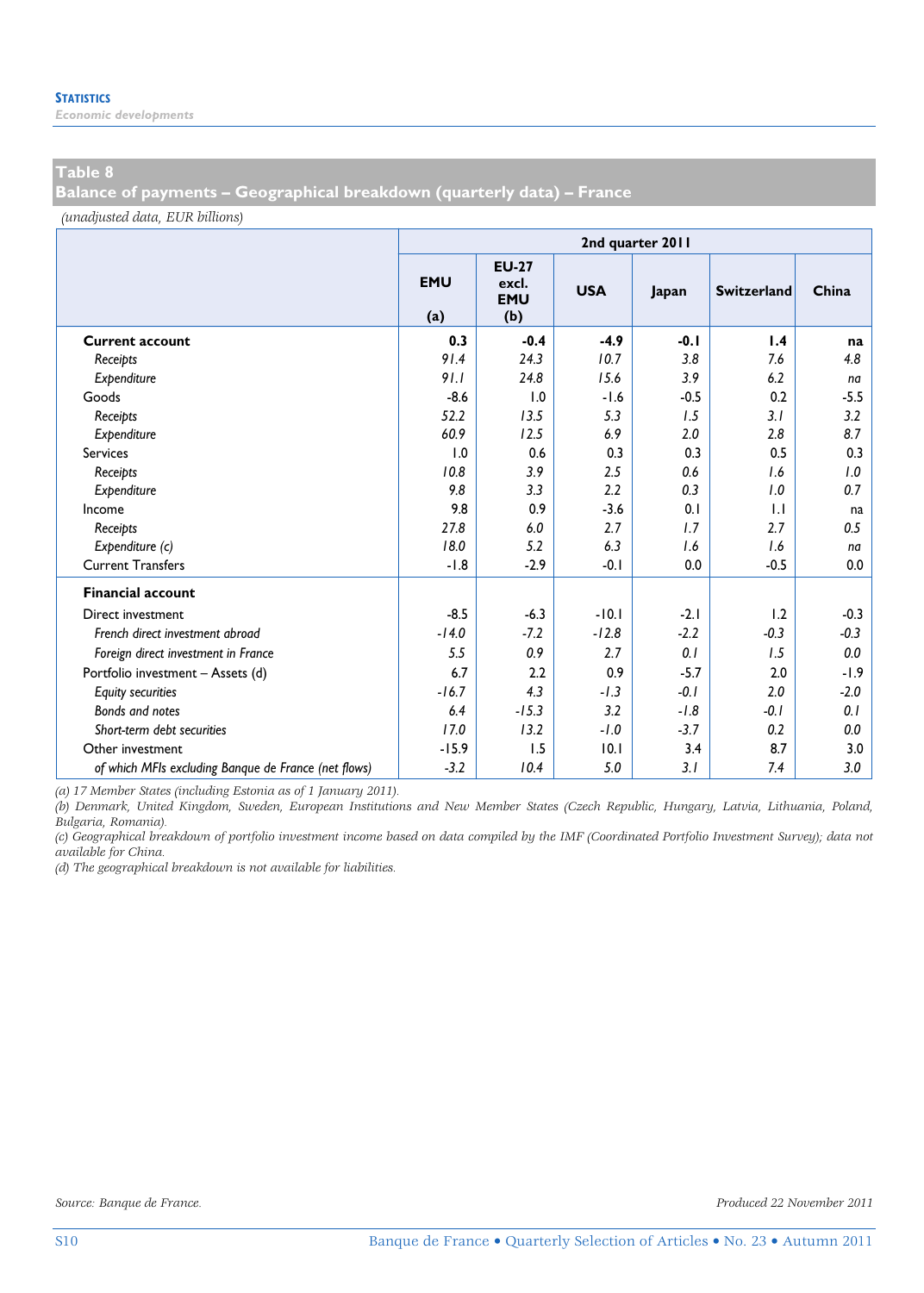## Table 8
## Balance of payments – Geographical breakdown (quarterly data) – France

*(unadjusted data, EUR billions)*

| | 2nd quarter 2011 | | | | | |
|---|---|---|---|---|---|---|
| | EMU (a) | EU-27 excl. EMU (b) | USA | Japan | Switzerland | China |
| **Current account** | **0.3** | **-0.4** | **-4.9** | **-0.1** | **1.4** | **na** |
| *Receipts* | *91.4* | *24.3* | *10.7* | *3.8* | *7.6* | *4.8* |
| *Expenditure* | *91.1* | *24.8* | *15.6* | *3.9* | *6.2* | *na* |
| Goods | -8.6 | 1.0 | -1.6 | -0.5 | 0.2 | -5.5 |
| *Receipts* | *52.2* | *13.5* | *5.3* | *1.5* | *3.1* | *3.2* |
| *Expenditure* | *60.9* | *12.5* | *6.9* | *2.0* | *2.8* | *8.7* |
| Services | 1.0 | 0.6 | 0.3 | 0.3 | 0.5 | 0.3 |
| *Receipts* | *10.8* | *3.9* | *2.5* | *0.6* | *1.6* | *1.0* |
| *Expenditure* | *9.8* | *3.3* | *2.2* | *0.3* | *1.0* | *0.7* |
| Income | 9.8 | 0.9 | -3.6 | 0.1 | 1.1 | na |
| *Receipts* | *27.8* | *6.0* | *2.7* | *1.7* | *2.7* | *0.5* |
| *Expenditure (c)* | *18.0* | *5.2* | *6.3* | *1.6* | *1.6* | *na* |
| Current Transfers | -1.8 | -2.9 | -0.1 | 0.0 | -0.5 | 0.0 |
| **Financial account** | | | | | | |
| Direct investment | -8.5 | -6.3 | -10.1 | -2.1 | 1.2 | -0.3 |
| *French direct investment abroad* | *-14.0* | *-7.2* | *-12.8* | *-2.2* | *-0.3* | *-0.3* |
| *Foreign direct investment in France* | *5.5* | *0.9* | *2.7* | *0.1* | *1.5* | *0.0* |
| Portfolio investment – Assets (d) | 6.7 | 2.2 | 0.9 | -5.7 | 2.0 | -1.9 |
| *Equity securities* | *-16.7* | *4.3* | *-1.3* | *-0.1* | *2.0* | *-2.0* |
| *Bonds and notes* | *6.4* | *-15.3* | *3.2* | *-1.8* | *-0.1* | *0.1* |
| *Short-term debt securities* | *17.0* | *13.2* | *-1.0* | *-3.7* | *0.2* | *0.0* |
| Other investment | -15.9 | 1.5 | 10.1 | 3.4 | 8.7 | 3.0 |
| *of which MFIs excluding Banque de France (net flows)* | *-3.2* | *10.4* | *5.0* | *3.1* | *7.4* | *3.0* |

*(a) 17 Member States (including Estonia as of 1 January 2011).*
*(b) Denmark, United Kingdom, Sweden, European Institutions and New Member States (Czech Republic, Hungary, Latvia, Lithuania, Poland, Bulgaria, Romania).*
*(c) Geographical breakdown of portfolio investment income based on data compiled by the IMF (Coordinated Portfolio Investment Survey); data not available for China.*
*(d) The geographical breakdown is not available for liabilities.*

*Source: Banque de France.* *Produced 22 November 2011*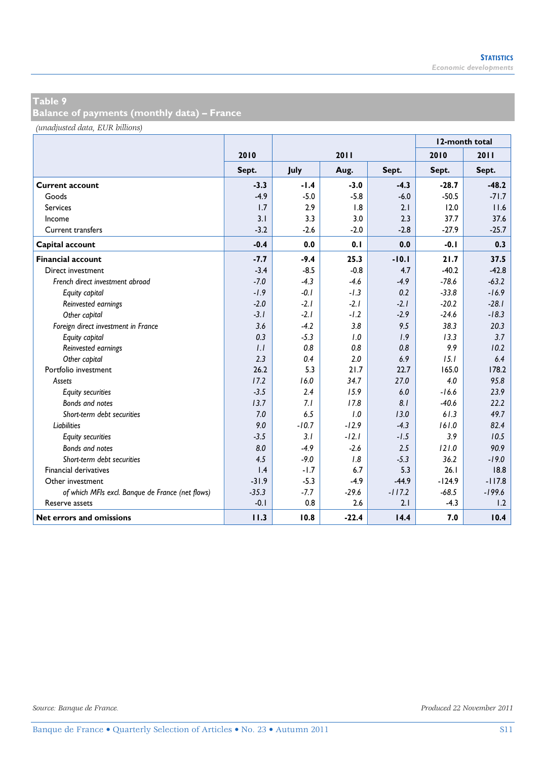## Table 9
## Balance of payments (monthly data) – France

*(unadjusted data, EUR billions)*

| | 2010 | 2011 | | | 12-month total | |
|---|---|---|---|---|---|---|
| | | | | | 2010 | 2011 |
| | Sept. | July | Aug. | Sept. | Sept. | Sept. |
| **Current account** | **-3.3** | **-1.4** | **-3.0** | **-4.3** | **-28.7** | **-48.2** |
| Goods | -4.9 | -5.0 | -5.8 | -6.0 | -50.5 | -71.7 |
| Services | 1.7 | 2.9 | 1.8 | 2.1 | 12.0 | 11.6 |
| Income | 3.1 | 3.3 | 3.0 | 2.3 | 37.7 | 37.6 |
| Current transfers | -3.2 | -2.6 | -2.0 | -2.8 | -27.9 | -25.7 |
| **Capital account** | **-0.4** | **0.0** | **0.1** | **0.0** | **-0.1** | **0.3** |
| **Financial account** | **-7.7** | **-9.4** | **25.3** | **-10.1** | **21.7** | **37.5** |
| Direct investment | -3.4 | -8.5 | -0.8 | 4.7 | -40.2 | -42.8 |
| *French direct investment abroad* | *-7.0* | *-4.3* | *-4.6* | *-4.9* | *-78.6* | *-63.2* |
| *Equity capital* | *-1.9* | *-0.1* | *-1.3* | *0.2* | *-33.8* | *-16.9* |
| *Reinvested earnings* | *-2.0* | *-2.1* | *-2.1* | *-2.1* | *-20.2* | *-28.1* |
| *Other capital* | *-3.1* | *-2.1* | *-1.2* | *-2.9* | *-24.6* | *-18.3* |
| *Foreign direct investment in France* | *3.6* | *-4.2* | *3.8* | *9.5* | *38.3* | *20.3* |
| *Equity capital* | *0.3* | *-5.3* | *1.0* | *1.9* | *13.3* | *3.7* |
| *Reinvested earnings* | *1.1* | *0.8* | *0.8* | *0.8* | *9.9* | *10.2* |
| *Other capital* | *2.3* | *0.4* | *2.0* | *6.9* | *15.1* | *6.4* |
| Portfolio investment | 26.2 | 5.3 | 21.7 | 22.7 | 165.0 | 178.2 |
| *Assets* | *17.2* | *16.0* | *34.7* | *27.0* | *4.0* | *95.8* |
| *Equity securities* | *-3.5* | *2.4* | *15.9* | *6.0* | *-16.6* | *23.9* |
| *Bonds and notes* | *13.7* | *7.1* | *17.8* | *8.1* | *-40.6* | *22.2* |
| *Short-term debt securities* | *7.0* | *6.5* | *1.0* | *13.0* | *61.3* | *49.7* |
| *Liabilities* | *9.0* | *-10.7* | *-12.9* | *-4.3* | *161.0* | *82.4* |
| *Equity securities* | *-3.5* | *3.1* | *-12.1* | *-1.5* | *3.9* | *10.5* |
| *Bonds and notes* | *8.0* | *-4.9* | *-2.6* | *2.5* | *121.0* | *90.9* |
| *Short-term debt securities* | *4.5* | *-9.0* | *1.8* | *-5.3* | *36.2* | *-19.0* |
| Financial derivatives | 1.4 | -1.7 | 6.7 | 5.3 | 26.1 | 18.8 |
| Other investment | -31.9 | -5.3 | -4.9 | -44.9 | -124.9 | -117.8 |
| *of which MFIs excl. Banque de France (net flows)* | *-35.3* | *-7.7* | *-29.6* | *-117.2* | *-68.5* | *-199.6* |
| Reserve assets | -0.1 | 0.8 | 2.6 | 2.1 | -4.3 | 1.2 |
| **Net errors and omissions** | **11.3** | **10.8** | **-22.4** | **14.4** | **7.0** | **10.4** |

*Source: Banque de France.*

*Produced 22 November 2011*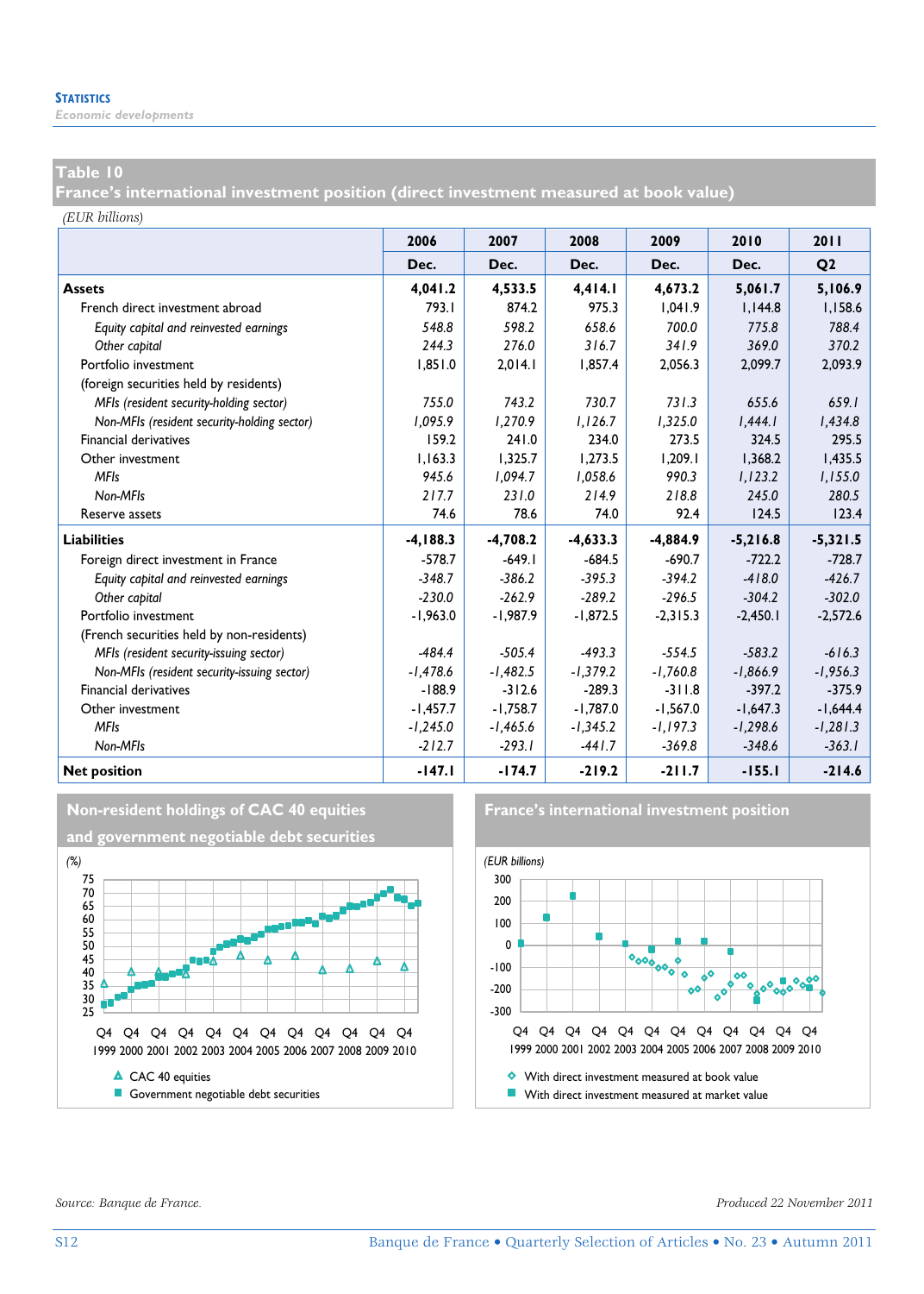## Table 10
## France's international investment position (direct investment measured at book value)

*(EUR billions)*

| | 2006 Dec. | 2007 Dec. | 2008 Dec. | 2009 Dec. | 2010 Dec. | 2011 Q2 |
|---|---|---|---|---|---|---|
| **Assets** | **4,041.2** | **4,533.5** | **4,414.1** | **4,673.2** | **5,061.7** | **5,106.9** |
| French direct investment abroad | 793.1 | 874.2 | 975.3 | 1,041.9 | 1,144.8 | 1,158.6 |
| *Equity capital and reinvested earnings* | *548.8* | *598.2* | *658.6* | *700.0* | *775.8* | *788.4* |
| *Other capital* | *244.3* | *276.0* | *316.7* | *341.9* | *369.0* | *370.2* |
| Portfolio investment | 1,851.0 | 2,014.1 | 1,857.4 | 2,056.3 | 2,099.7 | 2,093.9 |
| (foreign securities held by residents) | | | | | | |
| *MFIs (resident security-holding sector)* | *755.0* | *743.2* | *730.7* | *731.3* | *655.6* | *659.1* |
| *Non-MFIs (resident security-holding sector)* | *1,095.9* | *1,270.9* | *1,126.7* | *1,325.0* | *1,444.1* | *1,434.8* |
| Financial derivatives | 159.2 | 241.0 | 234.0 | 273.5 | 324.5 | 295.5 |
| Other investment | 1,163.3 | 1,325.7 | 1,273.5 | 1,209.1 | 1,368.2 | 1,435.5 |
| *MFIs* | *945.6* | *1,094.7* | *1,058.6* | *990.3* | *1,123.2* | *1,155.0* |
| *Non-MFIs* | *217.7* | *231.0* | *214.9* | *218.8* | *245.0* | *280.5* |
| Reserve assets | 74.6 | 78.6 | 74.0 | 92.4 | 124.5 | 123.4 |
| **Liabilities** | **-4,188.3** | **-4,708.2** | **-4,633.3** | **-4,884.9** | **-5,216.8** | **-5,321.5** |
| Foreign direct investment in France | -578.7 | -649.1 | -684.5 | -690.7 | -722.2 | -728.7 |
| *Equity capital and reinvested earnings* | *-348.7* | *-386.2* | *-395.3* | *-394.2* | *-418.0* | *-426.7* |
| *Other capital* | *-230.0* | *-262.9* | *-289.2* | *-296.5* | *-304.2* | *-302.0* |
| Portfolio investment | -1,963.0 | -1,987.9 | -1,872.5 | -2,315.3 | -2,450.1 | -2,572.6 |
| (French securities held by non-residents) | | | | | | |
| *MFIs (resident security-issuing sector)* | *-484.4* | *-505.4* | *-493.3* | *-554.5* | *-583.2* | *-616.3* |
| *Non-MFIs (resident security-issuing sector)* | *-1,478.6* | *-1,482.5* | *-1,379.2* | *-1,760.8* | *-1,866.9* | *-1,956.3* |
| Financial derivatives | -188.9 | -312.6 | -289.3 | -311.8 | -397.2 | -375.9 |
| Other investment | -1,457.7 | -1,758.7 | -1,787.0 | -1,567.0 | -1,647.3 | -1,644.4 |
| *MFIs* | *-1,245.0* | *-1,465.6* | *-1,345.2* | *-1,197.3* | *-1,298.6* | *-1,281.3* |
| *Non-MFIs* | *-212.7* | *-293.1* | *-441.7* | *-369.8* | *-348.6* | *-363.1* |
| **Net position** | **-147.1** | **-174.7** | **-219.2** | **-211.7** | **-155.1** | **-214.6** |

### Non-resident holdings of CAC 40 equities and government negotiable debt securities

(%)

Legend: CAC 40 equities; Government negotiable debt securities

### France's international investment position

(EUR billions)

Legend: With direct investment measured at book value; With direct investment measured at market value

Source: Banque de France.

Produced 22 November 2011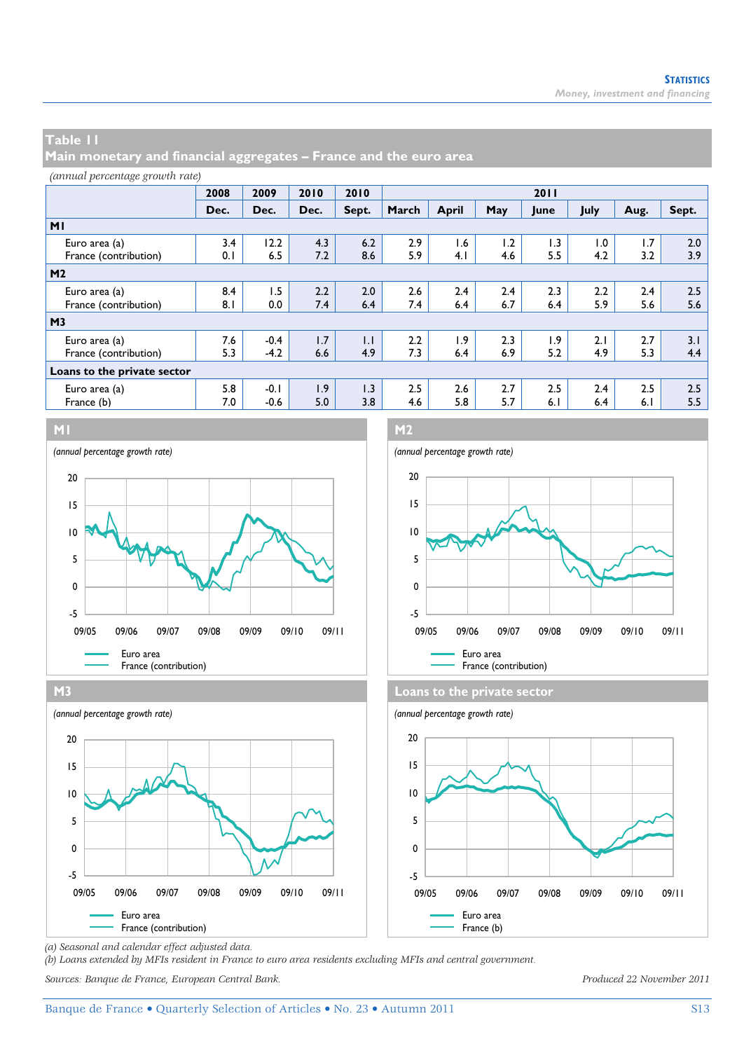## Table 11
## Main monetary and financial aggregates – France and the euro area

*(annual percentage growth rate)*

| | 2008 | 2009 | 2010 | 2010 | 2011 | | | | | | |
|---|---|---|---|---|---|---|---|---|---|---|---|
| | Dec. | Dec. | Dec. | Sept. | March | April | May | June | July | Aug. | Sept. |
| **M1** | | | | | | | | | | | |
| Euro area (a) | 3.4 | 12.2 | 4.3 | 6.2 | 2.9 | 1.6 | 1.2 | 1.3 | 1.0 | 1.7 | 2.0 |
| France (contribution) | 0.1 | 6.5 | 7.2 | 8.6 | 5.9 | 4.1 | 4.6 | 5.5 | 4.2 | 3.2 | 3.9 |
| **M2** | | | | | | | | | | | |
| Euro area (a) | 8.4 | 1.5 | 2.2 | 2.0 | 2.6 | 2.4 | 2.4 | 2.3 | 2.2 | 2.4 | 2.5 |
| France (contribution) | 8.1 | 0.0 | 7.4 | 6.4 | 7.4 | 6.4 | 6.7 | 6.4 | 5.9 | 5.6 | 5.6 |
| **M3** | | | | | | | | | | | |
| Euro area (a) | 7.6 | -0.4 | 1.7 | 1.1 | 2.2 | 1.9 | 2.3 | 1.9 | 2.1 | 2.7 | 3.1 |
| France (contribution) | 5.3 | -4.2 | 6.6 | 4.9 | 7.3 | 6.4 | 6.9 | 5.2 | 4.9 | 5.3 | 4.4 |
| **Loans to the private sector** | | | | | | | | | | | |
| Euro area (a) | 5.8 | -0.1 | 1.9 | 1.3 | 2.5 | 2.6 | 2.7 | 2.5 | 2.4 | 2.5 | 2.5 |
| France (b) | 7.0 | -0.6 | 5.0 | 3.8 | 4.6 | 5.8 | 5.7 | 6.1 | 6.4 | 6.1 | 5.5 |

**M1**

*(annual percentage growth rate)*

Euro area
France (contribution)

**M2**

*(annual percentage growth rate)*

Euro area
France (contribution)

**M3**

*(annual percentage growth rate)*

Euro area
France (contribution)

**Loans to the private sector**

*(annual percentage growth rate)*

Euro area
France (b)

*(a) Seasonal and calendar effect adjusted data.*
*(b) Loans extended by MFIs resident in France to euro area residents excluding MFIs and central government.*

*Sources: Banque de France, European Central Bank.*

*Produced 22 November 2011*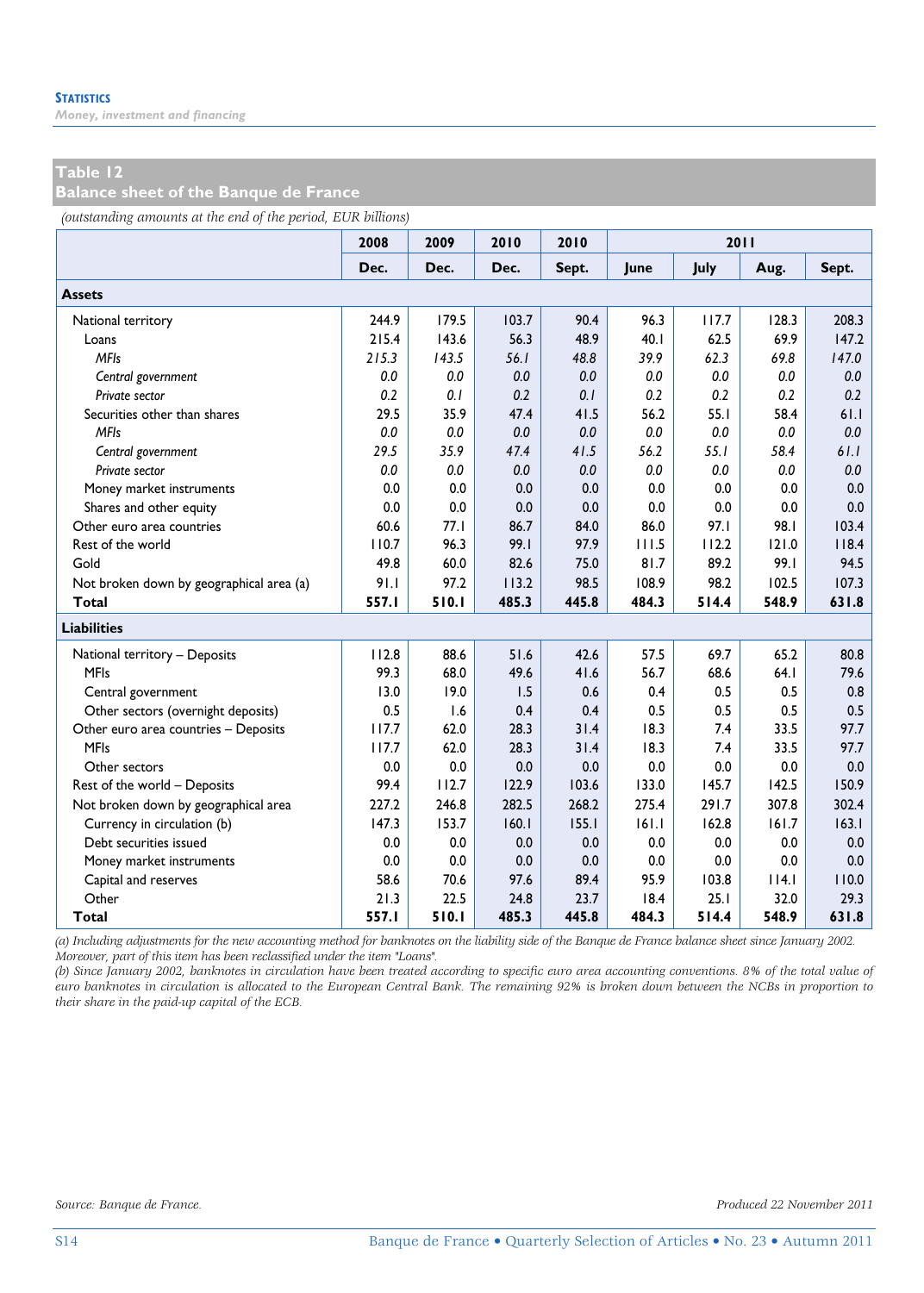## Table 12
## Balance sheet of the Banque de France

*(outstanding amounts at the end of the period, EUR billions)*

| | 2008 | 2009 | 2010 | 2010 | 2011 | | | |
|---|---|---|---|---|---|---|---|---|
| | Dec. | Dec. | Dec. | Sept. | June | July | Aug. | Sept. |
| **Assets** | | | | | | | | |
| National territory | 244.9 | 179.5 | 103.7 | 90.4 | 96.3 | 117.7 | 128.3 | 208.3 |
| Loans | 215.4 | 143.6 | 56.3 | 48.9 | 40.1 | 62.5 | 69.9 | 147.2 |
| *MFIs* | *215.3* | *143.5* | *56.1* | *48.8* | *39.9* | *62.3* | *69.8* | *147.0* |
| *Central government* | *0.0* | *0.0* | *0.0* | *0.0* | *0.0* | *0.0* | *0.0* | *0.0* |
| *Private sector* | *0.2* | *0.1* | *0.2* | *0.1* | *0.2* | *0.2* | *0.2* | *0.2* |
| Securities other than shares | 29.5 | 35.9 | 47.4 | 41.5 | 56.2 | 55.1 | 58.4 | 61.1 |
| *MFIs* | *0.0* | *0.0* | *0.0* | *0.0* | *0.0* | *0.0* | *0.0* | *0.0* |
| *Central government* | *29.5* | *35.9* | *47.4* | *41.5* | *56.2* | *55.1* | *58.4* | *61.1* |
| *Private sector* | *0.0* | *0.0* | *0.0* | *0.0* | *0.0* | *0.0* | *0.0* | *0.0* |
| Money market instruments | 0.0 | 0.0 | 0.0 | 0.0 | 0.0 | 0.0 | 0.0 | 0.0 |
| Shares and other equity | 0.0 | 0.0 | 0.0 | 0.0 | 0.0 | 0.0 | 0.0 | 0.0 |
| Other euro area countries | 60.6 | 77.1 | 86.7 | 84.0 | 86.0 | 97.1 | 98.1 | 103.4 |
| Rest of the world | 110.7 | 96.3 | 99.1 | 97.9 | 111.5 | 112.2 | 121.0 | 118.4 |
| Gold | 49.8 | 60.0 | 82.6 | 75.0 | 81.7 | 89.2 | 99.1 | 94.5 |
| Not broken down by geographical area (a) | 91.1 | 97.2 | 113.2 | 98.5 | 108.9 | 98.2 | 102.5 | 107.3 |
| **Total** | **557.1** | **510.1** | **485.3** | **445.8** | **484.3** | **514.4** | **548.9** | **631.8** |
| **Liabilities** | | | | | | | | |
| National territory – Deposits | 112.8 | 88.6 | 51.6 | 42.6 | 57.5 | 69.7 | 65.2 | 80.8 |
| MFIs | 99.3 | 68.0 | 49.6 | 41.6 | 56.7 | 68.6 | 64.1 | 79.6 |
| Central government | 13.0 | 19.0 | 1.5 | 0.6 | 0.4 | 0.5 | 0.5 | 0.8 |
| Other sectors (overnight deposits) | 0.5 | 1.6 | 0.4 | 0.4 | 0.5 | 0.5 | 0.5 | 0.5 |
| Other euro area countries – Deposits | 117.7 | 62.0 | 28.3 | 31.4 | 18.3 | 7.4 | 33.5 | 97.7 |
| MFIs | 117.7 | 62.0 | 28.3 | 31.4 | 18.3 | 7.4 | 33.5 | 97.7 |
| Other sectors | 0.0 | 0.0 | 0.0 | 0.0 | 0.0 | 0.0 | 0.0 | 0.0 |
| Rest of the world – Deposits | 99.4 | 112.7 | 122.9 | 103.6 | 133.0 | 145.7 | 142.5 | 150.9 |
| Not broken down by geographical area | 227.2 | 246.8 | 282.5 | 268.2 | 275.4 | 291.7 | 307.8 | 302.4 |
| Currency in circulation (b) | 147.3 | 153.7 | 160.1 | 155.1 | 161.1 | 162.8 | 161.7 | 163.1 |
| Debt securities issued | 0.0 | 0.0 | 0.0 | 0.0 | 0.0 | 0.0 | 0.0 | 0.0 |
| Money market instruments | 0.0 | 0.0 | 0.0 | 0.0 | 0.0 | 0.0 | 0.0 | 0.0 |
| Capital and reserves | 58.6 | 70.6 | 97.6 | 89.4 | 95.9 | 103.8 | 114.1 | 110.0 |
| Other | 21.3 | 22.5 | 24.8 | 23.7 | 18.4 | 25.1 | 32.0 | 29.3 |
| **Total** | **557.1** | **510.1** | **485.3** | **445.8** | **484.3** | **514.4** | **548.9** | **631.8** |

*(a) Including adjustments for the new accounting method for banknotes on the liability side of the Banque de France balance sheet since January 2002. Moreover, part of this item has been reclassified under the item "Loans".*
*(b) Since January 2002, banknotes in circulation have been treated according to specific euro area accounting conventions. 8% of the total value of euro banknotes in circulation is allocated to the European Central Bank. The remaining 92% is broken down between the NCBs in proportion to their share in the paid-up capital of the ECB.*

*Source: Banque de France.* *Produced 22 November 2011*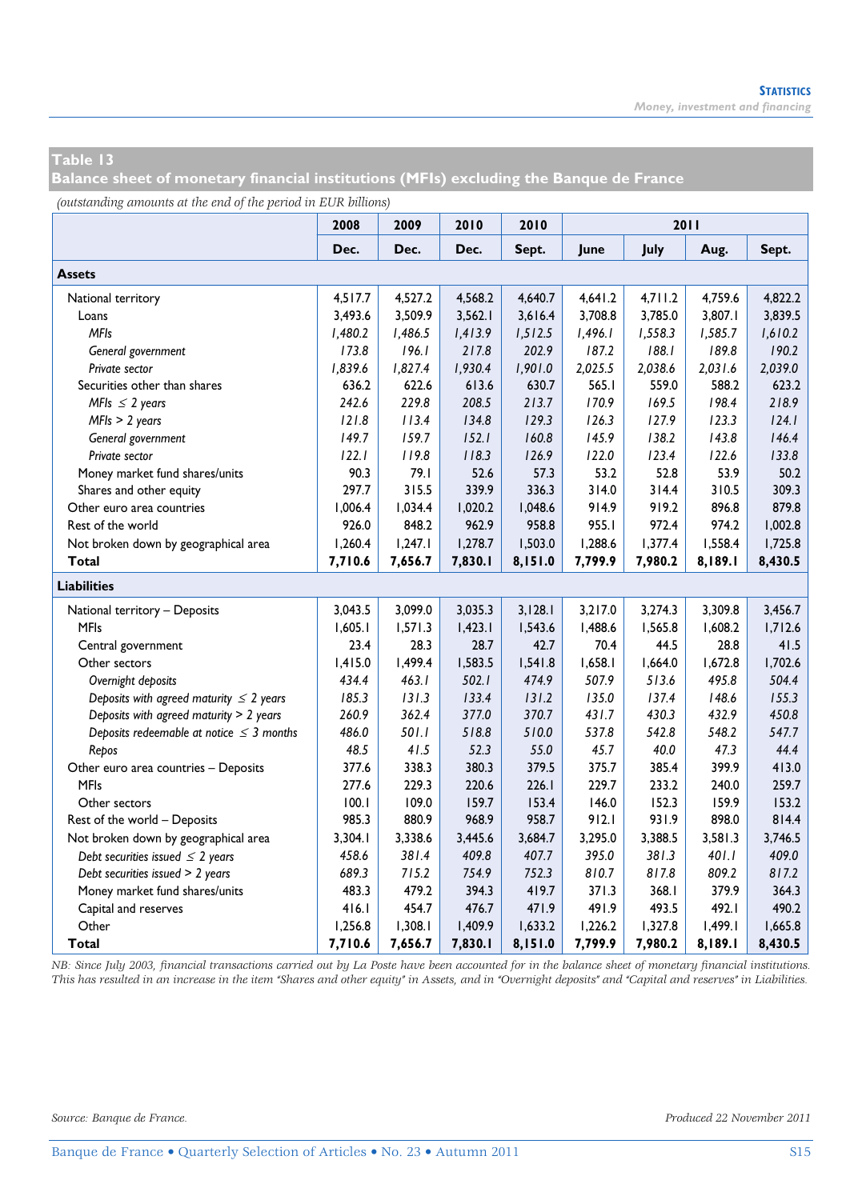## Table 13
## Balance sheet of monetary financial institutions (MFIs) excluding the Banque de France

*(outstanding amounts at the end of the period in EUR billions)*

| | 2008 | 2009 | 2010 | 2010 | 2011 | | | |
|---|---|---|---|---|---|---|---|---|
| | Dec. | Dec. | Dec. | Sept. | June | July | Aug. | Sept. |
| **Assets** | | | | | | | | |
| National territory | 4,517.7 | 4,527.2 | 4,568.2 | 4,640.7 | 4,641.2 | 4,711.2 | 4,759.6 | 4,822.2 |
| Loans | 3,493.6 | 3,509.9 | 3,562.1 | 3,616.4 | 3,708.8 | 3,785.0 | 3,807.1 | 3,839.5 |
| *MFIs* | *1,480.2* | *1,486.5* | *1,413.9* | *1,512.5* | *1,496.1* | *1,558.3* | *1,585.7* | *1,610.2* |
| *General government* | *173.8* | *196.1* | *217.8* | *202.9* | *187.2* | *188.1* | *189.8* | *190.2* |
| *Private sector* | *1,839.6* | *1,827.4* | *1,930.4* | *1,901.0* | *2,025.5* | *2,038.6* | *2,031.6* | *2,039.0* |
| Securities other than shares | 636.2 | 622.6 | 613.6 | 630.7 | 565.1 | 559.0 | 588.2 | 623.2 |
| *MFIs ≤ 2 years* | *242.6* | *229.8* | *208.5* | *213.7* | *170.9* | *169.5* | *198.4* | *218.9* |
| *MFIs > 2 years* | *121.8* | *113.4* | *134.8* | *129.3* | *126.3* | *127.9* | *123.3* | *124.1* |
| *General government* | *149.7* | *159.7* | *152.1* | *160.8* | *145.9* | *138.2* | *143.8* | *146.4* |
| *Private sector* | *122.1* | *119.8* | *118.3* | *126.9* | *122.0* | *123.4* | *122.6* | *133.8* |
| Money market fund shares/units | 90.3 | 79.1 | 52.6 | 57.3 | 53.2 | 52.8 | 53.9 | 50.2 |
| Shares and other equity | 297.7 | 315.5 | 339.9 | 336.3 | 314.0 | 314.4 | 310.5 | 309.3 |
| Other euro area countries | 1,006.4 | 1,034.4 | 1,020.2 | 1,048.6 | 914.9 | 919.2 | 896.8 | 879.8 |
| Rest of the world | 926.0 | 848.2 | 962.9 | 958.8 | 955.1 | 972.4 | 974.2 | 1,002.8 |
| Not broken down by geographical area | 1,260.4 | 1,247.1 | 1,278.7 | 1,503.0 | 1,288.6 | 1,377.4 | 1,558.4 | 1,725.8 |
| **Total** | **7,710.6** | **7,656.7** | **7,830.1** | **8,151.0** | **7,799.9** | **7,980.2** | **8,189.1** | **8,430.5** |
| **Liabilities** | | | | | | | | |
| National territory – Deposits | 3,043.5 | 3,099.0 | 3,035.3 | 3,128.1 | 3,217.0 | 3,274.3 | 3,309.8 | 3,456.7 |
| MFIs | 1,605.1 | 1,571.3 | 1,423.1 | 1,543.6 | 1,488.6 | 1,565.8 | 1,608.2 | 1,712.6 |
| Central government | 23.4 | 28.3 | 28.7 | 42.7 | 70.4 | 44.5 | 28.8 | 41.5 |
| Other sectors | 1,415.0 | 1,499.4 | 1,583.5 | 1,541.8 | 1,658.1 | 1,664.0 | 1,672.8 | 1,702.6 |
| *Overnight deposits* | *434.4* | *463.1* | *502.1* | *474.9* | *507.9* | *513.6* | *495.8* | *504.4* |
| *Deposits with agreed maturity ≤ 2 years* | *185.3* | *131.3* | *133.4* | *131.2* | *135.0* | *137.4* | *148.6* | *155.3* |
| *Deposits with agreed maturity > 2 years* | *260.9* | *362.4* | *377.0* | *370.7* | *431.7* | *430.3* | *432.9* | *450.8* |
| *Deposits redeemable at notice ≤ 3 months* | *486.0* | *501.1* | *518.8* | *510.0* | *537.8* | *542.8* | *548.2* | *547.7* |
| *Repos* | *48.5* | *41.5* | *52.3* | *55.0* | *45.7* | *40.0* | *47.3* | *44.4* |
| Other euro area countries – Deposits | 377.6 | 338.3 | 380.3 | 379.5 | 375.7 | 385.4 | 399.9 | 413.0 |
| MFIs | 277.6 | 229.3 | 220.6 | 226.1 | 229.7 | 233.2 | 240.0 | 259.7 |
| Other sectors | 100.1 | 109.0 | 159.7 | 153.4 | 146.0 | 152.3 | 159.9 | 153.2 |
| Rest of the world – Deposits | 985.3 | 880.9 | 968.9 | 958.7 | 912.1 | 931.9 | 898.0 | 814.4 |
| Not broken down by geographical area | 3,304.1 | 3,338.6 | 3,445.6 | 3,684.7 | 3,295.0 | 3,388.5 | 3,581.3 | 3,746.5 |
| *Debt securities issued ≤ 2 years* | *458.6* | *381.4* | *409.8* | *407.7* | *395.0* | *381.3* | *401.1* | *409.0* |
| *Debt securities issued > 2 years* | *689.3* | *715.2* | *754.9* | *752.3* | *810.7* | *817.8* | *809.2* | *817.2* |
| Money market fund shares/units | 483.3 | 479.2 | 394.3 | 419.7 | 371.3 | 368.1 | 379.9 | 364.3 |
| Capital and reserves | 416.1 | 454.7 | 476.7 | 471.9 | 491.9 | 493.5 | 492.1 | 490.2 |
| Other | 1,256.8 | 1,308.1 | 1,409.9 | 1,633.2 | 1,226.2 | 1,327.8 | 1,499.1 | 1,665.8 |
| **Total** | **7,710.6** | **7,656.7** | **7,830.1** | **8,151.0** | **7,799.9** | **7,980.2** | **8,189.1** | **8,430.5** |

*NB: Since July 2003, financial transactions carried out by La Poste have been accounted for in the balance sheet of monetary financial institutions. This has resulted in an increase in the item "Shares and other equity" in Assets, and in "Overnight deposits" and "Capital and reserves" in Liabilities.*

*Source: Banque de France.*

*Produced 22 November 2011*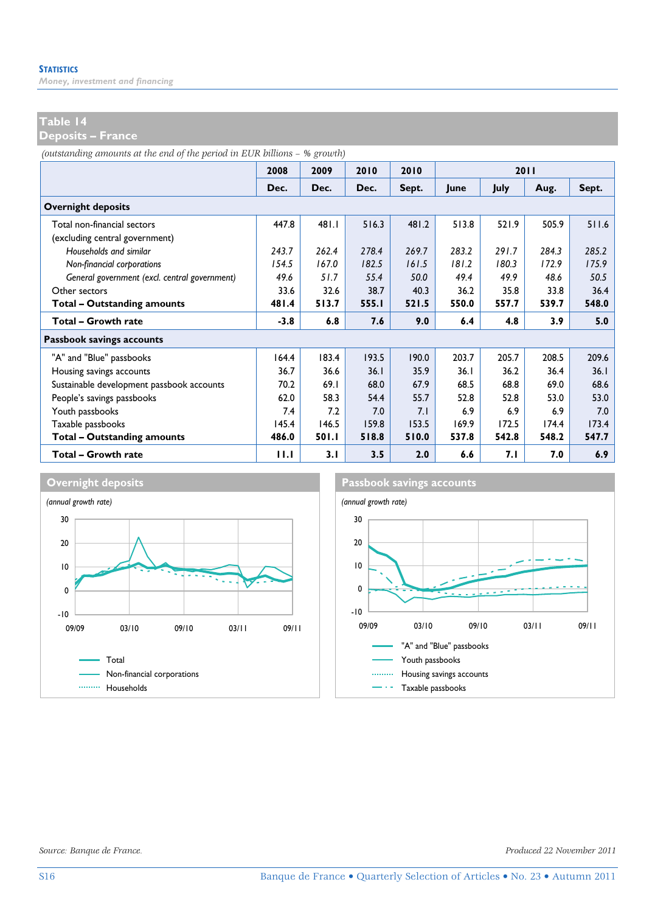## Table 14
## Deposits – France

*(outstanding amounts at the end of the period in EUR billions – % growth)*

| | 2008 | 2009 | 2010 | 2010 | 2011 | | | |
|---|---|---|---|---|---|---|---|---|
| | Dec. | Dec. | Dec. | Sept. | June | July | Aug. | Sept. |
| **Overnight deposits** | | | | | | | | |
| Total non-financial sectors (excluding central government) | 447.8 | 481.1 | 516.3 | 481.2 | 513.8 | 521.9 | 505.9 | 511.6 |
| *Households and similar* | *243.7* | *262.4* | *278.4* | *269.7* | *283.2* | *291.7* | *284.3* | *285.2* |
| *Non-financial corporations* | *154.5* | *167.0* | *182.5* | *161.5* | *181.2* | *180.3* | *172.9* | *175.9* |
| *General government (excl. central government)* | *49.6* | *51.7* | *55.4* | *50.0* | *49.4* | *49.9* | *48.6* | *50.5* |
| Other sectors | 33.6 | 32.6 | 38.7 | 40.3 | 36.2 | 35.8 | 33.8 | 36.4 |
| **Total – Outstanding amounts** | **481.4** | **513.7** | **555.1** | **521.5** | **550.0** | **557.7** | **539.7** | **548.0** |
| **Total – Growth rate** | **-3.8** | **6.8** | **7.6** | **9.0** | **6.4** | **4.8** | **3.9** | **5.0** |
| **Passbook savings accounts** | | | | | | | | |
| "A" and "Blue" passbooks | 164.4 | 183.4 | 193.5 | 190.0 | 203.7 | 205.7 | 208.5 | 209.6 |
| Housing savings accounts | 36.7 | 36.6 | 36.1 | 35.9 | 36.1 | 36.2 | 36.4 | 36.1 |
| Sustainable development passbook accounts | 70.2 | 69.1 | 68.0 | 67.9 | 68.5 | 68.8 | 69.0 | 68.6 |
| People's savings passbooks | 62.0 | 58.3 | 54.4 | 55.7 | 52.8 | 52.8 | 53.0 | 53.0 |
| Youth passbooks | 7.4 | 7.2 | 7.0 | 7.1 | 6.9 | 6.9 | 6.9 | 7.0 |
| Taxable passbooks | 145.4 | 146.5 | 159.8 | 153.5 | 169.9 | 172.5 | 174.4 | 173.4 |
| **Total – Outstanding amounts** | **486.0** | **501.1** | **518.8** | **510.0** | **537.8** | **542.8** | **548.2** | **547.7** |
| **Total – Growth rate** | **11.1** | **3.1** | **3.5** | **2.0** | **6.6** | **7.1** | **7.0** | **6.9** |

**Overnight deposits**

*(annual growth rate)*

Legend: Total; Non-financial corporations; Households

**Passbook savings accounts**

*(annual growth rate)*

Legend: "A" and "Blue" passbooks; Youth passbooks; Housing savings accounts; Taxable passbooks

*Source: Banque de France.*

*Produced 22 November 2011*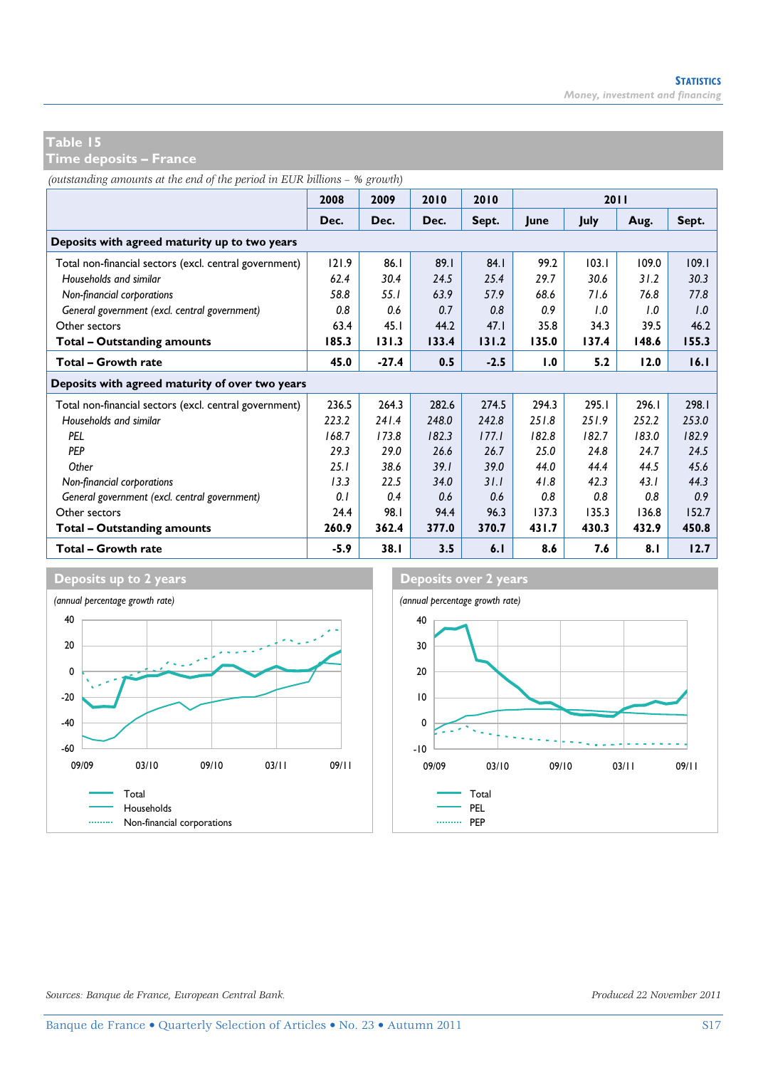## Table 15
## Time deposits – France

*(outstanding amounts at the end of the period in EUR billions – % growth)*

| | 2008 | 2009 | 2010 | 2010 | 2011 | | | |
|---|---|---|---|---|---|---|---|---|
| | Dec. | Dec. | Dec. | Sept. | June | July | Aug. | Sept. |
| **Deposits with agreed maturity up to two years** | | | | | | | | |
| Total non-financial sectors (excl. central government) | 121.9 | 86.1 | 89.1 | 84.1 | 99.2 | 103.1 | 109.0 | 109.1 |
| *Households and similar* | *62.4* | *30.4* | *24.5* | *25.4* | *29.7* | *30.6* | *31.2* | *30.3* |
| *Non-financial corporations* | *58.8* | *55.1* | *63.9* | *57.9* | *68.6* | *71.6* | *76.8* | *77.8* |
| *General government (excl. central government)* | *0.8* | *0.6* | *0.7* | *0.8* | *0.9* | *1.0* | *1.0* | *1.0* |
| Other sectors | 63.4 | 45.1 | 44.2 | 47.1 | 35.8 | 34.3 | 39.5 | 46.2 |
| **Total – Outstanding amounts** | **185.3** | **131.3** | **133.4** | **131.2** | **135.0** | **137.4** | **148.6** | **155.3** |
| **Total – Growth rate** | **45.0** | **-27.4** | **0.5** | **-2.5** | **1.0** | **5.2** | **12.0** | **16.1** |
| **Deposits with agreed maturity of over two years** | | | | | | | | |
| Total non-financial sectors (excl. central government) | 236.5 | 264.3 | 282.6 | 274.5 | 294.3 | 295.1 | 296.1 | 298.1 |
| *Households and similar* | *223.2* | *241.4* | *248.0* | *242.8* | *251.8* | *251.9* | *252.2* | *253.0* |
| *PEL* | *168.7* | *173.8* | *182.3* | *177.1* | *182.8* | *182.7* | *183.0* | *182.9* |
| *PEP* | *29.3* | *29.0* | *26.6* | *26.7* | *25.0* | *24.8* | *24.7* | *24.5* |
| *Other* | *25.1* | *38.6* | *39.1* | *39.0* | *44.0* | *44.4* | *44.5* | *45.6* |
| *Non-financial corporations* | *13.3* | *22.5* | *34.0* | *31.1* | *41.8* | *42.3* | *43.1* | *44.3* |
| *General government (excl. central government)* | *0.1* | *0.4* | *0.6* | *0.6* | *0.8* | *0.8* | *0.8* | *0.9* |
| Other sectors | 24.4 | 98.1 | 94.4 | 96.3 | 137.3 | 135.3 | 136.8 | 152.7 |
| **Total – Outstanding amounts** | **260.9** | **362.4** | **377.0** | **370.7** | **431.7** | **430.3** | **432.9** | **450.8** |
| **Total – Growth rate** | **-5.9** | **38.1** | **3.5** | **6.1** | **8.6** | **7.6** | **8.1** | **12.7** |

### Deposits up to 2 years

*(annual percentage growth rate)*

Total
Households
Non-financial corporations

### Deposits over 2 years

*(annual percentage growth rate)*

Total
PEL
PEP

*Sources: Banque de France, European Central Bank.*

*Produced 22 November 2011*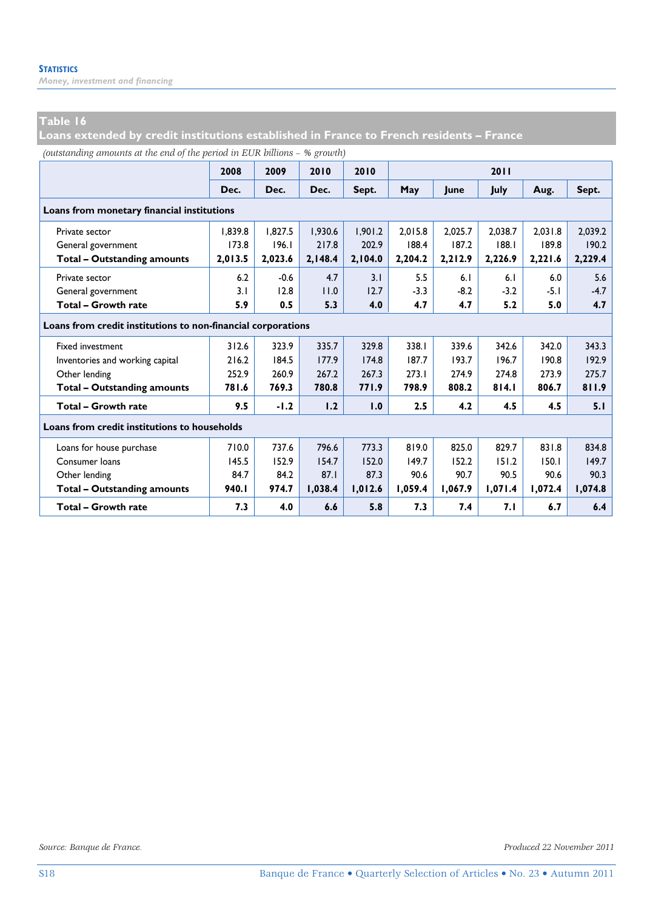## Table 16
**Loans extended by credit institutions established in France to French residents – France**

*(outstanding amounts at the end of the period in EUR billions – % growth)*

| | 2008 | 2009 | 2010 | 2010 | 2011 | | | | |
|---|---|---|---|---|---|---|---|---|---|
| | Dec. | Dec. | Dec. | Sept. | May | June | July | Aug. | Sept. |
| **Loans from monetary financial institutions** | | | | | | | | | |
| Private sector | 1,839.8 | 1,827.5 | 1,930.6 | 1,901.2 | 2,015.8 | 2,025.7 | 2,038.7 | 2,031.8 | 2,039.2 |
| General government | 173.8 | 196.1 | 217.8 | 202.9 | 188.4 | 187.2 | 188.1 | 189.8 | 190.2 |
| **Total – Outstanding amounts** | **2,013.5** | **2,023.6** | **2,148.4** | **2,104.0** | **2,204.2** | **2,212.9** | **2,226.9** | **2,221.6** | **2,229.4** |
| Private sector | 6.2 | -0.6 | 4.7 | 3.1 | 5.5 | 6.1 | 6.1 | 6.0 | 5.6 |
| General government | 3.1 | 12.8 | 11.0 | 12.7 | -3.3 | -8.2 | -3.2 | -5.1 | -4.7 |
| **Total – Growth rate** | **5.9** | **0.5** | **5.3** | **4.0** | **4.7** | **4.7** | **5.2** | **5.0** | **4.7** |
| **Loans from credit institutions to non-financial corporations** | | | | | | | | | |
| Fixed investment | 312.6 | 323.9 | 335.7 | 329.8 | 338.1 | 339.6 | 342.6 | 342.0 | 343.3 |
| Inventories and working capital | 216.2 | 184.5 | 177.9 | 174.8 | 187.7 | 193.7 | 196.7 | 190.8 | 192.9 |
| Other lending | 252.9 | 260.9 | 267.2 | 267.3 | 273.1 | 274.9 | 274.8 | 273.9 | 275.7 |
| **Total – Outstanding amounts** | **781.6** | **769.3** | **780.8** | **771.9** | **798.9** | **808.2** | **814.1** | **806.7** | **811.9** |
| **Total – Growth rate** | **9.5** | **-1.2** | **1.2** | **1.0** | **2.5** | **4.2** | **4.5** | **4.5** | **5.1** |
| **Loans from credit institutions to households** | | | | | | | | | |
| Loans for house purchase | 710.0 | 737.6 | 796.6 | 773.3 | 819.0 | 825.0 | 829.7 | 831.8 | 834.8 |
| Consumer loans | 145.5 | 152.9 | 154.7 | 152.0 | 149.7 | 152.2 | 151.2 | 150.1 | 149.7 |
| Other lending | 84.7 | 84.2 | 87.1 | 87.3 | 90.6 | 90.7 | 90.5 | 90.6 | 90.3 |
| **Total – Outstanding amounts** | **940.1** | **974.7** | **1,038.4** | **1,012.6** | **1,059.4** | **1,067.9** | **1,071.4** | **1,072.4** | **1,074.8** |
| **Total – Growth rate** | **7.3** | **4.0** | **6.6** | **5.8** | **7.3** | **7.4** | **7.1** | **6.7** | **6.4** |

*Source: Banque de France.*

*Produced 22 November 2011*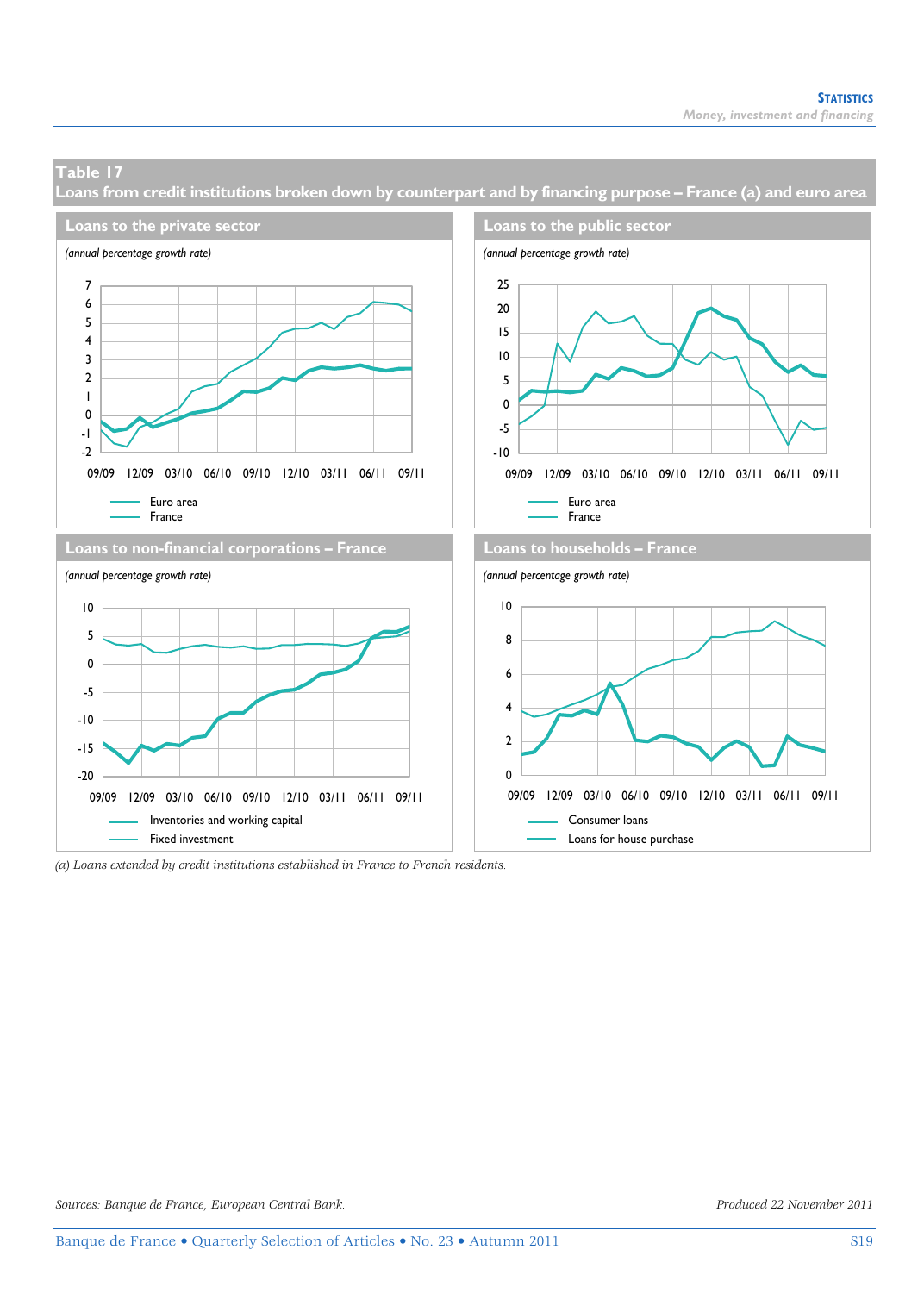## Table 17

### Loans from credit institutions broken down by counterpart and by financing purpose – France (a) and euro area

#### Loans to the private sector

*(annual percentage growth rate)*

Euro area
France

#### Loans to the public sector

*(annual percentage growth rate)*

Euro area
France

#### Loans to non-financial corporations – France

*(annual percentage growth rate)*

Inventories and working capital
Fixed investment

#### Loans to households – France

*(annual percentage growth rate)*

Consumer loans
Loans for house purchase

*(a) Loans extended by credit institutions established in France to French residents.*

*Sources: Banque de France, European Central Bank.*

*Produced 22 November 2011*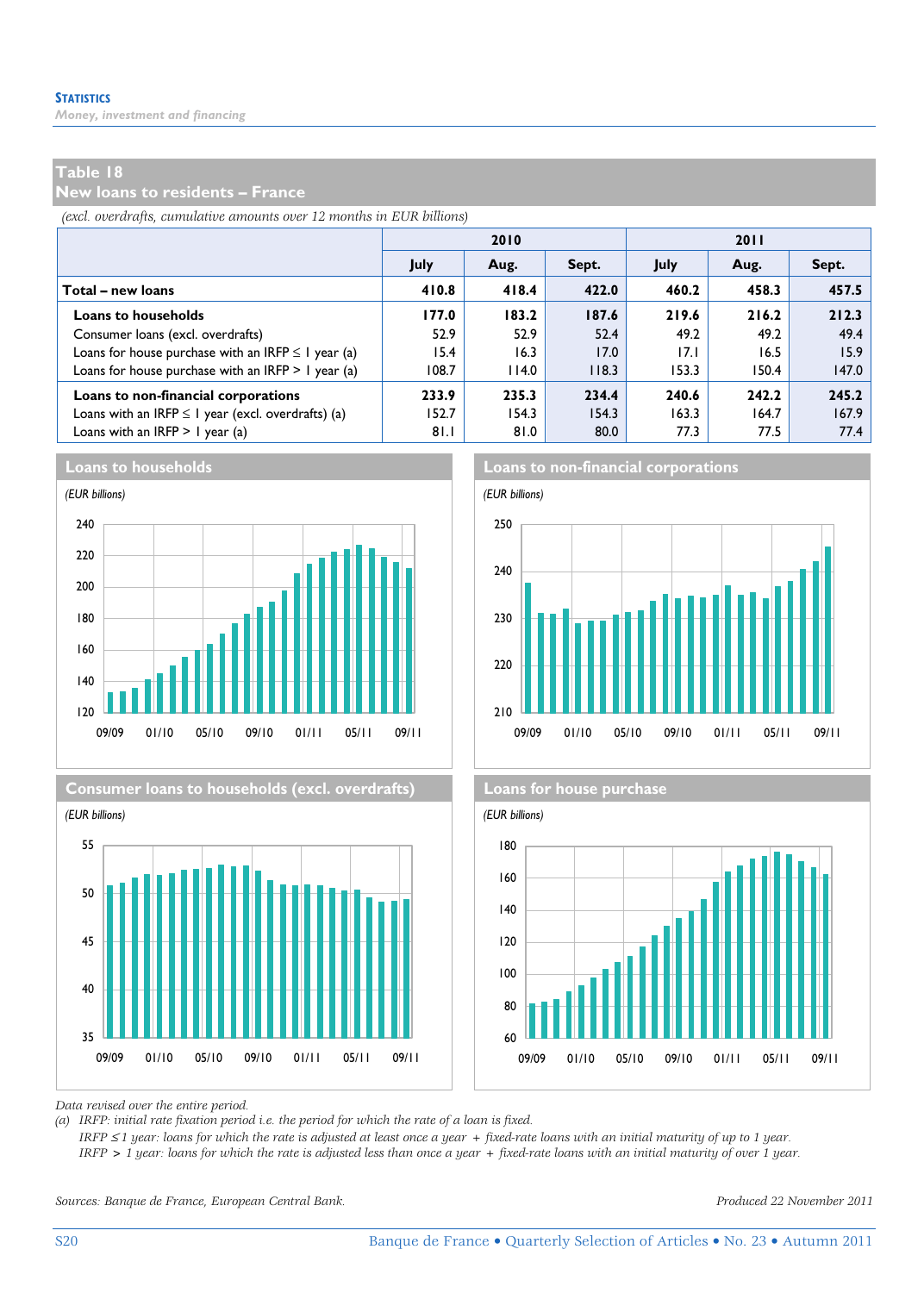## Table 18
## New loans to residents – France

*(excl. overdrafts, cumulative amounts over 12 months in EUR billions)*

| | 2010 | | | 2011 | | |
|---|---|---|---|---|---|---|
| | July | Aug. | Sept. | July | Aug. | Sept. |
| **Total – new loans** | **410.8** | **418.4** | **422.0** | **460.2** | **458.3** | **457.5** |
| **Loans to households** | **177.0** | **183.2** | **187.6** | **219.6** | **216.2** | **212.3** |
| Consumer loans (excl. overdrafts) | 52.9 | 52.9 | 52.4 | 49.2 | 49.2 | 49.4 |
| Loans for house purchase with an IRFP ≤ 1 year (a) | 15.4 | 16.3 | 17.0 | 17.1 | 16.5 | 15.9 |
| Loans for house purchase with an IRFP > 1 year (a) | 108.7 | 114.0 | 118.3 | 153.3 | 150.4 | 147.0 |
| **Loans to non-financial corporations** | **233.9** | **235.3** | **234.4** | **240.6** | **242.2** | **245.2** |
| Loans with an IRFP ≤ 1 year (excl. overdrafts) (a) | 152.7 | 154.3 | 154.3 | 163.3 | 164.7 | 167.9 |
| Loans with an IRFP > 1 year (a) | 81.1 | 81.0 | 80.0 | 77.3 | 77.5 | 77.4 |

### Loans to households
*(EUR billions)*

### Loans to non-financial corporations
*(EUR billions)*

### Consumer loans to households (excl. overdrafts)
*(EUR billions)*

### Loans for house purchase
*(EUR billions)*

*Data revised over the entire period.*

*(a) IRFP: initial rate fixation period i.e. the period for which the rate of a loan is fixed.*
*IRFP ≤ 1 year: loans for which the rate is adjusted at least once a year + fixed-rate loans with an initial maturity of up to 1 year.*
*IRFP > 1 year: loans for which the rate is adjusted less than once a year + fixed-rate loans with an initial maturity of over 1 year.*

*Sources: Banque de France, European Central Bank.*

*Produced 22 November 2011*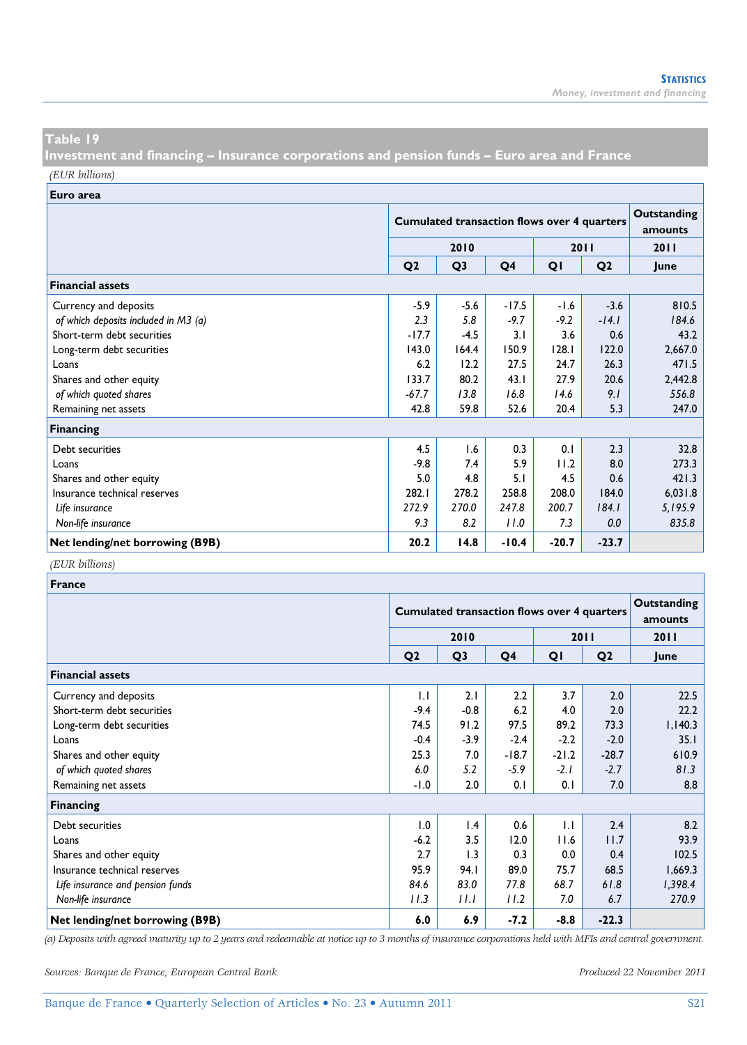## Table 19

**Investment and financing – Insurance corporations and pension funds – Euro area and France**

*(EUR billions)*

| **Euro area** | Cumulated transaction flows over 4 quarters | | | | | Outstanding amounts |
|---|---|---|---|---|---|---|
| | 2010 | | | 2011 | | 2011 |
| | Q2 | Q3 | Q4 | Q1 | Q2 | June |
| **Financial assets** | | | | | | |
| Currency and deposits | -5.9 | -5.6 | -17.5 | -1.6 | -3.6 | 810.5 |
| *of which deposits included in M3 (a)* | *2.3* | *5.8* | *-9.7* | *-9.2* | *-14.1* | *184.6* |
| Short-term debt securities | -17.7 | -4.5 | 3.1 | 3.6 | 0.6 | 43.2 |
| Long-term debt securities | 143.0 | 164.4 | 150.9 | 128.1 | 122.0 | 2,667.0 |
| Loans | 6.2 | 12.2 | 27.5 | 24.7 | 26.3 | 471.5 |
| Shares and other equity | 133.7 | 80.2 | 43.1 | 27.9 | 20.6 | 2,442.8 |
| *of which quoted shares* | *-67.7* | *13.8* | *16.8* | *14.6* | *9.1* | *556.8* |
| Remaining net assets | 42.8 | 59.8 | 52.6 | 20.4 | 5.3 | 247.0 |
| **Financing** | | | | | | |
| Debt securities | 4.5 | 1.6 | 0.3 | 0.1 | 2.3 | 32.8 |
| Loans | -9.8 | 7.4 | 5.9 | 11.2 | 8.0 | 273.3 |
| Shares and other equity | 5.0 | 4.8 | 5.1 | 4.5 | 0.6 | 421.3 |
| Insurance technical reserves | 282.1 | 278.2 | 258.8 | 208.0 | 184.0 | 6,031.8 |
| *Life insurance* | *272.9* | *270.0* | *247.8* | *200.7* | *184.1* | *5,195.9* |
| *Non-life insurance* | *9.3* | *8.2* | *11.0* | *7.3* | *0.0* | *835.8* |
| **Net lending/net borrowing (B9B)** | **20.2** | **14.8** | **-10.4** | **-20.7** | **-23.7** | |

*(EUR billions)*

| **France** | Cumulated transaction flows over 4 quarters | | | | | Outstanding amounts |
|---|---|---|---|---|---|---|
| | 2010 | | | 2011 | | 2011 |
| | Q2 | Q3 | Q4 | Q1 | Q2 | June |
| **Financial assets** | | | | | | |
| Currency and deposits | 1.1 | 2.1 | 2.2 | 3.7 | 2.0 | 22.5 |
| Short-term debt securities | -9.4 | -0.8 | 6.2 | 4.0 | 2.0 | 22.2 |
| Long-term debt securities | 74.5 | 91.2 | 97.5 | 89.2 | 73.3 | 1,140.3 |
| Loans | -0.4 | -3.9 | -2.4 | -2.2 | -2.0 | 35.1 |
| Shares and other equity | 25.3 | 7.0 | -18.7 | -21.2 | -28.7 | 610.9 |
| *of which quoted shares* | *6.0* | *5.2* | *-5.9* | *-2.1* | *-2.7* | *81.3* |
| Remaining net assets | -1.0 | 2.0 | 0.1 | 0.1 | 7.0 | 8.8 |
| **Financing** | | | | | | |
| Debt securities | 1.0 | 1.4 | 0.6 | 1.1 | 2.4 | 8.2 |
| Loans | -6.2 | 3.5 | 12.0 | 11.6 | 11.7 | 93.9 |
| Shares and other equity | 2.7 | 1.3 | 0.3 | 0.0 | 0.4 | 102.5 |
| Insurance technical reserves | 95.9 | 94.1 | 89.0 | 75.7 | 68.5 | 1,669.3 |
| *Life insurance and pension funds* | *84.6* | *83.0* | *77.8* | *68.7* | *61.8* | *1,398.4* |
| *Non-life insurance* | *11.3* | *11.1* | *11.2* | *7.0* | *6.7* | *270.9* |
| **Net lending/net borrowing (B9B)** | **6.0** | **6.9** | **-7.2** | **-8.8** | **-22.3** | |

*(a) Deposits with agreed maturity up to 2 years and redeemable at notice up to 3 months of insurance corporations held with MFIs and central government.*

*Sources: Banque de France, European Central Bank.*

*Produced 22 November 2011*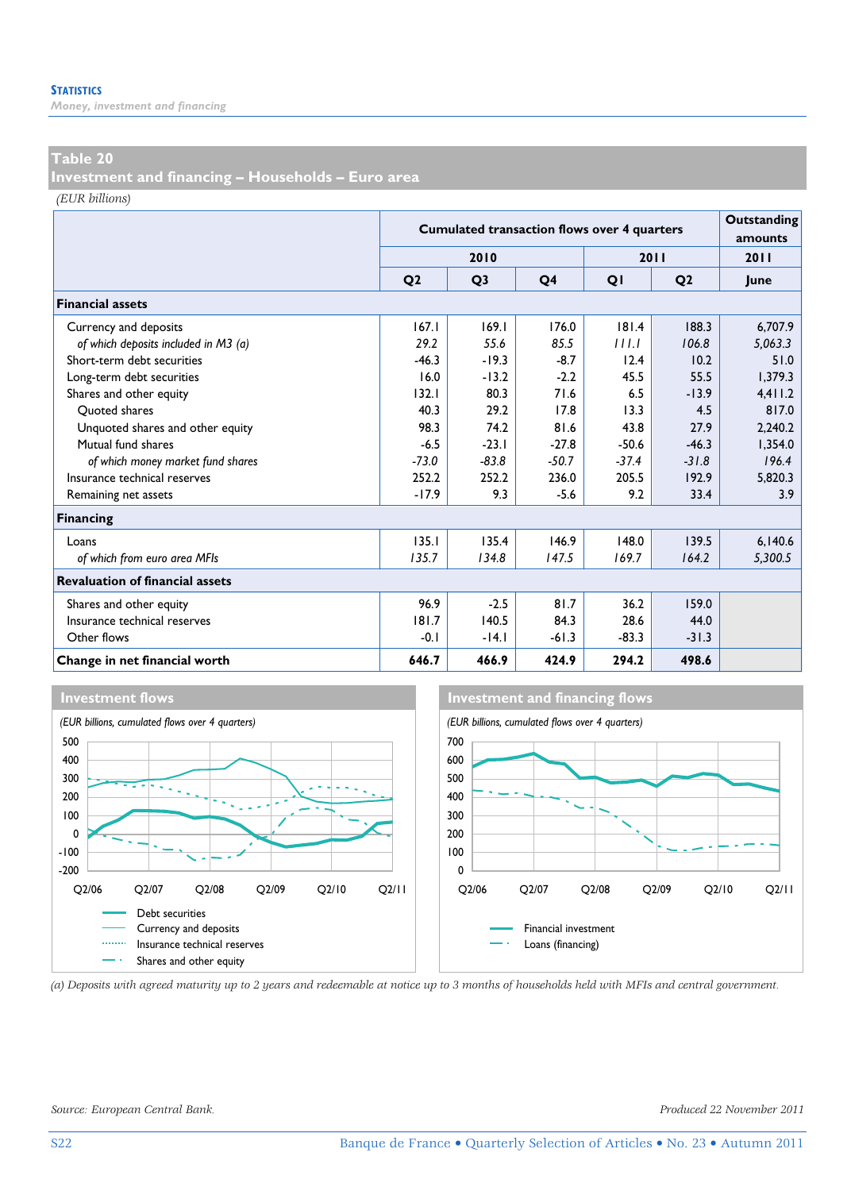## Table 20
## Investment and financing – Households – Euro area

*(EUR billions)*

| | Cumulated transaction flows over 4 quarters | | | | | Outstanding amounts |
|---|---|---|---|---|---|---|
| | 2010 | | | 2011 | | 2011 |
| | Q2 | Q3 | Q4 | Q1 | Q2 | June |
| **Financial assets** | | | | | | |
| Currency and deposits | 167.1 | 169.1 | 176.0 | 181.4 | 188.3 | 6,707.9 |
| *of which deposits included in M3 (a)* | *29.2* | *55.6* | *85.5* | *111.1* | *106.8* | *5,063.3* |
| Short-term debt securities | -46.3 | -19.3 | -8.7 | 12.4 | 10.2 | 51.0 |
| Long-term debt securities | 16.0 | -13.2 | -2.2 | 45.5 | 55.5 | 1,379.3 |
| Shares and other equity | 132.1 | 80.3 | 71.6 | 6.5 | -13.9 | 4,411.2 |
| Quoted shares | 40.3 | 29.2 | 17.8 | 13.3 | 4.5 | 817.0 |
| Unquoted shares and other equity | 98.3 | 74.2 | 81.6 | 43.8 | 27.9 | 2,240.2 |
| Mutual fund shares | -6.5 | -23.1 | -27.8 | -50.6 | -46.3 | 1,354.0 |
| *of which money market fund shares* | *-73.0* | *-83.8* | *-50.7* | *-37.4* | *-31.8* | *196.4* |
| Insurance technical reserves | 252.2 | 252.2 | 236.0 | 205.5 | 192.9 | 5,820.3 |
| Remaining net assets | -17.9 | 9.3 | -5.6 | 9.2 | 33.4 | 3.9 |
| **Financing** | | | | | | |
| Loans | 135.1 | 135.4 | 146.9 | 148.0 | 139.5 | 6,140.6 |
| *of which from euro area MFIs* | *135.7* | *134.8* | *147.5* | *169.7* | *164.2* | *5,300.5* |
| **Revaluation of financial assets** | | | | | | |
| Shares and other equity | 96.9 | -2.5 | 81.7 | 36.2 | 159.0 | |
| Insurance technical reserves | 181.7 | 140.5 | 84.3 | 28.6 | 44.0 | |
| Other flows | -0.1 | -14.1 | -61.3 | -83.3 | -31.3 | |
| **Change in net financial worth** | **646.7** | **466.9** | **424.9** | **294.2** | **498.6** | |

**Investment flows**

*(EUR billions, cumulated flows over 4 quarters)*

Legend: Debt securities; Currency and deposits; Insurance technical reserves; Shares and other equity

**Investment and financing flows**

*(EUR billions, cumulated flows over 4 quarters)*

Legend: Financial investment; Loans (financing)

*(a) Deposits with agreed maturity up to 2 years and redeemable at notice up to 3 months of households held with MFIs and central government.*

*Source: European Central Bank.*

*Produced 22 November 2011*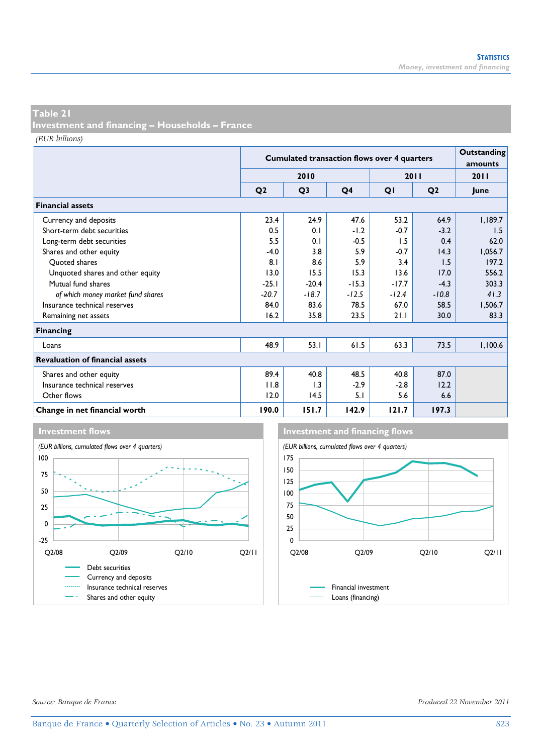## Table 21
## Investment and financing – Households – France

*(EUR billions)*

| | Cumulated transaction flows over 4 quarters | | | | | Outstanding amounts |
|---|---|---|---|---|---|---|
| | 2010 | | | 2011 | | 2011 |
| | Q2 | Q3 | Q4 | Q1 | Q2 | June |
| **Financial assets** | | | | | | |
| Currency and deposits | 23.4 | 24.9 | 47.6 | 53.2 | 64.9 | 1,189.7 |
| Short-term debt securities | 0.5 | 0.1 | -1.2 | -0.7 | -3.2 | 1.5 |
| Long-term debt securities | 5.5 | 0.1 | -0.5 | 1.5 | 0.4 | 62.0 |
| Shares and other equity | -4.0 | 3.8 | 5.9 | -0.7 | 14.3 | 1,056.7 |
| Quoted shares | 8.1 | 8.6 | 5.9 | 3.4 | 1.5 | 197.2 |
| Unquoted shares and other equity | 13.0 | 15.5 | 15.3 | 13.6 | 17.0 | 556.2 |
| Mutual fund shares | -25.1 | -20.4 | -15.3 | -17.7 | -4.3 | 303.3 |
| *of which money market fund shares* | *-20.7* | *-18.7* | *-12.5* | *-12.4* | *-10.8* | *41.3* |
| Insurance technical reserves | 84.0 | 83.6 | 78.5 | 67.0 | 58.5 | 1,506.7 |
| Remaining net assets | 16.2 | 35.8 | 23.5 | 21.1 | 30.0 | 83.3 |
| **Financing** | | | | | | |
| Loans | 48.9 | 53.1 | 61.5 | 63.3 | 73.5 | 1,100.6 |
| **Revaluation of financial assets** | | | | | | |
| Shares and other equity | 89.4 | 40.8 | 48.5 | 40.8 | 87.0 | |
| Insurance technical reserves | 11.8 | 1.3 | -2.9 | -2.8 | 12.2 | |
| Other flows | 12.0 | 14.5 | 5.1 | 5.6 | 6.6 | |
| **Change in net financial worth** | **190.0** | **151.7** | **142.9** | **121.7** | **197.3** | |

**Investment flows**

*(EUR billions, cumulated flows over 4 quarters)*

Debt securities; Currency and deposits; Insurance technical reserves; Shares and other equity

**Investment and financing flows**

*(EUR billions, cumulated flows over 4 quarters)*

Financial investment; Loans (financing)

*Source: Banque de France.*

*Produced 22 November 2011*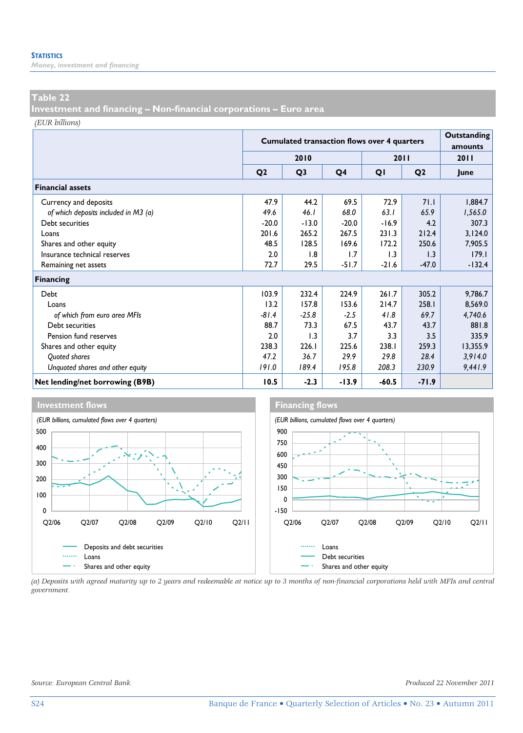## Table 22
## Investment and financing – Non-financial corporations – Euro area

*(EUR billions)*

| | Cumulated transaction flows over 4 quarters | | | | | Outstanding amounts |
|---|---|---|---|---|---|---|
| | 2010 | | | 2011 | | 2011 |
| | Q2 | Q3 | Q4 | Q1 | Q2 | June |
| **Financial assets** | | | | | | |
| Currency and deposits | 47.9 | 44.2 | 69.5 | 72.9 | 71.1 | 1,884.7 |
| *of which deposits included in M3 (a)* | *49.6* | *46.1* | *68.0* | *63.1* | *65.9* | *1,565.0* |
| Debt securities | -20.0 | -13.0 | -20.0 | -16.9 | 4.2 | 307.3 |
| Loans | 201.6 | 265.2 | 267.5 | 231.3 | 212.4 | 3,124.0 |
| Shares and other equity | 48.5 | 128.5 | 169.6 | 172.2 | 250.6 | 7,905.5 |
| Insurance technical reserves | 2.0 | 1.8 | 1.7 | 1.3 | 1.3 | 179.1 |
| Remaining net assets | 72.7 | 29.5 | -51.7 | -21.6 | -47.0 | -132.4 |
| **Financing** | | | | | | |
| Debt | 103.9 | 232.4 | 224.9 | 261.7 | 305.2 | 9,786.7 |
| Loans | 13.2 | 157.8 | 153.6 | 214.7 | 258.1 | 8,569.0 |
| *of which from euro area MFIs* | *-81.4* | *-25.8* | *-2.5* | *41.8* | *69.7* | *4,740.6* |
| Debt securities | 88.7 | 73.3 | 67.5 | 43.7 | 43.7 | 881.8 |
| Pension fund reserves | 2.0 | 1.3 | 3.7 | 3.3 | 3.5 | 335.9 |
| Shares and other equity | 238.3 | 226.1 | 225.6 | 238.1 | 259.3 | 13,355.9 |
| *Quoted shares* | *47.2* | *36.7* | *29.9* | *29.8* | *28.4* | *3,914.0* |
| *Unquoted shares and other equity* | *191.0* | *189.4* | *195.8* | *208.3* | *230.9* | *9,441.9* |
| **Net lending/net borrowing (B9B)** | **10.5** | **-2.3** | **-13.9** | **-60.5** | **-71.9** | |

### Investment flows

*(EUR billions, cumulated flows over 4 quarters)*

Legend: Deposits and debt securities; Loans; Shares and other equity

### Financing flows

*(EUR billions, cumulated flows over 4 quarters)*

Legend: Loans; Debt securities; Shares and other equity

*(a) Deposits with agreed maturity up to 2 years and redeemable at notice up to 3 months of non-financial corporations held with MFIs and central government.*

*Source: European Central Bank.*

*Produced 22 November 2011*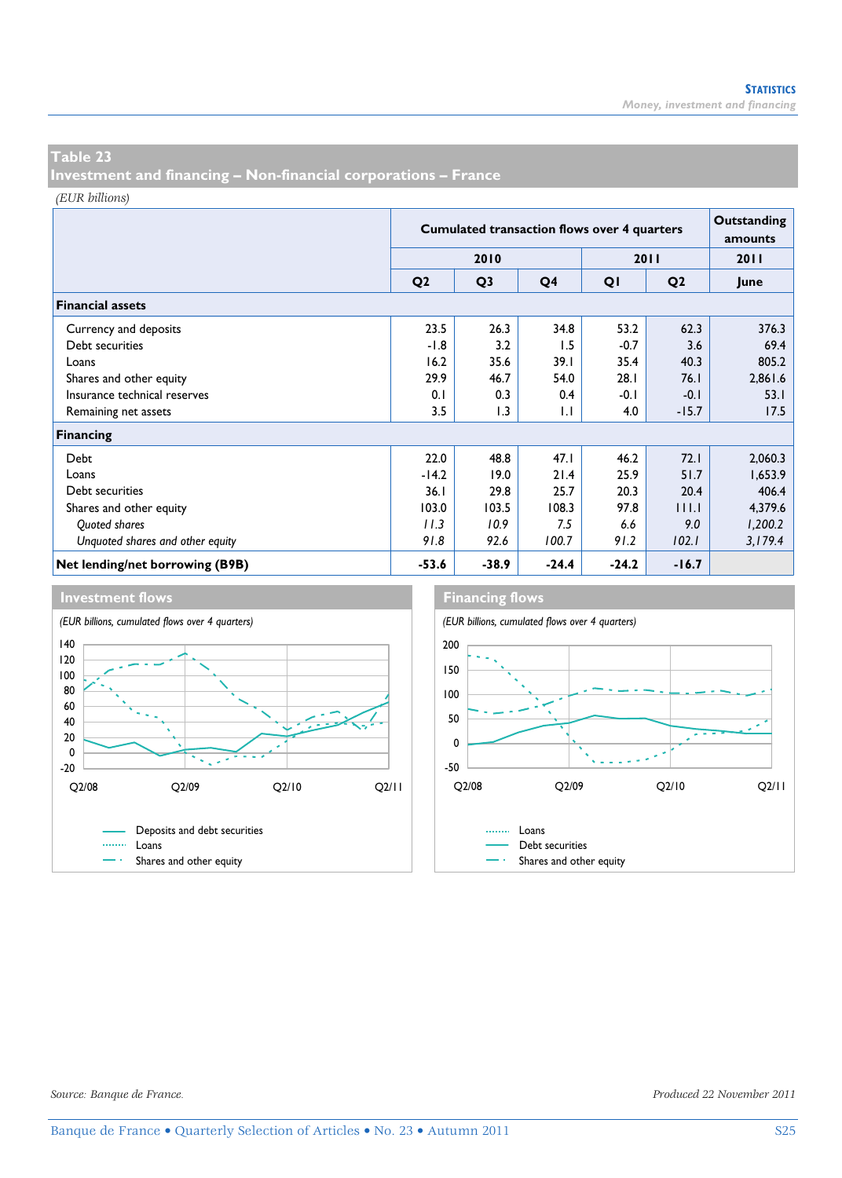## Table 23
## Investment and financing – Non-financial corporations – France

*(EUR billions)*

| | Cumulated transaction flows over 4 quarters | | | | | Outstanding amounts |
|---|---|---|---|---|---|---|
| | 2010 | | | 2011 | | 2011 |
| | Q2 | Q3 | Q4 | Q1 | Q2 | June |
| **Financial assets** | | | | | | |
| Currency and deposits | 23.5 | 26.3 | 34.8 | 53.2 | 62.3 | 376.3 |
| Debt securities | -1.8 | 3.2 | 1.5 | -0.7 | 3.6 | 69.4 |
| Loans | 16.2 | 35.6 | 39.1 | 35.4 | 40.3 | 805.2 |
| Shares and other equity | 29.9 | 46.7 | 54.0 | 28.1 | 76.1 | 2,861.6 |
| Insurance technical reserves | 0.1 | 0.3 | 0.4 | -0.1 | -0.1 | 53.1 |
| Remaining net assets | 3.5 | 1.3 | 1.1 | 4.0 | -15.7 | 17.5 |
| **Financing** | | | | | | |
| Debt | 22.0 | 48.8 | 47.1 | 46.2 | 72.1 | 2,060.3 |
| Loans | -14.2 | 19.0 | 21.4 | 25.9 | 51.7 | 1,653.9 |
| Debt securities | 36.1 | 29.8 | 25.7 | 20.3 | 20.4 | 406.4 |
| Shares and other equity | 103.0 | 103.5 | 108.3 | 97.8 | 111.1 | 4,379.6 |
| *Quoted shares* | *11.3* | *10.9* | *7.5* | *6.6* | *9.0* | *1,200.2* |
| *Unquoted shares and other equity* | *91.8* | *92.6* | *100.7* | *91.2* | *102.1* | *3,179.4* |
| **Net lending/net borrowing (B9B)** | **-53.6** | **-38.9** | **-24.4** | **-24.2** | **-16.7** | |

### Investment flows

*(EUR billions, cumulated flows over 4 quarters)*

Legend: Deposits and debt securities; Loans; Shares and other equity

### Financing flows

*(EUR billions, cumulated flows over 4 quarters)*

Legend: Loans; Debt securities; Shares and other equity

*Source: Banque de France.*

*Produced 22 November 2011*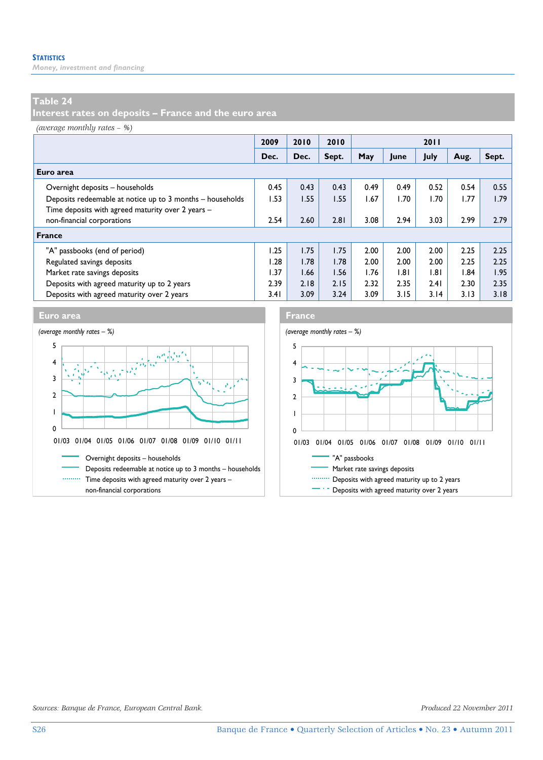## Table 24
## Interest rates on deposits – France and the euro area

*(average monthly rates – %)*

| | 2009 | 2010 | 2010 | 2011 | | | | |
|---|---|---|---|---|---|---|---|---|
| | Dec. | Dec. | Sept. | May | June | July | Aug. | Sept. |
| **Euro area** | | | | | | | | |
| Overnight deposits – households | 0.45 | 0.43 | 0.43 | 0.49 | 0.49 | 0.52 | 0.54 | 0.55 |
| Deposits redeemable at notice up to 3 months – households | 1.53 | 1.55 | 1.55 | 1.67 | 1.70 | 1.70 | 1.77 | 1.79 |
| Time deposits with agreed maturity over 2 years – non-financial corporations | 2.54 | 2.60 | 2.81 | 3.08 | 2.94 | 3.03 | 2.99 | 2.79 |
| **France** | | | | | | | | |
| "A" passbooks (end of period) | 1.25 | 1.75 | 1.75 | 2.00 | 2.00 | 2.00 | 2.25 | 2.25 |
| Regulated savings deposits | 1.28 | 1.78 | 1.78 | 2.00 | 2.00 | 2.00 | 2.25 | 2.25 |
| Market rate savings deposits | 1.37 | 1.66 | 1.56 | 1.76 | 1.81 | 1.81 | 1.84 | 1.95 |
| Deposits with agreed maturity up to 2 years | 2.39 | 2.18 | 2.15 | 2.32 | 2.35 | 2.41 | 2.30 | 2.35 |
| Deposits with agreed maturity over 2 years | 3.41 | 3.09 | 3.24 | 3.09 | 3.15 | 3.14 | 3.13 | 3.18 |

**Euro area**

*(average monthly rates – %)*

Overnight deposits – households
Deposits redeemable at notice up to 3 months – households
Time deposits with agreed maturity over 2 years – non-financial corporations

**France**

*(average monthly rates – %)*

"A" passbooks
Market rate savings deposits
Deposits with agreed maturity up to 2 years
Deposits with agreed maturity over 2 years

*Sources: Banque de France, European Central Bank.*

*Produced 22 November 2011*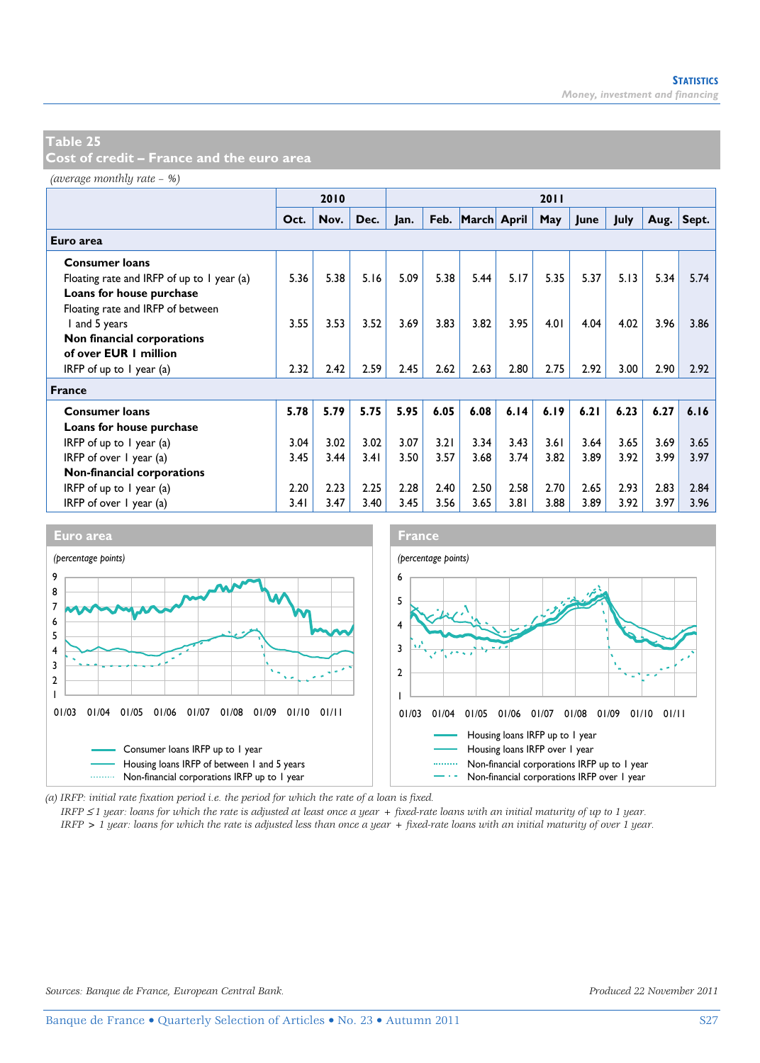## Table 25
## Cost of credit – France and the euro area

*(average monthly rate – %)*

| | 2010 | | | 2011 | | | | | | | | |
|---|---|---|---|---|---|---|---|---|---|---|---|---|
| | Oct. | Nov. | Dec. | Jan. | Feb. | March | April | May | June | July | Aug. | Sept. |
| **Euro area** | | | | | | | | | | | | |
| **Consumer loans** | | | | | | | | | | | | |
| Floating rate and IRFP of up to 1 year (a) | 5.36 | 5.38 | 5.16 | 5.09 | 5.38 | 5.44 | 5.17 | 5.35 | 5.37 | 5.13 | 5.34 | 5.74 |
| **Loans for house purchase** | | | | | | | | | | | | |
| Floating rate and IRFP of between 1 and 5 years | 3.55 | 3.53 | 3.52 | 3.69 | 3.83 | 3.82 | 3.95 | 4.01 | 4.04 | 4.02 | 3.96 | 3.86 |
| **Non financial corporations of over EUR 1 million** | | | | | | | | | | | | |
| IRFP of up to 1 year (a) | 2.32 | 2.42 | 2.59 | 2.45 | 2.62 | 2.63 | 2.80 | 2.75 | 2.92 | 3.00 | 2.90 | 2.92 |
| **France** | | | | | | | | | | | | |
| **Consumer loans** | **5.78** | **5.79** | **5.75** | **5.95** | **6.05** | **6.08** | **6.14** | **6.19** | **6.21** | **6.23** | **6.27** | **6.16** |
| **Loans for house purchase** | | | | | | | | | | | | |
| IRFP of up to 1 year (a) | 3.04 | 3.02 | 3.02 | 3.07 | 3.21 | 3.34 | 3.43 | 3.61 | 3.64 | 3.65 | 3.69 | 3.65 |
| IRFP of over 1 year (a) | 3.45 | 3.44 | 3.41 | 3.50 | 3.57 | 3.68 | 3.74 | 3.82 | 3.89 | 3.92 | 3.99 | 3.97 |
| **Non-financial corporations** | | | | | | | | | | | | |
| IRFP of up to 1 year (a) | 2.20 | 2.23 | 2.25 | 2.28 | 2.40 | 2.50 | 2.58 | 2.70 | 2.65 | 2.93 | 2.83 | 2.84 |
| IRFP of over 1 year (a) | 3.41 | 3.47 | 3.40 | 3.45 | 3.56 | 3.65 | 3.81 | 3.88 | 3.89 | 3.92 | 3.97 | 3.96 |

**Euro area**

*(percentage points)*

Consumer loans IRFP up to 1 year
Housing loans IRFP of between 1 and 5 years
Non-financial corporations IRFP up to 1 year

**France**

*(percentage points)*

Housing loans IRFP up to 1 year
Housing loans IRFP over 1 year
Non-financial corporations IRFP up to 1 year
Non-financial corporations IRFP over 1 year

*(a) IRFP: initial rate fixation period i.e. the period for which the rate of a loan is fixed.*
*IRFP ≤ 1 year: loans for which the rate is adjusted at least once a year + fixed-rate loans with an initial maturity of up to 1 year.*
*IRFP > 1 year: loans for which the rate is adjusted less than once a year + fixed-rate loans with an initial maturity of over 1 year.*

*Sources: Banque de France, European Central Bank.*

*Produced 22 November 2011*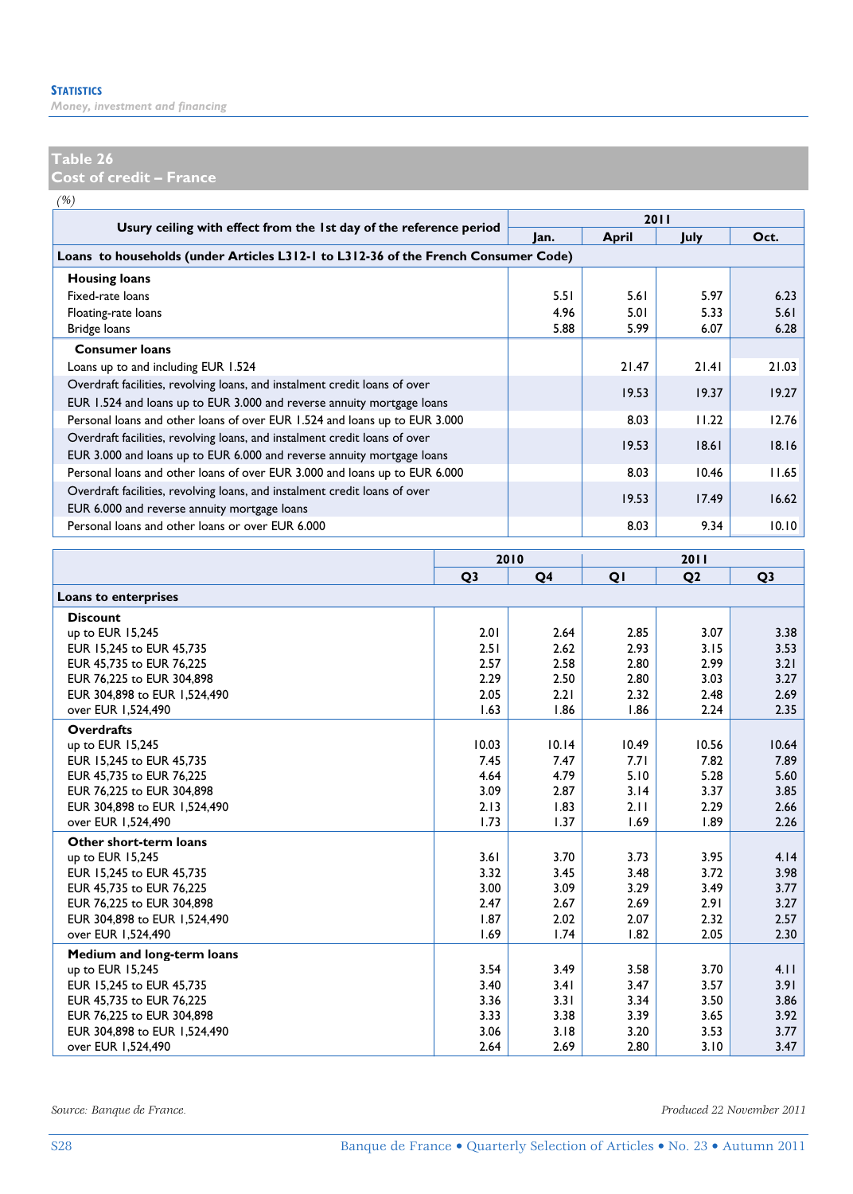## Table 26
## Cost of credit – France

*(%)*

| Usury ceiling with effect from the 1st day of the reference period | 2011 | | | |
|---|---|---|---|---|
| | Jan. | April | July | Oct. |
| **Loans to households (under Articles L312-1 to L312-36 of the French Consumer Code)** | | | | |
| **Housing loans** | | | | |
| Fixed-rate loans | 5.51 | 5.61 | 5.97 | 6.23 |
| Floating-rate loans | 4.96 | 5.01 | 5.33 | 5.61 |
| Bridge loans | 5.88 | 5.99 | 6.07 | 6.28 |
| **Consumer loans** | | | | |
| Loans up to and including EUR 1.524 | | 21.47 | 21.41 | 21.03 |
| Overdraft facilities, revolving loans, and instalment credit loans of over EUR 1.524 and loans up to EUR 3.000 and reverse annuity mortgage loans | | 19.53 | 19.37 | 19.27 |
| Personal loans and other loans of over EUR 1.524 and loans up to EUR 3.000 | | 8.03 | 11.22 | 12.76 |
| Overdraft facilities, revolving loans, and instalment credit loans of over EUR 3.000 and loans up to EUR 6.000 and reverse annuity mortgage loans | | 19.53 | 18.61 | 18.16 |
| Personal loans and other loans of over EUR 3.000 and loans up to EUR 6.000 | | 8.03 | 10.46 | 11.65 |
| Overdraft facilities, revolving loans, and instalment credit loans of over EUR 6.000 and reverse annuity mortgage loans | | 19.53 | 17.49 | 16.62 |
| Personal loans and other loans or over EUR 6.000 | | 8.03 | 9.34 | 10.10 |

| | 2010 | | 2011 | | |
|---|---|---|---|---|---|
| | Q3 | Q4 | Q1 | Q2 | Q3 |
| **Loans to enterprises** | | | | | |
| **Discount** | | | | | |
| up to EUR 15,245 | 2.01 | 2.64 | 2.85 | 3.07 | 3.38 |
| EUR 15,245 to EUR 45,735 | 2.51 | 2.62 | 2.93 | 3.15 | 3.53 |
| EUR 45,735 to EUR 76,225 | 2.57 | 2.58 | 2.80 | 2.99 | 3.21 |
| EUR 76,225 to EUR 304,898 | 2.29 | 2.50 | 2.80 | 3.03 | 3.27 |
| EUR 304,898 to EUR 1,524,490 | 2.05 | 2.21 | 2.32 | 2.48 | 2.69 |
| over EUR 1,524,490 | 1.63 | 1.86 | 1.86 | 2.24 | 2.35 |
| **Overdrafts** | | | | | |
| up to EUR 15,245 | 10.03 | 10.14 | 10.49 | 10.56 | 10.64 |
| EUR 15,245 to EUR 45,735 | 7.45 | 7.47 | 7.71 | 7.82 | 7.89 |
| EUR 45,735 to EUR 76,225 | 4.64 | 4.79 | 5.10 | 5.28 | 5.60 |
| EUR 76,225 to EUR 304,898 | 3.09 | 2.87 | 3.14 | 3.37 | 3.85 |
| EUR 304,898 to EUR 1,524,490 | 2.13 | 1.83 | 2.11 | 2.29 | 2.66 |
| over EUR 1,524,490 | 1.73 | 1.37 | 1.69 | 1.89 | 2.26 |
| **Other short-term loans** | | | | | |
| up to EUR 15,245 | 3.61 | 3.70 | 3.73 | 3.95 | 4.14 |
| EUR 15,245 to EUR 45,735 | 3.32 | 3.45 | 3.48 | 3.72 | 3.98 |
| EUR 45,735 to EUR 76,225 | 3.00 | 3.09 | 3.29 | 3.49 | 3.77 |
| EUR 76,225 to EUR 304,898 | 2.47 | 2.67 | 2.69 | 2.91 | 3.27 |
| EUR 304,898 to EUR 1,524,490 | 1.87 | 2.02 | 2.07 | 2.32 | 2.57 |
| over EUR 1,524,490 | 1.69 | 1.74 | 1.82 | 2.05 | 2.30 |
| **Medium and long-term loans** | | | | | |
| up to EUR 15,245 | 3.54 | 3.49 | 3.58 | 3.70 | 4.11 |
| EUR 15,245 to EUR 45,735 | 3.40 | 3.41 | 3.47 | 3.57 | 3.91 |
| EUR 45,735 to EUR 76,225 | 3.36 | 3.31 | 3.34 | 3.50 | 3.86 |
| EUR 76,225 to EUR 304,898 | 3.33 | 3.38 | 3.39 | 3.65 | 3.92 |
| EUR 304,898 to EUR 1,524,490 | 3.06 | 3.18 | 3.20 | 3.53 | 3.77 |
| over EUR 1,524,490 | 2.64 | 2.69 | 2.80 | 3.10 | 3.47 |

*Source: Banque de France.*

*Produced 22 November 2011*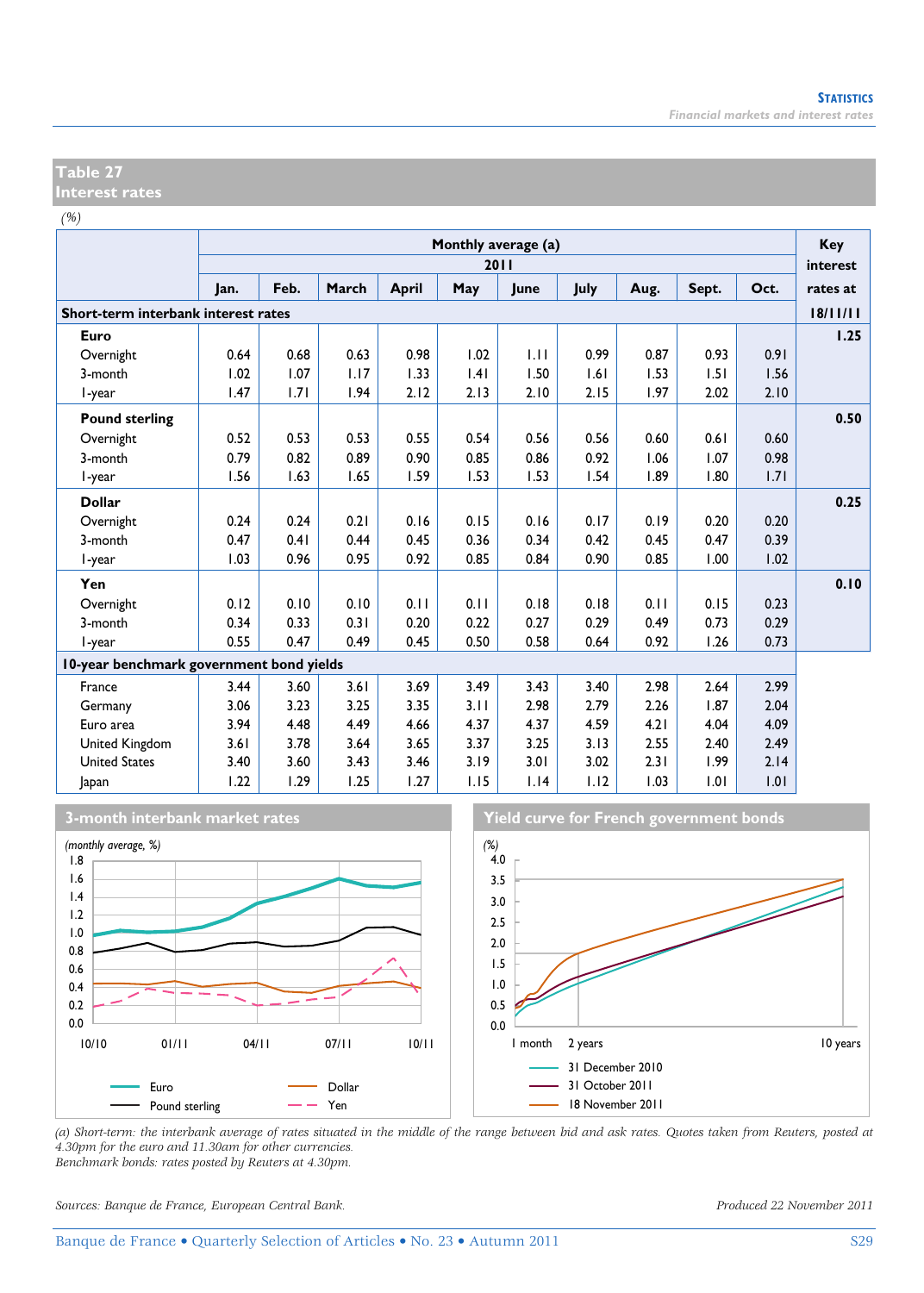## Table 27
## Interest rates

*(%)*

| | Monthly average (a) | | | | | | | | | | Key interest rates at |
|---|---|---|---|---|---|---|---|---|---|---|---|
| | 2011 | | | | | | | | | | |
| | Jan. | Feb. | March | April | May | June | July | Aug. | Sept. | Oct. | |
| **Short-term interbank interest rates** | | | | | | | | | | | 18/11/11 |
| **Euro** | | | | | | | | | | | 1.25 |
| Overnight | 0.64 | 0.68 | 0.63 | 0.98 | 1.02 | 1.11 | 0.99 | 0.87 | 0.93 | 0.91 | |
| 3-month | 1.02 | 1.07 | 1.17 | 1.33 | 1.41 | 1.50 | 1.61 | 1.53 | 1.51 | 1.56 | |
| 1-year | 1.47 | 1.71 | 1.94 | 2.12 | 2.13 | 2.10 | 2.15 | 1.97 | 2.02 | 2.10 | |
| **Pound sterling** | | | | | | | | | | | 0.50 |
| Overnight | 0.52 | 0.53 | 0.53 | 0.55 | 0.54 | 0.56 | 0.56 | 0.60 | 0.61 | 0.60 | |
| 3-month | 0.79 | 0.82 | 0.89 | 0.90 | 0.85 | 0.86 | 0.92 | 1.06 | 1.07 | 0.98 | |
| 1-year | 1.56 | 1.63 | 1.65 | 1.59 | 1.53 | 1.53 | 1.54 | 1.89 | 1.80 | 1.71 | |
| **Dollar** | | | | | | | | | | | 0.25 |
| Overnight | 0.24 | 0.24 | 0.21 | 0.16 | 0.15 | 0.16 | 0.17 | 0.19 | 0.20 | 0.20 | |
| 3-month | 0.47 | 0.41 | 0.44 | 0.45 | 0.36 | 0.34 | 0.42 | 0.45 | 0.47 | 0.39 | |
| 1-year | 1.03 | 0.96 | 0.95 | 0.92 | 0.85 | 0.84 | 0.90 | 0.85 | 1.00 | 1.02 | |
| **Yen** | | | | | | | | | | | 0.10 |
| Overnight | 0.12 | 0.10 | 0.10 | 0.11 | 0.11 | 0.18 | 0.18 | 0.11 | 0.15 | 0.23 | |
| 3-month | 0.34 | 0.33 | 0.31 | 0.20 | 0.22 | 0.27 | 0.29 | 0.49 | 0.73 | 0.29 | |
| 1-year | 0.55 | 0.47 | 0.49 | 0.45 | 0.50 | 0.58 | 0.64 | 0.92 | 1.26 | 0.73 | |
| **10-year benchmark government bond yields** | | | | | | | | | | | |
| France | 3.44 | 3.60 | 3.61 | 3.69 | 3.49 | 3.43 | 3.40 | 2.98 | 2.64 | 2.99 | |
| Germany | 3.06 | 3.23 | 3.25 | 3.35 | 3.11 | 2.98 | 2.79 | 2.26 | 1.87 | 2.04 | |
| Euro area | 3.94 | 4.48 | 4.49 | 4.66 | 4.37 | 4.37 | 4.59 | 4.21 | 4.04 | 4.09 | |
| United Kingdom | 3.61 | 3.78 | 3.64 | 3.65 | 3.37 | 3.25 | 3.13 | 2.55 | 2.40 | 2.49 | |
| United States | 3.40 | 3.60 | 3.43 | 3.46 | 3.19 | 3.01 | 3.02 | 2.31 | 1.99 | 2.14 | |
| Japan | 1.22 | 1.29 | 1.25 | 1.27 | 1.15 | 1.14 | 1.12 | 1.03 | 1.01 | 1.01 | |

### 3-month interbank market rates

*(monthly average, %)*

Legend: Euro; Pound sterling; Dollar; Yen

### Yield curve for French government bonds

*(%)*

Legend: 31 December 2010; 31 October 2011; 18 November 2011

*(a) Short-term: the interbank average of rates situated in the middle of the range between bid and ask rates. Quotes taken from Reuters, posted at 4.30pm for the euro and 11.30am for other currencies.*
*Benchmark bonds: rates posted by Reuters at 4.30pm.*

*Sources: Banque de France, European Central Bank.*

*Produced 22 November 2011*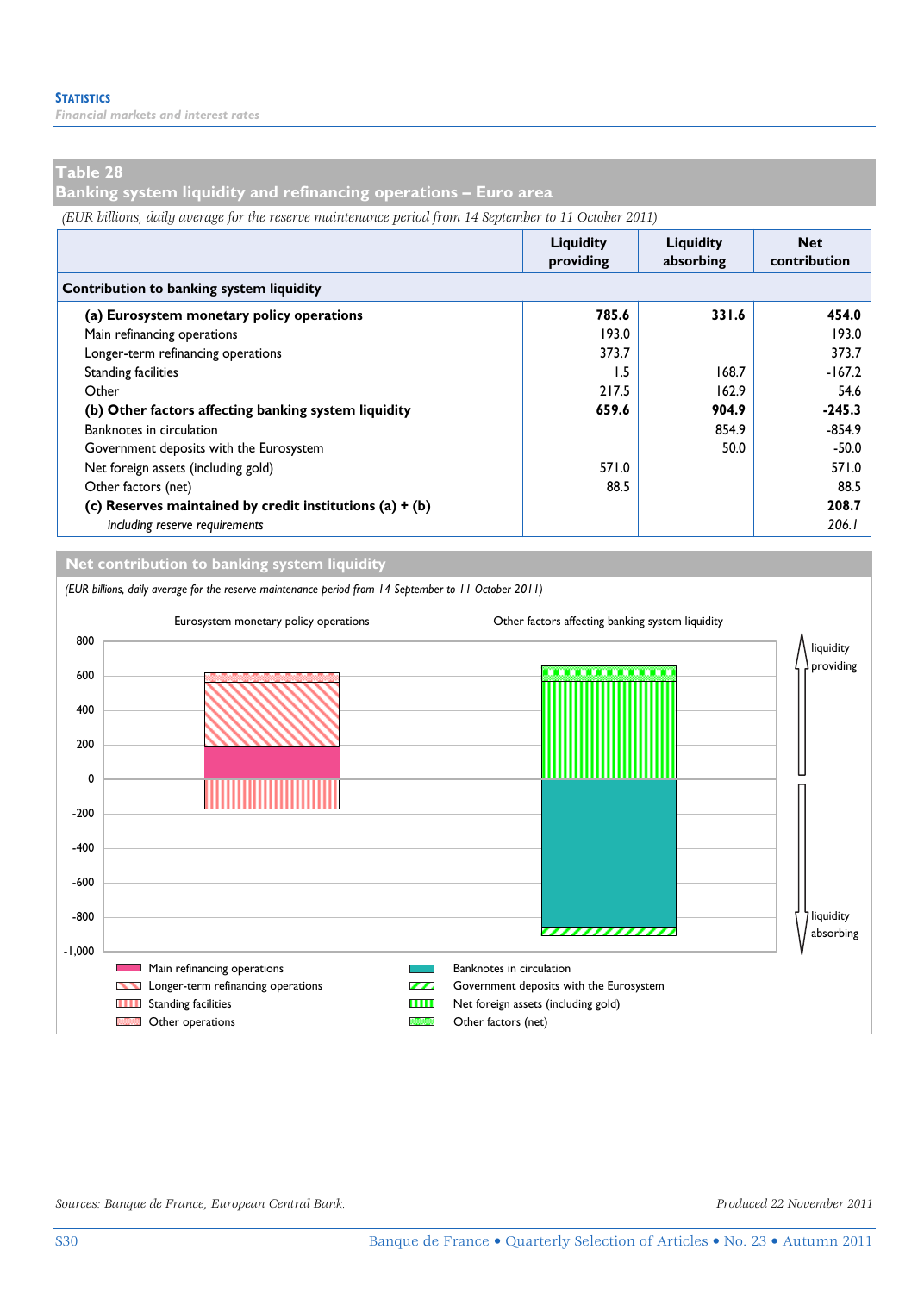## Table 28
## Banking system liquidity and refinancing operations – Euro area

*(EUR billions, daily average for the reserve maintenance period from 14 September to 11 October 2011)*

| | Liquidity providing | Liquidity absorbing | Net contribution |
|---|---|---|---|
| **Contribution to banking system liquidity** | | | |
| **(a) Eurosystem monetary policy operations** | **785.6** | **331.6** | **454.0** |
| Main refinancing operations | 193.0 | | 193.0 |
| Longer-term refinancing operations | 373.7 | | 373.7 |
| Standing facilities | 1.5 | 168.7 | -167.2 |
| Other | 217.5 | 162.9 | 54.6 |
| **(b) Other factors affecting banking system liquidity** | **659.6** | **904.9** | **-245.3** |
| Banknotes in circulation | | 854.9 | -854.9 |
| Government deposits with the Eurosystem | | 50.0 | -50.0 |
| Net foreign assets (including gold) | 571.0 | | 571.0 |
| Other factors (net) | 88.5 | | 88.5 |
| **(c) Reserves maintained by credit institutions (a) + (b)** | | | **208.7** |
| *including reserve requirements* | | | *206.1* |

## Net contribution to banking system liquidity

*(EUR billions, daily average for the reserve maintenance period from 14 September to 11 October 2011)*

Eurosystem monetary policy operations | Other factors affecting banking system liquidity

liquidity providing / liquidity absorbing

Legend: Main refinancing operations; Longer-term refinancing operations; Standing facilities; Other operations; Banknotes in circulation; Government deposits with the Eurosystem; Net foreign assets (including gold); Other factors (net)

*Sources: Banque de France, European Central Bank.* *Produced 22 November 2011*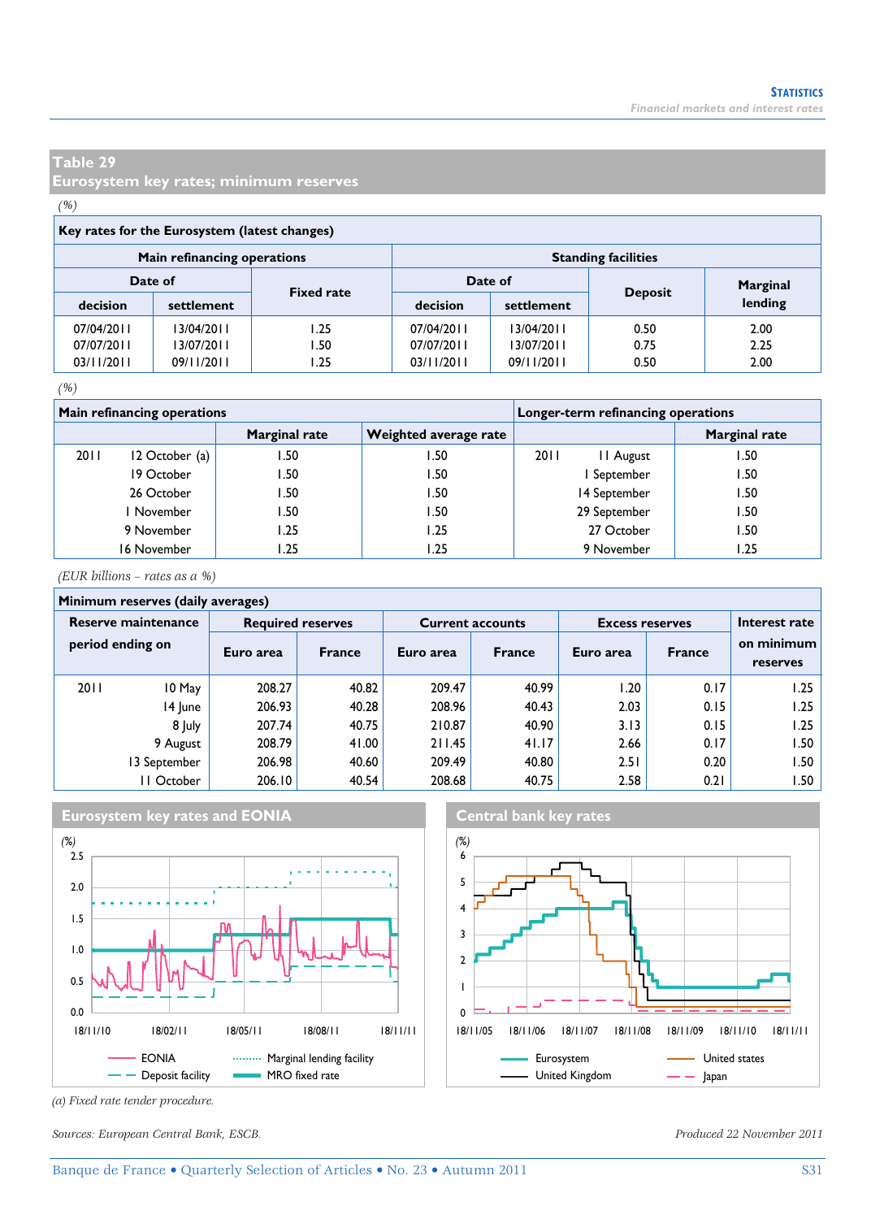## Table 29
## Eurosystem key rates; minimum reserves

*(%)*

**Key rates for the Eurosystem (latest changes)**

| Main refinancing operations | | | Standing facilities | | | |
|---|---|---|---|---|---|---|
| Date of | | Fixed rate | Date of | | Deposit | Marginal lending |
| decision | settlement | | decision | settlement | | |
| 07/04/2011 | 13/04/2011 | 1.25 | 07/04/2011 | 13/04/2011 | 0.50 | 2.00 |
| 07/07/2011 | 13/07/2011 | 1.50 | 07/07/2011 | 13/07/2011 | 0.75 | 2.25 |
| 03/11/2011 | 09/11/2011 | 1.25 | 03/11/2011 | 09/11/2011 | 0.50 | 2.00 |

*(%)*

| Main refinancing operations | | | | Longer-term refinancing operations | | |
|---|---|---|---|---|---|---|
| | | Marginal rate | Weighted average rate | | | Marginal rate |
| 2011 | 12 October (a) | 1.50 | 1.50 | 2011 | 11 August | 1.50 |
| | 19 October | 1.50 | 1.50 | | 1 September | 1.50 |
| | 26 October | 1.50 | 1.50 | | 14 September | 1.50 |
| | 1 November | 1.50 | 1.50 | | 29 September | 1.50 |
| | 9 November | 1.25 | 1.25 | | 27 October | 1.50 |
| | 16 November | 1.25 | 1.25 | | 9 November | 1.25 |

*(EUR billions – rates as a %)*

**Minimum reserves (daily averages)**

| Reserve maintenance period ending on | | Required reserves | | Current accounts | | Excess reserves | | Interest rate on minimum reserves |
|---|---|---|---|---|---|---|---|---|
| | | Euro area | France | Euro area | France | Euro area | France | |
| 2011 | 10 May | 208.27 | 40.82 | 209.47 | 40.99 | 1.20 | 0.17 | 1.25 |
| | 14 June | 206.93 | 40.28 | 208.96 | 40.43 | 2.03 | 0.15 | 1.25 |
| | 8 July | 207.74 | 40.75 | 210.87 | 40.90 | 3.13 | 0.15 | 1.25 |
| | 9 August | 208.79 | 41.00 | 211.45 | 41.17 | 2.66 | 0.17 | 1.50 |
| | 13 September | 206.98 | 40.60 | 209.49 | 40.80 | 2.51 | 0.20 | 1.50 |
| | 11 October | 206.10 | 40.54 | 208.68 | 40.75 | 2.58 | 0.21 | 1.50 |

**Eurosystem key rates and EONIA**

**Central bank key rates**

*(a) Fixed rate tender procedure.*

*Sources: European Central Bank, ESCB.*

*Produced 22 November 2011*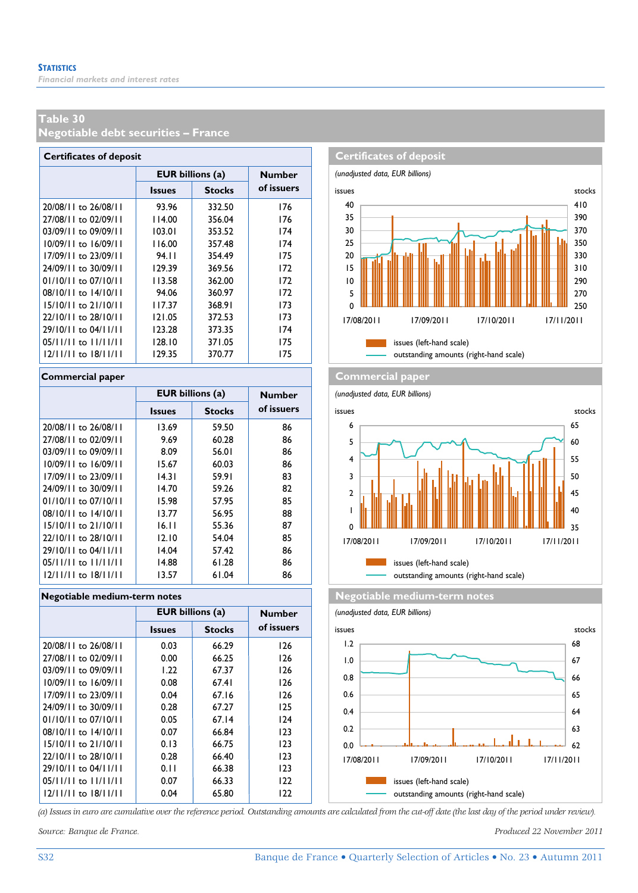## Table 30
## Negotiable debt securities – France

### Certificates of deposit

| | EUR billions (a) | | Number of issuers |
|---|---|---|---|
| | Issues | Stocks | |
| 20/08/11 to 26/08/11 | 93.96 | 332.50 | 176 |
| 27/08/11 to 02/09/11 | 114.00 | 356.04 | 176 |
| 03/09/11 to 09/09/11 | 103.01 | 353.52 | 174 |
| 10/09/11 to 16/09/11 | 116.00 | 357.48 | 174 |
| 17/09/11 to 23/09/11 | 94.11 | 354.49 | 175 |
| 24/09/11 to 30/09/11 | 129.39 | 369.56 | 172 |
| 01/10/11 to 07/10/11 | 113.58 | 362.00 | 172 |
| 08/10/11 to 14/10/11 | 94.06 | 360.97 | 172 |
| 15/10/11 to 21/10/11 | 117.37 | 368.91 | 173 |
| 22/10/11 to 28/10/11 | 121.05 | 372.53 | 173 |
| 29/10/11 to 04/11/11 | 123.28 | 373.35 | 174 |
| 05/11/11 to 11/11/11 | 128.10 | 371.05 | 175 |
| 12/11/11 to 18/11/11 | 129.35 | 370.77 | 175 |

**Certificates of deposit**

*(unadjusted data, EUR billions)*

issues (left-hand scale); outstanding amounts (right-hand scale)

### Commercial paper

| | EUR billions (a) | | Number of issuers |
|---|---|---|---|
| | Issues | Stocks | |
| 20/08/11 to 26/08/11 | 13.69 | 59.50 | 86 |
| 27/08/11 to 02/09/11 | 9.69 | 60.28 | 86 |
| 03/09/11 to 09/09/11 | 8.09 | 56.01 | 86 |
| 10/09/11 to 16/09/11 | 15.67 | 60.03 | 86 |
| 17/09/11 to 23/09/11 | 14.31 | 59.91 | 83 |
| 24/09/11 to 30/09/11 | 14.70 | 59.26 | 82 |
| 01/10/11 to 07/10/11 | 15.98 | 57.95 | 85 |
| 08/10/11 to 14/10/11 | 13.77 | 56.95 | 88 |
| 15/10/11 to 21/10/11 | 16.11 | 55.36 | 87 |
| 22/10/11 to 28/10/11 | 12.10 | 54.04 | 85 |
| 29/10/11 to 04/11/11 | 14.04 | 57.42 | 86 |
| 05/11/11 to 11/11/11 | 14.88 | 61.28 | 86 |
| 12/11/11 to 18/11/11 | 13.57 | 61.04 | 86 |

**Commercial paper**

*(unadjusted data, EUR billions)*

issues (left-hand scale); outstanding amounts (right-hand scale)

### Negotiable medium-term notes

| | EUR billions (a) | | Number of issuers |
|---|---|---|---|
| | Issues | Stocks | |
| 20/08/11 to 26/08/11 | 0.03 | 66.29 | 126 |
| 27/08/11 to 02/09/11 | 0.00 | 66.25 | 126 |
| 03/09/11 to 09/09/11 | 1.22 | 67.37 | 126 |
| 10/09/11 to 16/09/11 | 0.08 | 67.41 | 126 |
| 17/09/11 to 23/09/11 | 0.04 | 67.16 | 126 |
| 24/09/11 to 30/09/11 | 0.28 | 67.27 | 125 |
| 01/10/11 to 07/10/11 | 0.05 | 67.14 | 124 |
| 08/10/11 to 14/10/11 | 0.07 | 66.84 | 123 |
| 15/10/11 to 21/10/11 | 0.13 | 66.75 | 123 |
| 22/10/11 to 28/10/11 | 0.28 | 66.40 | 123 |
| 29/10/11 to 04/11/11 | 0.11 | 66.38 | 123 |
| 05/11/11 to 11/11/11 | 0.07 | 66.33 | 122 |
| 12/11/11 to 18/11/11 | 0.04 | 65.80 | 122 |

**Negotiable medium-term notes**

*(unadjusted data, EUR billions)*

issues (left-hand scale); outstanding amounts (right-hand scale)

*(a) Issues in euro are cumulative over the reference period. Outstanding amounts are calculated from the cut-off date (the last day of the period under review).*

*Source: Banque de France.*

*Produced 22 November 2011*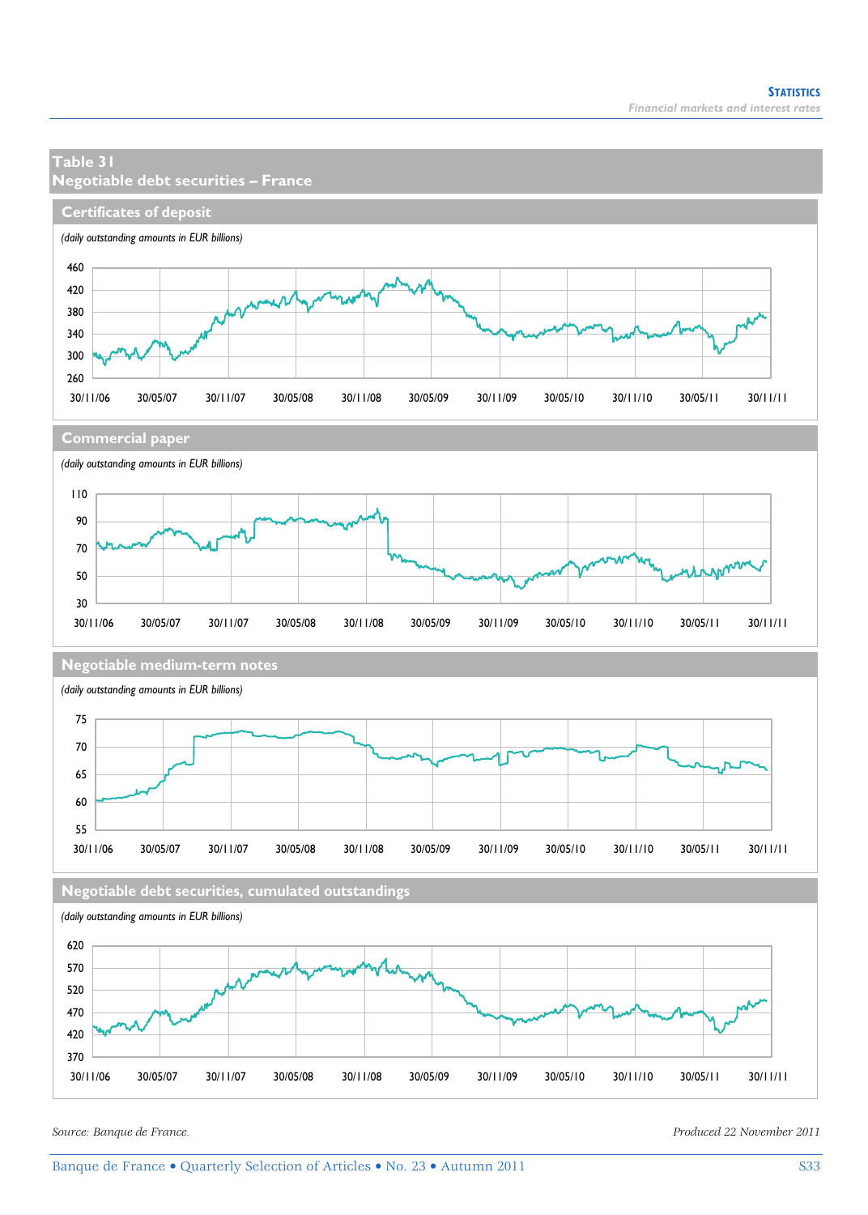# Table 31
## Negotiable debt securities – France

### Certificates of deposit

*(daily outstanding amounts in EUR billions)*

### Commercial paper

*(daily outstanding amounts in EUR billions)*

### Negotiable medium-term notes

*(daily outstanding amounts in EUR billions)*

### Negotiable debt securities, cumulated outstandings

*(daily outstanding amounts in EUR billions)*

*Source: Banque de France.*

*Produced 22 November 2011*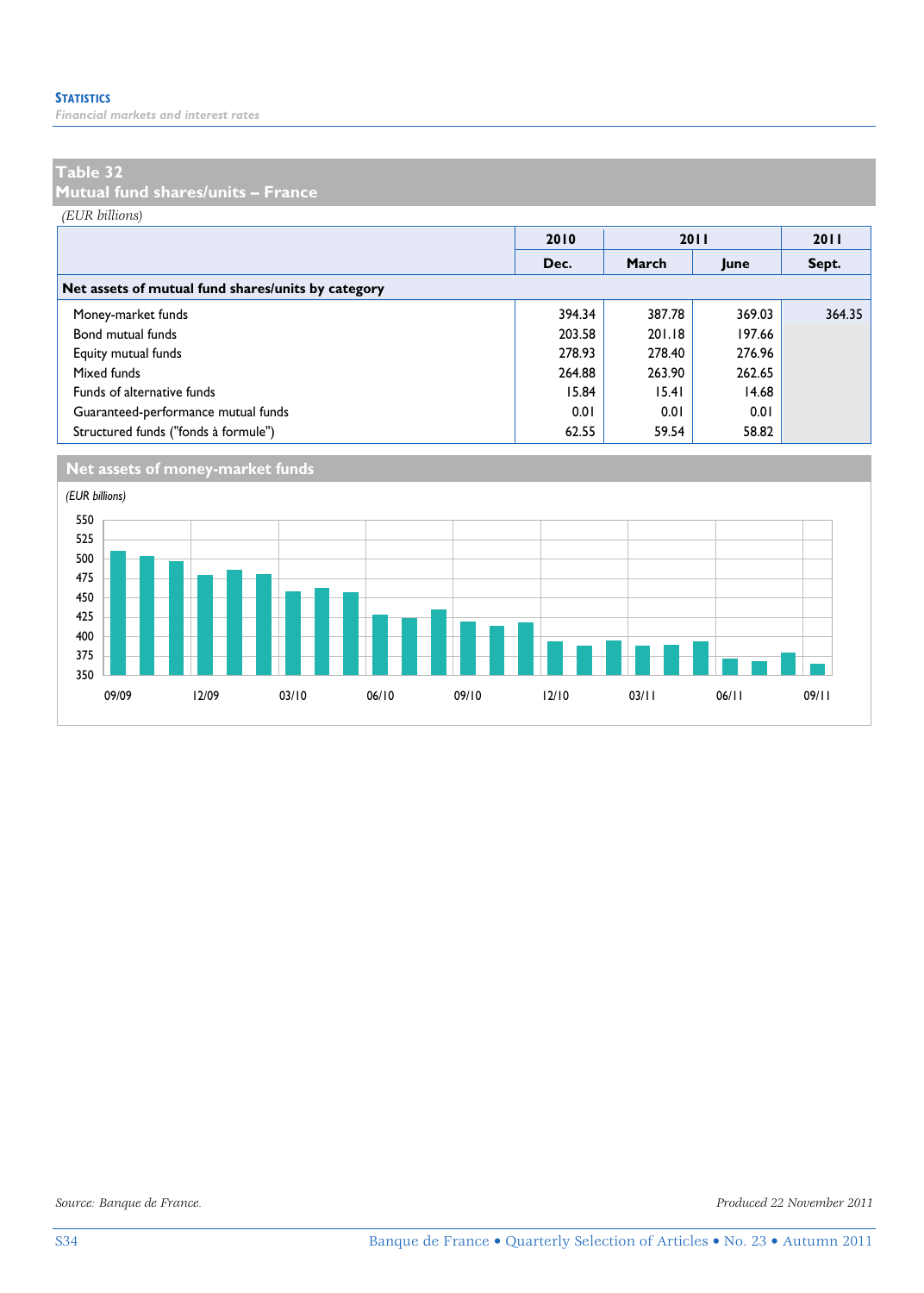## Table 32
## Mutual fund shares/units – France

*(EUR billions)*

| | 2010 | 2011 | | 2011 |
|---|---|---|---|---|
| | Dec. | March | June | Sept. |
| **Net assets of mutual fund shares/units by category** | | | | |
| Money-market funds | 394.34 | 387.78 | 369.03 | 364.35 |
| Bond mutual funds | 203.58 | 201.18 | 197.66 | |
| Equity mutual funds | 278.93 | 278.40 | 276.96 | |
| Mixed funds | 264.88 | 263.90 | 262.65 | |
| Funds of alternative funds | 15.84 | 15.41 | 14.68 | |
| Guaranteed-performance mutual funds | 0.01 | 0.01 | 0.01 | |
| Structured funds ("fonds à formule") | 62.55 | 59.54 | 58.82 | |

### Net assets of money-market funds

*(EUR billions)*

Source: Banque de France.

Produced 22 November 2011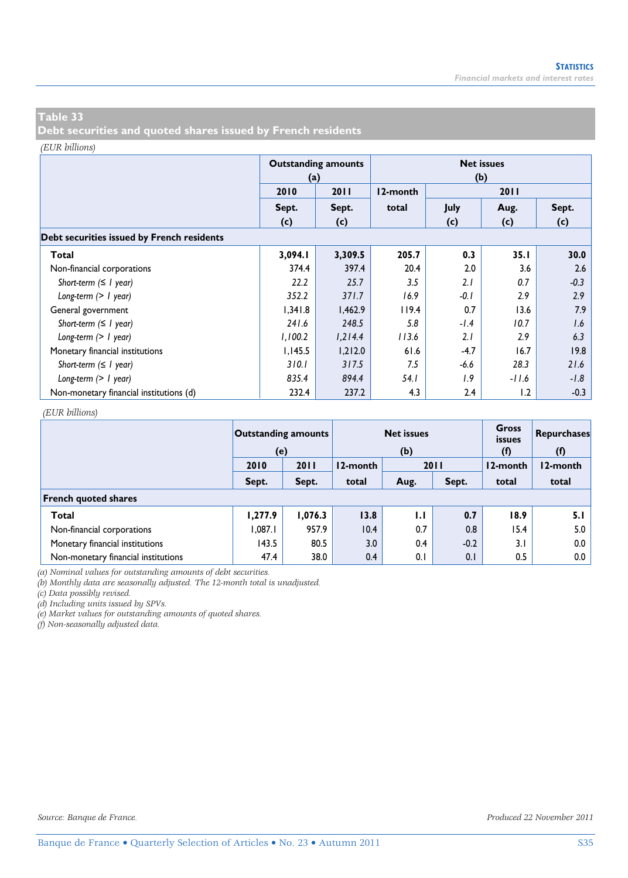## Table 33
## Debt securities and quoted shares issued by French residents

*(EUR billions)*

| | Outstanding amounts (a) | | Net issues (b) | | | |
|---|---|---|---|---|---|---|
| | 2010 | 2011 | 12-month | 2011 | | |
| | Sept. (c) | Sept. (c) | total | July (c) | Aug. (c) | Sept. (c) |
| **Debt securities issued by French residents** | | | | | | |
| **Total** | **3,094.1** | **3,309.5** | **205.7** | **0.3** | **35.1** | **30.0** |
| Non-financial corporations | 374.4 | 397.4 | 20.4 | 2.0 | 3.6 | 2.6 |
| *Short-term (≤ 1 year)* | *22.2* | *25.7* | *3.5* | *2.1* | *0.7* | *-0.3* |
| *Long-term (> 1 year)* | *352.2* | *371.7* | *16.9* | *-0.1* | *2.9* | *2.9* |
| General government | 1,341.8 | 1,462.9 | 119.4 | 0.7 | 13.6 | 7.9 |
| *Short-term (≤ 1 year)* | *241.6* | *248.5* | *5.8* | *-1.4* | *10.7* | *1.6* |
| *Long-term (> 1 year)* | *1,100.2* | *1,214.4* | *113.6* | *2.1* | *2.9* | *6.3* |
| Monetary financial institutions | 1,145.5 | 1,212.0 | 61.6 | -4.7 | 16.7 | 19.8 |
| *Short-term (≤ 1 year)* | *310.1* | *317.5* | *7.5* | *-6.6* | *28.3* | *21.6* |
| *Long-term (> 1 year)* | *835.4* | *894.4* | *54.1* | *1.9* | *-11.6* | *-1.8* |
| Non-monetary financial institutions (d) | 232.4 | 237.2 | 4.3 | 2.4 | 1.2 | -0.3 |

*(EUR billions)*

| | Outstanding amounts (e) | | Net issues (b) | | | Gross issues (f) | Repurchases (f) |
|---|---|---|---|---|---|---|---|
| | 2010 | 2011 | 12-month | 2011 | | 12-month | 12-month |
| | Sept. | Sept. | total | Aug. | Sept. | total | total |
| **French quoted shares** | | | | | | | |
| **Total** | **1,277.9** | **1,076.3** | **13.8** | **1.1** | **0.7** | **18.9** | **5.1** |
| Non-financial corporations | 1,087.1 | 957.9 | 10.4 | 0.7 | 0.8 | 15.4 | 5.0 |
| Monetary financial institutions | 143.5 | 80.5 | 3.0 | 0.4 | -0.2 | 3.1 | 0.0 |
| Non-monetary financial institutions | 47.4 | 38.0 | 0.4 | 0.1 | 0.1 | 0.5 | 0.0 |

*(a) Nominal values for outstanding amounts of debt securities.*
*(b) Monthly data are seasonally adjusted. The 12-month total is unadjusted.*
*(c) Data possibly revised.*
*(d) Including units issued by SPVs.*
*(e) Market values for outstanding amounts of quoted shares.*
*(f) Non-seasonally adjusted data.*

*Source: Banque de France.* *Produced 22 November 2011*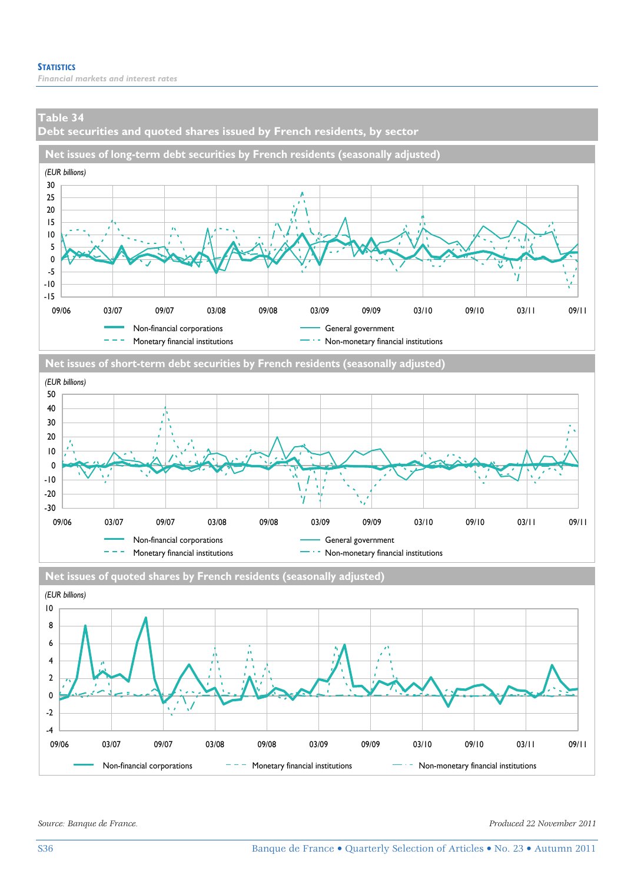## Table 34
## Debt securities and quoted shares issued by French residents, by sector

### Net issues of long-term debt securities by French residents (seasonally adjusted)

*(EUR billions)*

30
25
20
15
10
5
0
-5
-10
-15

09/06 03/07 09/07 03/08 09/08 03/09 09/09 03/10 09/10 03/11 09/11

Non-financial corporations
General government
Monetary financial institutions
Non-monetary financial institutions

### Net issues of short-term debt securities by French residents (seasonally adjusted)

*(EUR billions)*

50
40
30
20
10
0
-10
-20
-30

09/06 03/07 09/07 03/08 09/08 03/09 09/09 03/10 09/10 03/11 09/11

Non-financial corporations
General government
Monetary financial institutions
Non-monetary financial institutions

### Net issues of quoted shares by French residents (seasonally adjusted)

*(EUR billions)*

10
8
6
4
2
0
-2
-4

09/06 03/07 09/07 03/08 09/08 03/09 09/09 03/10 09/10 03/11 09/11

Non-financial corporations
Monetary financial institutions
Non-monetary financial institutions

*Source: Banque de France.*

*Produced 22 November 2011*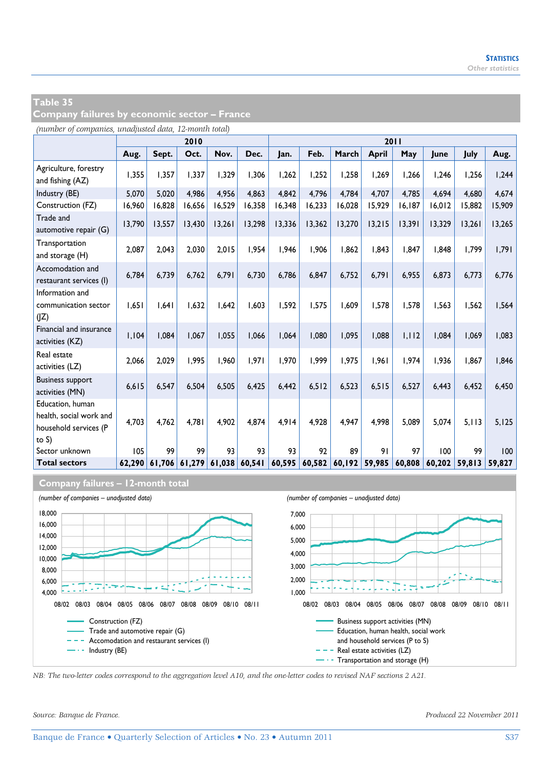## Table 35
## Company failures by economic sector – France

*(number of companies, unadjusted data, 12-month total)*

| | 2010 | | | | | 2011 | | | | | | | |
|---|---|---|---|---|---|---|---|---|---|---|---|---|---|
| | Aug. | Sept. | Oct. | Nov. | Dec. | Jan. | Feb. | March | April | May | June | July | Aug. |
| Agriculture, forestry and fishing (AZ) | 1,355 | 1,357 | 1,337 | 1,329 | 1,306 | 1,262 | 1,252 | 1,258 | 1,269 | 1,266 | 1,246 | 1,256 | 1,244 |
| Industry (BE) | 5,070 | 5,020 | 4,986 | 4,956 | 4,863 | 4,842 | 4,796 | 4,784 | 4,707 | 4,785 | 4,694 | 4,680 | 4,674 |
| Construction (FZ) | 16,960 | 16,828 | 16,656 | 16,529 | 16,358 | 16,348 | 16,233 | 16,028 | 15,929 | 16,187 | 16,012 | 15,882 | 15,909 |
| Trade and automotive repair (G) | 13,790 | 13,557 | 13,430 | 13,261 | 13,298 | 13,336 | 13,362 | 13,270 | 13,215 | 13,391 | 13,329 | 13,261 | 13,265 |
| Transportation and storage (H) | 2,087 | 2,043 | 2,030 | 2,015 | 1,954 | 1,946 | 1,906 | 1,862 | 1,843 | 1,847 | 1,848 | 1,799 | 1,791 |
| Accomodation and restaurant services (I) | 6,784 | 6,739 | 6,762 | 6,791 | 6,730 | 6,786 | 6,847 | 6,752 | 6,791 | 6,955 | 6,873 | 6,773 | 6,776 |
| Information and communication sector (JZ) | 1,651 | 1,641 | 1,632 | 1,642 | 1,603 | 1,592 | 1,575 | 1,609 | 1,578 | 1,578 | 1,563 | 1,562 | 1,564 |
| Financial and insurance activities (KZ) | 1,104 | 1,084 | 1,067 | 1,055 | 1,066 | 1,064 | 1,080 | 1,095 | 1,088 | 1,112 | 1,084 | 1,069 | 1,083 |
| Real estate activities (LZ) | 2,066 | 2,029 | 1,995 | 1,960 | 1,971 | 1,970 | 1,999 | 1,975 | 1,961 | 1,974 | 1,936 | 1,867 | 1,846 |
| Business support activities (MN) | 6,615 | 6,547 | 6,504 | 6,505 | 6,425 | 6,442 | 6,512 | 6,523 | 6,515 | 6,527 | 6,443 | 6,452 | 6,450 |
| Education, human health, social work and household services (P to S) | 4,703 | 4,762 | 4,781 | 4,902 | 4,874 | 4,914 | 4,928 | 4,947 | 4,998 | 5,089 | 5,074 | 5,113 | 5,125 |
| Sector unknown | 105 | 99 | 99 | 93 | 93 | 93 | 92 | 89 | 91 | 97 | 100 | 99 | 100 |
| **Total sectors** | **62,290** | **61,706** | **61,279** | **61,038** | **60,541** | **60,595** | **60,582** | **60,192** | **59,985** | **60,808** | **60,202** | **59,813** | **59,827** |

## Company failures – 12-month total

*(number of companies – unadjusted data)*

Construction (FZ)
Trade and automotive repair (G)
Accomodation and restaurant services (I)
Industry (BE)

*(number of companies – unadjusted data)*

Business support activities (MN)
Education, human health, social work and household services (P to S)
Real estate activities (LZ)
Transportation and storage (H)

*NB: The two-letter codes correspond to the aggregation level A10, and the one-letter codes to revised NAF sections 2 A21.*

*Source: Banque de France.*

*Produced 22 November 2011*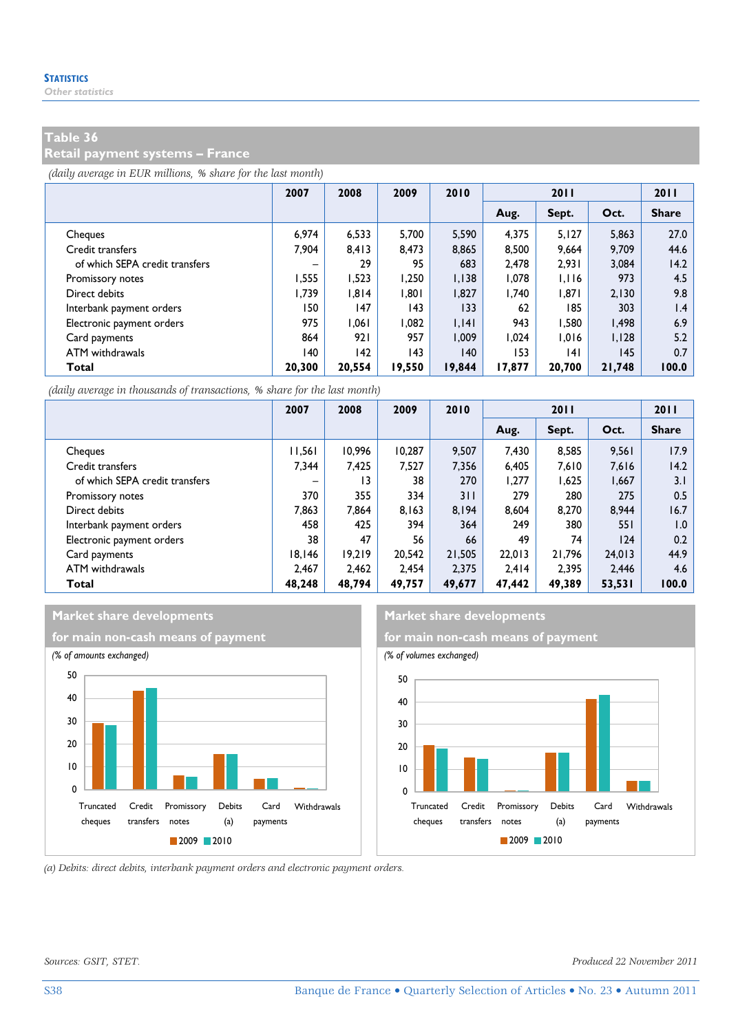## Table 36
## Retail payment systems – France

*(daily average in EUR millions, % share for the last month)*

| | 2007 | 2008 | 2009 | 2010 | 2011 | | | 2011 |
|---|---|---|---|---|---|---|---|---|
| | | | | | Aug. | Sept. | Oct. | Share |
| Cheques | 6,974 | 6,533 | 5,700 | 5,590 | 4,375 | 5,127 | 5,863 | 27.0 |
| Credit transfers | 7,904 | 8,413 | 8,473 | 8,865 | 8,500 | 9,664 | 9,709 | 44.6 |
| of which SEPA credit transfers | – | 29 | 95 | 683 | 2,478 | 2,931 | 3,084 | 14.2 |
| Promissory notes | 1,555 | 1,523 | 1,250 | 1,138 | 1,078 | 1,116 | 973 | 4.5 |
| Direct debits | 1,739 | 1,814 | 1,801 | 1,827 | 1,740 | 1,871 | 2,130 | 9.8 |
| Interbank payment orders | 150 | 147 | 143 | 133 | 62 | 185 | 303 | 1.4 |
| Electronic payment orders | 975 | 1,061 | 1,082 | 1,141 | 943 | 1,580 | 1,498 | 6.9 |
| Card payments | 864 | 921 | 957 | 1,009 | 1,024 | 1,016 | 1,128 | 5.2 |
| ATM withdrawals | 140 | 142 | 143 | 140 | 153 | 141 | 145 | 0.7 |
| **Total** | **20,300** | **20,554** | **19,550** | **19,844** | **17,877** | **20,700** | **21,748** | **100.0** |

*(daily average in thousands of transactions, % share for the last month)*

| | 2007 | 2008 | 2009 | 2010 | 2011 | | | 2011 |
|---|---|---|---|---|---|---|---|---|
| | | | | | Aug. | Sept. | Oct. | Share |
| Cheques | 11,561 | 10,996 | 10,287 | 9,507 | 7,430 | 8,585 | 9,561 | 17.9 |
| Credit transfers | 7,344 | 7,425 | 7,527 | 7,356 | 6,405 | 7,610 | 7,616 | 14.2 |
| of which SEPA credit transfers | – | 13 | 38 | 270 | 1,277 | 1,625 | 1,667 | 3.1 |
| Promissory notes | 370 | 355 | 334 | 311 | 279 | 280 | 275 | 0.5 |
| Direct debits | 7,863 | 7,864 | 8,163 | 8,194 | 8,604 | 8,270 | 8,944 | 16.7 |
| Interbank payment orders | 458 | 425 | 394 | 364 | 249 | 380 | 551 | 1.0 |
| Electronic payment orders | 38 | 47 | 56 | 66 | 49 | 74 | 124 | 0.2 |
| Card payments | 18,146 | 19,219 | 20,542 | 21,505 | 22,013 | 21,796 | 24,013 | 44.9 |
| ATM withdrawals | 2,467 | 2,462 | 2,454 | 2,375 | 2,414 | 2,395 | 2,446 | 4.6 |
| **Total** | **48,248** | **48,794** | **49,757** | **49,677** | **47,442** | **49,389** | **53,531** | **100.0** |

**Market share developments for main non-cash means of payment**

*(% of amounts exchanged)*

Truncated cheques, Credit transfers, Promissory notes, Debits (a), Card payments, Withdrawals — 2009, 2010

**Market share developments for main non-cash means of payment**

*(% of volumes exchanged)*

Truncated cheques, Credit transfers, Promissory notes, Debits (a), Card payments, Withdrawals — 2009, 2010

*(a) Debits: direct debits, interbank payment orders and electronic payment orders.*

*Sources: GSIT, STET.*

*Produced 22 November 2011*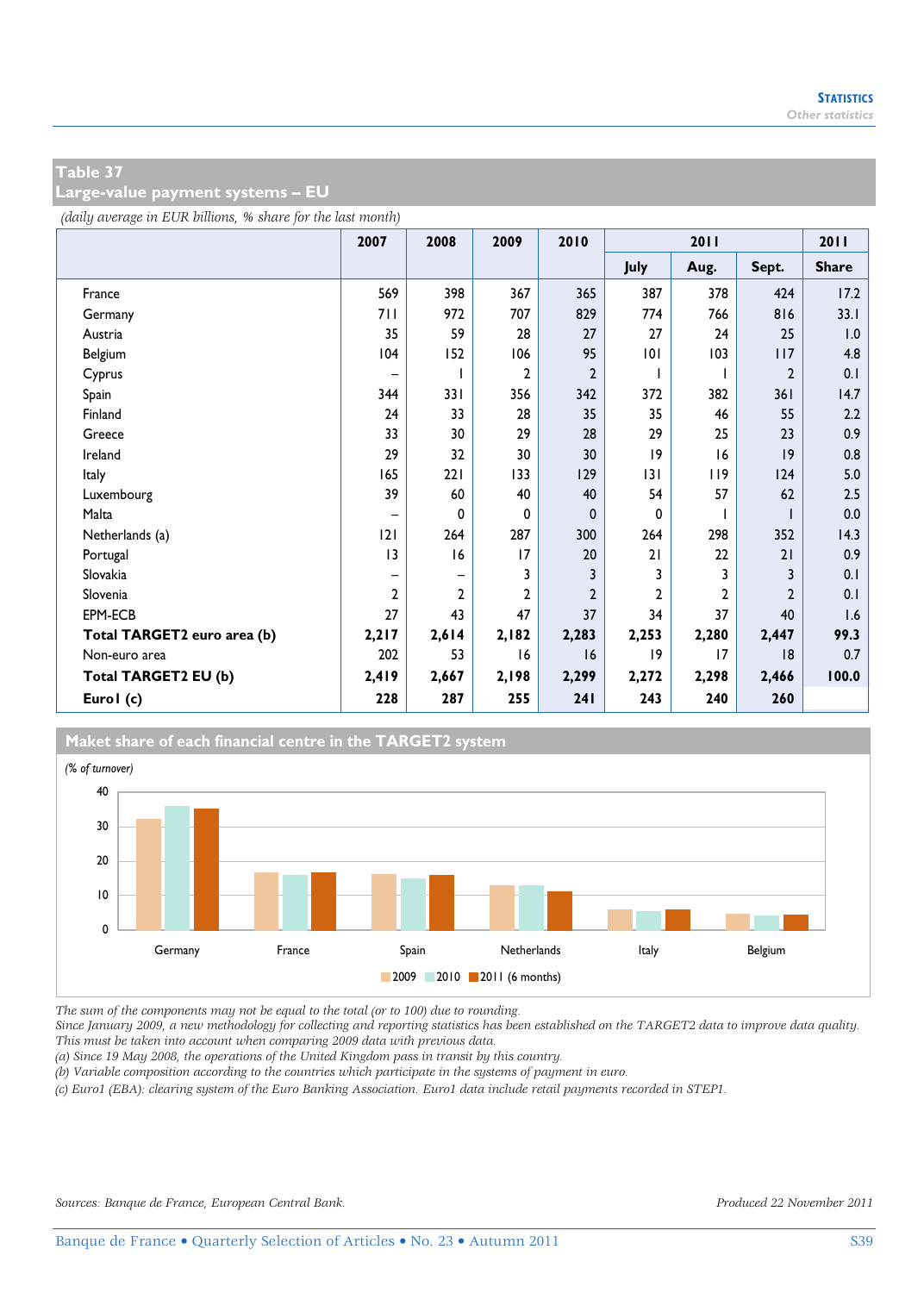## Table 37
## Large-value payment systems – EU

*(daily average in EUR billions, % share for the last month)*

| | 2007 | 2008 | 2009 | 2010 | 2011 | | | 2011 |
|---|---|---|---|---|---|---|---|---|
| | | | | | July | Aug. | Sept. | Share |
| France | 569 | 398 | 367 | 365 | 387 | 378 | 424 | 17.2 |
| Germany | 711 | 972 | 707 | 829 | 774 | 766 | 816 | 33.1 |
| Austria | 35 | 59 | 28 | 27 | 27 | 24 | 25 | 1.0 |
| Belgium | 104 | 152 | 106 | 95 | 101 | 103 | 117 | 4.8 |
| Cyprus | – | 1 | 2 | 2 | 1 | 1 | 2 | 0.1 |
| Spain | 344 | 331 | 356 | 342 | 372 | 382 | 361 | 14.7 |
| Finland | 24 | 33 | 28 | 35 | 35 | 46 | 55 | 2.2 |
| Greece | 33 | 30 | 29 | 28 | 29 | 25 | 23 | 0.9 |
| Ireland | 29 | 32 | 30 | 30 | 19 | 16 | 19 | 0.8 |
| Italy | 165 | 221 | 133 | 129 | 131 | 119 | 124 | 5.0 |
| Luxembourg | 39 | 60 | 40 | 40 | 54 | 57 | 62 | 2.5 |
| Malta | – | 0 | 0 | 0 | 0 | 1 | 1 | 0.0 |
| Netherlands (a) | 121 | 264 | 287 | 300 | 264 | 298 | 352 | 14.3 |
| Portugal | 13 | 16 | 17 | 20 | 21 | 22 | 21 | 0.9 |
| Slovakia | – | – | 3 | 3 | 3 | 3 | 3 | 0.1 |
| Slovenia | 2 | 2 | 2 | 2 | 2 | 2 | 2 | 0.1 |
| EPM-ECB | 27 | 43 | 47 | 37 | 34 | 37 | 40 | 1.6 |
| **Total TARGET2 euro area (b)** | **2,217** | **2,614** | **2,182** | **2,283** | **2,253** | **2,280** | **2,447** | **99.3** |
| Non-euro area | 202 | 53 | 16 | 16 | 19 | 17 | 18 | 0.7 |
| **Total TARGET2 EU (b)** | **2,419** | **2,667** | **2,198** | **2,299** | **2,272** | **2,298** | **2,466** | **100.0** |
| **Euro1 (c)** | **228** | **287** | **255** | **241** | **243** | **240** | **260** | |

### Maket share of each financial centre in the TARGET2 system

*(% of turnover)*

Germany, France, Spain, Netherlands, Italy, Belgium

2009 | 2010 | 2011 (6 months)

*The sum of the components may not be equal to the total (or to 100) due to rounding.*
*Since January 2009, a new methodology for collecting and reporting statistics has been established on the TARGET2 data to improve data quality. This must be taken into account when comparing 2009 data with previous data.*
*(a) Since 19 May 2008, the operations of the United Kingdom pass in transit by this country.*
*(b) Variable composition according to the countries which participate in the systems of payment in euro.*
*(c) Euro1 (EBA): clearing system of the Euro Banking Association. Euro1 data include retail payments recorded in STEP1.*

*Sources: Banque de France, European Central Bank.*

*Produced 22 November 2011*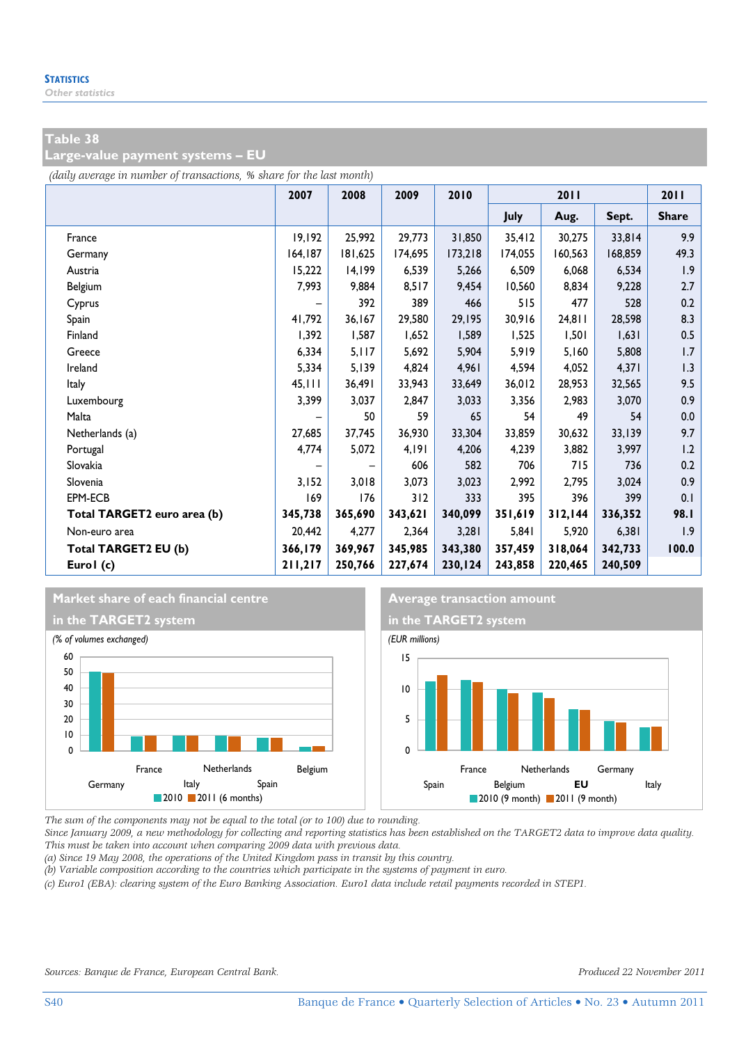STATISTICS
*Other statistics*

## Table 38
## Large-value payment systems – EU

*(daily average in number of transactions, % share for the last month)*

| | 2007 | 2008 | 2009 | 2010 | 2011 | | | 2011 |
|---|---|---|---|---|---|---|---|---|
| | | | | | July | Aug. | Sept. | Share |
| France | 19,192 | 25,992 | 29,773 | 31,850 | 35,412 | 30,275 | 33,814 | 9.9 |
| Germany | 164,187 | 181,625 | 174,695 | 173,218 | 174,055 | 160,563 | 168,859 | 49.3 |
| Austria | 15,222 | 14,199 | 6,539 | 5,266 | 6,509 | 6,068 | 6,534 | 1.9 |
| Belgium | 7,993 | 9,884 | 8,517 | 9,454 | 10,560 | 8,834 | 9,228 | 2.7 |
| Cyprus | – | 392 | 389 | 466 | 515 | 477 | 528 | 0.2 |
| Spain | 41,792 | 36,167 | 29,580 | 29,195 | 30,916 | 24,811 | 28,598 | 8.3 |
| Finland | 1,392 | 1,587 | 1,652 | 1,589 | 1,525 | 1,501 | 1,631 | 0.5 |
| Greece | 6,334 | 5,117 | 5,692 | 5,904 | 5,919 | 5,160 | 5,808 | 1.7 |
| Ireland | 5,334 | 5,139 | 4,824 | 4,961 | 4,594 | 4,052 | 4,371 | 1.3 |
| Italy | 45,111 | 36,491 | 33,943 | 33,649 | 36,012 | 28,953 | 32,565 | 9.5 |
| Luxembourg | 3,399 | 3,037 | 2,847 | 3,033 | 3,356 | 2,983 | 3,070 | 0.9 |
| Malta | – | 50 | 59 | 65 | 54 | 49 | 54 | 0.0 |
| Netherlands (a) | 27,685 | 37,745 | 36,930 | 33,304 | 33,859 | 30,632 | 33,139 | 9.7 |
| Portugal | 4,774 | 5,072 | 4,191 | 4,206 | 4,239 | 3,882 | 3,997 | 1.2 |
| Slovakia | – | – | 606 | 582 | 706 | 715 | 736 | 0.2 |
| Slovenia | 3,152 | 3,018 | 3,073 | 3,023 | 2,992 | 2,795 | 3,024 | 0.9 |
| EPM-ECB | 169 | 176 | 312 | 333 | 395 | 396 | 399 | 0.1 |
| **Total TARGET2 euro area (b)** | **345,738** | **365,690** | **343,621** | **340,099** | **351,619** | **312,144** | **336,352** | **98.1** |
| Non-euro area | 20,442 | 4,277 | 2,364 | 3,281 | 5,841 | 5,920 | 6,381 | 1.9 |
| **Total TARGET2 EU (b)** | **366,179** | **369,967** | **345,985** | **343,380** | **357,459** | **318,064** | **342,733** | **100.0** |
| **Euro1 (c)** | **211,217** | **250,766** | **227,674** | **230,124** | **243,858** | **220,465** | **240,509** | |

### Market share of each financial centre in the TARGET2 system

*(% of volumes exchanged)*

Germany, France, Italy, Netherlands, Spain, Belgium

2010 / 2011 (6 months)

### Average transaction amount in the TARGET2 system

*(EUR millions)*

Spain, France, Belgium, Netherlands, EU, Germany, Italy

2010 (9 month) / 2011 (9 month)

*The sum of the components may not be equal to the total (or to 100) due to rounding.*
*Since January 2009, a new methodology for collecting and reporting statistics has been established on the TARGET2 data to improve data quality. This must be taken into account when comparing 2009 data with previous data.*
*(a) Since 19 May 2008, the operations of the United Kingdom pass in transit by this country.*
*(b) Variable composition according to the countries which participate in the systems of payment in euro.*
*(c) Euro1 (EBA): clearing system of the Euro Banking Association. Euro1 data include retail payments recorded in STEP1.*

*Sources: Banque de France, European Central Bank.*
*Produced 22 November 2011*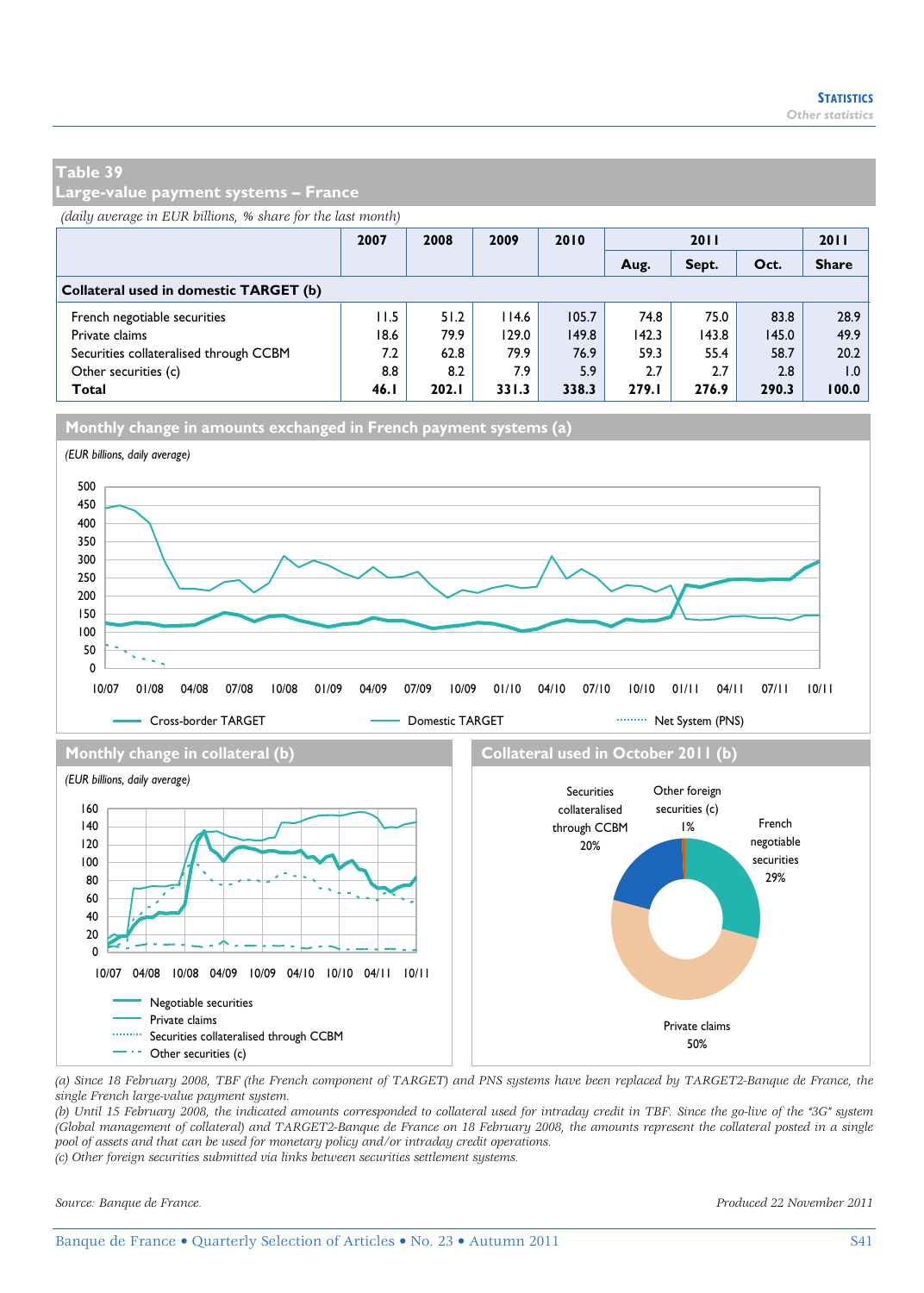## Table 39
## Large-value payment systems – France

*(daily average in EUR billions, % share for the last month)*

| | 2007 | 2008 | 2009 | 2010 | 2011 | | | 2011 |
|---|---|---|---|---|---|---|---|---|
| | | | | | Aug. | Sept. | Oct. | Share |
| **Collateral used in domestic TARGET (b)** | | | | | | | | |
| French negotiable securities | 11.5 | 51.2 | 114.6 | 105.7 | 74.8 | 75.0 | 83.8 | 28.9 |
| Private claims | 18.6 | 79.9 | 129.0 | 149.8 | 142.3 | 143.8 | 145.0 | 49.9 |
| Securities collateralised through CCBM | 7.2 | 62.8 | 79.9 | 76.9 | 59.3 | 55.4 | 58.7 | 20.2 |
| Other securities (c) | 8.8 | 8.2 | 7.9 | 5.9 | 2.7 | 2.7 | 2.8 | 1.0 |
| **Total** | **46.1** | **202.1** | **331.3** | **338.3** | **279.1** | **276.9** | **290.3** | **100.0** |

### Monthly change in amounts exchanged in French payment systems (a)

*(EUR billions, daily average)*

Legend: Cross-border TARGET; Domestic TARGET; Net System (PNS)

### Monthly change in collateral (b)

*(EUR billions, daily average)*

Legend: Negotiable securities; Private claims; Securities collateralised through CCBM; Other securities (c)

### Collateral used in October 2011 (b)

Securities collateralised through CCBM 20%; Other foreign securities (c) 1%; French negotiable securities 29%; Private claims 50%

(a) Since 18 February 2008, TBF (the French component of TARGET) and PNS systems have been replaced by TARGET2-Banque de France, the single French large-value payment system.
(b) Until 15 February 2008, the indicated amounts corresponded to collateral used for intraday credit in TBF. Since the go-live of the "3G" system (Global management of collateral) and TARGET2-Banque de France on 18 February 2008, the amounts represent the collateral posted in a single pool of assets and that can be used for monetary policy and/or intraday credit operations.
(c) Other foreign securities submitted via links between securities settlement systems.

*Source: Banque de France.*

*Produced 22 November 2011*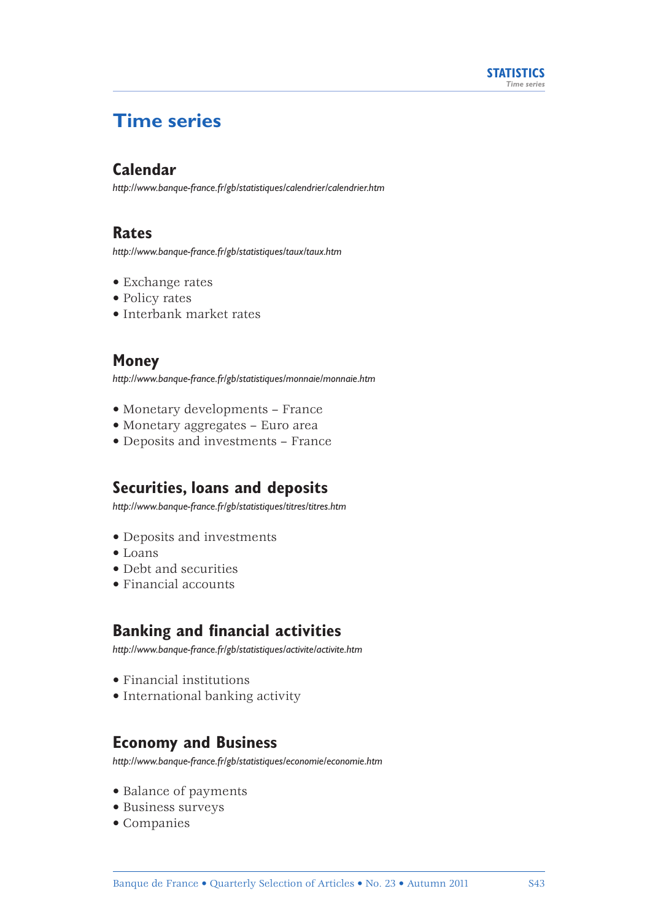# Time series

## Calendar

*http://www.banque-france.fr/gb/statistiques/calendrier/calendrier.htm*

## Rates

*http://www.banque-france.fr/gb/statistiques/taux/taux.htm*

- Exchange rates
- Policy rates
- Interbank market rates

## Money

*http://www.banque-france.fr/gb/statistiques/monnaie/monnaie.htm*

- Monetary developments – France
- Monetary aggregates – Euro area
- Deposits and investments – France

## Securities, loans and deposits

*http://www.banque-france.fr/gb/statistiques/titres/titres.htm*

- Deposits and investments
- Loans
- Debt and securities
- Financial accounts

## Banking and financial activities

*http://www.banque-france.fr/gb/statistiques/activite/activite.htm*

- Financial institutions
- International banking activity

## Economy and Business

*http://www.banque-france.fr/gb/statistiques/economie/economie.htm*

- Balance of payments
- Business surveys
- Companies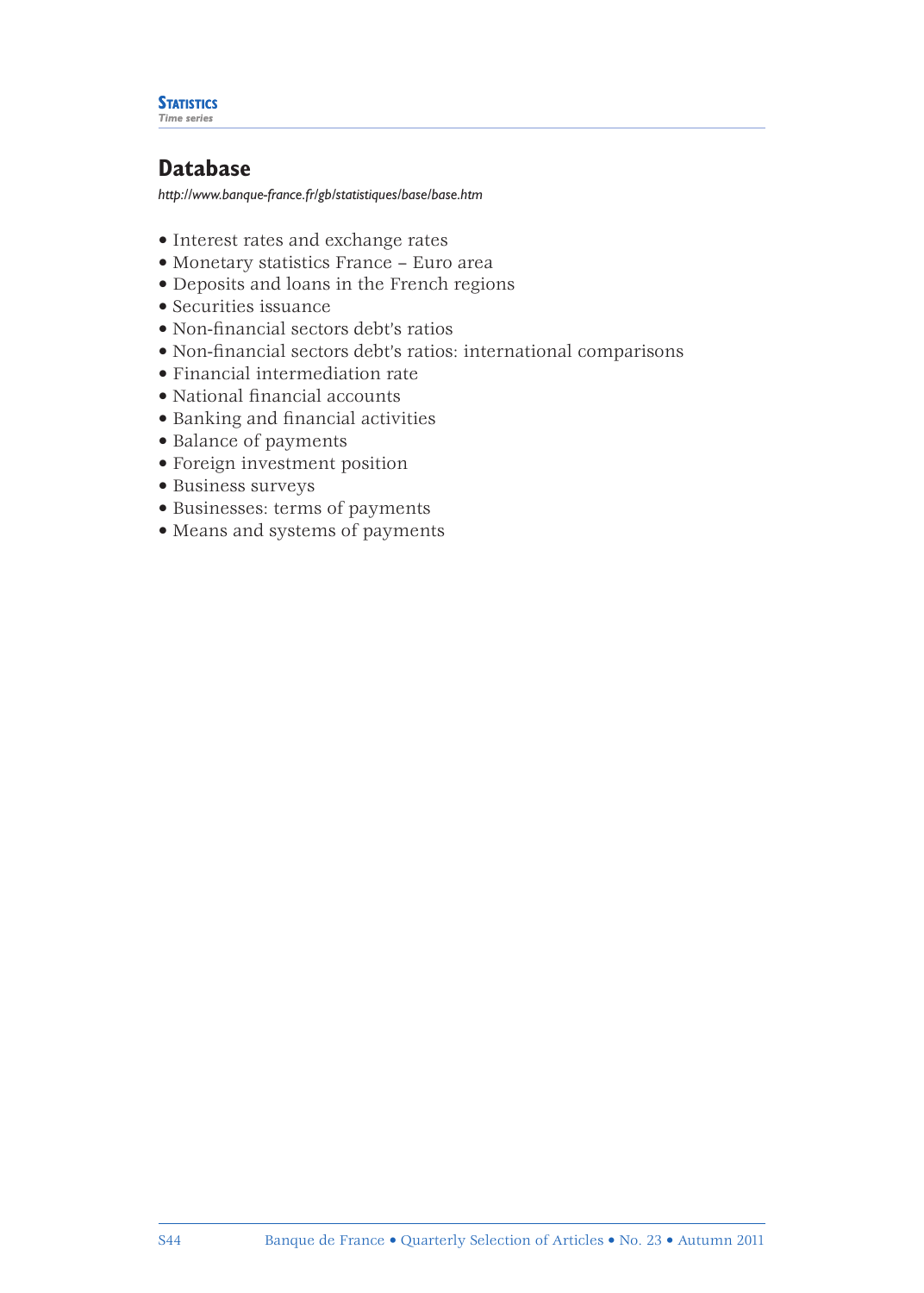# Database

*http://www.banque-france.fr/gb/statistiques/base/base.htm*

- Interest rates and exchange rates
- Monetary statistics France – Euro area
- Deposits and loans in the French regions
- Securities issuance
- Non-financial sectors debt's ratios
- Non-financial sectors debt's ratios: international comparisons
- Financial intermediation rate
- National financial accounts
- Banking and financial activities
- Balance of payments
- Foreign investment position
- Business surveys
- Businesses: terms of payments
- Means and systems of payments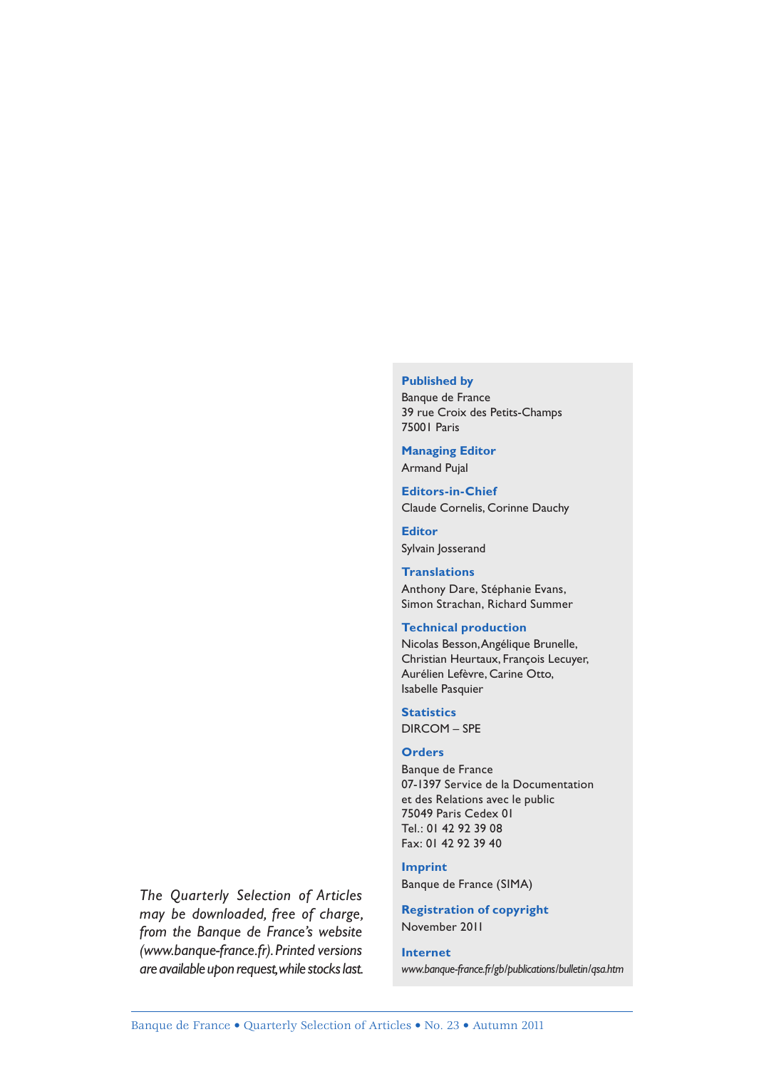*The Quarterly Selection of Articles may be downloaded, free of charge, from the Banque de France's website (www.banque-france.fr). Printed versions are available upon request, while stocks last.*

**Published by**
Banque de France
39 rue Croix des Petits-Champs
75001 Paris

**Managing Editor**
Armand Pujal

**Editors-in-Chief**
Claude Cornelis, Corinne Dauchy

**Editor**
Sylvain Josserand

**Translations**
Anthony Dare, Stéphanie Evans,
Simon Strachan, Richard Summer

**Technical production**
Nicolas Besson, Angélique Brunelle,
Christian Heurtaux, François Lecuyer,
Aurélien Lefèvre, Carine Otto,
Isabelle Pasquier

**Statistics**
DIRCOM – SPE

**Orders**
Banque de France
07-1397 Service de la Documentation
et des Relations avec le public
75049 Paris Cedex 01
Tel.: 01 42 92 39 08
Fax: 01 42 92 39 40

**Imprint**
Banque de France (SIMA)

**Registration of copyright**
November 2011

**Internet**
*www.banque-france.fr/gb/publications/bulletin/qsa.htm*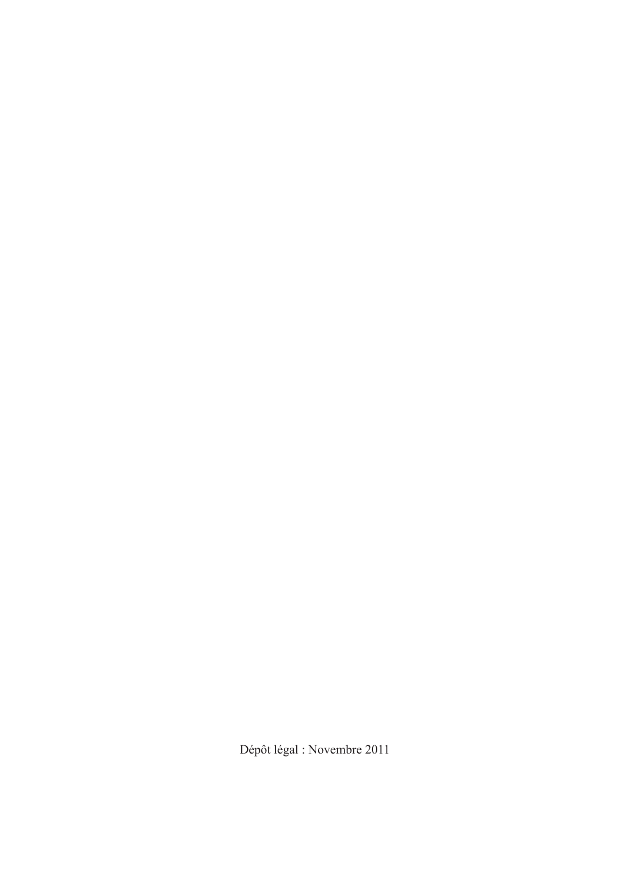Dépôt légal : Novembre 2011